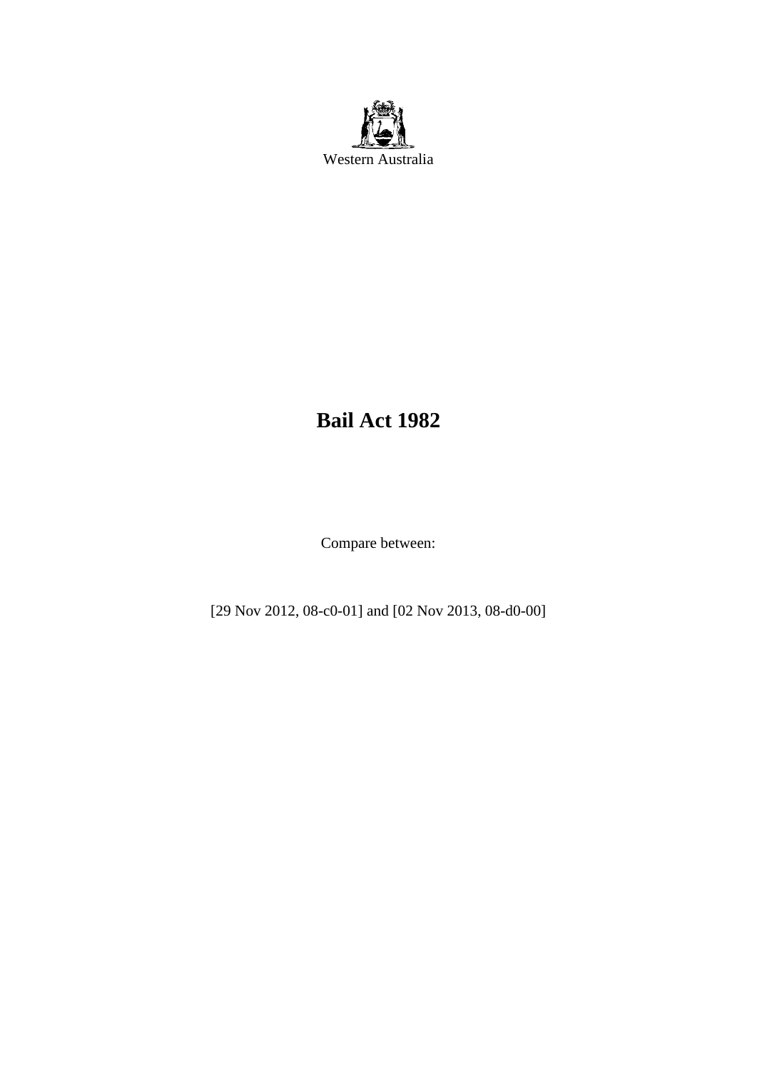Western Australia

# Bail Act 1982

Compare between:

[29 Nov 2012, 08-c0-01] and [02 Nov 2013, 08-d0-00]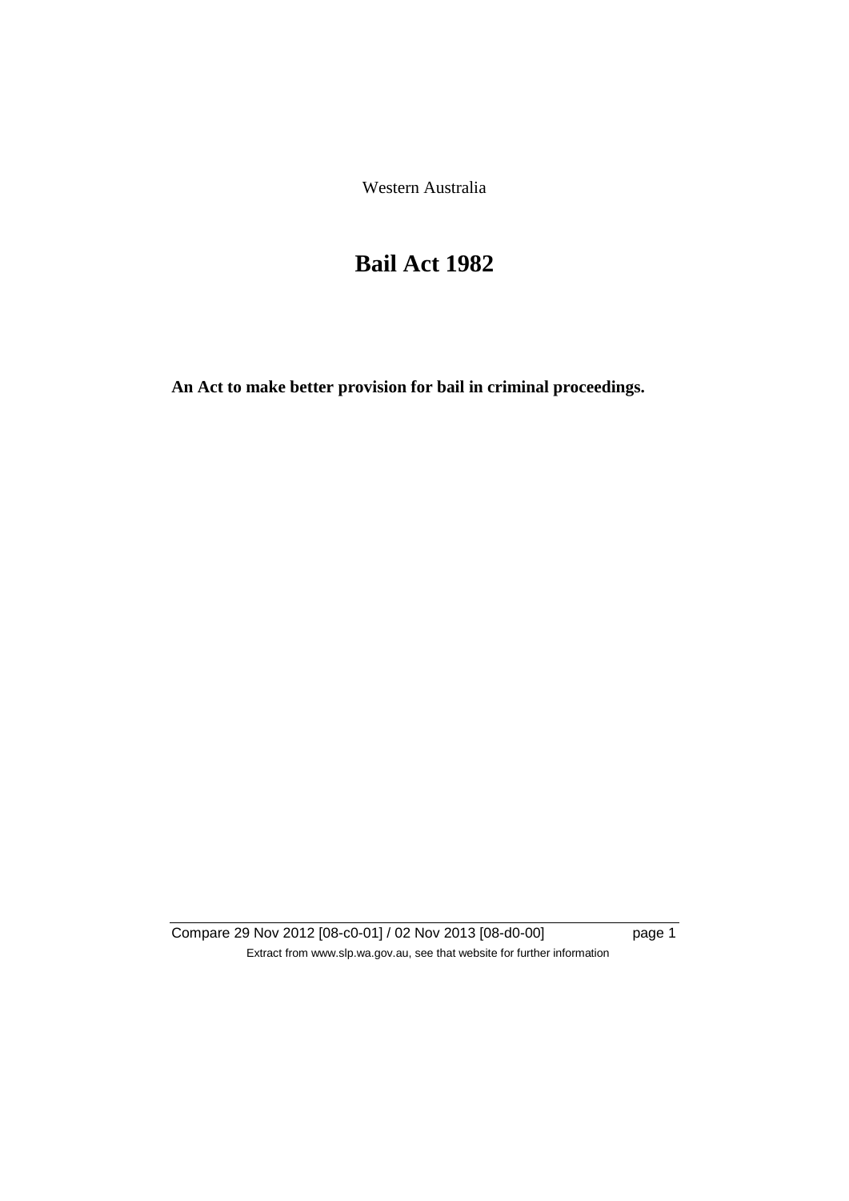Western Australia

# Bail Act 1982

**An Act to make better provision for bail in criminal proceedings.**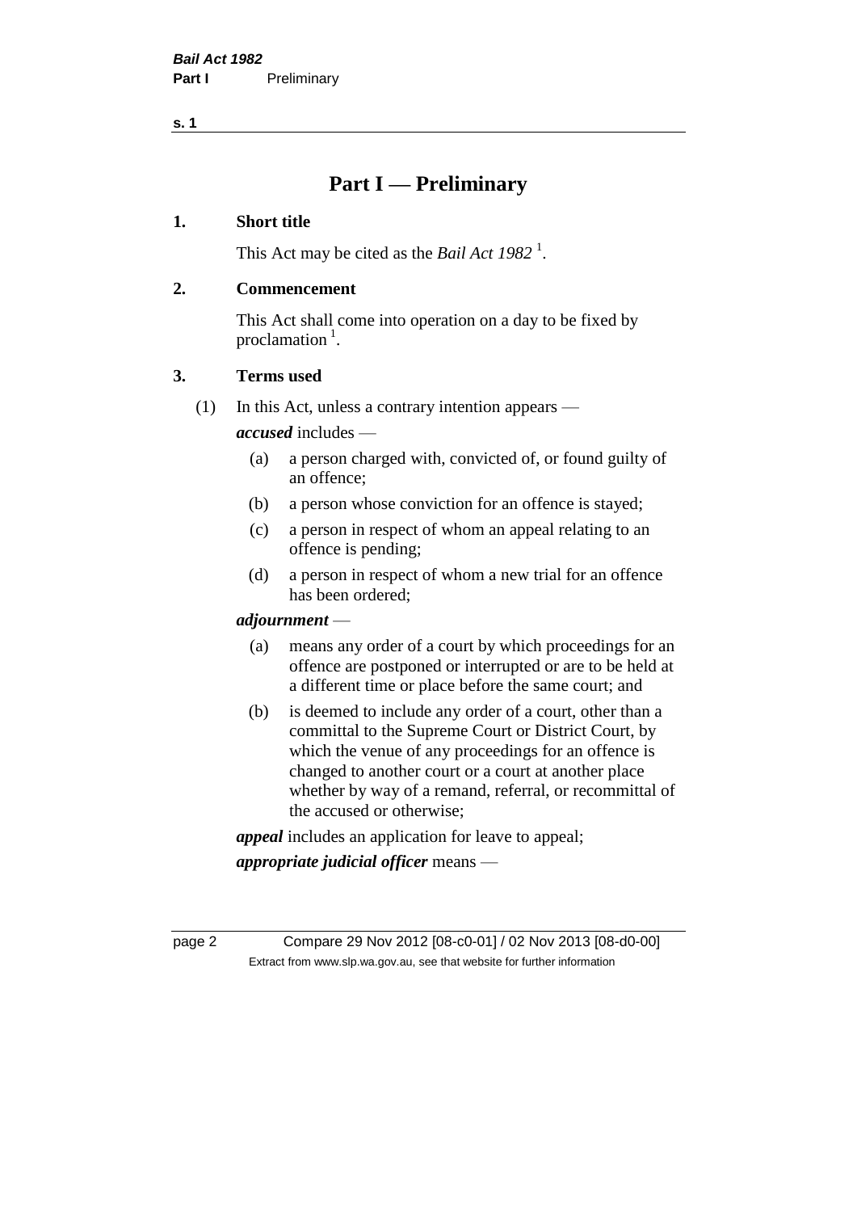# Part I — Preliminary

**1. Short title**

This Act may be cited as the *Bail Act 1982* [1].

**2. Commencement**

This Act shall come into operation on a day to be fixed by proclamation [1].

**3. Terms used**

(1) In this Act, unless a contrary intention appears —

***accused*** includes —

(a) a person charged with, convicted of, or found guilty of an offence;

(b) a person whose conviction for an offence is stayed;

(c) a person in respect of whom an appeal relating to an offence is pending;

(d) a person in respect of whom a new trial for an offence has been ordered;

***adjournment*** —

(a) means any order of a court by which proceedings for an offence are postponed or interrupted or are to be held at a different time or place before the same court; and

(b) is deemed to include any order of a court, other than a committal to the Supreme Court or District Court, by which the venue of any proceedings for an offence is changed to another court or a court at another place whether by way of a remand, referral, or recommittal of the accused or otherwise;

***appeal*** includes an application for leave to appeal;

***appropriate judicial officer*** means —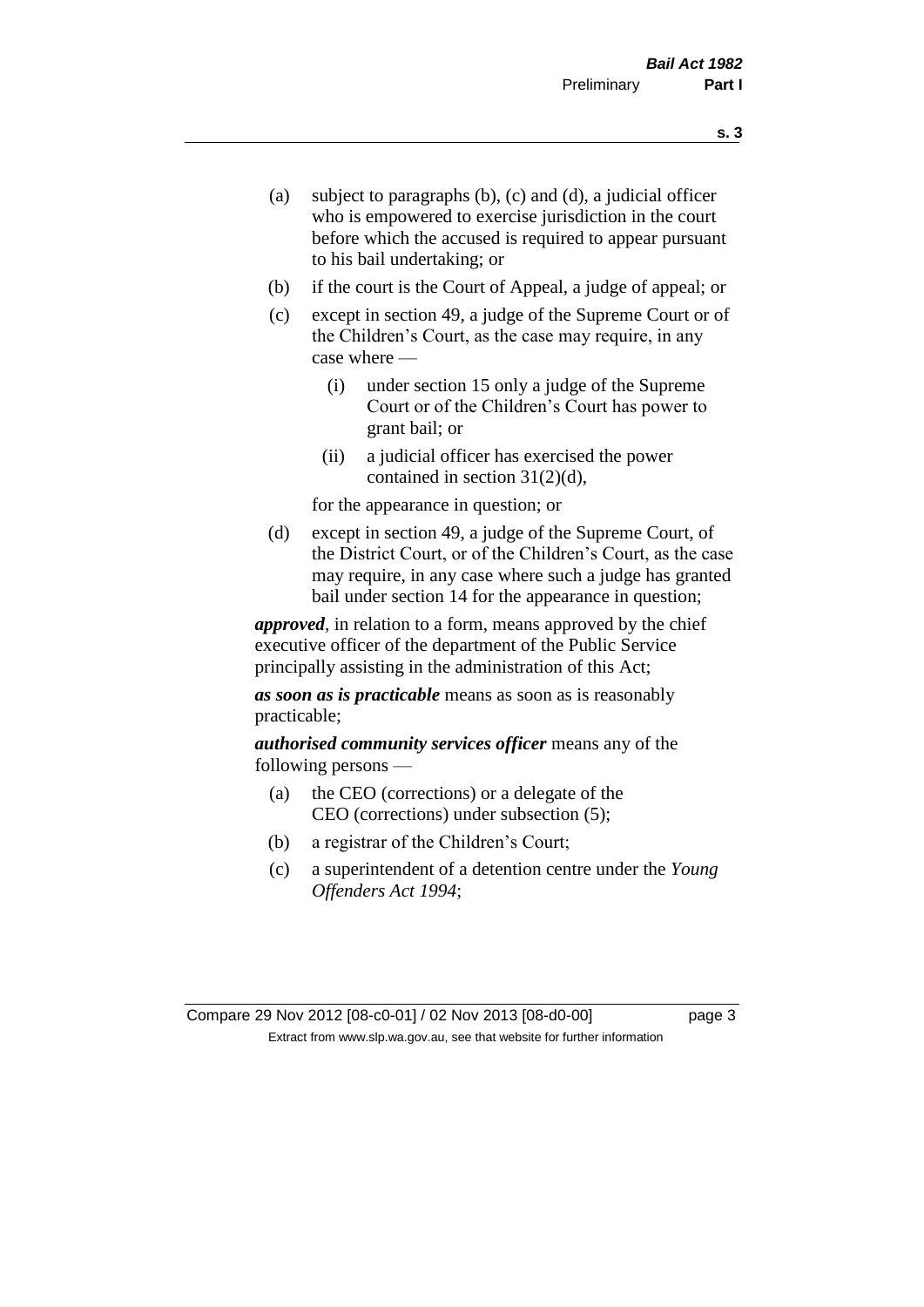(a) subject to paragraphs (b), (c) and (d), a judicial officer who is empowered to exercise jurisdiction in the court before which the accused is required to appear pursuant to his bail undertaking; or

(b) if the court is the Court of Appeal, a judge of appeal; or

(c) except in section 49, a judge of the Supreme Court or of the Children's Court, as the case may require, in any case where —

  (i) under section 15 only a judge of the Supreme Court or of the Children's Court has power to grant bail; or

  (ii) a judicial officer has exercised the power contained in section 31(2)(d),

  for the appearance in question; or

(d) except in section 49, a judge of the Supreme Court, of the District Court, or of the Children's Court, as the case may require, in any case where such a judge has granted bail under section 14 for the appearance in question;

***approved***, in relation to a form, means approved by the chief executive officer of the department of the Public Service principally assisting in the administration of this Act;

***as soon as is practicable*** means as soon as is reasonably practicable;

***authorised community services officer*** means any of the following persons —

(a) the CEO (corrections) or a delegate of the CEO (corrections) under subsection (5);

(b) a registrar of the Children's Court;

(c) a superintendent of a detention centre under the *Young Offenders Act 1994*;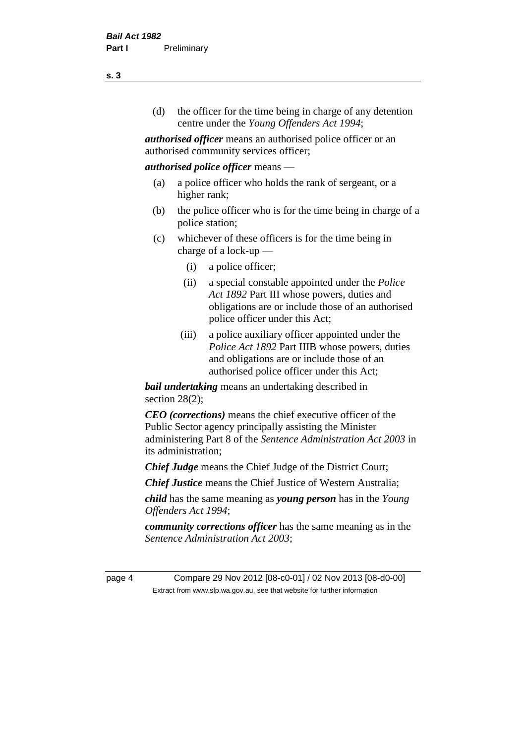(d) the officer for the time being in charge of any detention centre under the *Young Offenders Act 1994*;

***authorised officer*** means an authorised police officer or an authorised community services officer;

***authorised police officer*** means —

(a) a police officer who holds the rank of sergeant, or a higher rank;

(b) the police officer who is for the time being in charge of a police station;

(c) whichever of these officers is for the time being in charge of a lock-up —

(i) a police officer;

(ii) a special constable appointed under the *Police Act 1892* Part III whose powers, duties and obligations are or include those of an authorised police officer under this Act;

(iii) a police auxiliary officer appointed under the *Police Act 1892* Part IIIB whose powers, duties and obligations are or include those of an authorised police officer under this Act;

***bail undertaking*** means an undertaking described in section 28(2);

***CEO (corrections)*** means the chief executive officer of the Public Sector agency principally assisting the Minister administering Part 8 of the *Sentence Administration Act 2003* in its administration;

***Chief Judge*** means the Chief Judge of the District Court;

***Chief Justice*** means the Chief Justice of Western Australia;

***child*** has the same meaning as ***young person*** has in the *Young Offenders Act 1994*;

***community corrections officer*** has the same meaning as in the *Sentence Administration Act 2003*;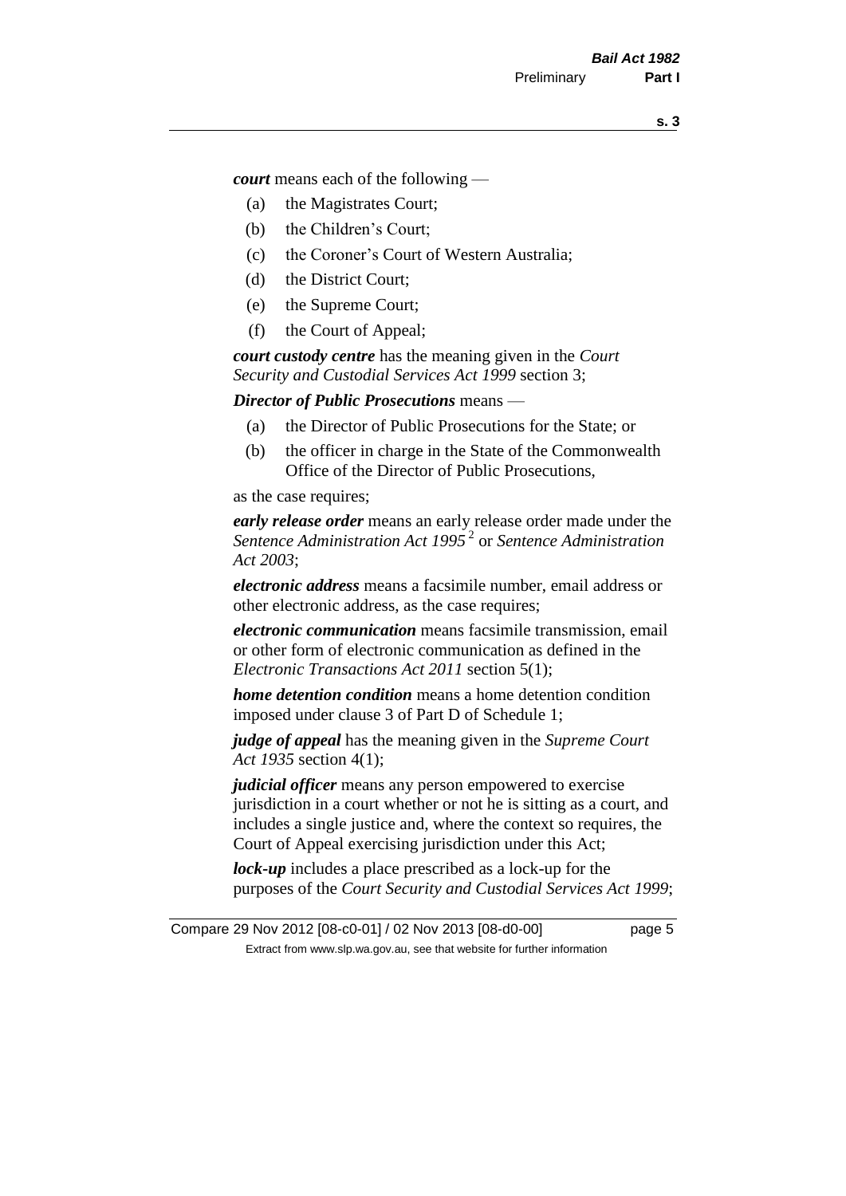***court*** means each of the following —

(a) the Magistrates Court;

(b) the Children's Court;

(c) the Coroner's Court of Western Australia;

(d) the District Court;

(e) the Supreme Court;

(f) the Court of Appeal;

***court custody centre*** has the meaning given in the *Court Security and Custodial Services Act 1999* section 3;

***Director of Public Prosecutions*** means —

(a) the Director of Public Prosecutions for the State; or

(b) the officer in charge in the State of the Commonwealth Office of the Director of Public Prosecutions,

as the case requires;

***early release order*** means an early release order made under the *Sentence Administration Act 1995* [2] or *Sentence Administration Act 2003*;

***electronic address*** means a facsimile number, email address or other electronic address, as the case requires;

***electronic communication*** means facsimile transmission, email or other form of electronic communication as defined in the *Electronic Transactions Act 2011* section 5(1);

***home detention condition*** means a home detention condition imposed under clause 3 of Part D of Schedule 1;

***judge of appeal*** has the meaning given in the *Supreme Court Act 1935* section 4(1);

***judicial officer*** means any person empowered to exercise jurisdiction in a court whether or not he is sitting as a court, and includes a single justice and, where the context so requires, the Court of Appeal exercising jurisdiction under this Act;

***lock-up*** includes a place prescribed as a lock-up for the purposes of the *Court Security and Custodial Services Act 1999*;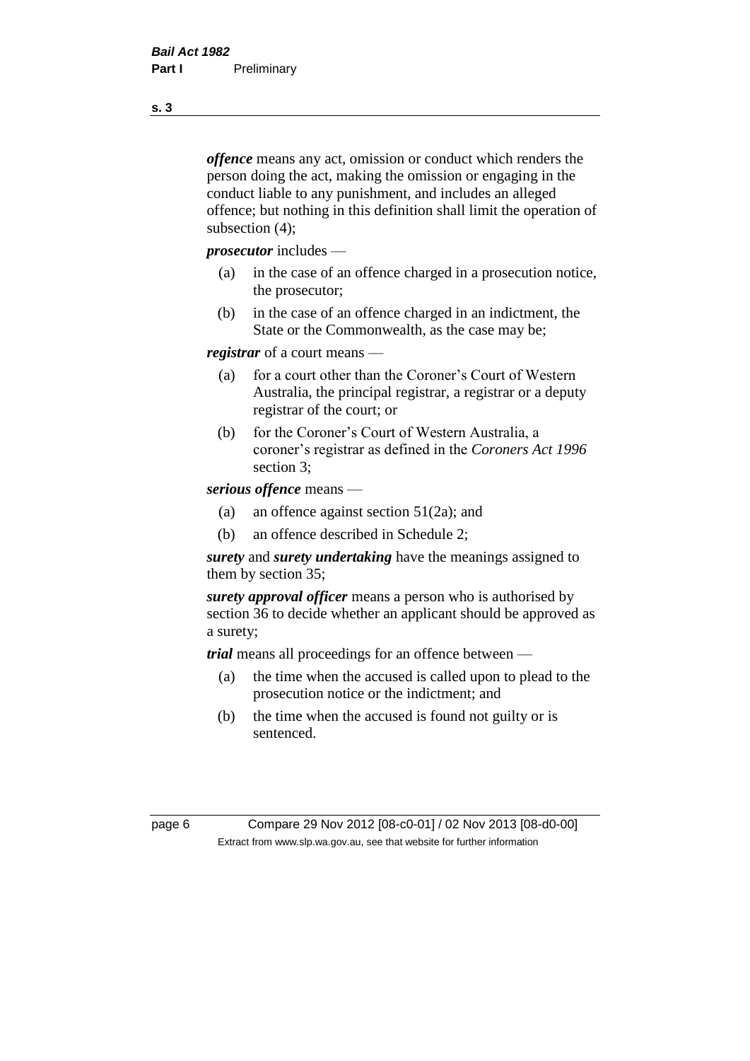***offence*** means any act, omission or conduct which renders the person doing the act, making the omission or engaging in the conduct liable to any punishment, and includes an alleged offence; but nothing in this definition shall limit the operation of subsection (4);

***prosecutor*** includes —

(a) in the case of an offence charged in a prosecution notice, the prosecutor;

(b) in the case of an offence charged in an indictment, the State or the Commonwealth, as the case may be;

***registrar*** of a court means —

(a) for a court other than the Coroner's Court of Western Australia, the principal registrar, a registrar or a deputy registrar of the court; or

(b) for the Coroner's Court of Western Australia, a coroner's registrar as defined in the *Coroners Act 1996* section 3;

***serious offence*** means —

(a) an offence against section 51(2a); and

(b) an offence described in Schedule 2;

***surety*** and ***surety undertaking*** have the meanings assigned to them by section 35;

***surety approval officer*** means a person who is authorised by section 36 to decide whether an applicant should be approved as a surety;

***trial*** means all proceedings for an offence between —

(a) the time when the accused is called upon to plead to the prosecution notice or the indictment; and

(b) the time when the accused is found not guilty or is sentenced.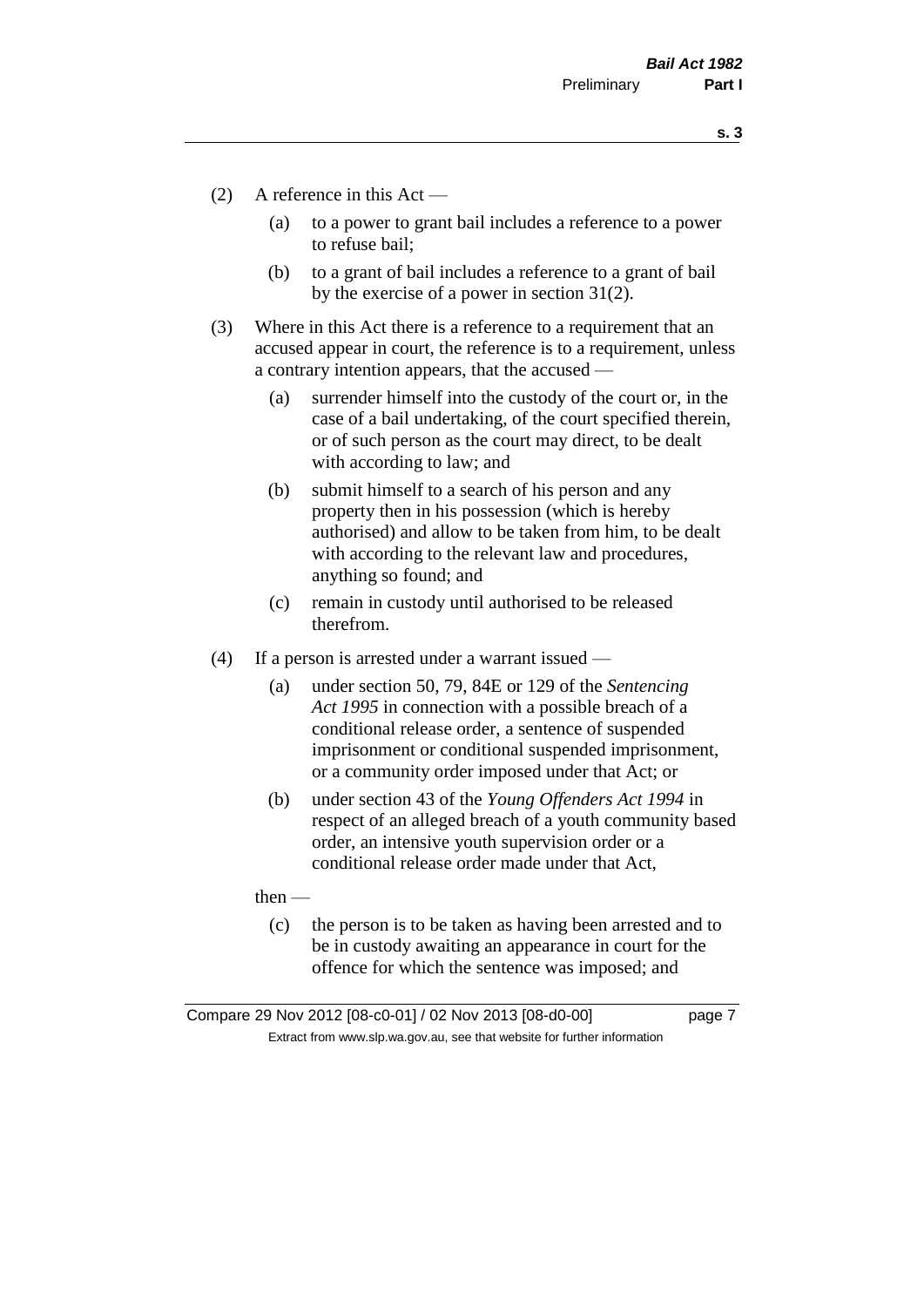(2) A reference in this Act —

 (a) to a power to grant bail includes a reference to a power to refuse bail;

 (b) to a grant of bail includes a reference to a grant of bail by the exercise of a power in section 31(2).

(3) Where in this Act there is a reference to a requirement that an accused appear in court, the reference is to a requirement, unless a contrary intention appears, that the accused —

 (a) surrender himself into the custody of the court or, in the case of a bail undertaking, of the court specified therein, or of such person as the court may direct, to be dealt with according to law; and

 (b) submit himself to a search of his person and any property then in his possession (which is hereby authorised) and allow to be taken from him, to be dealt with according to the relevant law and procedures, anything so found; and

 (c) remain in custody until authorised to be released therefrom.

(4) If a person is arrested under a warrant issued —

 (a) under section 50, 79, 84E or 129 of the *Sentencing Act 1995* in connection with a possible breach of a conditional release order, a sentence of suspended imprisonment or conditional suspended imprisonment, or a community order imposed under that Act; or

 (b) under section 43 of the *Young Offenders Act 1994* in respect of an alleged breach of a youth community based order, an intensive youth supervision order or a conditional release order made under that Act,

then —

 (c) the person is to be taken as having been arrested and to be in custody awaiting an appearance in court for the offence for which the sentence was imposed; and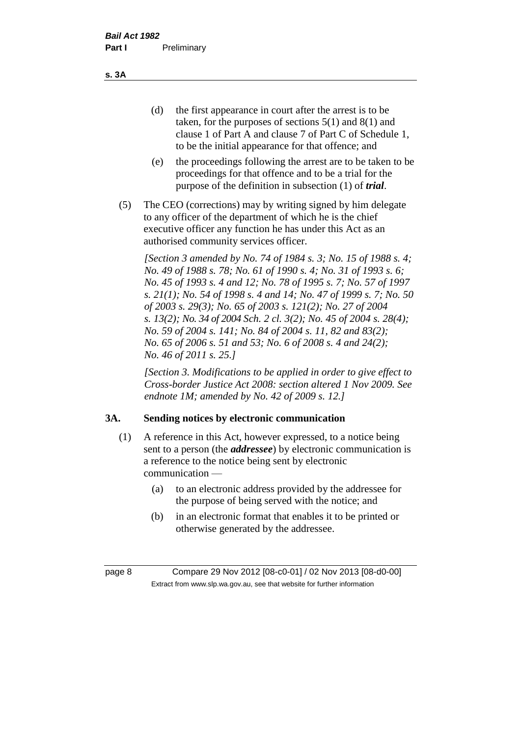(d) the first appearance in court after the arrest is to be taken, for the purposes of sections 5(1) and 8(1) and clause 1 of Part A and clause 7 of Part C of Schedule 1, to be the initial appearance for that offence; and

(e) the proceedings following the arrest are to be taken to be proceedings for that offence and to be a trial for the purpose of the definition in subsection (1) of ***trial***.

(5) The CEO (corrections) may by writing signed by him delegate to any officer of the department of which he is the chief executive officer any function he has under this Act as an authorised community services officer.

*[Section 3 amended by No. 74 of 1984 s. 3; No. 15 of 1988 s. 4; No. 49 of 1988 s. 78; No. 61 of 1990 s. 4; No. 31 of 1993 s. 6; No. 45 of 1993 s. 4 and 12; No. 78 of 1995 s. 7; No. 57 of 1997 s. 21(1); No. 54 of 1998 s. 4 and 14; No. 47 of 1999 s. 7; No. 50 of 2003 s. 29(3); No. 65 of 2003 s. 121(2); No. 27 of 2004 s. 13(2); No. 34 of 2004 Sch. 2 cl. 3(2); No. 45 of 2004 s. 28(4); No. 59 of 2004 s. 141; No. 84 of 2004 s. 11, 82 and 83(2); No. 65 of 2006 s. 51 and 53; No. 6 of 2008 s. 4 and 24(2); No. 46 of 2011 s. 25.]*

*[Section 3. Modifications to be applied in order to give effect to Cross-border Justice Act 2008: section altered 1 Nov 2009. See endnote 1M; amended by No. 42 of 2009 s. 12.]*

## 3A. Sending notices by electronic communication

(1) A reference in this Act, however expressed, to a notice being sent to a person (the ***addressee***) by electronic communication is a reference to the notice being sent by electronic communication —

(a) to an electronic address provided by the addressee for the purpose of being served with the notice; and

(b) in an electronic format that enables it to be printed or otherwise generated by the addressee.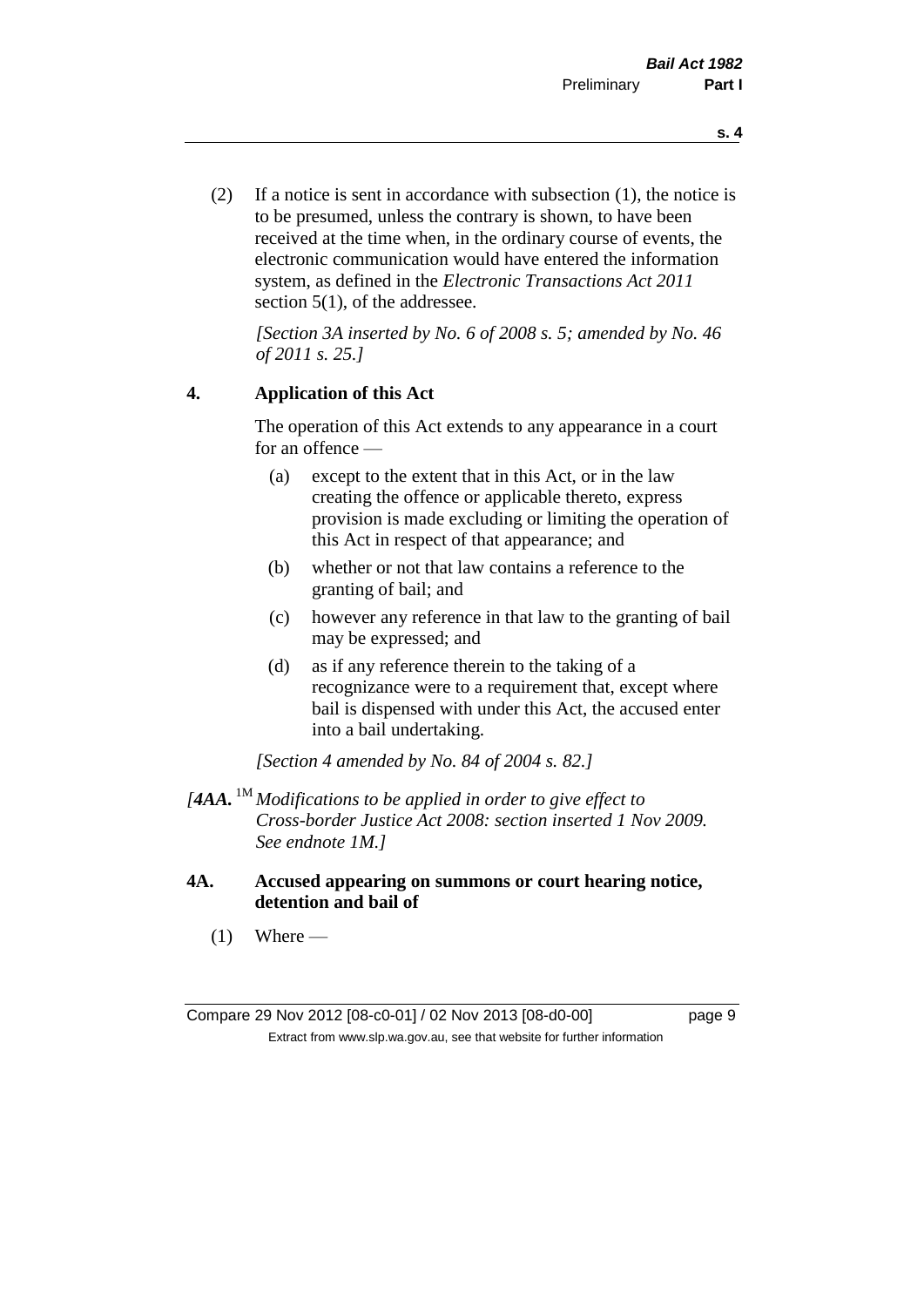(2) If a notice is sent in accordance with subsection (1), the notice is to be presumed, unless the contrary is shown, to have been received at the time when, in the ordinary course of events, the electronic communication would have entered the information system, as defined in the *Electronic Transactions Act 2011* section 5(1), of the addressee.

*[Section 3A inserted by No. 6 of 2008 s. 5; amended by No. 46 of 2011 s. 25.]*

**4. Application of this Act**

The operation of this Act extends to any appearance in a court for an offence —

(a) except to the extent that in this Act, or in the law creating the offence or applicable thereto, express provision is made excluding or limiting the operation of this Act in respect of that appearance; and

(b) whether or not that law contains a reference to the granting of bail; and

(c) however any reference in that law to the granting of bail may be expressed; and

(d) as if any reference therein to the taking of a recognizance were to a requirement that, except where bail is dispensed with under this Act, the accused enter into a bail undertaking.

*[Section 4 amended by No. 84 of 2004 s. 82.]*

*[**4AA.** [1M] Modifications to be applied in order to give effect to Cross-border Justice Act 2008: section inserted 1 Nov 2009. See endnote 1M.]*

**4A. Accused appearing on summons or court hearing notice, detention and bail of**

(1) Where —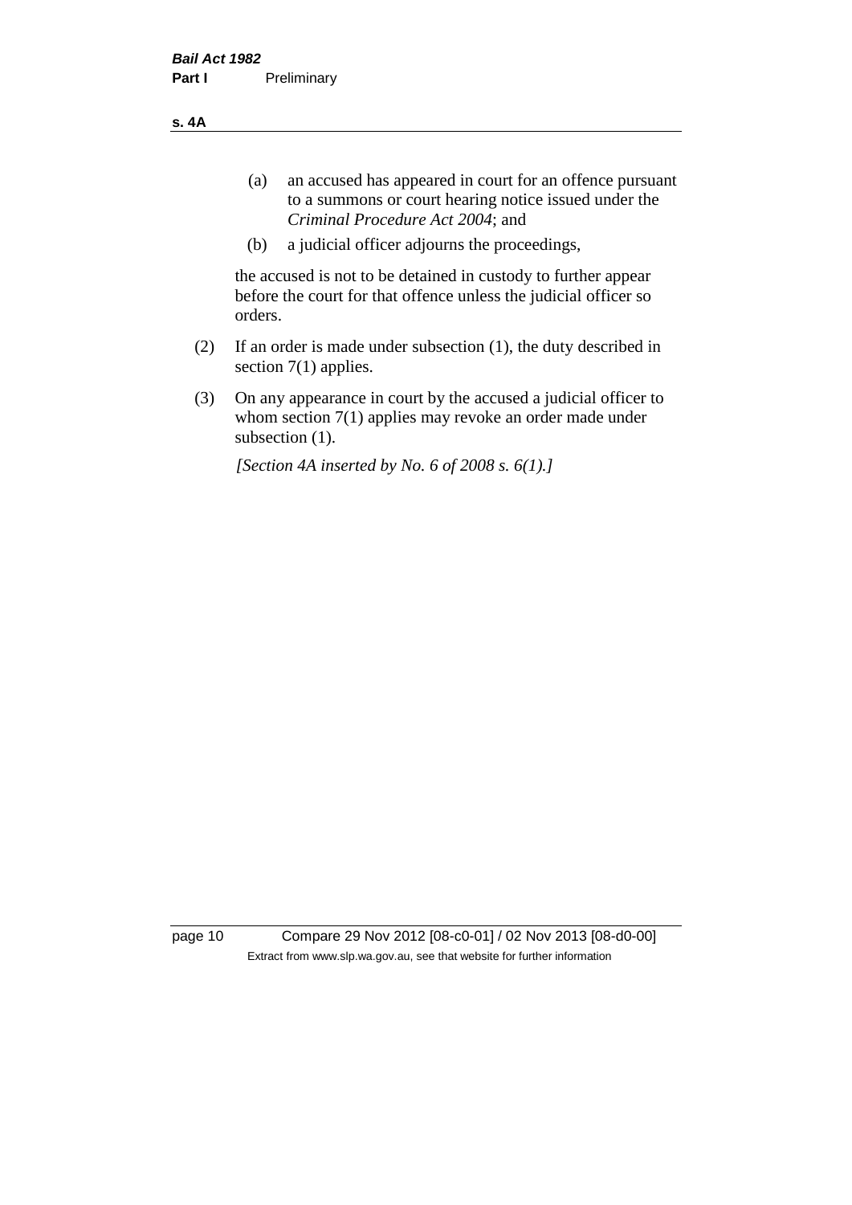(a) an accused has appeared in court for an offence pursuant to a summons or court hearing notice issued under the *Criminal Procedure Act 2004*; and

(b) a judicial officer adjourns the proceedings,

the accused is not to be detained in custody to further appear before the court for that offence unless the judicial officer so orders.

(2) If an order is made under subsection (1), the duty described in section 7(1) applies.

(3) On any appearance in court by the accused a judicial officer to whom section 7(1) applies may revoke an order made under subsection (1).

*[Section 4A inserted by No. 6 of 2008 s. 6(1).]*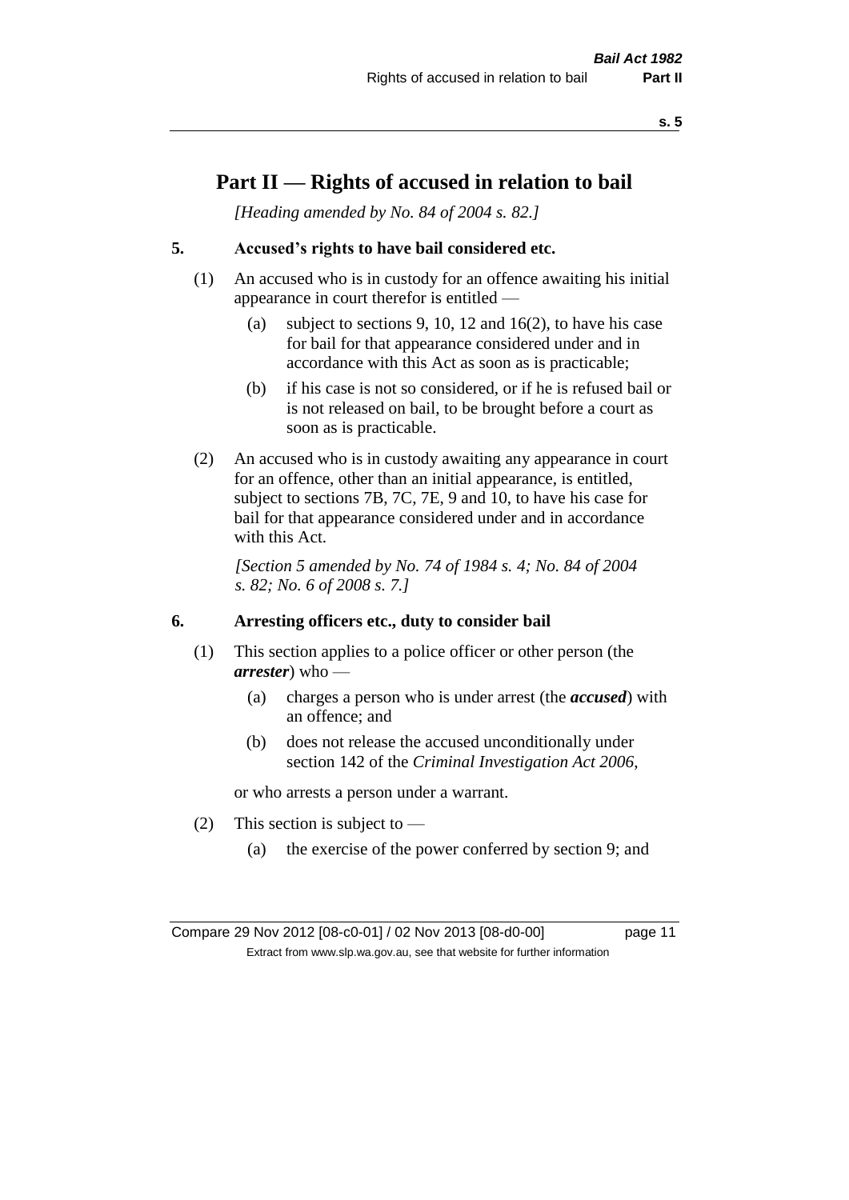# Part II — Rights of accused in relation to bail

*[Heading amended by No. 84 of 2004 s. 82.]*

## 5. Accused's rights to have bail considered etc.

(1) An accused who is in custody for an offence awaiting his initial appearance in court therefor is entitled —

(a) subject to sections 9, 10, 12 and 16(2), to have his case for bail for that appearance considered under and in accordance with this Act as soon as is practicable;

(b) if his case is not so considered, or if he is refused bail or is not released on bail, to be brought before a court as soon as is practicable.

(2) An accused who is in custody awaiting any appearance in court for an offence, other than an initial appearance, is entitled, subject to sections 7B, 7C, 7E, 9 and 10, to have his case for bail for that appearance considered under and in accordance with this Act.

*[Section 5 amended by No. 74 of 1984 s. 4; No. 84 of 2004 s. 82; No. 6 of 2008 s. 7.]*

## 6. Arresting officers etc., duty to consider bail

(1) This section applies to a police officer or other person (the ***arrester***) who —

(a) charges a person who is under arrest (the ***accused***) with an offence; and

(b) does not release the accused unconditionally under section 142 of the *Criminal Investigation Act 2006*,

or who arrests a person under a warrant.

(2) This section is subject to —

(a) the exercise of the power conferred by section 9; and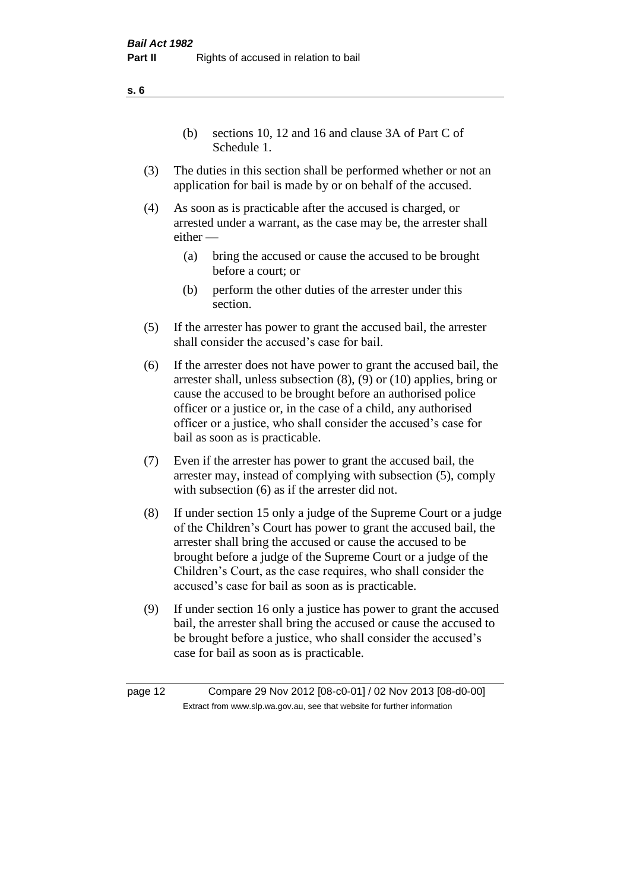(b) sections 10, 12 and 16 and clause 3A of Part C of Schedule 1.

(3) The duties in this section shall be performed whether or not an application for bail is made by or on behalf of the accused.

(4) As soon as is practicable after the accused is charged, or arrested under a warrant, as the case may be, the arrester shall either —

(a) bring the accused or cause the accused to be brought before a court; or

(b) perform the other duties of the arrester under this section.

(5) If the arrester has power to grant the accused bail, the arrester shall consider the accused's case for bail.

(6) If the arrester does not have power to grant the accused bail, the arrester shall, unless subsection (8), (9) or (10) applies, bring or cause the accused to be brought before an authorised police officer or a justice or, in the case of a child, any authorised officer or a justice, who shall consider the accused's case for bail as soon as is practicable.

(7) Even if the arrester has power to grant the accused bail, the arrester may, instead of complying with subsection (5), comply with subsection (6) as if the arrester did not.

(8) If under section 15 only a judge of the Supreme Court or a judge of the Children's Court has power to grant the accused bail, the arrester shall bring the accused or cause the accused to be brought before a judge of the Supreme Court or a judge of the Children's Court, as the case requires, who shall consider the accused's case for bail as soon as is practicable.

(9) If under section 16 only a justice has power to grant the accused bail, the arrester shall bring the accused or cause the accused to be brought before a justice, who shall consider the accused's case for bail as soon as is practicable.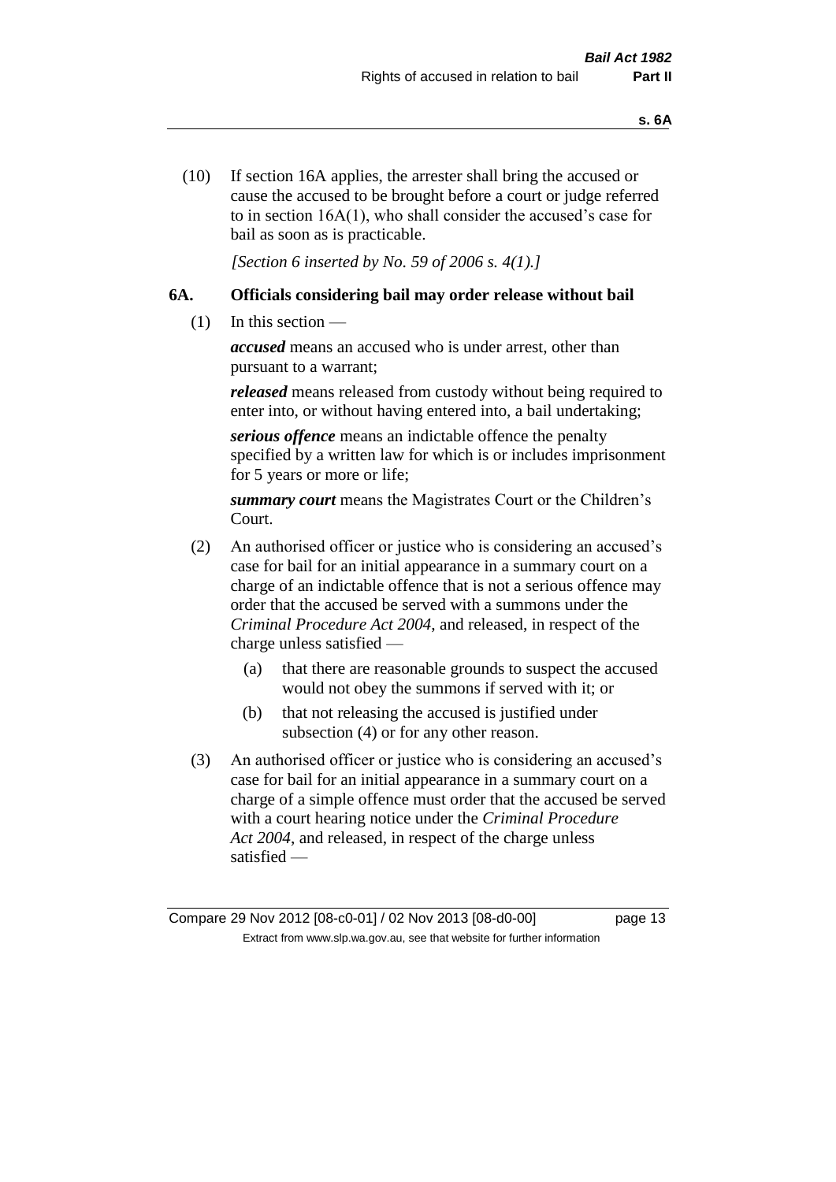(10) If section 16A applies, the arrester shall bring the accused or cause the accused to be brought before a court or judge referred to in section 16A(1), who shall consider the accused's case for bail as soon as is practicable.

*[Section 6 inserted by No. 59 of 2006 s. 4(1).]*

## 6A. Officials considering bail may order release without bail

(1) In this section —

***accused*** means an accused who is under arrest, other than pursuant to a warrant;

***released*** means released from custody without being required to enter into, or without having entered into, a bail undertaking;

***serious offence*** means an indictable offence the penalty specified by a written law for which is or includes imprisonment for 5 years or more or life;

***summary court*** means the Magistrates Court or the Children's Court.

(2) An authorised officer or justice who is considering an accused's case for bail for an initial appearance in a summary court on a charge of an indictable offence that is not a serious offence may order that the accused be served with a summons under the *Criminal Procedure Act 2004*, and released, in respect of the charge unless satisfied —

- (a) that there are reasonable grounds to suspect the accused would not obey the summons if served with it; or
- (b) that not releasing the accused is justified under subsection (4) or for any other reason.

(3) An authorised officer or justice who is considering an accused's case for bail for an initial appearance in a summary court on a charge of a simple offence must order that the accused be served with a court hearing notice under the *Criminal Procedure Act 2004*, and released, in respect of the charge unless satisfied —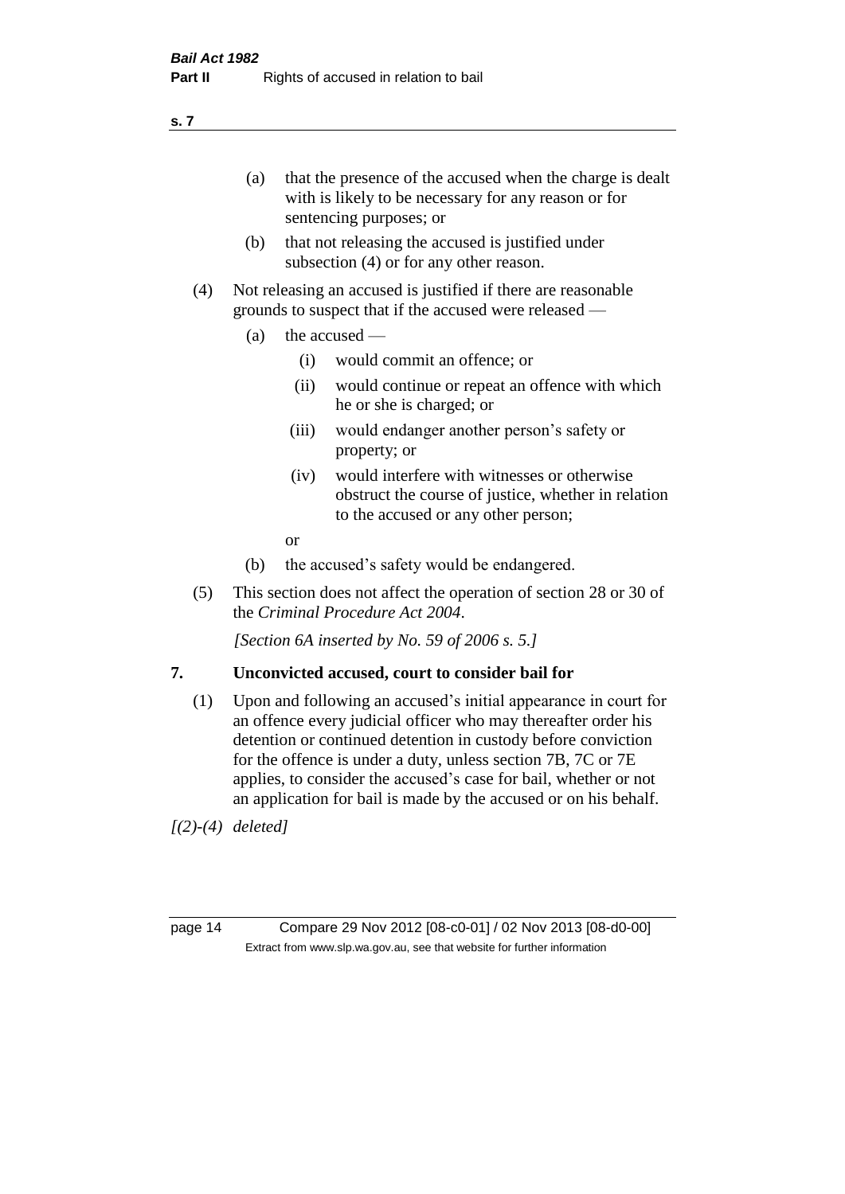(a) that the presence of the accused when the charge is dealt with is likely to be necessary for any reason or for sentencing purposes; or

(b) that not releasing the accused is justified under subsection (4) or for any other reason.

(4) Not releasing an accused is justified if there are reasonable grounds to suspect that if the accused were released —

(a) the accused —

(i) would commit an offence; or

(ii) would continue or repeat an offence with which he or she is charged; or

(iii) would endanger another person's safety or property; or

(iv) would interfere with witnesses or otherwise obstruct the course of justice, whether in relation to the accused or any other person;

or

(b) the accused's safety would be endangered.

(5) This section does not affect the operation of section 28 or 30 of the *Criminal Procedure Act 2004*.

*[Section 6A inserted by No. 59 of 2006 s. 5.]*

## 7. Unconvicted accused, court to consider bail for

(1) Upon and following an accused's initial appearance in court for an offence every judicial officer who may thereafter order his detention or continued detention in custody before conviction for the offence is under a duty, unless section 7B, 7C or 7E applies, to consider the accused's case for bail, whether or not an application for bail is made by the accused or on his behalf.

*[(2)-(4) deleted]*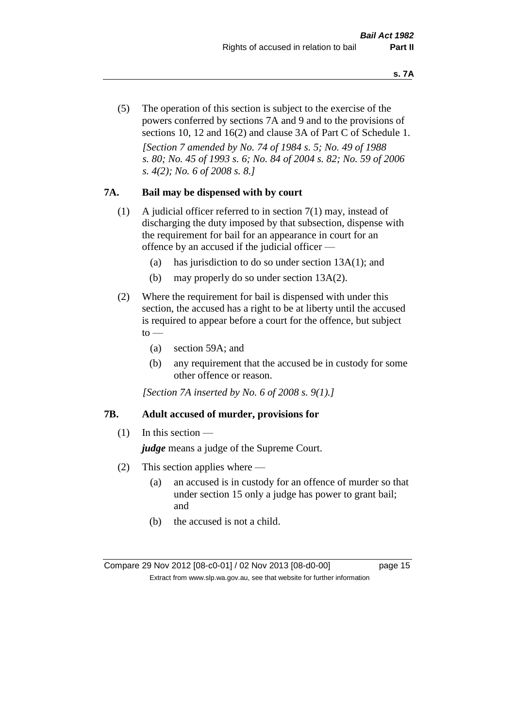(5) The operation of this section is subject to the exercise of the powers conferred by sections 7A and 9 and to the provisions of sections 10, 12 and 16(2) and clause 3A of Part C of Schedule 1.

*[Section 7 amended by No. 74 of 1984 s. 5; No. 49 of 1988 s. 80; No. 45 of 1993 s. 6; No. 84 of 2004 s. 82; No. 59 of 2006 s. 4(2); No. 6 of 2008 s. 8.]*

### 7A. Bail may be dispensed with by court

(1) A judicial officer referred to in section 7(1) may, instead of discharging the duty imposed by that subsection, dispense with the requirement for bail for an appearance in court for an offence by an accused if the judicial officer —

- (a) has jurisdiction to do so under section 13A(1); and
- (b) may properly do so under section 13A(2).

(2) Where the requirement for bail is dispensed with under this section, the accused has a right to be at liberty until the accused is required to appear before a court for the offence, but subject to —

- (a) section 59A; and
- (b) any requirement that the accused be in custody for some other offence or reason.

*[Section 7A inserted by No. 6 of 2008 s. 9(1).]*

### 7B. Adult accused of murder, provisions for

(1) In this section —

***judge*** means a judge of the Supreme Court.

(2) This section applies where —

- (a) an accused is in custody for an offence of murder so that under section 15 only a judge has power to grant bail; and
- (b) the accused is not a child.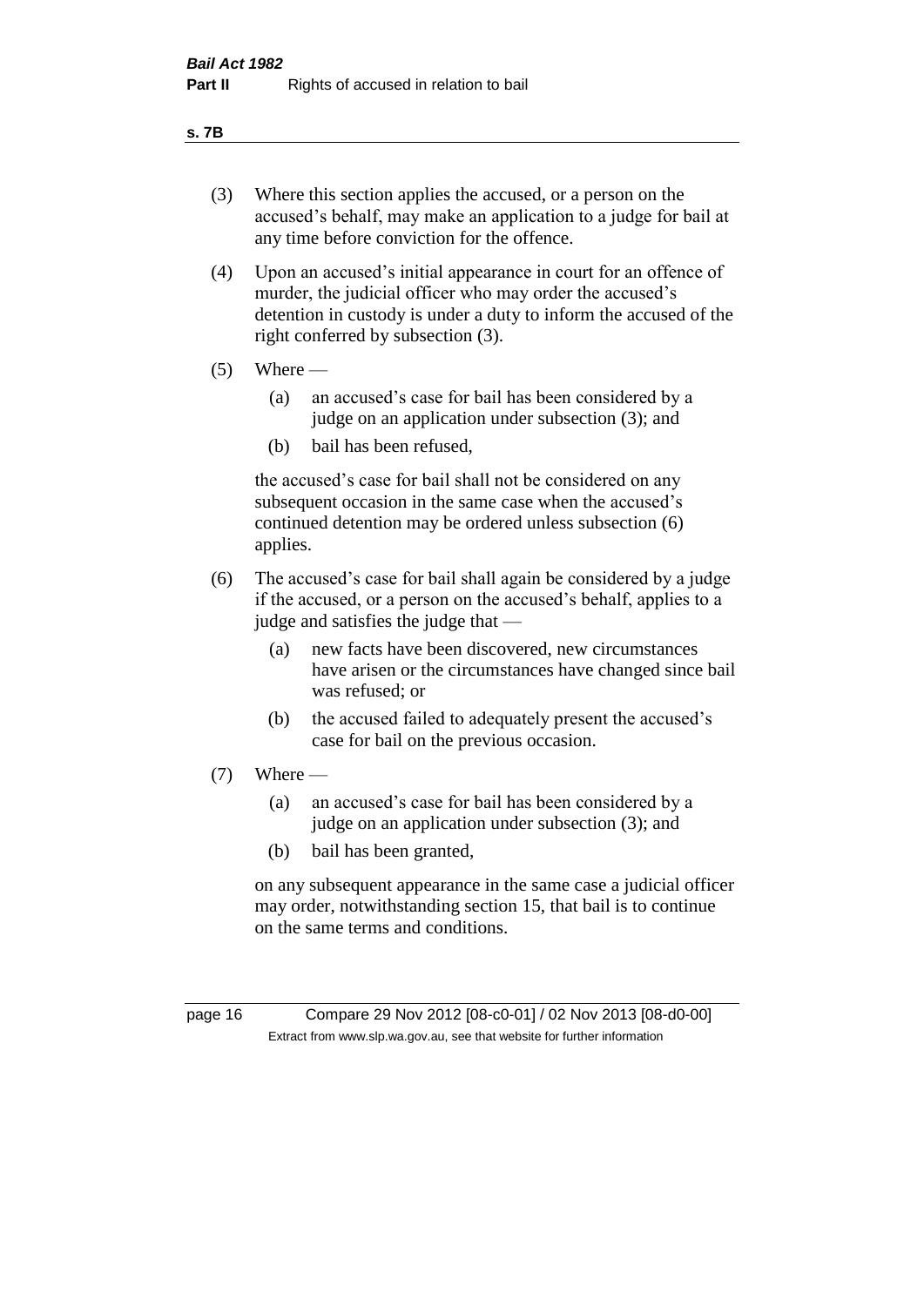(3) Where this section applies the accused, or a person on the accused's behalf, may make an application to a judge for bail at any time before conviction for the offence.

(4) Upon an accused's initial appearance in court for an offence of murder, the judicial officer who may order the accused's detention in custody is under a duty to inform the accused of the right conferred by subsection (3).

(5) Where —

   (a) an accused's case for bail has been considered by a judge on an application under subsection (3); and

   (b) bail has been refused,

   the accused's case for bail shall not be considered on any subsequent occasion in the same case when the accused's continued detention may be ordered unless subsection (6) applies.

(6) The accused's case for bail shall again be considered by a judge if the accused, or a person on the accused's behalf, applies to a judge and satisfies the judge that —

   (a) new facts have been discovered, new circumstances have arisen or the circumstances have changed since bail was refused; or

   (b) the accused failed to adequately present the accused's case for bail on the previous occasion.

(7) Where —

   (a) an accused's case for bail has been considered by a judge on an application under subsection (3); and

   (b) bail has been granted,

   on any subsequent appearance in the same case a judicial officer may order, notwithstanding section 15, that bail is to continue on the same terms and conditions.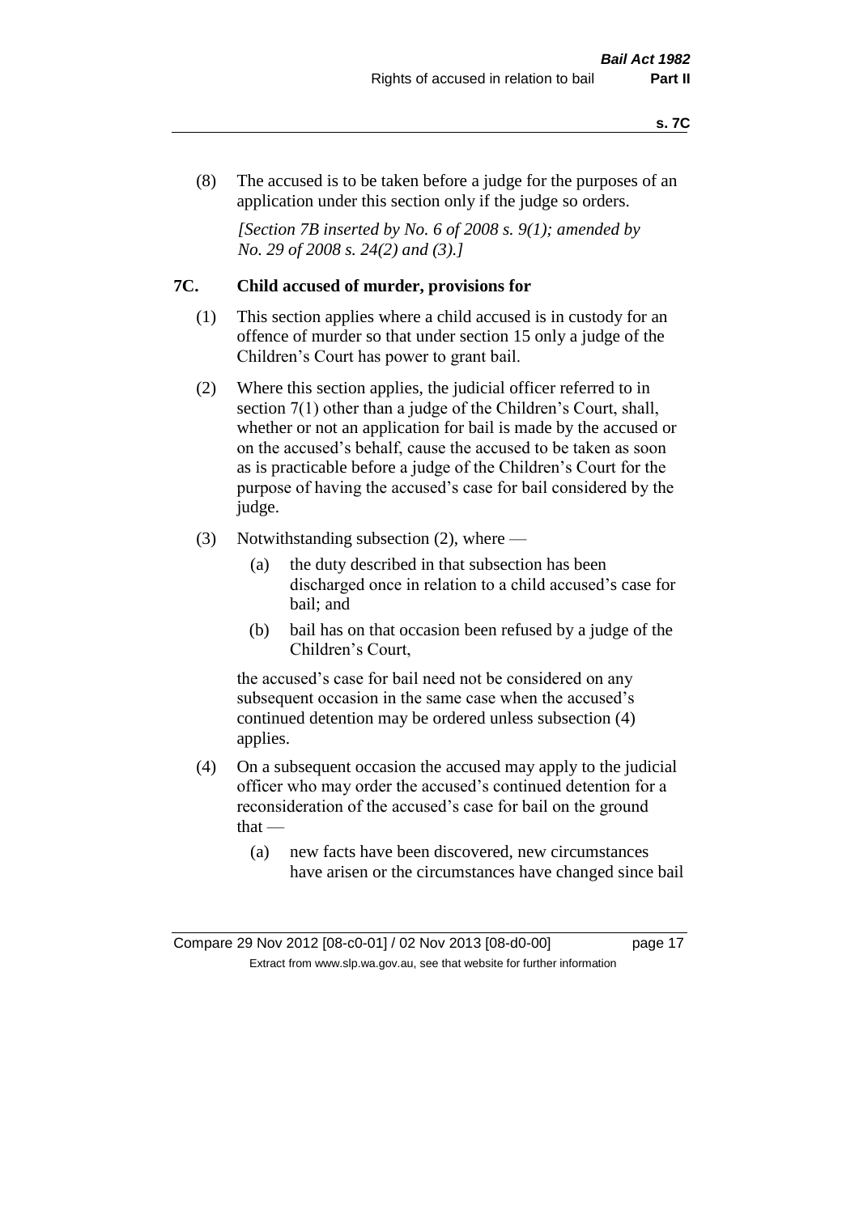(8) The accused is to be taken before a judge for the purposes of an application under this section only if the judge so orders.

*[Section 7B inserted by No. 6 of 2008 s. 9(1); amended by No. 29 of 2008 s. 24(2) and (3).]*

## 7C. Child accused of murder, provisions for

(1) This section applies where a child accused is in custody for an offence of murder so that under section 15 only a judge of the Children's Court has power to grant bail.

(2) Where this section applies, the judicial officer referred to in section 7(1) other than a judge of the Children's Court, shall, whether or not an application for bail is made by the accused or on the accused's behalf, cause the accused to be taken as soon as is practicable before a judge of the Children's Court for the purpose of having the accused's case for bail considered by the judge.

(3) Notwithstanding subsection (2), where —

(a) the duty described in that subsection has been discharged once in relation to a child accused's case for bail; and

(b) bail has on that occasion been refused by a judge of the Children's Court,

the accused's case for bail need not be considered on any subsequent occasion in the same case when the accused's continued detention may be ordered unless subsection (4) applies.

(4) On a subsequent occasion the accused may apply to the judicial officer who may order the accused's continued detention for a reconsideration of the accused's case for bail on the ground that —

(a) new facts have been discovered, new circumstances have arisen or the circumstances have changed since bail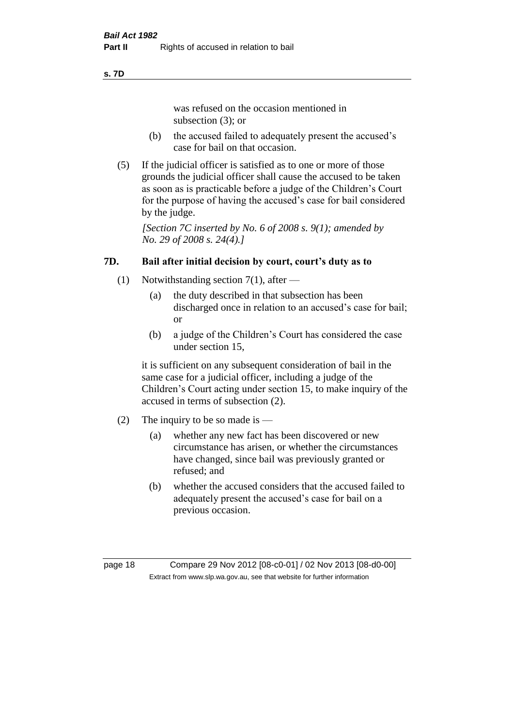was refused on the occasion mentioned in subsection (3); or

(b) the accused failed to adequately present the accused's case for bail on that occasion.

(5) If the judicial officer is satisfied as to one or more of those grounds the judicial officer shall cause the accused to be taken as soon as is practicable before a judge of the Children's Court for the purpose of having the accused's case for bail considered by the judge.

*[Section 7C inserted by No. 6 of 2008 s. 9(1); amended by No. 29 of 2008 s. 24(4).]*

### 7D. Bail after initial decision by court, court's duty as to

(1) Notwithstanding section 7(1), after —

(a) the duty described in that subsection has been discharged once in relation to an accused's case for bail; or

(b) a judge of the Children's Court has considered the case under section 15,

it is sufficient on any subsequent consideration of bail in the same case for a judicial officer, including a judge of the Children's Court acting under section 15, to make inquiry of the accused in terms of subsection (2).

(2) The inquiry to be so made is —

(a) whether any new fact has been discovered or new circumstance has arisen, or whether the circumstances have changed, since bail was previously granted or refused; and

(b) whether the accused considers that the accused failed to adequately present the accused's case for bail on a previous occasion.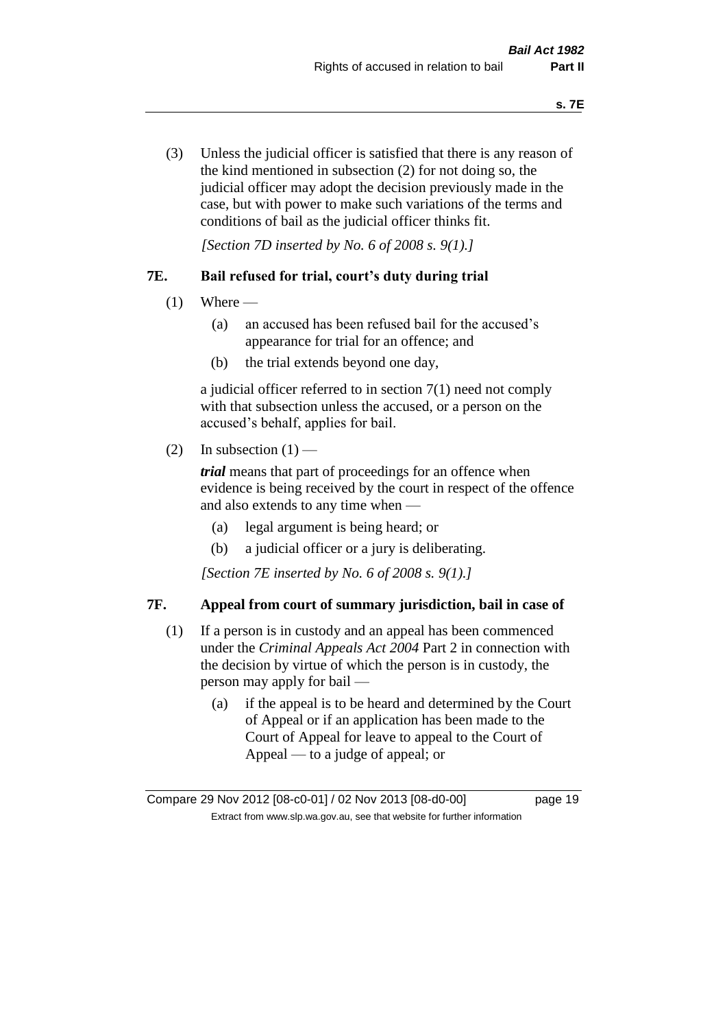(3) Unless the judicial officer is satisfied that there is any reason of the kind mentioned in subsection (2) for not doing so, the judicial officer may adopt the decision previously made in the case, but with power to make such variations of the terms and conditions of bail as the judicial officer thinks fit.

*[Section 7D inserted by No. 6 of 2008 s. 9(1).]*

## 7E. Bail refused for trial, court's duty during trial

(1) Where —

(a) an accused has been refused bail for the accused's appearance for trial for an offence; and

(b) the trial extends beyond one day,

a judicial officer referred to in section 7(1) need not comply with that subsection unless the accused, or a person on the accused's behalf, applies for bail.

(2) In subsection (1) —

***trial*** means that part of proceedings for an offence when evidence is being received by the court in respect of the offence and also extends to any time when —

(a) legal argument is being heard; or

(b) a judicial officer or a jury is deliberating.

*[Section 7E inserted by No. 6 of 2008 s. 9(1).]*

## 7F. Appeal from court of summary jurisdiction, bail in case of

(1) If a person is in custody and an appeal has been commenced under the *Criminal Appeals Act 2004* Part 2 in connection with the decision by virtue of which the person is in custody, the person may apply for bail —

(a) if the appeal is to be heard and determined by the Court of Appeal or if an application has been made to the Court of Appeal for leave to appeal to the Court of Appeal — to a judge of appeal; or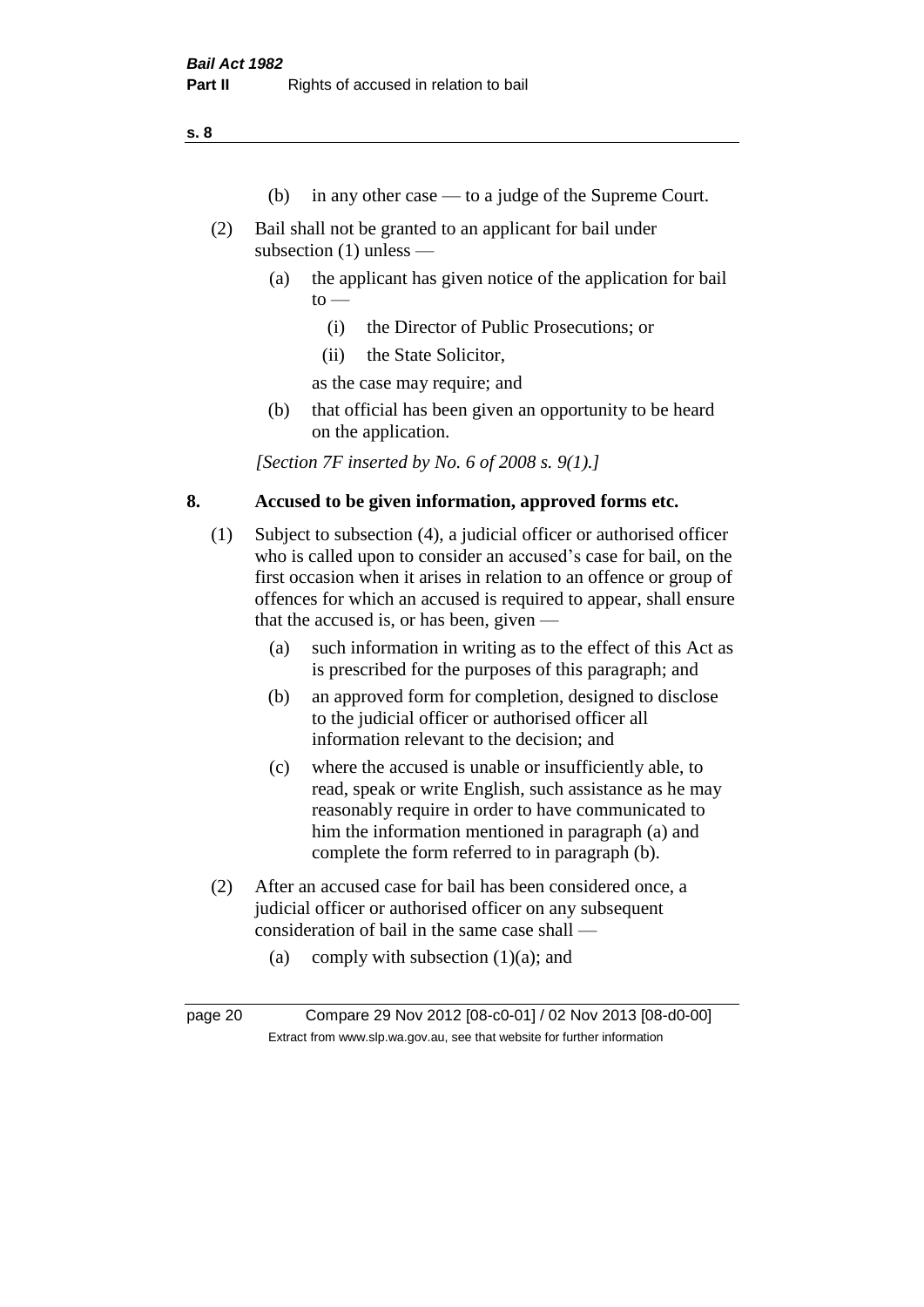(b) in any other case — to a judge of the Supreme Court.

(2) Bail shall not be granted to an applicant for bail under subsection (1) unless —

(a) the applicant has given notice of the application for bail to —

(i) the Director of Public Prosecutions; or

(ii) the State Solicitor,

as the case may require; and

(b) that official has been given an opportunity to be heard on the application.

*[Section 7F inserted by No. 6 of 2008 s. 9(1).]*

## 8. Accused to be given information, approved forms etc.

(1) Subject to subsection (4), a judicial officer or authorised officer who is called upon to consider an accused's case for bail, on the first occasion when it arises in relation to an offence or group of offences for which an accused is required to appear, shall ensure that the accused is, or has been, given —

(a) such information in writing as to the effect of this Act as is prescribed for the purposes of this paragraph; and

(b) an approved form for completion, designed to disclose to the judicial officer or authorised officer all information relevant to the decision; and

(c) where the accused is unable or insufficiently able, to read, speak or write English, such assistance as he may reasonably require in order to have communicated to him the information mentioned in paragraph (a) and complete the form referred to in paragraph (b).

(2) After an accused case for bail has been considered once, a judicial officer or authorised officer on any subsequent consideration of bail in the same case shall —

(a) comply with subsection (1)(a); and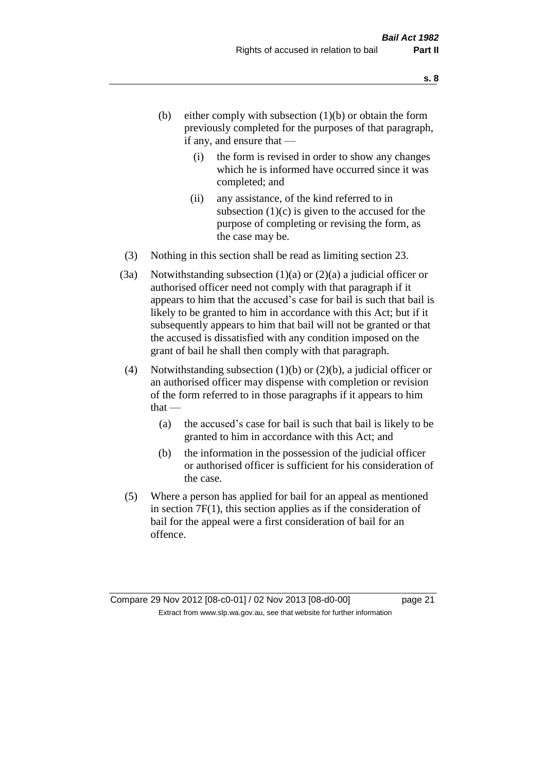(b) either comply with subsection (1)(b) or obtain the form previously completed for the purposes of that paragraph, if any, and ensure that —

  (i) the form is revised in order to show any changes which he is informed have occurred since it was completed; and

  (ii) any assistance, of the kind referred to in subsection (1)(c) is given to the accused for the purpose of completing or revising the form, as the case may be.

(3) Nothing in this section shall be read as limiting section 23.

(3a) Notwithstanding subsection (1)(a) or (2)(a) a judicial officer or authorised officer need not comply with that paragraph if it appears to him that the accused's case for bail is such that bail is likely to be granted to him in accordance with this Act; but if it subsequently appears to him that bail will not be granted or that the accused is dissatisfied with any condition imposed on the grant of bail he shall then comply with that paragraph.

(4) Notwithstanding subsection (1)(b) or (2)(b), a judicial officer or an authorised officer may dispense with completion or revision of the form referred to in those paragraphs if it appears to him that —

  (a) the accused's case for bail is such that bail is likely to be granted to him in accordance with this Act; and

  (b) the information in the possession of the judicial officer or authorised officer is sufficient for his consideration of the case.

(5) Where a person has applied for bail for an appeal as mentioned in section 7F(1), this section applies as if the consideration of bail for the appeal were a first consideration of bail for an offence.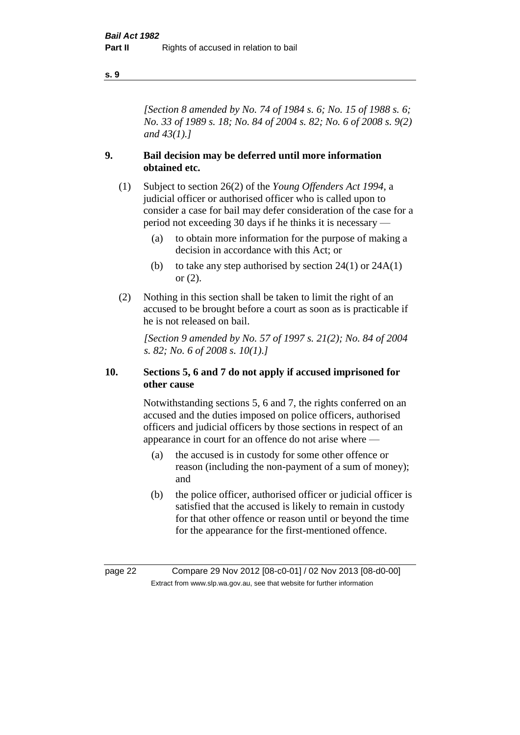*[Section 8 amended by No. 74 of 1984 s. 6; No. 15 of 1988 s. 6; No. 33 of 1989 s. 18; No. 84 of 2004 s. 82; No. 6 of 2008 s. 9(2) and 43(1).]*

## 9. Bail decision may be deferred until more information obtained etc.

(1) Subject to section 26(2) of the *Young Offenders Act 1994*, a judicial officer or authorised officer who is called upon to consider a case for bail may defer consideration of the case for a period not exceeding 30 days if he thinks it is necessary —

- (a) to obtain more information for the purpose of making a decision in accordance with this Act; or
- (b) to take any step authorised by section 24(1) or 24A(1) or (2).

(2) Nothing in this section shall be taken to limit the right of an accused to be brought before a court as soon as is practicable if he is not released on bail.

*[Section 9 amended by No. 57 of 1997 s. 21(2); No. 84 of 2004 s. 82; No. 6 of 2008 s. 10(1).]*

## 10. Sections 5, 6 and 7 do not apply if accused imprisoned for other cause

Notwithstanding sections 5, 6 and 7, the rights conferred on an accused and the duties imposed on police officers, authorised officers and judicial officers by those sections in respect of an appearance in court for an offence do not arise where —

- (a) the accused is in custody for some other offence or reason (including the non-payment of a sum of money); and
- (b) the police officer, authorised officer or judicial officer is satisfied that the accused is likely to remain in custody for that other offence or reason until or beyond the time for the appearance for the first-mentioned offence.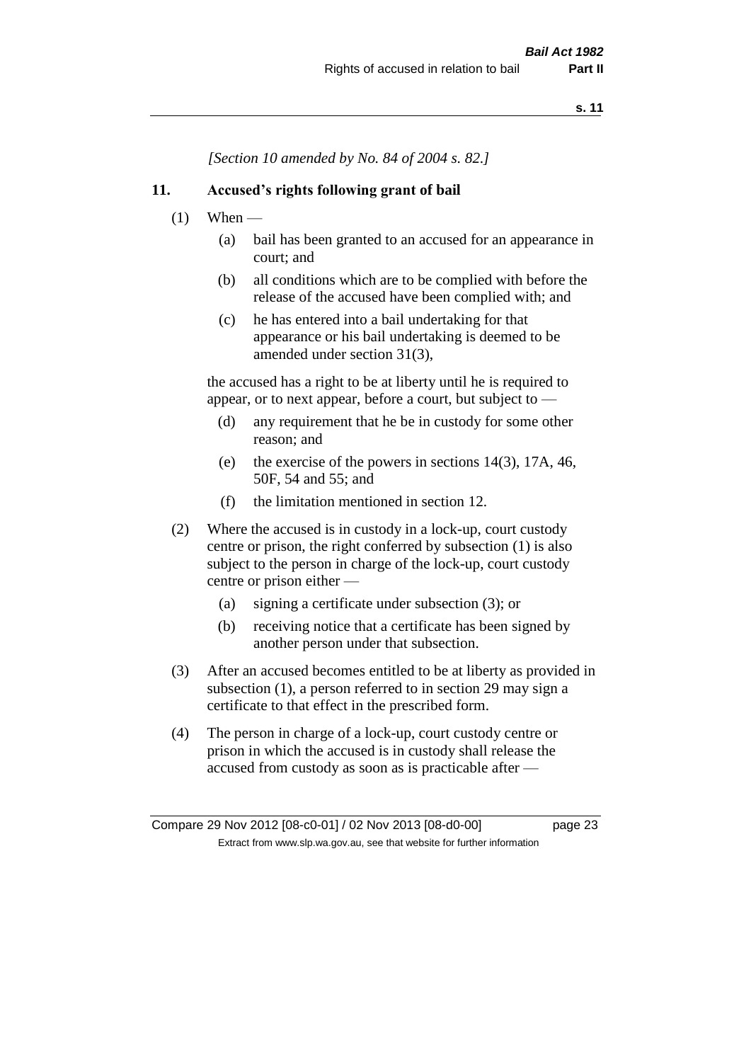*[Section 10 amended by No. 84 of 2004 s. 82.]*

## 11. Accused's rights following grant of bail

(1) When —

(a) bail has been granted to an accused for an appearance in court; and

(b) all conditions which are to be complied with before the release of the accused have been complied with; and

(c) he has entered into a bail undertaking for that appearance or his bail undertaking is deemed to be amended under section 31(3),

the accused has a right to be at liberty until he is required to appear, or to next appear, before a court, but subject to —

(d) any requirement that he be in custody for some other reason; and

(e) the exercise of the powers in sections 14(3), 17A, 46, 50F, 54 and 55; and

(f) the limitation mentioned in section 12.

(2) Where the accused is in custody in a lock-up, court custody centre or prison, the right conferred by subsection (1) is also subject to the person in charge of the lock-up, court custody centre or prison either —

(a) signing a certificate under subsection (3); or

(b) receiving notice that a certificate has been signed by another person under that subsection.

(3) After an accused becomes entitled to be at liberty as provided in subsection (1), a person referred to in section 29 may sign a certificate to that effect in the prescribed form.

(4) The person in charge of a lock-up, court custody centre or prison in which the accused is in custody shall release the accused from custody as soon as is practicable after —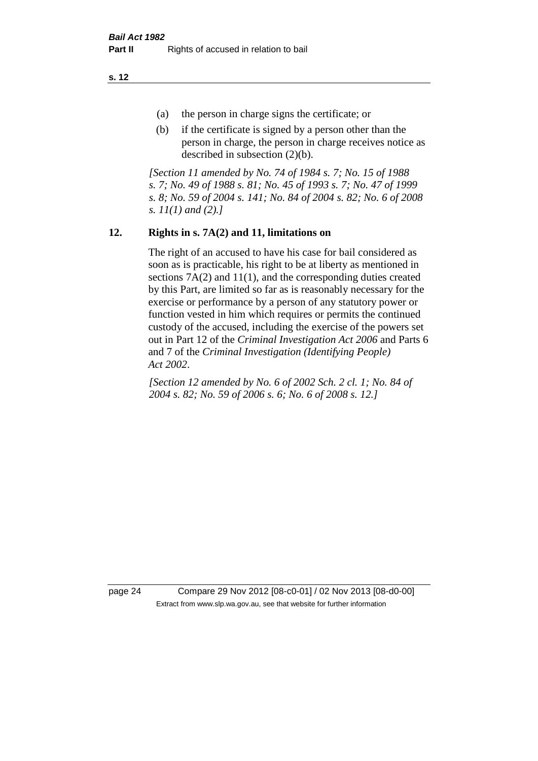(a) the person in charge signs the certificate; or

(b) if the certificate is signed by a person other than the person in charge, the person in charge receives notice as described in subsection (2)(b).

*[Section 11 amended by No. 74 of 1984 s. 7; No. 15 of 1988 s. 7; No. 49 of 1988 s. 81; No. 45 of 1993 s. 7; No. 47 of 1999 s. 8; No. 59 of 2004 s. 141; No. 84 of 2004 s. 82; No. 6 of 2008 s. 11(1) and (2).]*

## 12. Rights in s. 7A(2) and 11, limitations on

The right of an accused to have his case for bail considered as soon as is practicable, his right to be at liberty as mentioned in sections 7A(2) and 11(1), and the corresponding duties created by this Part, are limited so far as is reasonably necessary for the exercise or performance by a person of any statutory power or function vested in him which requires or permits the continued custody of the accused, including the exercise of the powers set out in Part 12 of the *Criminal Investigation Act 2006* and Parts 6 and 7 of the *Criminal Investigation (Identifying People) Act 2002*.

*[Section 12 amended by No. 6 of 2002 Sch. 2 cl. 1; No. 84 of 2004 s. 82; No. 59 of 2006 s. 6; No. 6 of 2008 s. 12.]*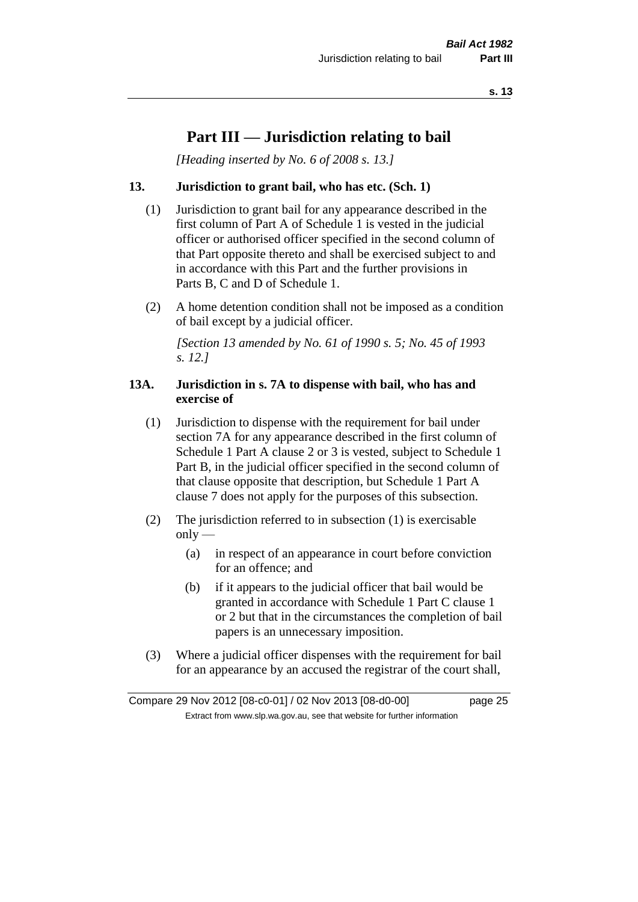# Part III — Jurisdiction relating to bail

*[Heading inserted by No. 6 of 2008 s. 13.]*

### 13. Jurisdiction to grant bail, who has etc. (Sch. 1)

(1) Jurisdiction to grant bail for any appearance described in the first column of Part A of Schedule 1 is vested in the judicial officer or authorised officer specified in the second column of that Part opposite thereto and shall be exercised subject to and in accordance with this Part and the further provisions in Parts B, C and D of Schedule 1.

(2) A home detention condition shall not be imposed as a condition of bail except by a judicial officer.

*[Section 13 amended by No. 61 of 1990 s. 5; No. 45 of 1993 s. 12.]*

### 13A. Jurisdiction in s. 7A to dispense with bail, who has and exercise of

(1) Jurisdiction to dispense with the requirement for bail under section 7A for any appearance described in the first column of Schedule 1 Part A clause 2 or 3 is vested, subject to Schedule 1 Part B, in the judicial officer specified in the second column of that clause opposite that description, but Schedule 1 Part A clause 7 does not apply for the purposes of this subsection.

(2) The jurisdiction referred to in subsection (1) is exercisable only —

(a) in respect of an appearance in court before conviction for an offence; and

(b) if it appears to the judicial officer that bail would be granted in accordance with Schedule 1 Part C clause 1 or 2 but that in the circumstances the completion of bail papers is an unnecessary imposition.

(3) Where a judicial officer dispenses with the requirement for bail for an appearance by an accused the registrar of the court shall,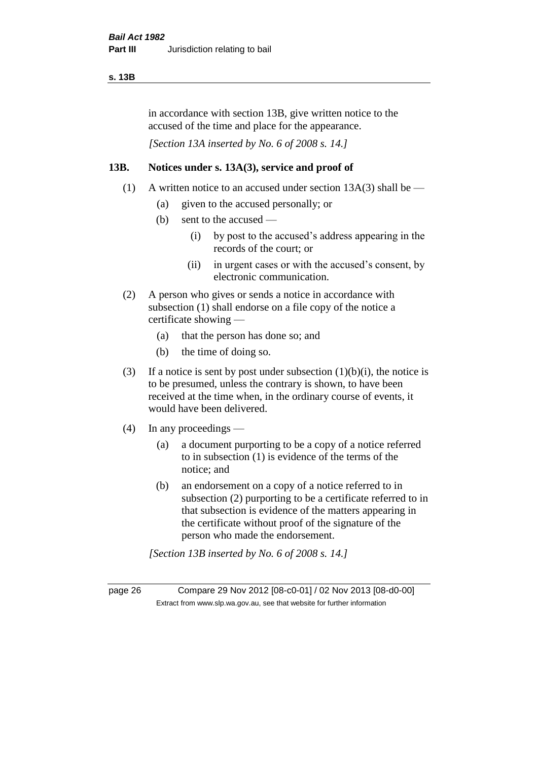in accordance with section 13B, give written notice to the accused of the time and place for the appearance.

*[Section 13A inserted by No. 6 of 2008 s. 14.]*

### 13B. Notices under s. 13A(3), service and proof of

(1) A written notice to an accused under section 13A(3) shall be —

- (a) given to the accused personally; or
- (b) sent to the accused —
  - (i) by post to the accused's address appearing in the records of the court; or
  - (ii) in urgent cases or with the accused's consent, by electronic communication.

(2) A person who gives or sends a notice in accordance with subsection (1) shall endorse on a file copy of the notice a certificate showing —

- (a) that the person has done so; and
- (b) the time of doing so.

(3) If a notice is sent by post under subsection (1)(b)(i), the notice is to be presumed, unless the contrary is shown, to have been received at the time when, in the ordinary course of events, it would have been delivered.

(4) In any proceedings —

- (a) a document purporting to be a copy of a notice referred to in subsection (1) is evidence of the terms of the notice; and
- (b) an endorsement on a copy of a notice referred to in subsection (2) purporting to be a certificate referred to in that subsection is evidence of the matters appearing in the certificate without proof of the signature of the person who made the endorsement.

*[Section 13B inserted by No. 6 of 2008 s. 14.]*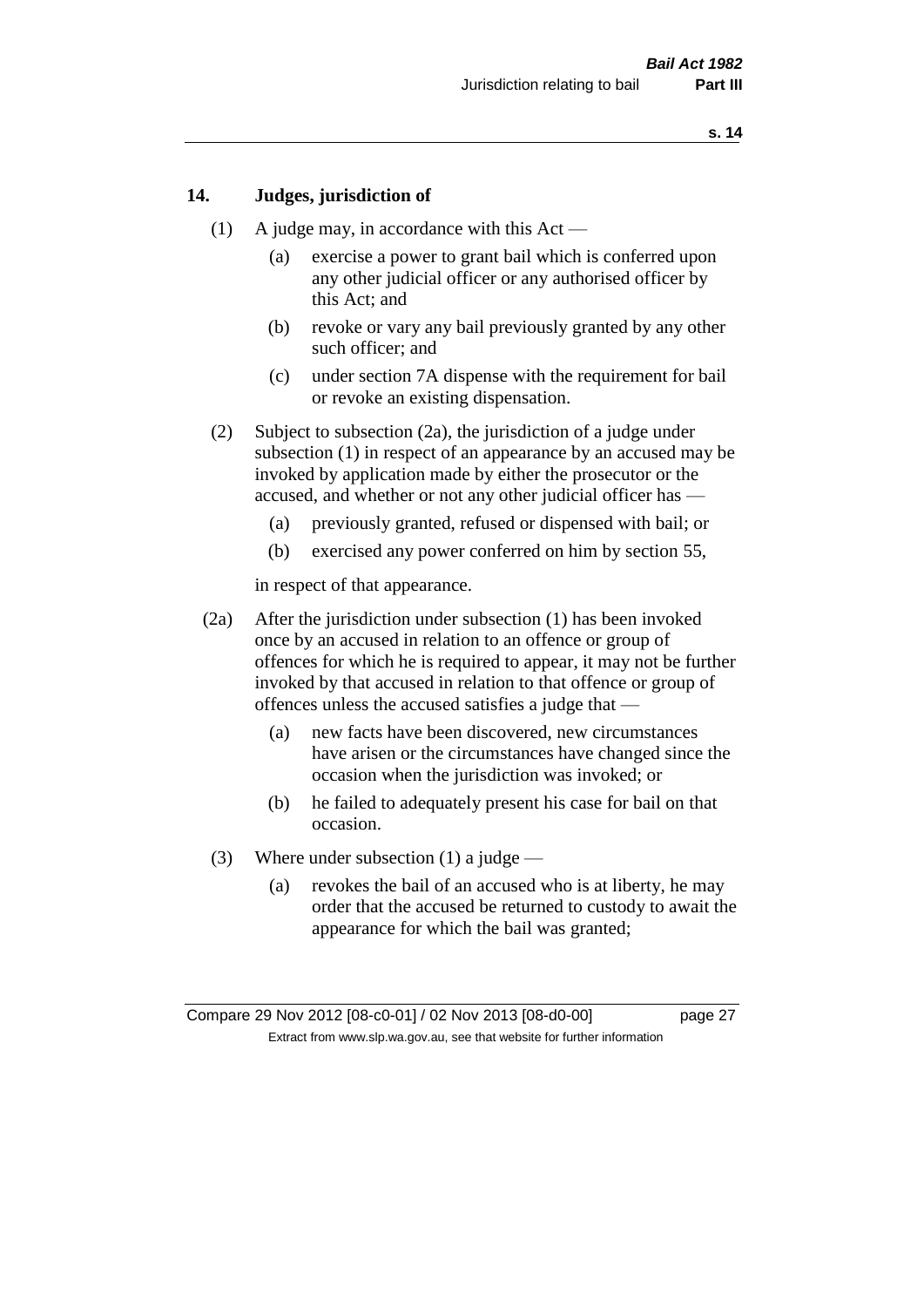## 14. Judges, jurisdiction of

(1) A judge may, in accordance with this Act —

(a) exercise a power to grant bail which is conferred upon any other judicial officer or any authorised officer by this Act; and

(b) revoke or vary any bail previously granted by any other such officer; and

(c) under section 7A dispense with the requirement for bail or revoke an existing dispensation.

(2) Subject to subsection (2a), the jurisdiction of a judge under subsection (1) in respect of an appearance by an accused may be invoked by application made by either the prosecutor or the accused, and whether or not any other judicial officer has —

(a) previously granted, refused or dispensed with bail; or

(b) exercised any power conferred on him by section 55,

in respect of that appearance.

(2a) After the jurisdiction under subsection (1) has been invoked once by an accused in relation to an offence or group of offences for which he is required to appear, it may not be further invoked by that accused in relation to that offence or group of offences unless the accused satisfies a judge that —

(a) new facts have been discovered, new circumstances have arisen or the circumstances have changed since the occasion when the jurisdiction was invoked; or

(b) he failed to adequately present his case for bail on that occasion.

(3) Where under subsection (1) a judge —

(a) revokes the bail of an accused who is at liberty, he may order that the accused be returned to custody to await the appearance for which the bail was granted;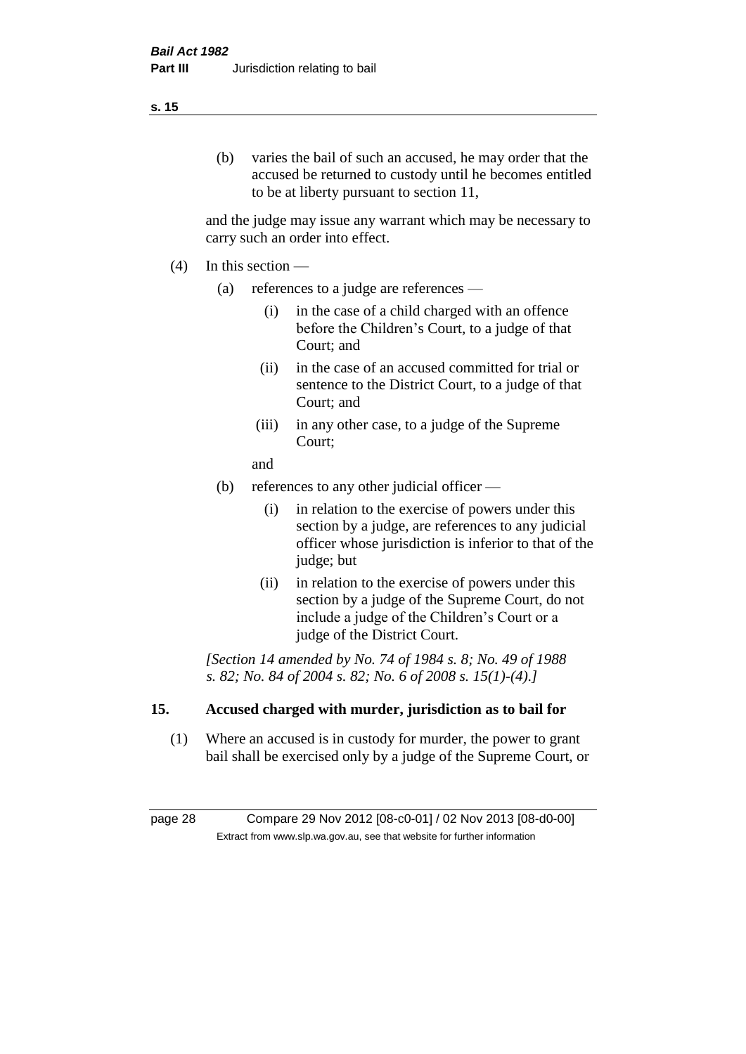(b) varies the bail of such an accused, he may order that the accused be returned to custody until he becomes entitled to be at liberty pursuant to section 11,

and the judge may issue any warrant which may be necessary to carry such an order into effect.

(4) In this section —

(a) references to a judge are references —

(i) in the case of a child charged with an offence before the Children's Court, to a judge of that Court; and

(ii) in the case of an accused committed for trial or sentence to the District Court, to a judge of that Court; and

(iii) in any other case, to a judge of the Supreme Court;

and

(b) references to any other judicial officer —

(i) in relation to the exercise of powers under this section by a judge, are references to any judicial officer whose jurisdiction is inferior to that of the judge; but

(ii) in relation to the exercise of powers under this section by a judge of the Supreme Court, do not include a judge of the Children's Court or a judge of the District Court.

*[Section 14 amended by No. 74 of 1984 s. 8; No. 49 of 1988 s. 82; No. 84 of 2004 s. 82; No. 6 of 2008 s. 15(1)-(4).]*

## 15. Accused charged with murder, jurisdiction as to bail for

(1) Where an accused is in custody for murder, the power to grant bail shall be exercised only by a judge of the Supreme Court, or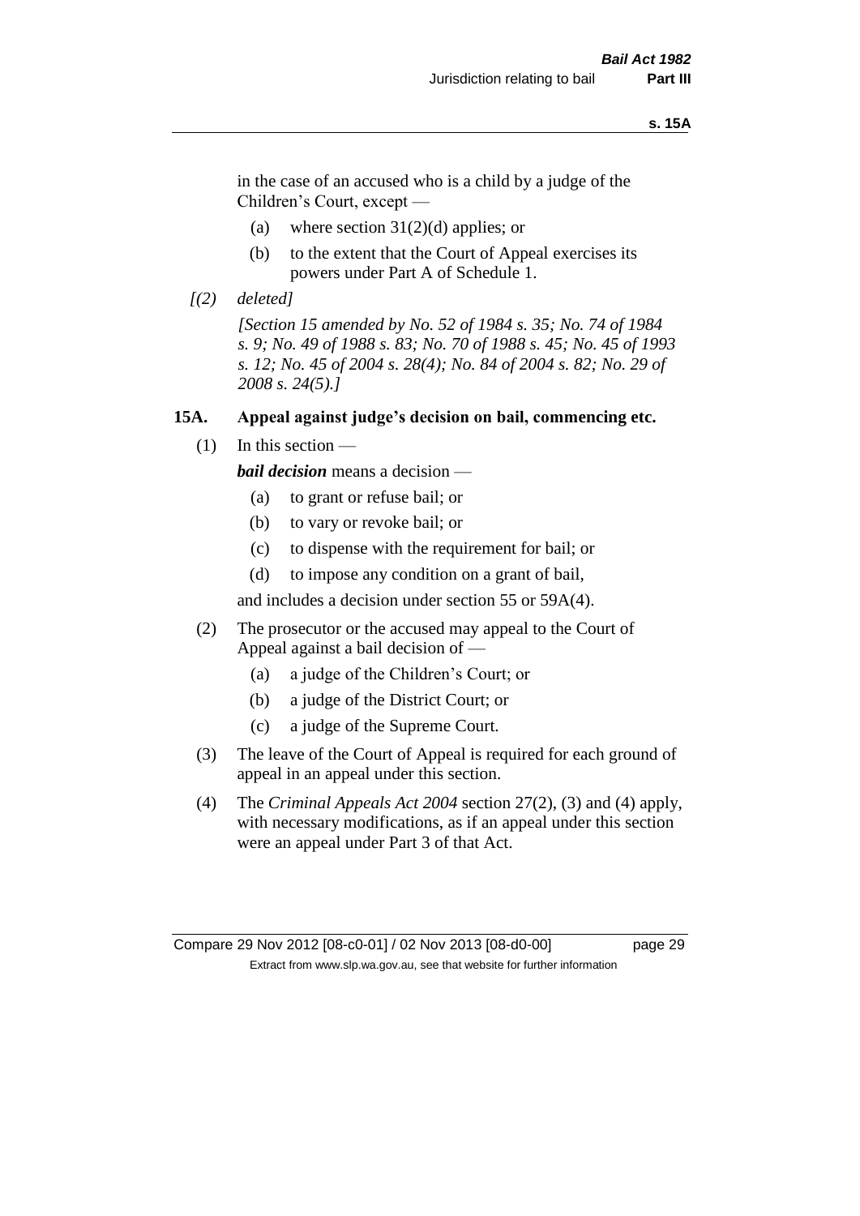in the case of an accused who is a child by a judge of the Children's Court, except —

(a) where section 31(2)(d) applies; or

(b) to the extent that the Court of Appeal exercises its powers under Part A of Schedule 1.

*[(2) deleted]*

*[Section 15 amended by No. 52 of 1984 s. 35; No. 74 of 1984 s. 9; No. 49 of 1988 s. 83; No. 70 of 1988 s. 45; No. 45 of 1993 s. 12; No. 45 of 2004 s. 28(4); No. 84 of 2004 s. 82; No. 29 of 2008 s. 24(5).]*

### 15A. Appeal against judge's decision on bail, commencing etc.

(1) In this section —

***bail decision*** means a decision —

(a) to grant or refuse bail; or

(b) to vary or revoke bail; or

(c) to dispense with the requirement for bail; or

(d) to impose any condition on a grant of bail,

and includes a decision under section 55 or 59A(4).

(2) The prosecutor or the accused may appeal to the Court of Appeal against a bail decision of —

(a) a judge of the Children's Court; or

(b) a judge of the District Court; or

(c) a judge of the Supreme Court.

(3) The leave of the Court of Appeal is required for each ground of appeal in an appeal under this section.

(4) The *Criminal Appeals Act 2004* section 27(2), (3) and (4) apply, with necessary modifications, as if an appeal under this section were an appeal under Part 3 of that Act.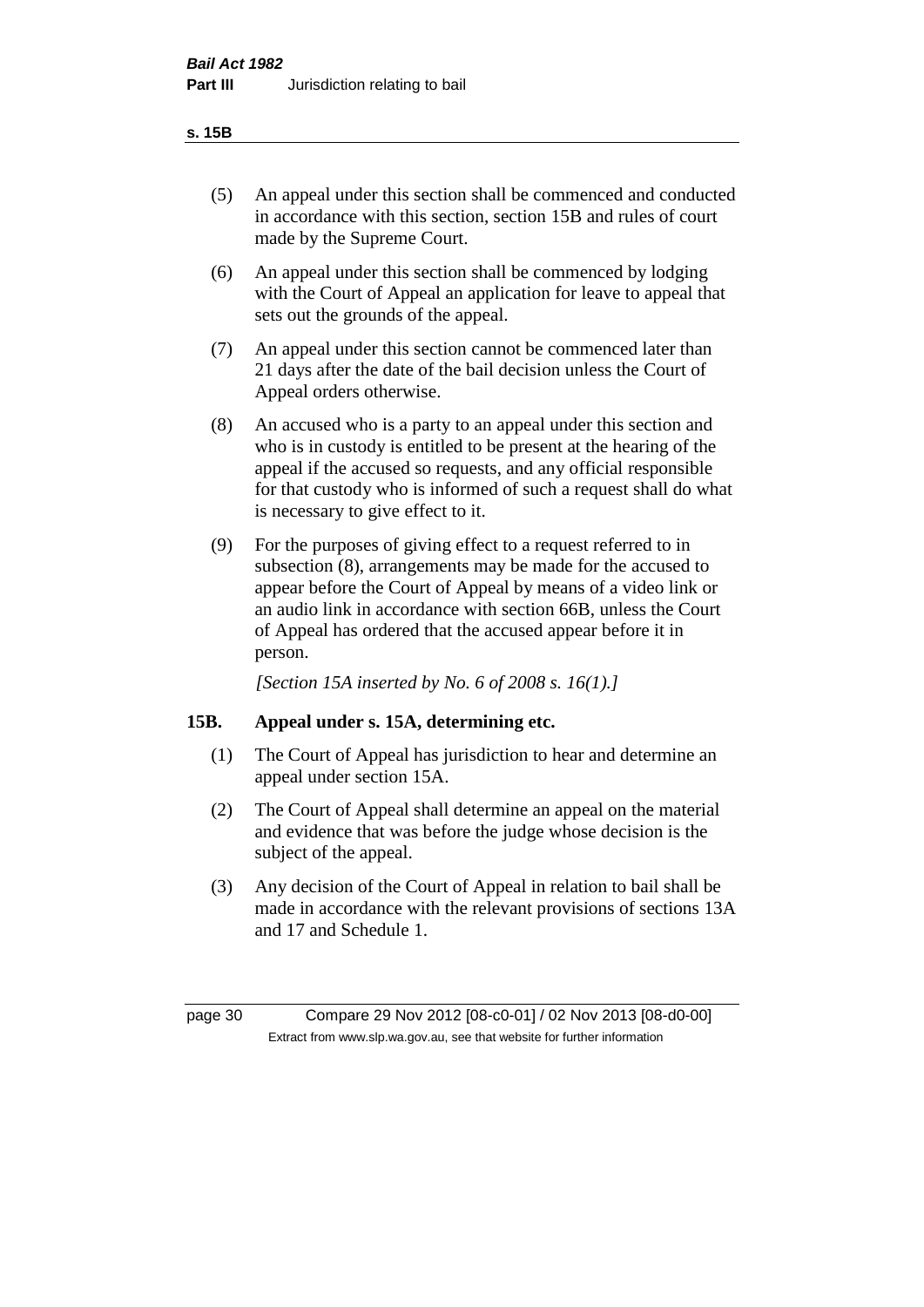(5) An appeal under this section shall be commenced and conducted in accordance with this section, section 15B and rules of court made by the Supreme Court.

(6) An appeal under this section shall be commenced by lodging with the Court of Appeal an application for leave to appeal that sets out the grounds of the appeal.

(7) An appeal under this section cannot be commenced later than 21 days after the date of the bail decision unless the Court of Appeal orders otherwise.

(8) An accused who is a party to an appeal under this section and who is in custody is entitled to be present at the hearing of the appeal if the accused so requests, and any official responsible for that custody who is informed of such a request shall do what is necessary to give effect to it.

(9) For the purposes of giving effect to a request referred to in subsection (8), arrangements may be made for the accused to appear before the Court of Appeal by means of a video link or an audio link in accordance with section 66B, unless the Court of Appeal has ordered that the accused appear before it in person.

*[Section 15A inserted by No. 6 of 2008 s. 16(1).]*

### 15B. Appeal under s. 15A, determining etc.

(1) The Court of Appeal has jurisdiction to hear and determine an appeal under section 15A.

(2) The Court of Appeal shall determine an appeal on the material and evidence that was before the judge whose decision is the subject of the appeal.

(3) Any decision of the Court of Appeal in relation to bail shall be made in accordance with the relevant provisions of sections 13A and 17 and Schedule 1.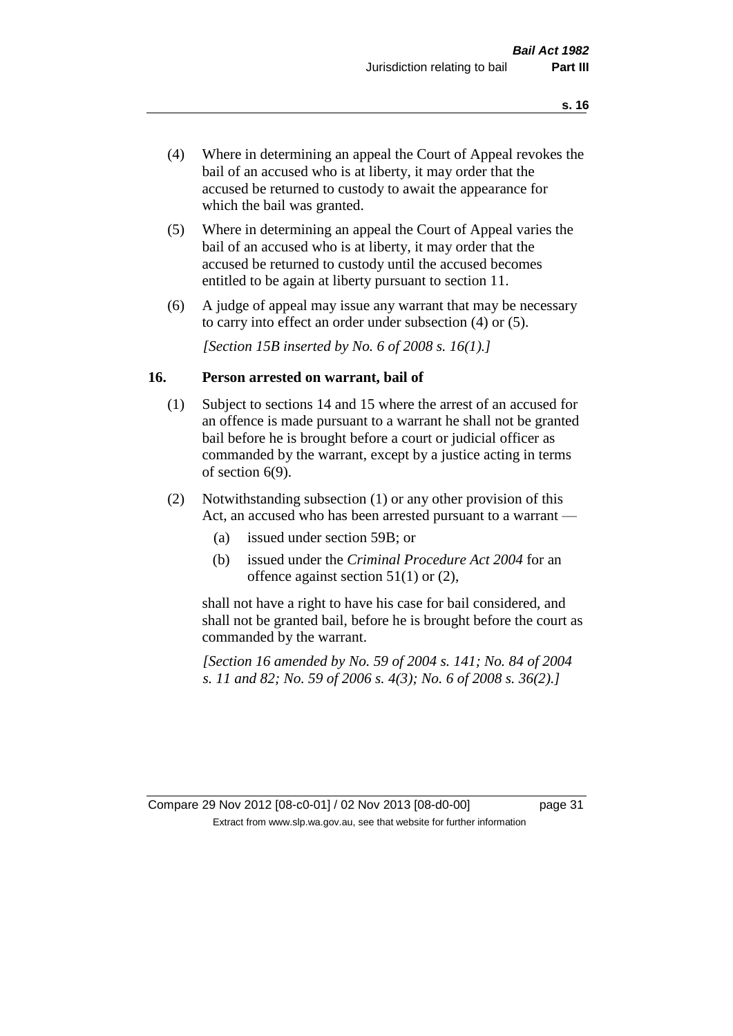(4) Where in determining an appeal the Court of Appeal revokes the bail of an accused who is at liberty, it may order that the accused be returned to custody to await the appearance for which the bail was granted.

(5) Where in determining an appeal the Court of Appeal varies the bail of an accused who is at liberty, it may order that the accused be returned to custody until the accused becomes entitled to be again at liberty pursuant to section 11.

(6) A judge of appeal may issue any warrant that may be necessary to carry into effect an order under subsection (4) or (5).

*[Section 15B inserted by No. 6 of 2008 s. 16(1).]*

## 16. Person arrested on warrant, bail of

(1) Subject to sections 14 and 15 where the arrest of an accused for an offence is made pursuant to a warrant he shall not be granted bail before he is brought before a court or judicial officer as commanded by the warrant, except by a justice acting in terms of section 6(9).

(2) Notwithstanding subsection (1) or any other provision of this Act, an accused who has been arrested pursuant to a warrant —

- (a) issued under section 59B; or
- (b) issued under the *Criminal Procedure Act 2004* for an offence against section 51(1) or (2),

shall not have a right to have his case for bail considered, and shall not be granted bail, before he is brought before the court as commanded by the warrant.

*[Section 16 amended by No. 59 of 2004 s. 141; No. 84 of 2004 s. 11 and 82; No. 59 of 2006 s. 4(3); No. 6 of 2008 s. 36(2).]*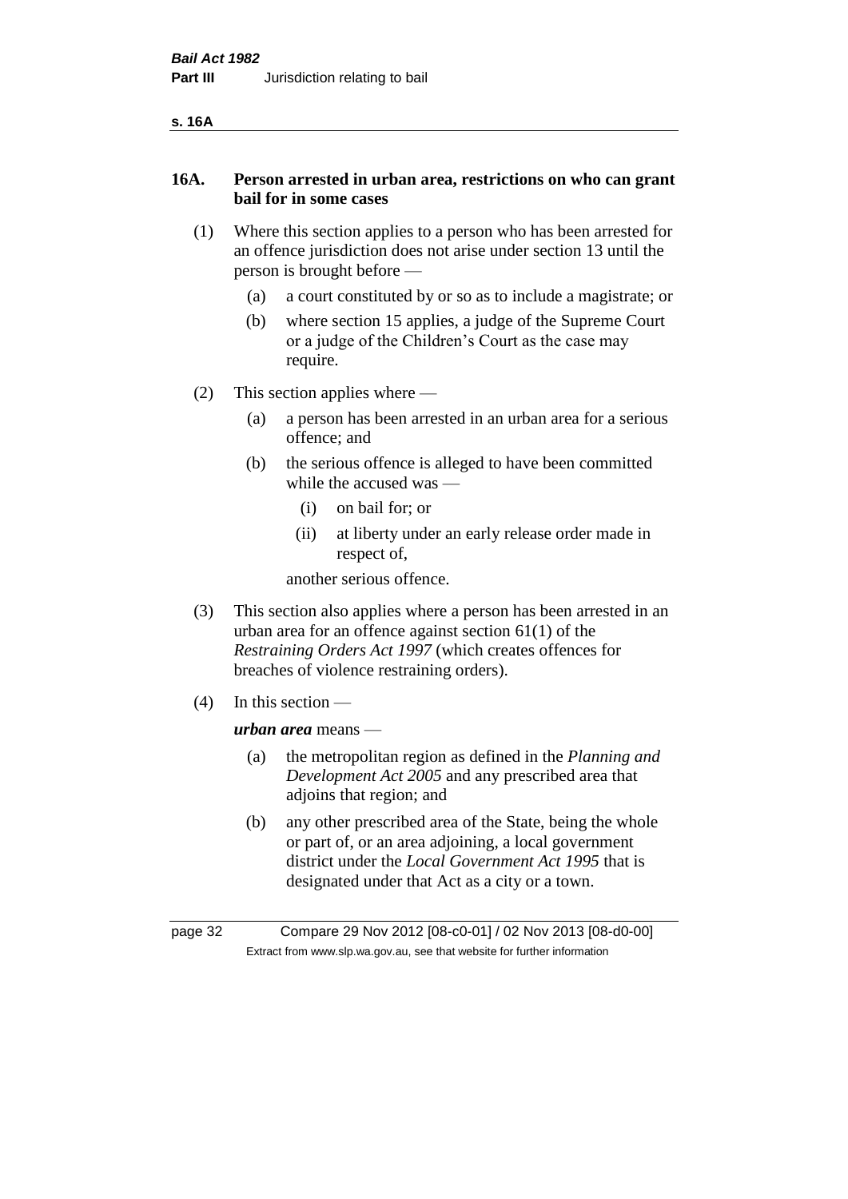## 16A. Person arrested in urban area, restrictions on who can grant bail for in some cases

(1) Where this section applies to a person who has been arrested for an offence jurisdiction does not arise under section 13 until the person is brought before —

- (a) a court constituted by or so as to include a magistrate; or
- (b) where section 15 applies, a judge of the Supreme Court or a judge of the Children's Court as the case may require.

(2) This section applies where —

- (a) a person has been arrested in an urban area for a serious offence; and
- (b) the serious offence is alleged to have been committed while the accused was —
  - (i) on bail for; or
  - (ii) at liberty under an early release order made in respect of,

  another serious offence.

(3) This section also applies where a person has been arrested in an urban area for an offence against section 61(1) of the *Restraining Orders Act 1997* (which creates offences for breaches of violence restraining orders).

(4) In this section —

***urban area*** means —

- (a) the metropolitan region as defined in the *Planning and Development Act 2005* and any prescribed area that adjoins that region; and
- (b) any other prescribed area of the State, being the whole or part of, or an area adjoining, a local government district under the *Local Government Act 1995* that is designated under that Act as a city or a town.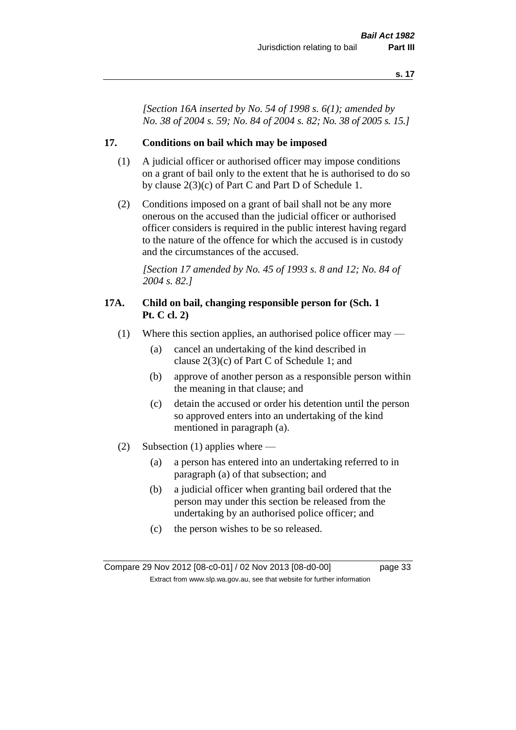*[Section 16A inserted by No. 54 of 1998 s. 6(1); amended by No. 38 of 2004 s. 59; No. 84 of 2004 s. 82; No. 38 of 2005 s. 15.]*

## 17. Conditions on bail which may be imposed

(1) A judicial officer or authorised officer may impose conditions on a grant of bail only to the extent that he is authorised to do so by clause 2(3)(c) of Part C and Part D of Schedule 1.

(2) Conditions imposed on a grant of bail shall not be any more onerous on the accused than the judicial officer or authorised officer considers is required in the public interest having regard to the nature of the offence for which the accused is in custody and the circumstances of the accused.

*[Section 17 amended by No. 45 of 1993 s. 8 and 12; No. 84 of 2004 s. 82.]*

## 17A. Child on bail, changing responsible person for (Sch. 1 Pt. C cl. 2)

(1) Where this section applies, an authorised police officer may —

- (a) cancel an undertaking of the kind described in clause 2(3)(c) of Part C of Schedule 1; and
- (b) approve of another person as a responsible person within the meaning in that clause; and
- (c) detain the accused or order his detention until the person so approved enters into an undertaking of the kind mentioned in paragraph (a).

(2) Subsection (1) applies where —

- (a) a person has entered into an undertaking referred to in paragraph (a) of that subsection; and
- (b) a judicial officer when granting bail ordered that the person may under this section be released from the undertaking by an authorised police officer; and
- (c) the person wishes to be so released.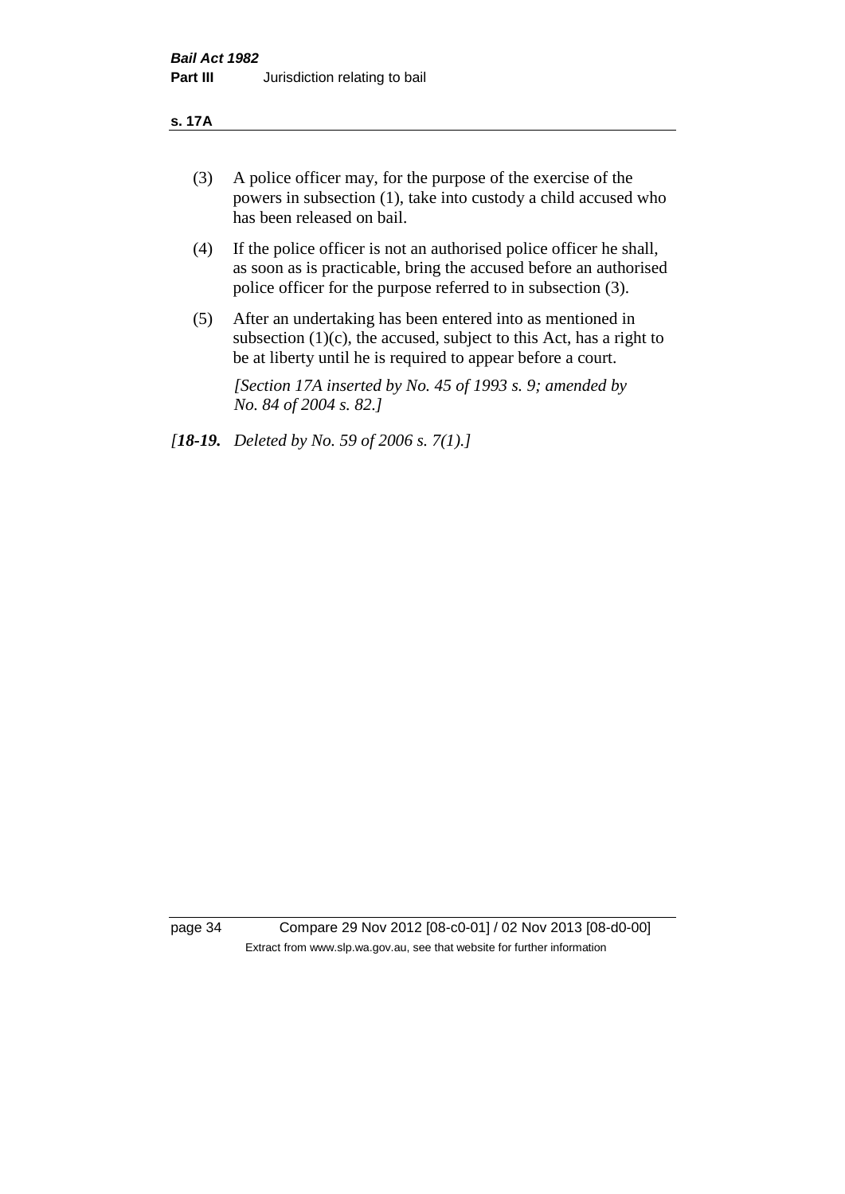(3) A police officer may, for the purpose of the exercise of the powers in subsection (1), take into custody a child accused who has been released on bail.

(4) If the police officer is not an authorised police officer he shall, as soon as is practicable, bring the accused before an authorised police officer for the purpose referred to in subsection (3).

(5) After an undertaking has been entered into as mentioned in subsection (1)(c), the accused, subject to this Act, has a right to be at liberty until he is required to appear before a court.

*[Section 17A inserted by No. 45 of 1993 s. 9; amended by No. 84 of 2004 s. 82.]*

*[**18-19.** Deleted by No. 59 of 2006 s. 7(1).]*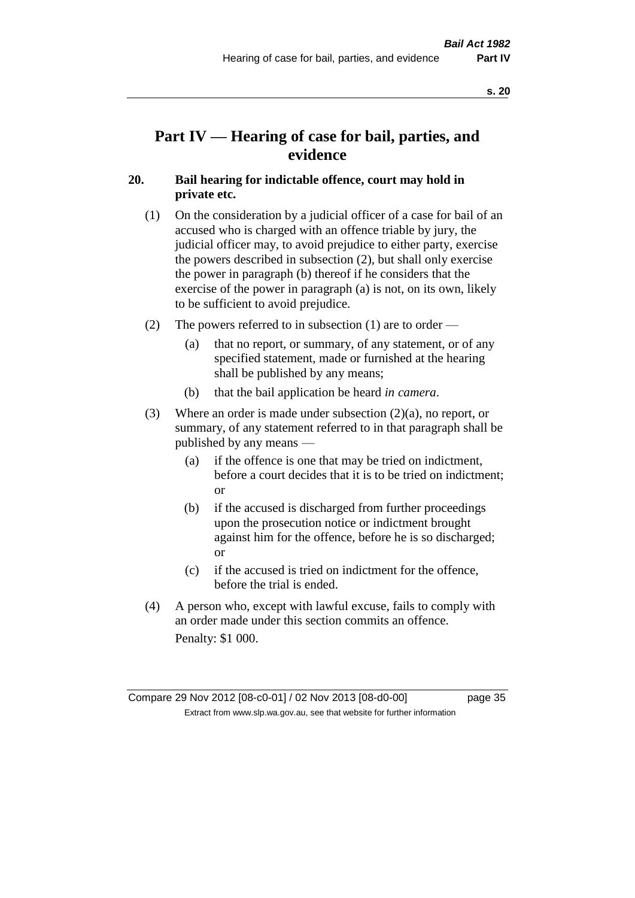# Part IV — Hearing of case for bail, parties, and evidence

## 20. Bail hearing for indictable offence, court may hold in private etc.

(1) On the consideration by a judicial officer of a case for bail of an accused who is charged with an offence triable by jury, the judicial officer may, to avoid prejudice to either party, exercise the powers described in subsection (2), but shall only exercise the power in paragraph (b) thereof if he considers that the exercise of the power in paragraph (a) is not, on its own, likely to be sufficient to avoid prejudice.

(2) The powers referred to in subsection (1) are to order —

- (a) that no report, or summary, of any statement, or of any specified statement, made or furnished at the hearing shall be published by any means;
- (b) that the bail application be heard *in camera*.

(3) Where an order is made under subsection (2)(a), no report, or summary, of any statement referred to in that paragraph shall be published by any means —

- (a) if the offence is one that may be tried on indictment, before a court decides that it is to be tried on indictment; or
- (b) if the accused is discharged from further proceedings upon the prosecution notice or indictment brought against him for the offence, before he is so discharged; or
- (c) if the accused is tried on indictment for the offence, before the trial is ended.

(4) A person who, except with lawful excuse, fails to comply with an order made under this section commits an offence.

Penalty: $1 000.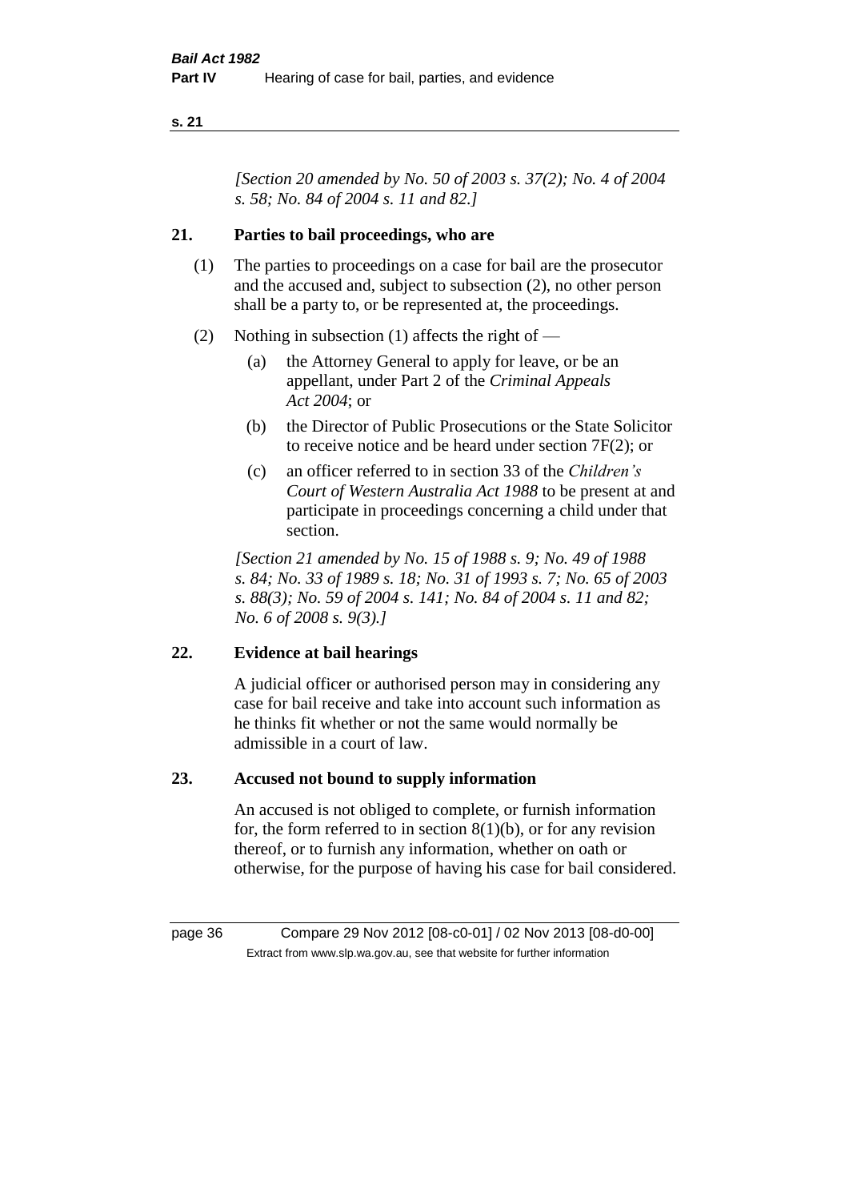*[Section 20 amended by No. 50 of 2003 s. 37(2); No. 4 of 2004 s. 58; No. 84 of 2004 s. 11 and 82.]*

## 21. Parties to bail proceedings, who are

(1) The parties to proceedings on a case for bail are the prosecutor and the accused and, subject to subsection (2), no other person shall be a party to, or be represented at, the proceedings.

(2) Nothing in subsection (1) affects the right of —

(a) the Attorney General to apply for leave, or be an appellant, under Part 2 of the *Criminal Appeals Act 2004*; or

(b) the Director of Public Prosecutions or the State Solicitor to receive notice and be heard under section 7F(2); or

(c) an officer referred to in section 33 of the *Children's Court of Western Australia Act 1988* to be present at and participate in proceedings concerning a child under that section.

*[Section 21 amended by No. 15 of 1988 s. 9; No. 49 of 1988 s. 84; No. 33 of 1989 s. 18; No. 31 of 1993 s. 7; No. 65 of 2003 s. 88(3); No. 59 of 2004 s. 141; No. 84 of 2004 s. 11 and 82; No. 6 of 2008 s. 9(3).]*

## 22. Evidence at bail hearings

A judicial officer or authorised person may in considering any case for bail receive and take into account such information as he thinks fit whether or not the same would normally be admissible in a court of law.

## 23. Accused not bound to supply information

An accused is not obliged to complete, or furnish information for, the form referred to in section 8(1)(b), or for any revision thereof, or to furnish any information, whether on oath or otherwise, for the purpose of having his case for bail considered.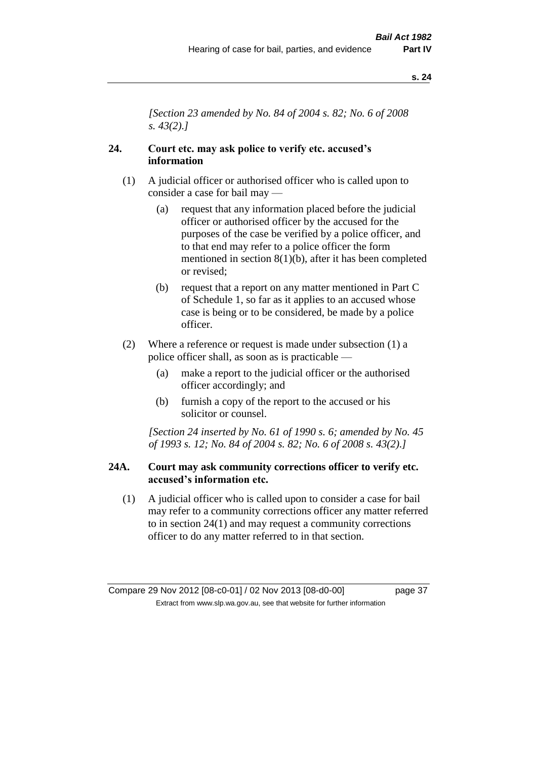*[Section 23 amended by No. 84 of 2004 s. 82; No. 6 of 2008 s. 43(2).]*

### 24. Court etc. may ask police to verify etc. accused's information

(1) A judicial officer or authorised officer who is called upon to consider a case for bail may —

  (a) request that any information placed before the judicial officer or authorised officer by the accused for the purposes of the case be verified by a police officer, and to that end may refer to a police officer the form mentioned in section 8(1)(b), after it has been completed or revised;

  (b) request that a report on any matter mentioned in Part C of Schedule 1, so far as it applies to an accused whose case is being or to be considered, be made by a police officer.

(2) Where a reference or request is made under subsection (1) a police officer shall, as soon as is practicable —

  (a) make a report to the judicial officer or the authorised officer accordingly; and

  (b) furnish a copy of the report to the accused or his solicitor or counsel.

*[Section 24 inserted by No. 61 of 1990 s. 6; amended by No. 45 of 1993 s. 12; No. 84 of 2004 s. 82; No. 6 of 2008 s. 43(2).]*

### 24A. Court may ask community corrections officer to verify etc. accused's information etc.

(1) A judicial officer who is called upon to consider a case for bail may refer to a community corrections officer any matter referred to in section 24(1) and may request a community corrections officer to do any matter referred to in that section.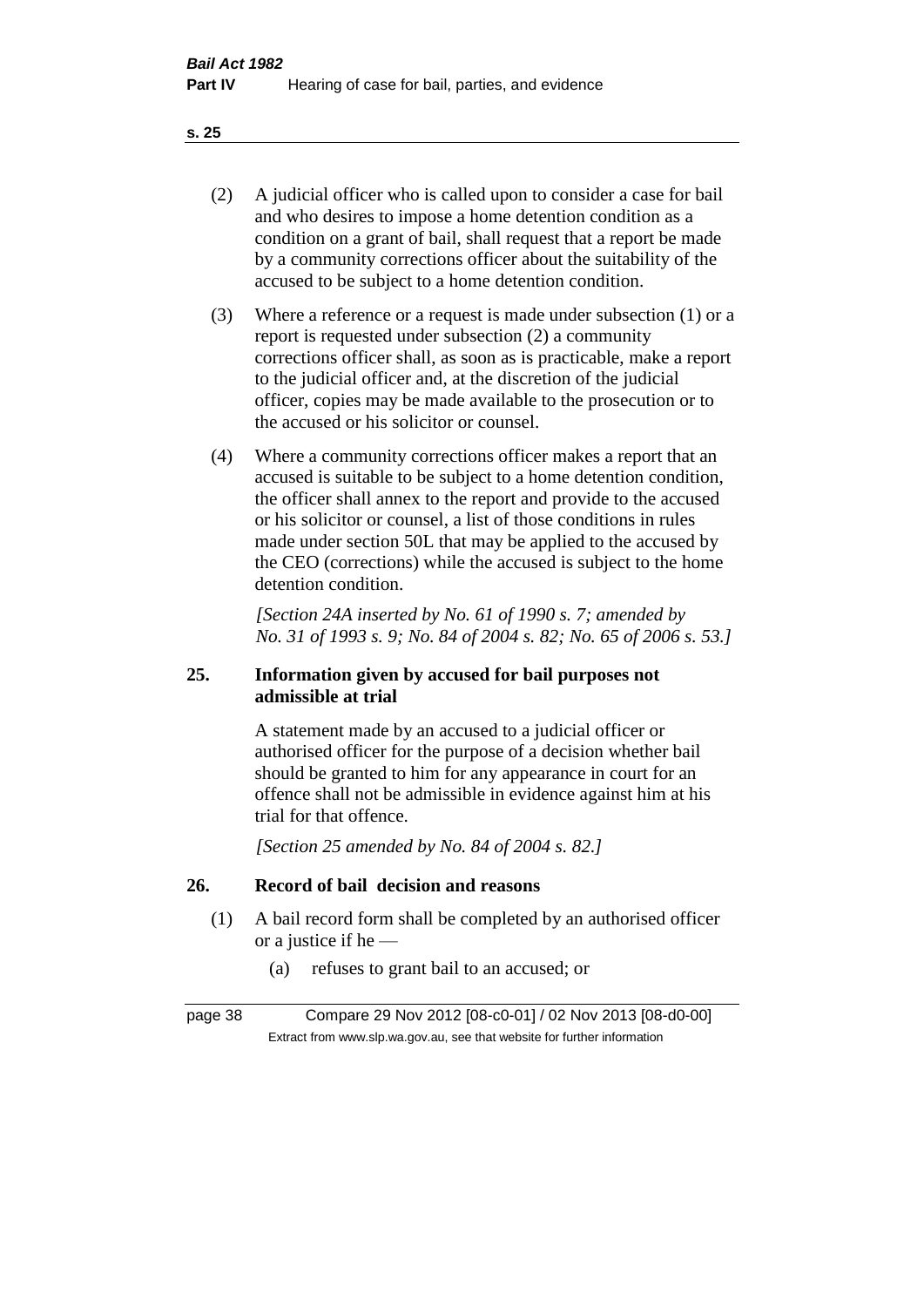(2) A judicial officer who is called upon to consider a case for bail and who desires to impose a home detention condition as a condition on a grant of bail, shall request that a report be made by a community corrections officer about the suitability of the accused to be subject to a home detention condition.

(3) Where a reference or a request is made under subsection (1) or a report is requested under subsection (2) a community corrections officer shall, as soon as is practicable, make a report to the judicial officer and, at the discretion of the judicial officer, copies may be made available to the prosecution or to the accused or his solicitor or counsel.

(4) Where a community corrections officer makes a report that an accused is suitable to be subject to a home detention condition, the officer shall annex to the report and provide to the accused or his solicitor or counsel, a list of those conditions in rules made under section 50L that may be applied to the accused by the CEO (corrections) while the accused is subject to the home detention condition.

*[Section 24A inserted by No. 61 of 1990 s. 7; amended by No. 31 of 1993 s. 9; No. 84 of 2004 s. 82; No. 65 of 2006 s. 53.]*

## 25. Information given by accused for bail purposes not admissible at trial

A statement made by an accused to a judicial officer or authorised officer for the purpose of a decision whether bail should be granted to him for any appearance in court for an offence shall not be admissible in evidence against him at his trial for that offence.

*[Section 25 amended by No. 84 of 2004 s. 82.]*

## 26. Record of bail decision and reasons

(1) A bail record form shall be completed by an authorised officer or a justice if he —

(a) refuses to grant bail to an accused; or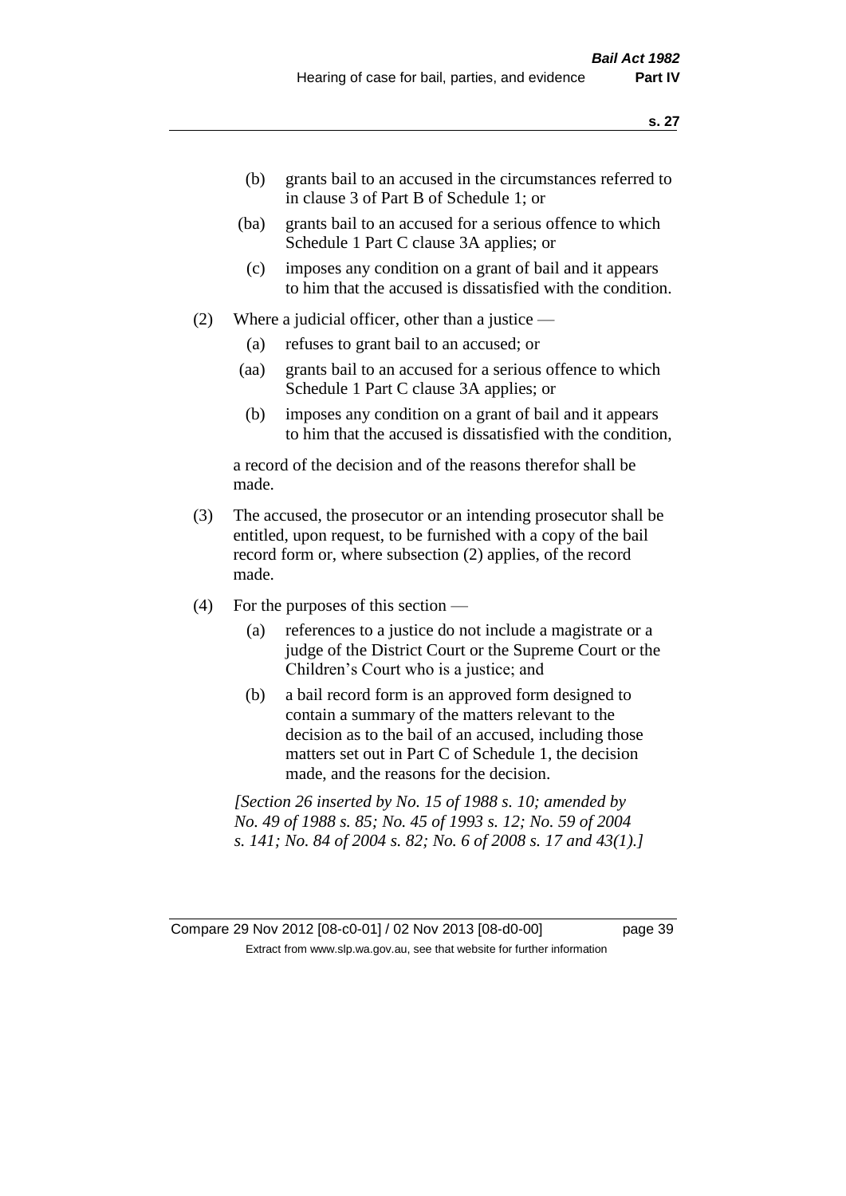(b) grants bail to an accused in the circumstances referred to in clause 3 of Part B of Schedule 1; or

(ba) grants bail to an accused for a serious offence to which Schedule 1 Part C clause 3A applies; or

(c) imposes any condition on a grant of bail and it appears to him that the accused is dissatisfied with the condition.

(2) Where a judicial officer, other than a justice —

(a) refuses to grant bail to an accused; or

(aa) grants bail to an accused for a serious offence to which Schedule 1 Part C clause 3A applies; or

(b) imposes any condition on a grant of bail and it appears to him that the accused is dissatisfied with the condition,

a record of the decision and of the reasons therefor shall be made.

(3) The accused, the prosecutor or an intending prosecutor shall be entitled, upon request, to be furnished with a copy of the bail record form or, where subsection (2) applies, of the record made.

(4) For the purposes of this section —

(a) references to a justice do not include a magistrate or a judge of the District Court or the Supreme Court or the Children's Court who is a justice; and

(b) a bail record form is an approved form designed to contain a summary of the matters relevant to the decision as to the bail of an accused, including those matters set out in Part C of Schedule 1, the decision made, and the reasons for the decision.

*[Section 26 inserted by No. 15 of 1988 s. 10; amended by No. 49 of 1988 s. 85; No. 45 of 1993 s. 12; No. 59 of 2004 s. 141; No. 84 of 2004 s. 82; No. 6 of 2008 s. 17 and 43(1).]*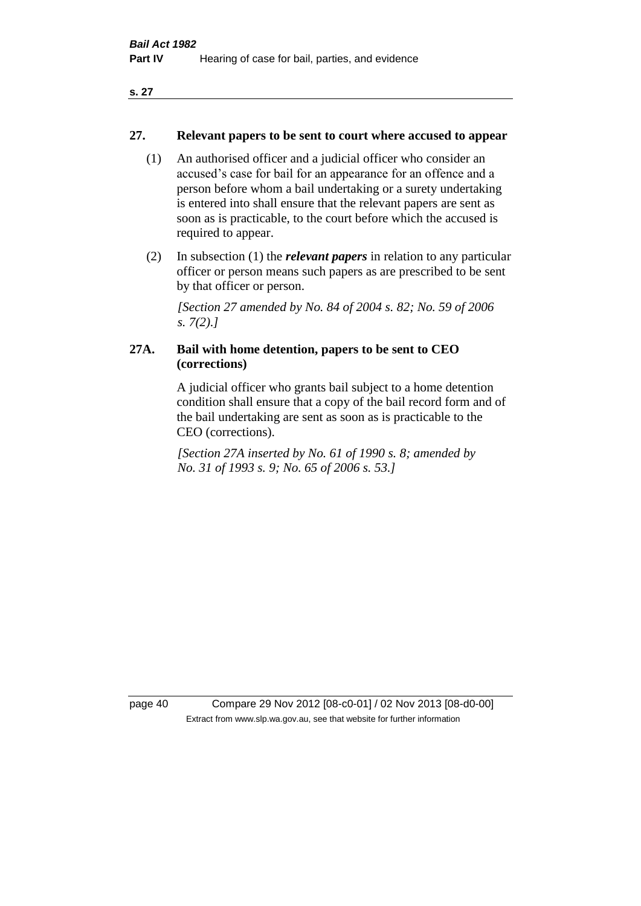## 27. Relevant papers to be sent to court where accused to appear

(1) An authorised officer and a judicial officer who consider an accused's case for bail for an appearance for an offence and a person before whom a bail undertaking or a surety undertaking is entered into shall ensure that the relevant papers are sent as soon as is practicable, to the court before which the accused is required to appear.

(2) In subsection (1) the ***relevant papers*** in relation to any particular officer or person means such papers as are prescribed to be sent by that officer or person.

*[Section 27 amended by No. 84 of 2004 s. 82; No. 59 of 2006 s. 7(2).]*

## 27A. Bail with home detention, papers to be sent to CEO (corrections)

A judicial officer who grants bail subject to a home detention condition shall ensure that a copy of the bail record form and of the bail undertaking are sent as soon as is practicable to the CEO (corrections).

*[Section 27A inserted by No. 61 of 1990 s. 8; amended by No. 31 of 1993 s. 9; No. 65 of 2006 s. 53.]*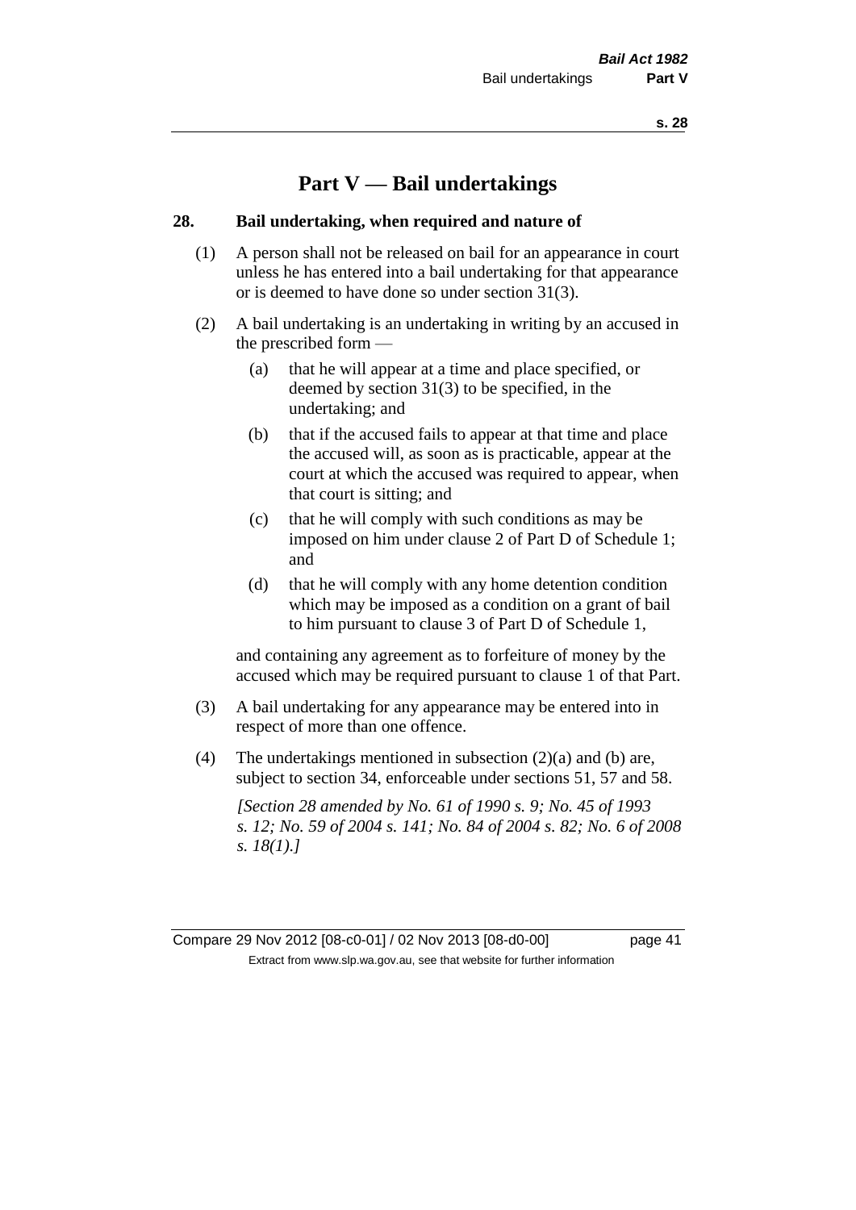# Part V — Bail undertakings

## 28. Bail undertaking, when required and nature of

(1) A person shall not be released on bail for an appearance in court unless he has entered into a bail undertaking for that appearance or is deemed to have done so under section 31(3).

(2) A bail undertaking is an undertaking in writing by an accused in the prescribed form —

(a) that he will appear at a time and place specified, or deemed by section 31(3) to be specified, in the undertaking; and

(b) that if the accused fails to appear at that time and place the accused will, as soon as is practicable, appear at the court at which the accused was required to appear, when that court is sitting; and

(c) that he will comply with such conditions as may be imposed on him under clause 2 of Part D of Schedule 1; and

(d) that he will comply with any home detention condition which may be imposed as a condition on a grant of bail to him pursuant to clause 3 of Part D of Schedule 1,

and containing any agreement as to forfeiture of money by the accused which may be required pursuant to clause 1 of that Part.

(3) A bail undertaking for any appearance may be entered into in respect of more than one offence.

(4) The undertakings mentioned in subsection (2)(a) and (b) are, subject to section 34, enforceable under sections 51, 57 and 58.

*[Section 28 amended by No. 61 of 1990 s. 9; No. 45 of 1993 s. 12; No. 59 of 2004 s. 141; No. 84 of 2004 s. 82; No. 6 of 2008 s. 18(1).]*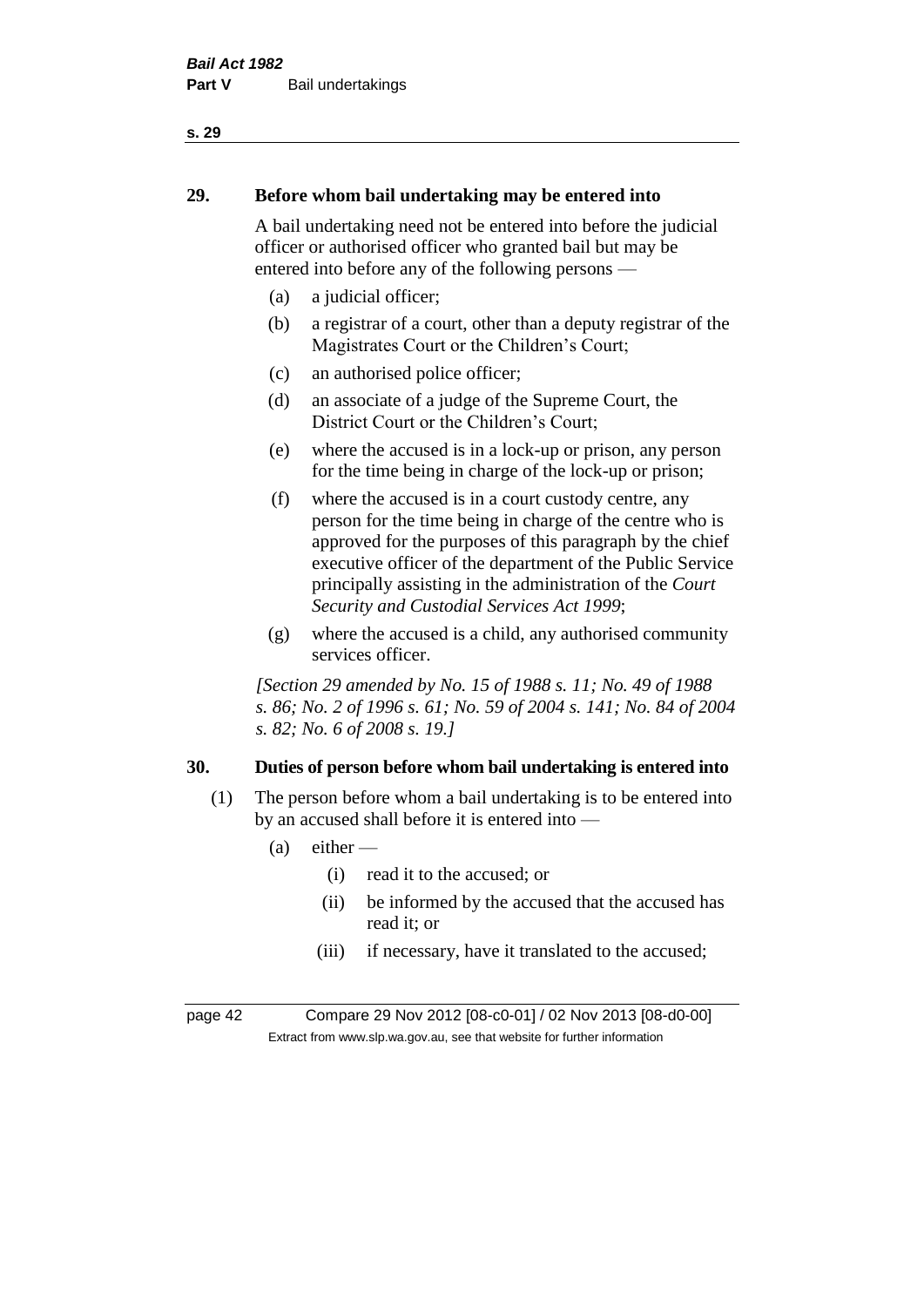## 29. Before whom bail undertaking may be entered into

A bail undertaking need not be entered into before the judicial officer or authorised officer who granted bail but may be entered into before any of the following persons —

(a) a judicial officer;

(b) a registrar of a court, other than a deputy registrar of the Magistrates Court or the Children's Court;

(c) an authorised police officer;

(d) an associate of a judge of the Supreme Court, the District Court or the Children's Court;

(e) where the accused is in a lock-up or prison, any person for the time being in charge of the lock-up or prison;

(f) where the accused is in a court custody centre, any person for the time being in charge of the centre who is approved for the purposes of this paragraph by the chief executive officer of the department of the Public Service principally assisting in the administration of the *Court Security and Custodial Services Act 1999*;

(g) where the accused is a child, any authorised community services officer.

*[Section 29 amended by No. 15 of 1988 s. 11; No. 49 of 1988 s. 86; No. 2 of 1996 s. 61; No. 59 of 2004 s. 141; No. 84 of 2004 s. 82; No. 6 of 2008 s. 19.]*

## 30. Duties of person before whom bail undertaking is entered into

(1) The person before whom a bail undertaking is to be entered into by an accused shall before it is entered into —

(a) either —

(i) read it to the accused; or

(ii) be informed by the accused that the accused has read it; or

(iii) if necessary, have it translated to the accused;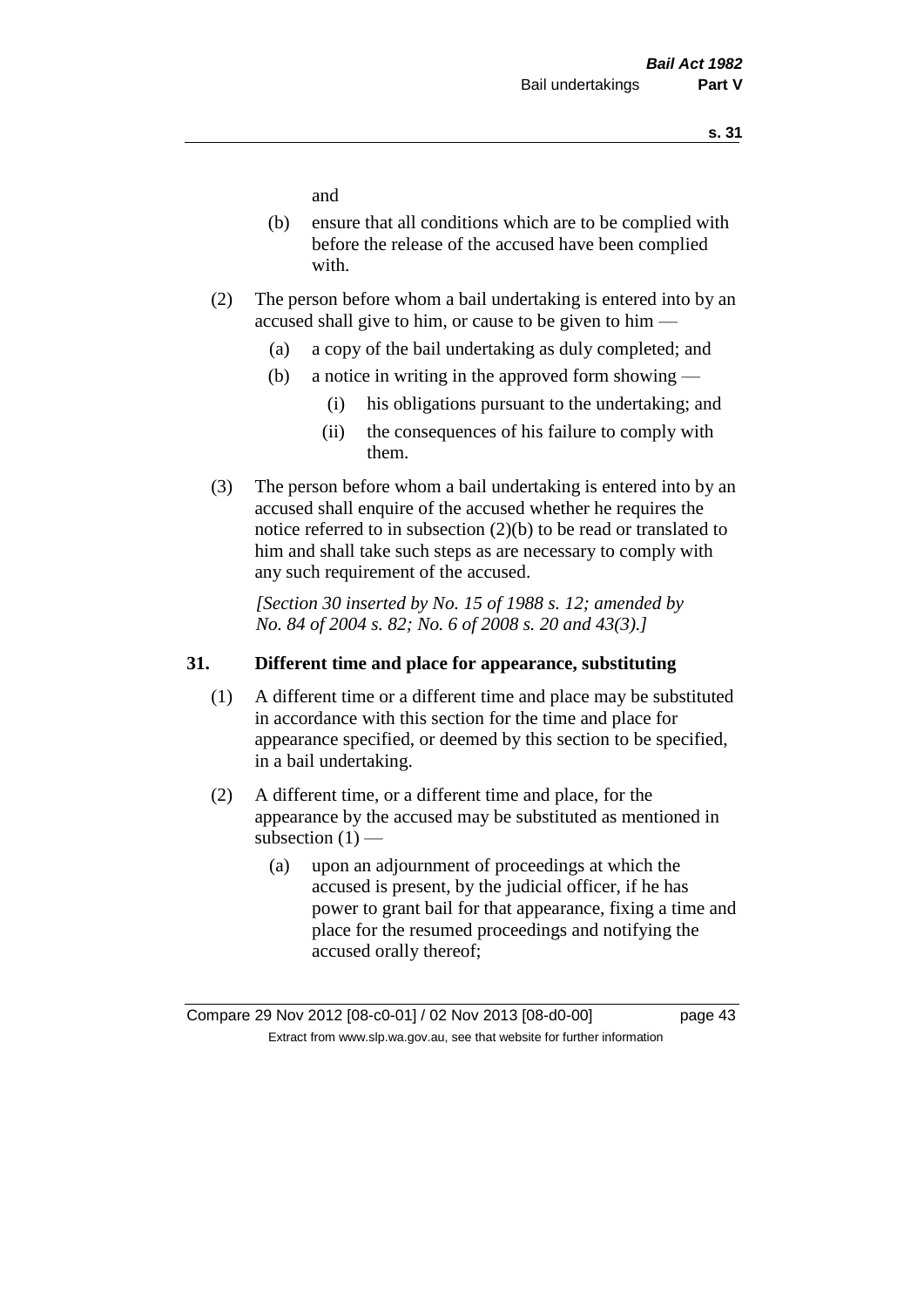and

(b) ensure that all conditions which are to be complied with before the release of the accused have been complied with.

(2) The person before whom a bail undertaking is entered into by an accused shall give to him, or cause to be given to him —

(a) a copy of the bail undertaking as duly completed; and

(b) a notice in writing in the approved form showing —

(i) his obligations pursuant to the undertaking; and

(ii) the consequences of his failure to comply with them.

(3) The person before whom a bail undertaking is entered into by an accused shall enquire of the accused whether he requires the notice referred to in subsection (2)(b) to be read or translated to him and shall take such steps as are necessary to comply with any such requirement of the accused.

*[Section 30 inserted by No. 15 of 1988 s. 12; amended by No. 84 of 2004 s. 82; No. 6 of 2008 s. 20 and 43(3).]*

## 31. Different time and place for appearance, substituting

(1) A different time or a different time and place may be substituted in accordance with this section for the time and place for appearance specified, or deemed by this section to be specified, in a bail undertaking.

(2) A different time, or a different time and place, for the appearance by the accused may be substituted as mentioned in subsection (1) —

(a) upon an adjournment of proceedings at which the accused is present, by the judicial officer, if he has power to grant bail for that appearance, fixing a time and place for the resumed proceedings and notifying the accused orally thereof;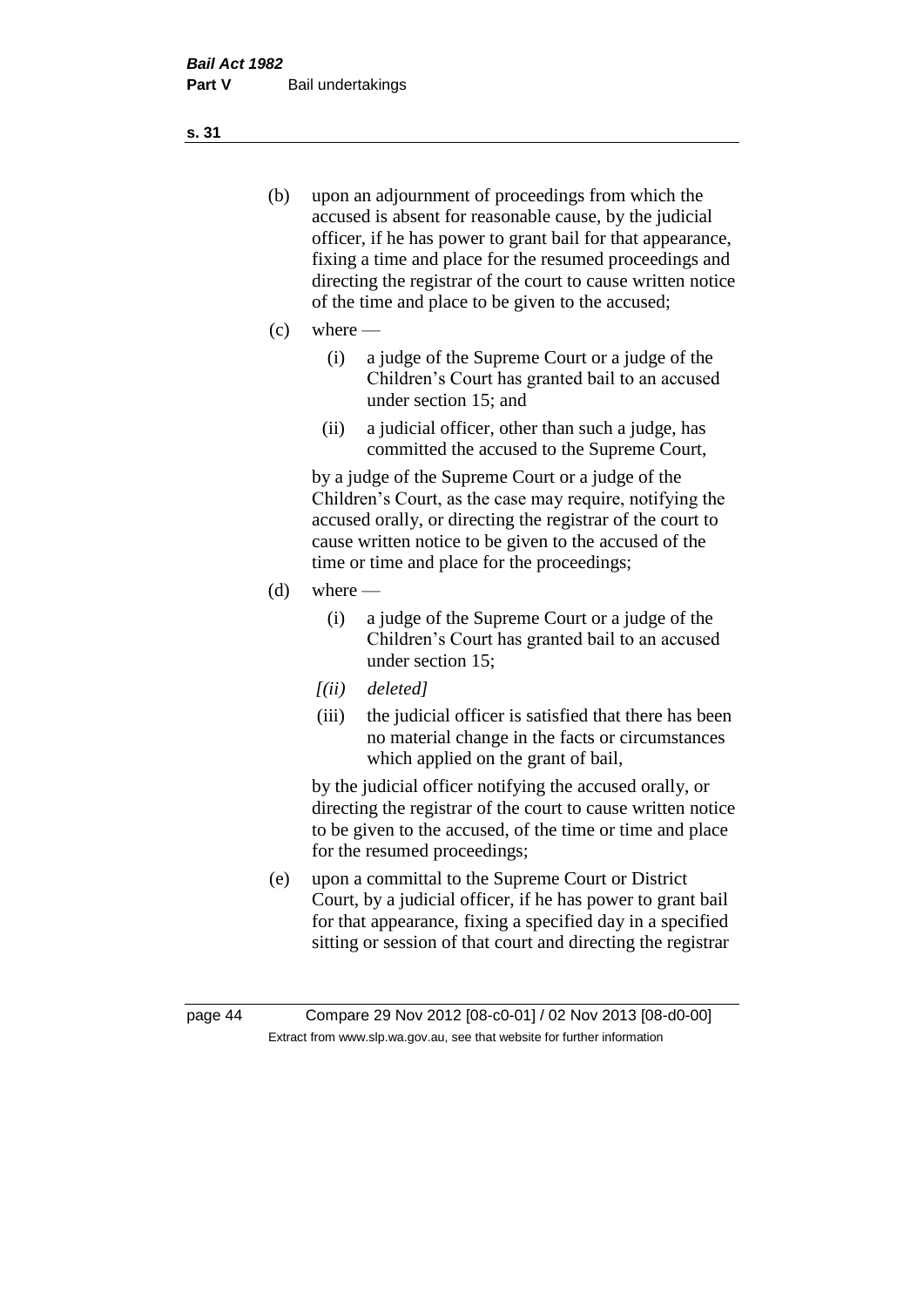(b) upon an adjournment of proceedings from which the accused is absent for reasonable cause, by the judicial officer, if he has power to grant bail for that appearance, fixing a time and place for the resumed proceedings and directing the registrar of the court to cause written notice of the time and place to be given to the accused;

(c) where —

   (i) a judge of the Supreme Court or a judge of the Children's Court has granted bail to an accused under section 15; and

   (ii) a judicial officer, other than such a judge, has committed the accused to the Supreme Court,

   by a judge of the Supreme Court or a judge of the Children's Court, as the case may require, notifying the accused orally, or directing the registrar of the court to cause written notice to be given to the accused of the time or time and place for the proceedings;

(d) where —

   (i) a judge of the Supreme Court or a judge of the Children's Court has granted bail to an accused under section 15;

   *[(ii) deleted]*

   (iii) the judicial officer is satisfied that there has been no material change in the facts or circumstances which applied on the grant of bail,

   by the judicial officer notifying the accused orally, or directing the registrar of the court to cause written notice to be given to the accused, of the time or time and place for the resumed proceedings;

(e) upon a committal to the Supreme Court or District Court, by a judicial officer, if he has power to grant bail for that appearance, fixing a specified day in a specified sitting or session of that court and directing the registrar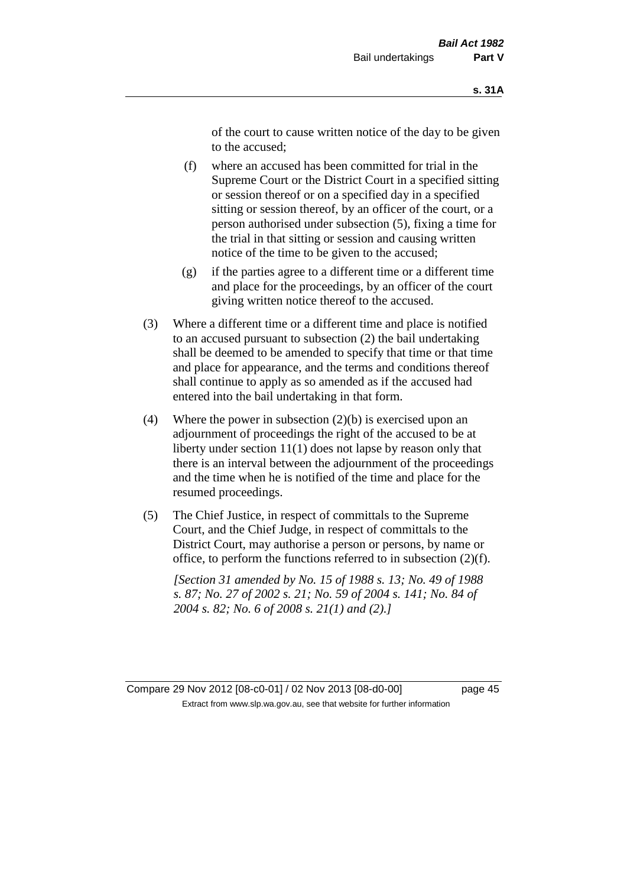of the court to cause written notice of the day to be given to the accused;

(f) where an accused has been committed for trial in the Supreme Court or the District Court in a specified sitting or session thereof or on a specified day in a specified sitting or session thereof, by an officer of the court, or a person authorised under subsection (5), fixing a time for the trial in that sitting or session and causing written notice of the time to be given to the accused;

(g) if the parties agree to a different time or a different time and place for the proceedings, by an officer of the court giving written notice thereof to the accused.

(3) Where a different time or a different time and place is notified to an accused pursuant to subsection (2) the bail undertaking shall be deemed to be amended to specify that time or that time and place for appearance, and the terms and conditions thereof shall continue to apply as so amended as if the accused had entered into the bail undertaking in that form.

(4) Where the power in subsection (2)(b) is exercised upon an adjournment of proceedings the right of the accused to be at liberty under section 11(1) does not lapse by reason only that there is an interval between the adjournment of the proceedings and the time when he is notified of the time and place for the resumed proceedings.

(5) The Chief Justice, in respect of committals to the Supreme Court, and the Chief Judge, in respect of committals to the District Court, may authorise a person or persons, by name or office, to perform the functions referred to in subsection (2)(f).

*[Section 31 amended by No. 15 of 1988 s. 13; No. 49 of 1988 s. 87; No. 27 of 2002 s. 21; No. 59 of 2004 s. 141; No. 84 of 2004 s. 82; No. 6 of 2008 s. 21(1) and (2).]*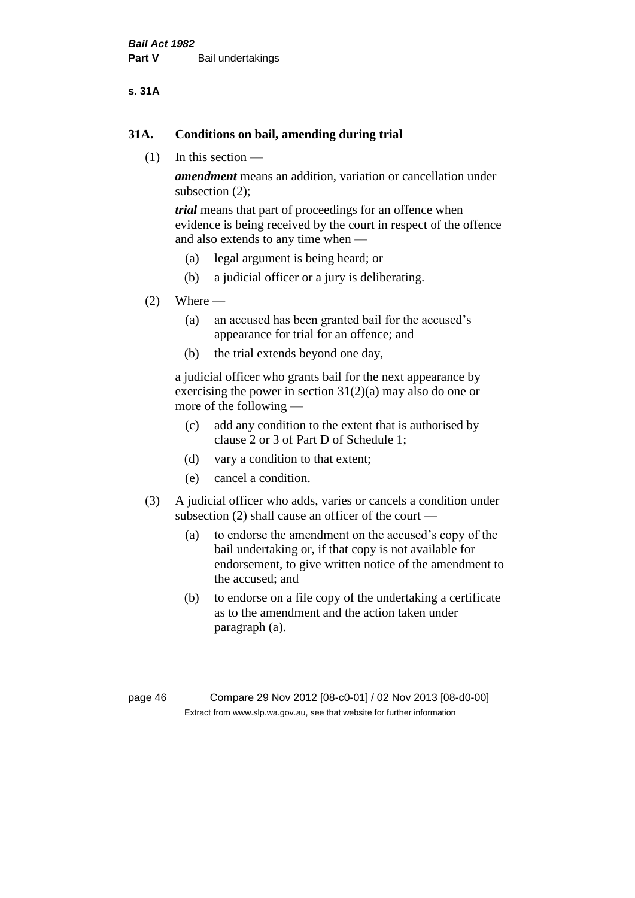## 31A. Conditions on bail, amending during trial

(1) In this section —

***amendment*** means an addition, variation or cancellation under subsection (2);

***trial*** means that part of proceedings for an offence when evidence is being received by the court in respect of the offence and also extends to any time when —

(a) legal argument is being heard; or

(b) a judicial officer or a jury is deliberating.

(2) Where —

(a) an accused has been granted bail for the accused's appearance for trial for an offence; and

(b) the trial extends beyond one day,

a judicial officer who grants bail for the next appearance by exercising the power in section 31(2)(a) may also do one or more of the following —

(c) add any condition to the extent that is authorised by clause 2 or 3 of Part D of Schedule 1;

(d) vary a condition to that extent;

(e) cancel a condition.

(3) A judicial officer who adds, varies or cancels a condition under subsection (2) shall cause an officer of the court —

(a) to endorse the amendment on the accused's copy of the bail undertaking or, if that copy is not available for endorsement, to give written notice of the amendment to the accused; and

(b) to endorse on a file copy of the undertaking a certificate as to the amendment and the action taken under paragraph (a).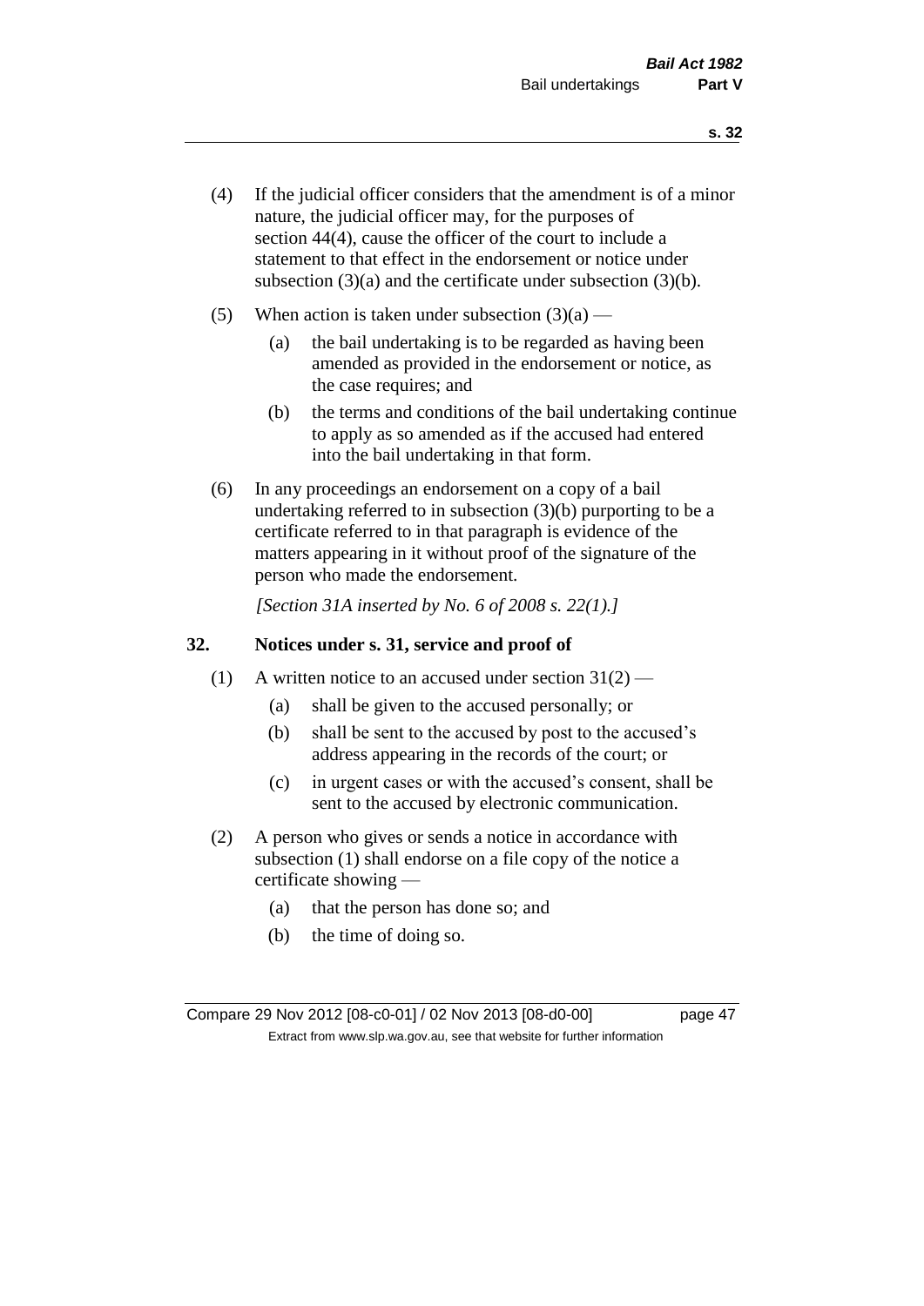(4) If the judicial officer considers that the amendment is of a minor nature, the judicial officer may, for the purposes of section 44(4), cause the officer of the court to include a statement to that effect in the endorsement or notice under subsection (3)(a) and the certificate under subsection (3)(b).

(5) When action is taken under subsection (3)(a) —

   (a) the bail undertaking is to be regarded as having been amended as provided in the endorsement or notice, as the case requires; and

   (b) the terms and conditions of the bail undertaking continue to apply as so amended as if the accused had entered into the bail undertaking in that form.

(6) In any proceedings an endorsement on a copy of a bail undertaking referred to in subsection (3)(b) purporting to be a certificate referred to in that paragraph is evidence of the matters appearing in it without proof of the signature of the person who made the endorsement.

*[Section 31A inserted by No. 6 of 2008 s. 22(1).]*

## 32. Notices under s. 31, service and proof of

(1) A written notice to an accused under section 31(2) —

   (a) shall be given to the accused personally; or

   (b) shall be sent to the accused by post to the accused's address appearing in the records of the court; or

   (c) in urgent cases or with the accused's consent, shall be sent to the accused by electronic communication.

(2) A person who gives or sends a notice in accordance with subsection (1) shall endorse on a file copy of the notice a certificate showing —

   (a) that the person has done so; and

   (b) the time of doing so.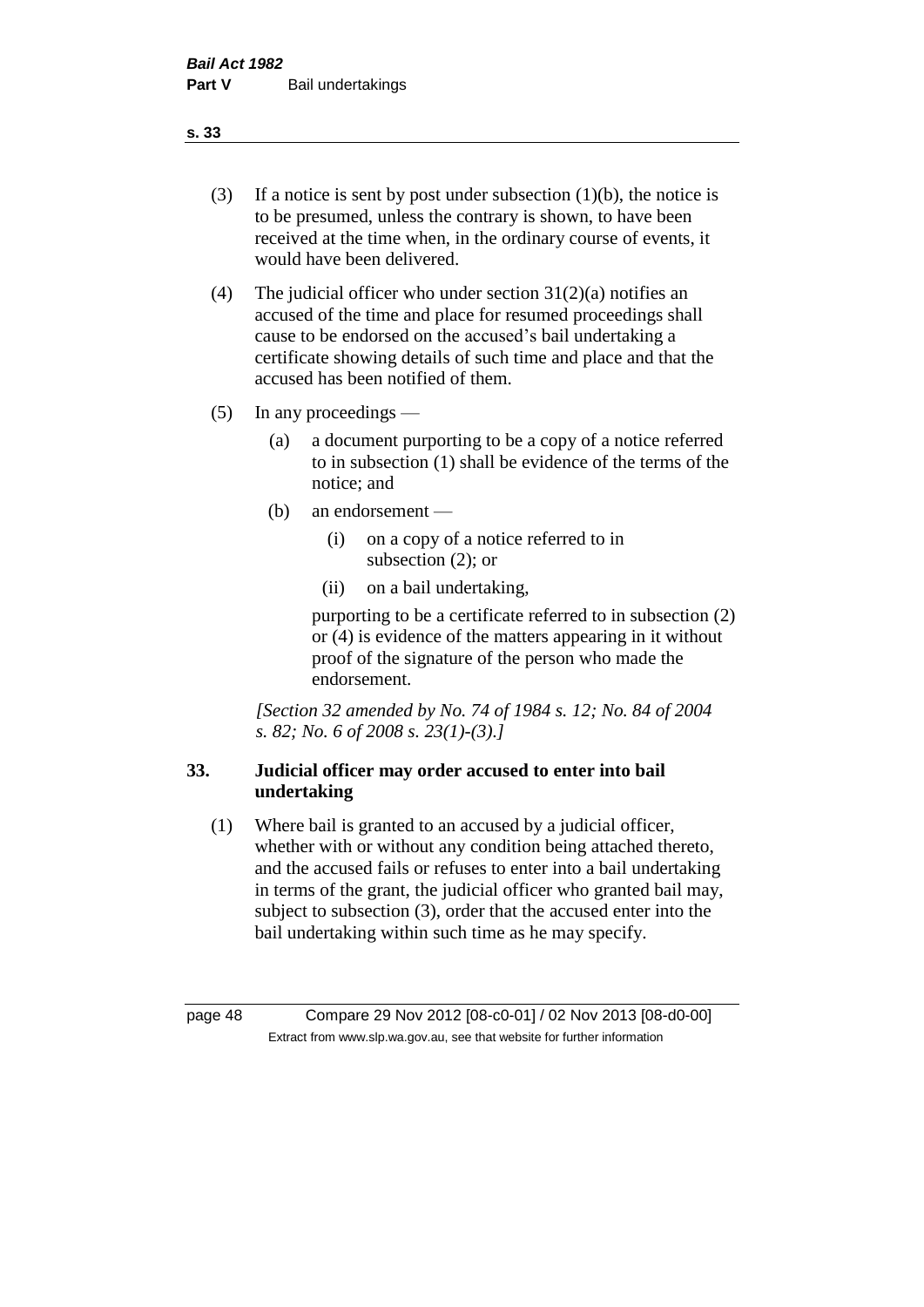(3) If a notice is sent by post under subsection (1)(b), the notice is to be presumed, unless the contrary is shown, to have been received at the time when, in the ordinary course of events, it would have been delivered.

(4) The judicial officer who under section 31(2)(a) notifies an accused of the time and place for resumed proceedings shall cause to be endorsed on the accused's bail undertaking a certificate showing details of such time and place and that the accused has been notified of them.

(5) In any proceedings —

(a) a document purporting to be a copy of a notice referred to in subsection (1) shall be evidence of the terms of the notice; and

(b) an endorsement —

(i) on a copy of a notice referred to in subsection (2); or

(ii) on a bail undertaking,

purporting to be a certificate referred to in subsection (2) or (4) is evidence of the matters appearing in it without proof of the signature of the person who made the endorsement.

*[Section 32 amended by No. 74 of 1984 s. 12; No. 84 of 2004 s. 82; No. 6 of 2008 s. 23(1)-(3).]*

## 33. Judicial officer may order accused to enter into bail undertaking

(1) Where bail is granted to an accused by a judicial officer, whether with or without any condition being attached thereto, and the accused fails or refuses to enter into a bail undertaking in terms of the grant, the judicial officer who granted bail may, subject to subsection (3), order that the accused enter into the bail undertaking within such time as he may specify.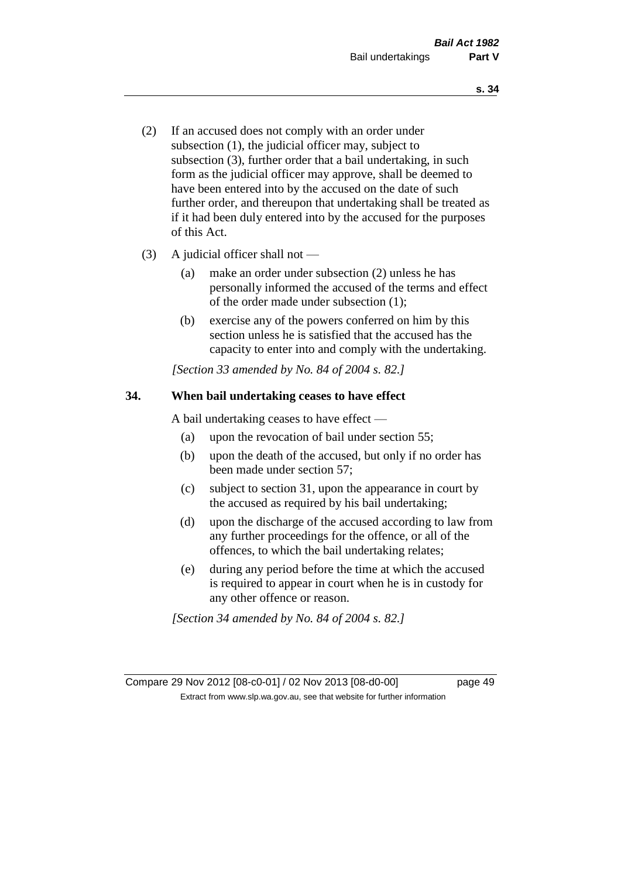(2) If an accused does not comply with an order under subsection (1), the judicial officer may, subject to subsection (3), further order that a bail undertaking, in such form as the judicial officer may approve, shall be deemed to have been entered into by the accused on the date of such further order, and thereupon that undertaking shall be treated as if it had been duly entered into by the accused for the purposes of this Act.

(3) A judicial officer shall not —

(a) make an order under subsection (2) unless he has personally informed the accused of the terms and effect of the order made under subsection (1);

(b) exercise any of the powers conferred on him by this section unless he is satisfied that the accused has the capacity to enter into and comply with the undertaking.

*[Section 33 amended by No. 84 of 2004 s. 82.]*

### 34. When bail undertaking ceases to have effect

A bail undertaking ceases to have effect —

(a) upon the revocation of bail under section 55;

(b) upon the death of the accused, but only if no order has been made under section 57;

(c) subject to section 31, upon the appearance in court by the accused as required by his bail undertaking;

(d) upon the discharge of the accused according to law from any further proceedings for the offence, or all of the offences, to which the bail undertaking relates;

(e) during any period before the time at which the accused is required to appear in court when he is in custody for any other offence or reason.

*[Section 34 amended by No. 84 of 2004 s. 82.]*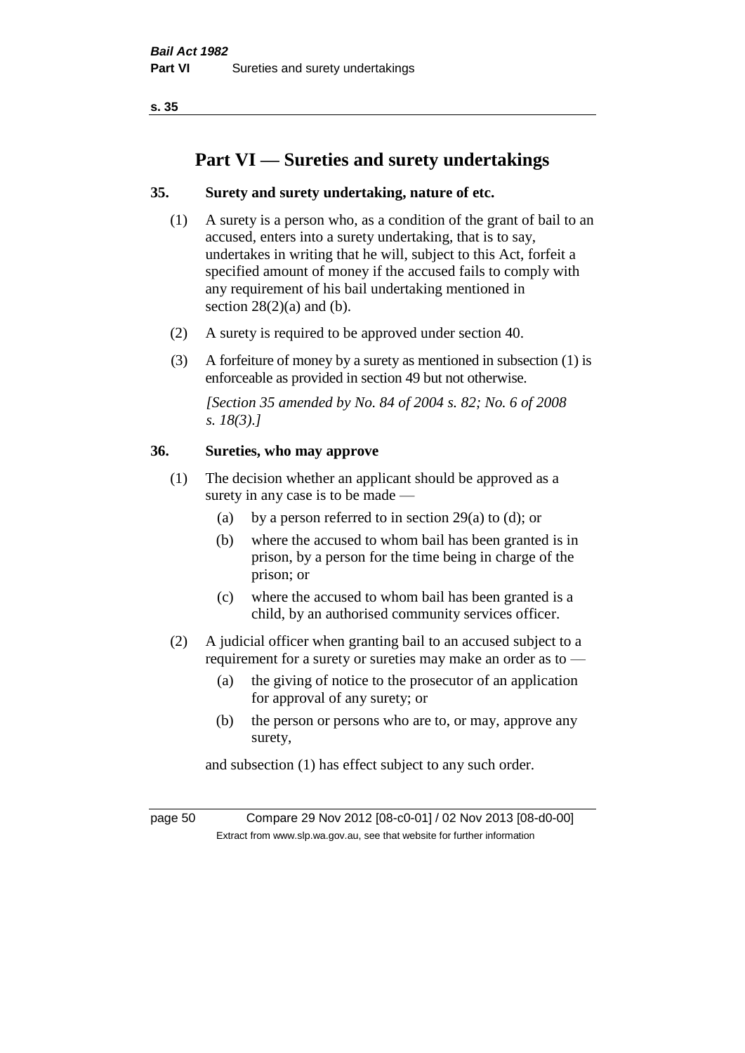# Part VI — Sureties and surety undertakings

## 35. Surety and surety undertaking, nature of etc.

(1) A surety is a person who, as a condition of the grant of bail to an accused, enters into a surety undertaking, that is to say, undertakes in writing that he will, subject to this Act, forfeit a specified amount of money if the accused fails to comply with any requirement of his bail undertaking mentioned in section 28(2)(a) and (b).

(2) A surety is required to be approved under section 40.

(3) A forfeiture of money by a surety as mentioned in subsection (1) is enforceable as provided in section 49 but not otherwise.

*[Section 35 amended by No. 84 of 2004 s. 82; No. 6 of 2008 s. 18(3).]*

## 36. Sureties, who may approve

(1) The decision whether an applicant should be approved as a surety in any case is to be made —

(a) by a person referred to in section 29(a) to (d); or

(b) where the accused to whom bail has been granted is in prison, by a person for the time being in charge of the prison; or

(c) where the accused to whom bail has been granted is a child, by an authorised community services officer.

(2) A judicial officer when granting bail to an accused subject to a requirement for a surety or sureties may make an order as to —

(a) the giving of notice to the prosecutor of an application for approval of any surety; or

(b) the person or persons who are to, or may, approve any surety,

and subsection (1) has effect subject to any such order.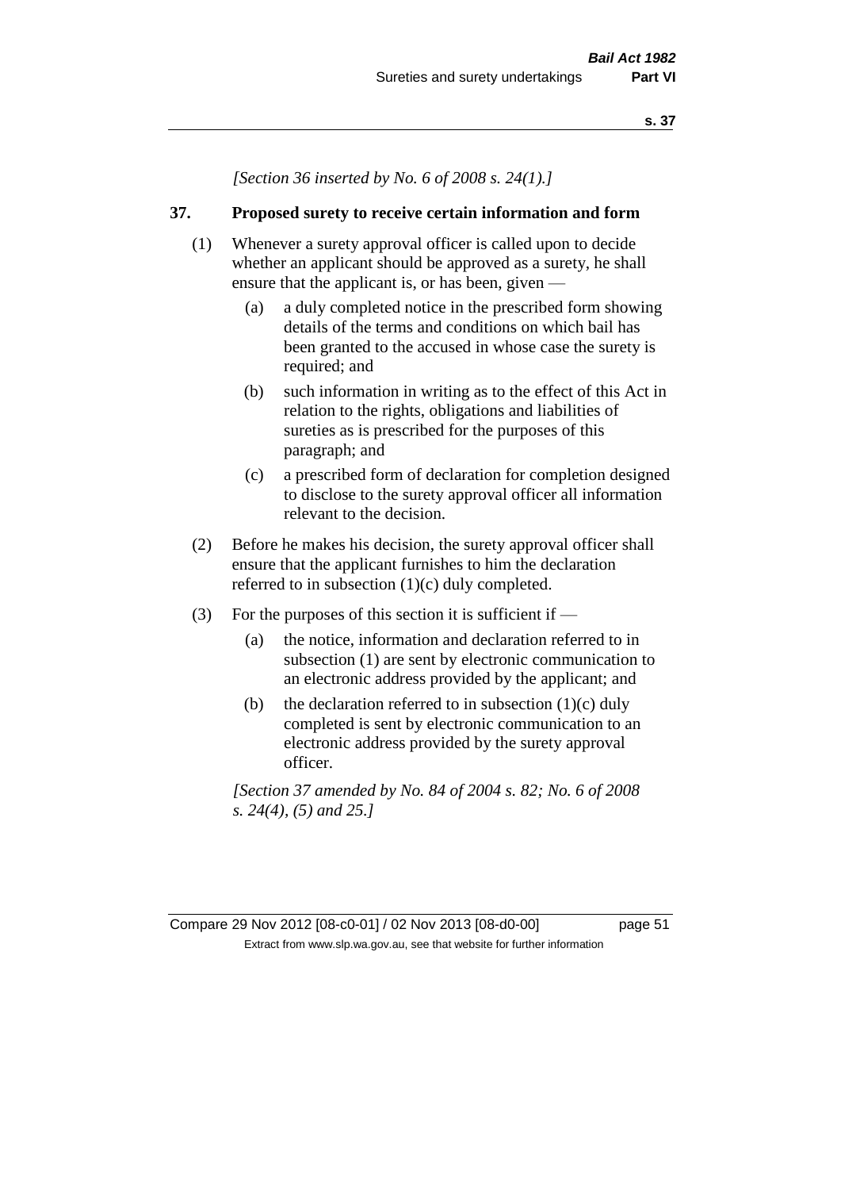*[Section 36 inserted by No. 6 of 2008 s. 24(1).]*

### 37. Proposed surety to receive certain information and form

(1) Whenever a surety approval officer is called upon to decide whether an applicant should be approved as a surety, he shall ensure that the applicant is, or has been, given —

(a) a duly completed notice in the prescribed form showing details of the terms and conditions on which bail has been granted to the accused in whose case the surety is required; and

(b) such information in writing as to the effect of this Act in relation to the rights, obligations and liabilities of sureties as is prescribed for the purposes of this paragraph; and

(c) a prescribed form of declaration for completion designed to disclose to the surety approval officer all information relevant to the decision.

(2) Before he makes his decision, the surety approval officer shall ensure that the applicant furnishes to him the declaration referred to in subsection (1)(c) duly completed.

(3) For the purposes of this section it is sufficient if —

(a) the notice, information and declaration referred to in subsection (1) are sent by electronic communication to an electronic address provided by the applicant; and

(b) the declaration referred to in subsection (1)(c) duly completed is sent by electronic communication to an electronic address provided by the surety approval officer.

*[Section 37 amended by No. 84 of 2004 s. 82; No. 6 of 2008 s. 24(4), (5) and 25.]*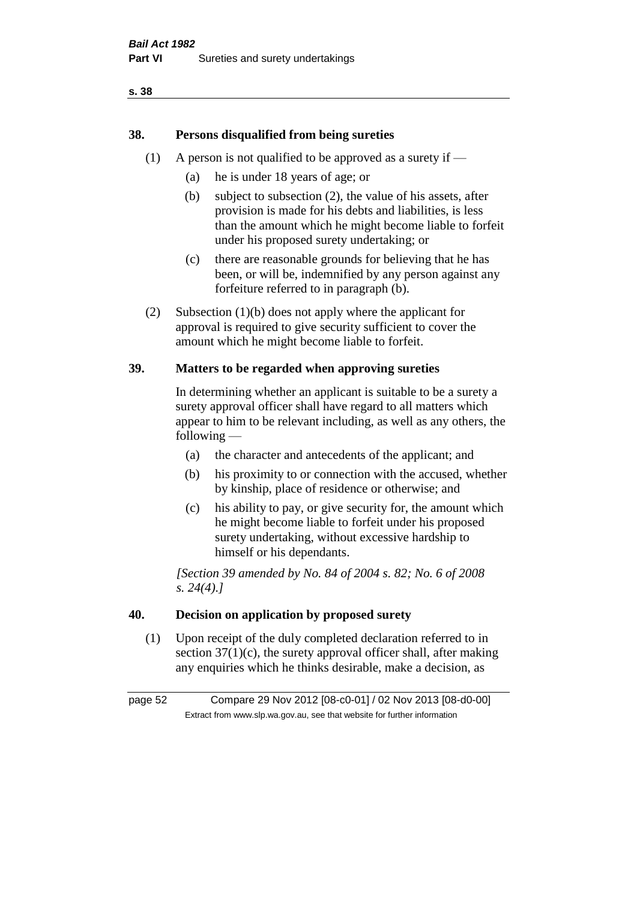## 38. Persons disqualified from being sureties

(1) A person is not qualified to be approved as a surety if —

- (a) he is under 18 years of age; or
- (b) subject to subsection (2), the value of his assets, after provision is made for his debts and liabilities, is less than the amount which he might become liable to forfeit under his proposed surety undertaking; or
- (c) there are reasonable grounds for believing that he has been, or will be, indemnified by any person against any forfeiture referred to in paragraph (b).

(2) Subsection (1)(b) does not apply where the applicant for approval is required to give security sufficient to cover the amount which he might become liable to forfeit.

## 39. Matters to be regarded when approving sureties

In determining whether an applicant is suitable to be a surety a surety approval officer shall have regard to all matters which appear to him to be relevant including, as well as any others, the following —

- (a) the character and antecedents of the applicant; and
- (b) his proximity to or connection with the accused, whether by kinship, place of residence or otherwise; and
- (c) his ability to pay, or give security for, the amount which he might become liable to forfeit under his proposed surety undertaking, without excessive hardship to himself or his dependants.

*[Section 39 amended by No. 84 of 2004 s. 82; No. 6 of 2008 s. 24(4).]*

## 40. Decision on application by proposed surety

(1) Upon receipt of the duly completed declaration referred to in section 37(1)(c), the surety approval officer shall, after making any enquiries which he thinks desirable, make a decision, as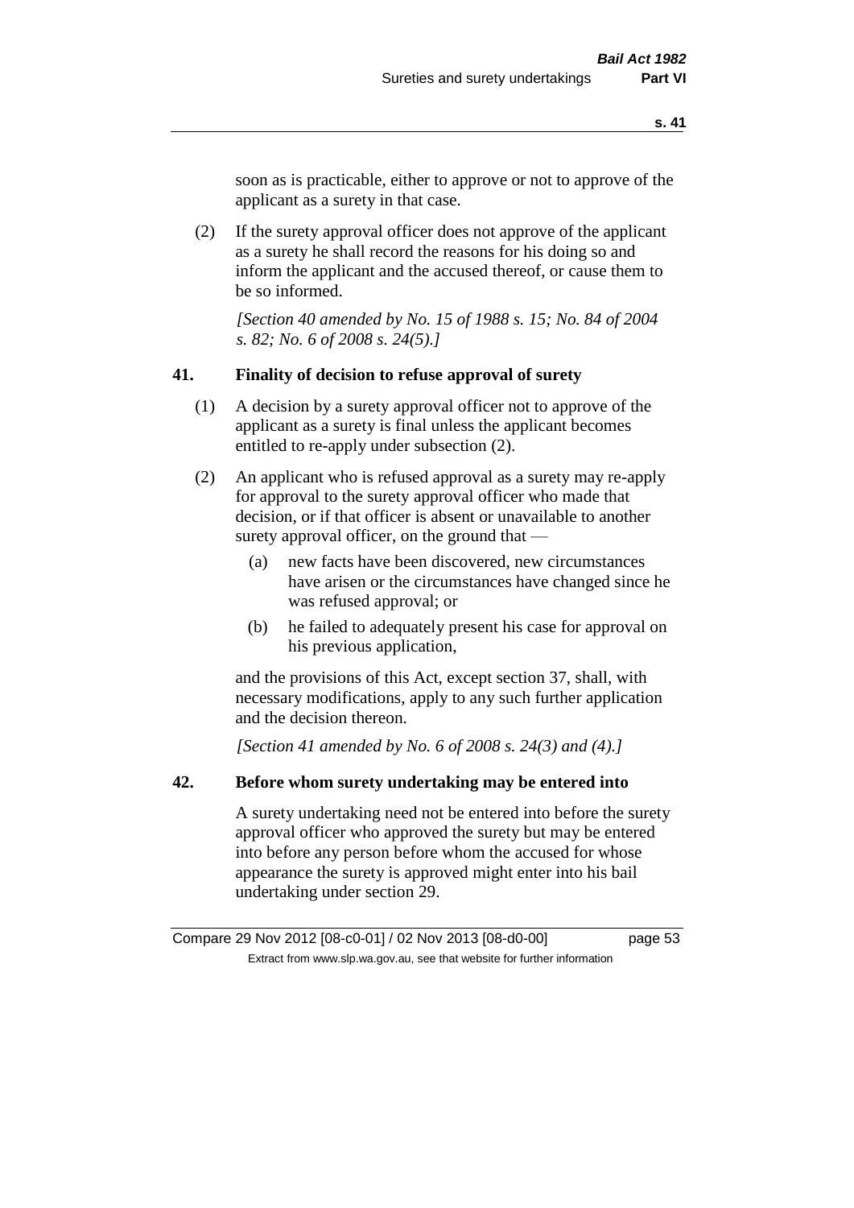soon as is practicable, either to approve or not to approve of the applicant as a surety in that case.

(2) If the surety approval officer does not approve of the applicant as a surety he shall record the reasons for his doing so and inform the applicant and the accused thereof, or cause them to be so informed.

*[Section 40 amended by No. 15 of 1988 s. 15; No. 84 of 2004 s. 82; No. 6 of 2008 s. 24(5).]*

### 41. Finality of decision to refuse approval of surety

(1) A decision by a surety approval officer not to approve of the applicant as a surety is final unless the applicant becomes entitled to re-apply under subsection (2).

(2) An applicant who is refused approval as a surety may re-apply for approval to the surety approval officer who made that decision, or if that officer is absent or unavailable to another surety approval officer, on the ground that —

(a) new facts have been discovered, new circumstances have arisen or the circumstances have changed since he was refused approval; or

(b) he failed to adequately present his case for approval on his previous application,

and the provisions of this Act, except section 37, shall, with necessary modifications, apply to any such further application and the decision thereon.

*[Section 41 amended by No. 6 of 2008 s. 24(3) and (4).]*

### 42. Before whom surety undertaking may be entered into

A surety undertaking need not be entered into before the surety approval officer who approved the surety but may be entered into before any person before whom the accused for whose appearance the surety is approved might enter into his bail undertaking under section 29.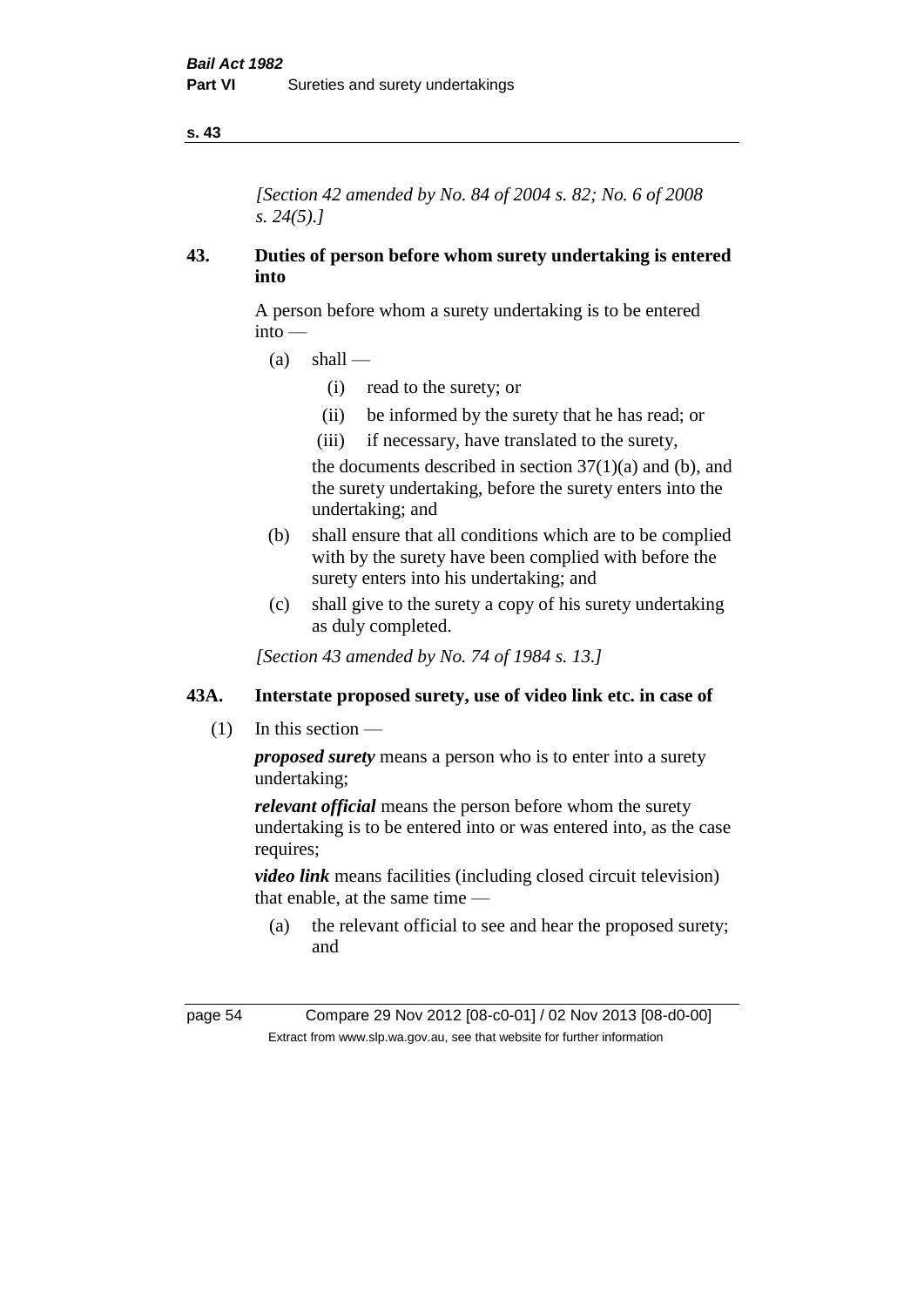*[Section 42 amended by No. 84 of 2004 s. 82; No. 6 of 2008 s. 24(5).]*

## 43. Duties of person before whom surety undertaking is entered into

A person before whom a surety undertaking is to be entered into —

- (a) shall —
  - (i) read to the surety; or
  - (ii) be informed by the surety that he has read; or
  - (iii) if necessary, have translated to the surety,

  the documents described in section 37(1)(a) and (b), and the surety undertaking, before the surety enters into the undertaking; and
- (b) shall ensure that all conditions which are to be complied with by the surety have been complied with before the surety enters into his undertaking; and
- (c) shall give to the surety a copy of his surety undertaking as duly completed.

*[Section 43 amended by No. 74 of 1984 s. 13.]*

## 43A. Interstate proposed surety, use of video link etc. in case of

(1) In this section —

***proposed surety*** means a person who is to enter into a surety undertaking;

***relevant official*** means the person before whom the surety undertaking is to be entered into or was entered into, as the case requires;

***video link*** means facilities (including closed circuit television) that enable, at the same time —

- (a) the relevant official to see and hear the proposed surety; and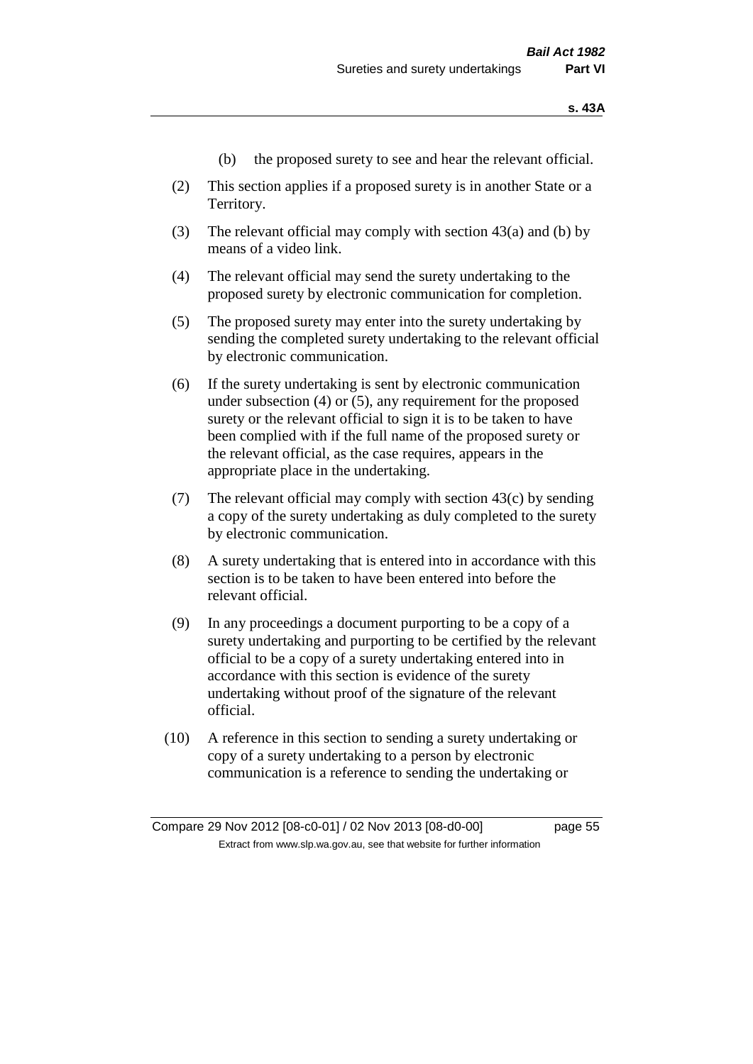(b) the proposed surety to see and hear the relevant official.

(2) This section applies if a proposed surety is in another State or a Territory.

(3) The relevant official may comply with section 43(a) and (b) by means of a video link.

(4) The relevant official may send the surety undertaking to the proposed surety by electronic communication for completion.

(5) The proposed surety may enter into the surety undertaking by sending the completed surety undertaking to the relevant official by electronic communication.

(6) If the surety undertaking is sent by electronic communication under subsection (4) or (5), any requirement for the proposed surety or the relevant official to sign it is to be taken to have been complied with if the full name of the proposed surety or the relevant official, as the case requires, appears in the appropriate place in the undertaking.

(7) The relevant official may comply with section 43(c) by sending a copy of the surety undertaking as duly completed to the surety by electronic communication.

(8) A surety undertaking that is entered into in accordance with this section is to be taken to have been entered into before the relevant official.

(9) In any proceedings a document purporting to be a copy of a surety undertaking and purporting to be certified by the relevant official to be a copy of a surety undertaking entered into in accordance with this section is evidence of the surety undertaking without proof of the signature of the relevant official.

(10) A reference in this section to sending a surety undertaking or copy of a surety undertaking to a person by electronic communication is a reference to sending the undertaking or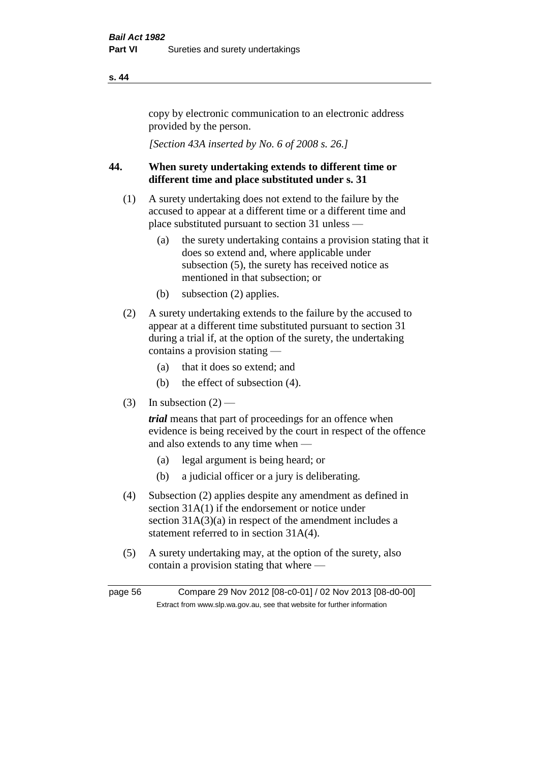copy by electronic communication to an electronic address provided by the person.

*[Section 43A inserted by No. 6 of 2008 s. 26.]*

## 44. When surety undertaking extends to different time or different time and place substituted under s. 31

(1) A surety undertaking does not extend to the failure by the accused to appear at a different time or a different time and place substituted pursuant to section 31 unless —

  (a) the surety undertaking contains a provision stating that it does so extend and, where applicable under subsection (5), the surety has received notice as mentioned in that subsection; or

  (b) subsection (2) applies.

(2) A surety undertaking extends to the failure by the accused to appear at a different time substituted pursuant to section 31 during a trial if, at the option of the surety, the undertaking contains a provision stating —

  (a) that it does so extend; and

  (b) the effect of subsection (4).

(3) In subsection (2) —

***trial*** means that part of proceedings for an offence when evidence is being received by the court in respect of the offence and also extends to any time when —

  (a) legal argument is being heard; or

  (b) a judicial officer or a jury is deliberating.

(4) Subsection (2) applies despite any amendment as defined in section 31A(1) if the endorsement or notice under section 31A(3)(a) in respect of the amendment includes a statement referred to in section 31A(4).

(5) A surety undertaking may, at the option of the surety, also contain a provision stating that where —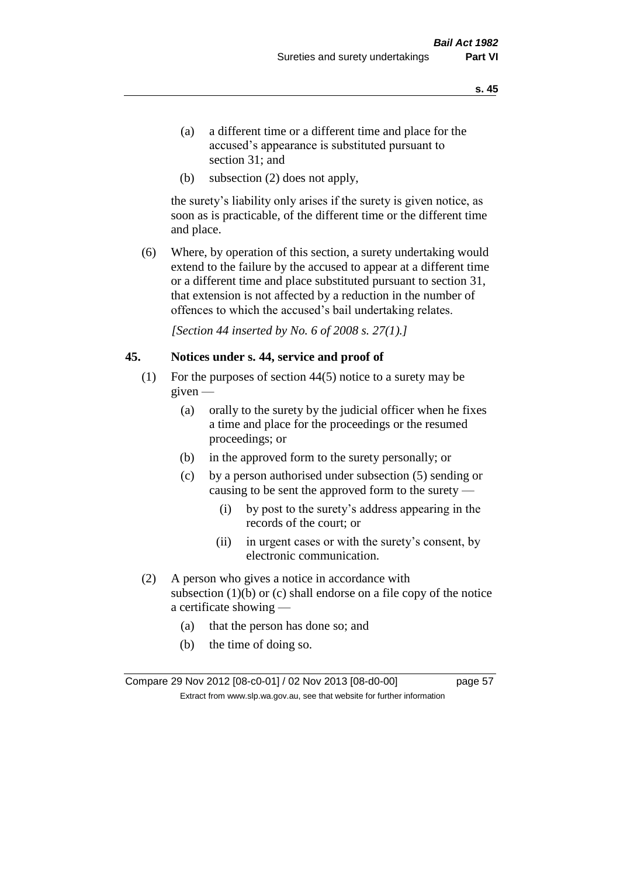(a) a different time or a different time and place for the accused's appearance is substituted pursuant to section 31; and

(b) subsection (2) does not apply,

the surety's liability only arises if the surety is given notice, as soon as is practicable, of the different time or the different time and place.

(6) Where, by operation of this section, a surety undertaking would extend to the failure by the accused to appear at a different time or a different time and place substituted pursuant to section 31, that extension is not affected by a reduction in the number of offences to which the accused's bail undertaking relates.

*[Section 44 inserted by No. 6 of 2008 s. 27(1).]*

## 45. Notices under s. 44, service and proof of

(1) For the purposes of section 44(5) notice to a surety may be given —

(a) orally to the surety by the judicial officer when he fixes a time and place for the proceedings or the resumed proceedings; or

(b) in the approved form to the surety personally; or

(c) by a person authorised under subsection (5) sending or causing to be sent the approved form to the surety —

(i) by post to the surety's address appearing in the records of the court; or

(ii) in urgent cases or with the surety's consent, by electronic communication.

(2) A person who gives a notice in accordance with subsection (1)(b) or (c) shall endorse on a file copy of the notice a certificate showing —

(a) that the person has done so; and

(b) the time of doing so.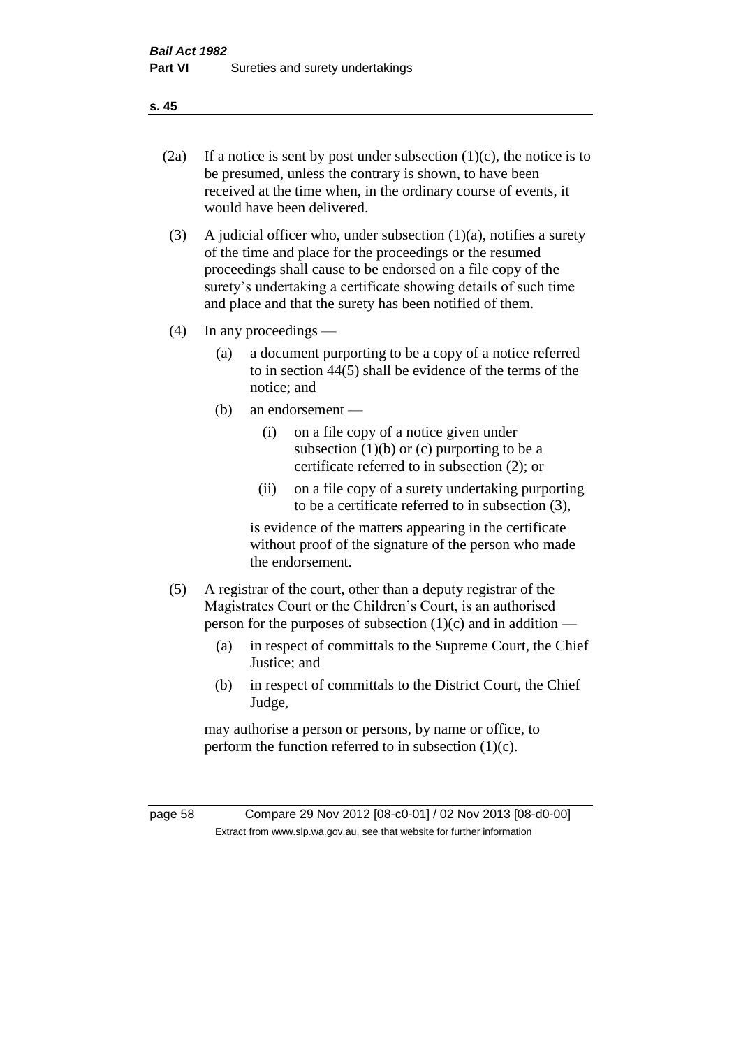(2a) If a notice is sent by post under subsection (1)(c), the notice is to be presumed, unless the contrary is shown, to have been received at the time when, in the ordinary course of events, it would have been delivered.

(3) A judicial officer who, under subsection (1)(a), notifies a surety of the time and place for the proceedings or the resumed proceedings shall cause to be endorsed on a file copy of the surety's undertaking a certificate showing details of such time and place and that the surety has been notified of them.

(4) In any proceedings —

- (a) a document purporting to be a copy of a notice referred to in section 44(5) shall be evidence of the terms of the notice; and
- (b) an endorsement —
  - (i) on a file copy of a notice given under subsection (1)(b) or (c) purporting to be a certificate referred to in subsection (2); or
  - (ii) on a file copy of a surety undertaking purporting to be a certificate referred to in subsection (3),

  is evidence of the matters appearing in the certificate without proof of the signature of the person who made the endorsement.

(5) A registrar of the court, other than a deputy registrar of the Magistrates Court or the Children's Court, is an authorised person for the purposes of subsection (1)(c) and in addition —

- (a) in respect of committals to the Supreme Court, the Chief Justice; and
- (b) in respect of committals to the District Court, the Chief Judge,

may authorise a person or persons, by name or office, to perform the function referred to in subsection (1)(c).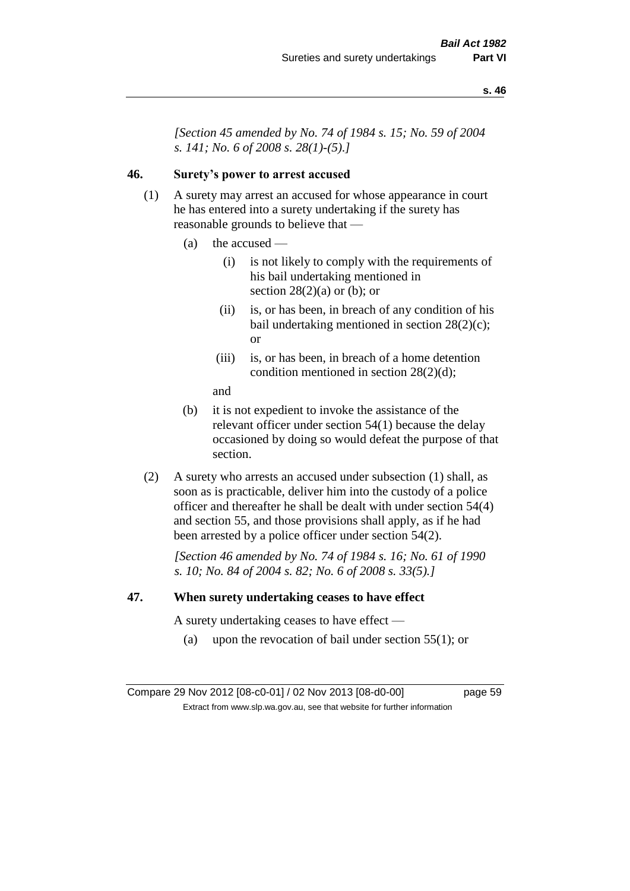*[Section 45 amended by No. 74 of 1984 s. 15; No. 59 of 2004 s. 141; No. 6 of 2008 s. 28(1)-(5).]*

## 46. Surety's power to arrest accused

(1) A surety may arrest an accused for whose appearance in court he has entered into a surety undertaking if the surety has reasonable grounds to believe that —

- (a) the accused —
  - (i) is not likely to comply with the requirements of his bail undertaking mentioned in section 28(2)(a) or (b); or
  - (ii) is, or has been, in breach of any condition of his bail undertaking mentioned in section 28(2)(c); or
  - (iii) is, or has been, in breach of a home detention condition mentioned in section 28(2)(d);

  and

- (b) it is not expedient to invoke the assistance of the relevant officer under section 54(1) because the delay occasioned by doing so would defeat the purpose of that section.

(2) A surety who arrests an accused under subsection (1) shall, as soon as is practicable, deliver him into the custody of a police officer and thereafter he shall be dealt with under section 54(4) and section 55, and those provisions shall apply, as if he had been arrested by a police officer under section 54(2).

*[Section 46 amended by No. 74 of 1984 s. 16; No. 61 of 1990 s. 10; No. 84 of 2004 s. 82; No. 6 of 2008 s. 33(5).]*

## 47. When surety undertaking ceases to have effect

A surety undertaking ceases to have effect —

- (a) upon the revocation of bail under section 55(1); or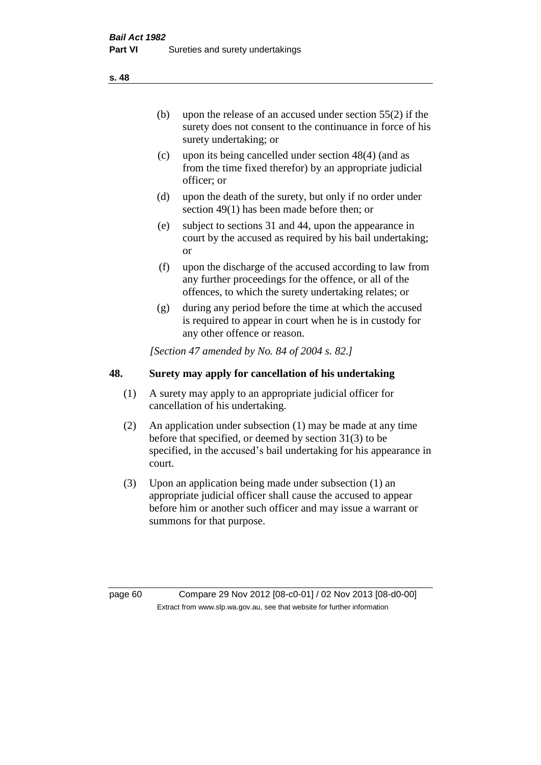(b) upon the release of an accused under section 55(2) if the surety does not consent to the continuance in force of his surety undertaking; or

(c) upon its being cancelled under section 48(4) (and as from the time fixed therefor) by an appropriate judicial officer; or

(d) upon the death of the surety, but only if no order under section 49(1) has been made before then; or

(e) subject to sections 31 and 44, upon the appearance in court by the accused as required by his bail undertaking; or

(f) upon the discharge of the accused according to law from any further proceedings for the offence, or all of the offences, to which the surety undertaking relates; or

(g) during any period before the time at which the accused is required to appear in court when he is in custody for any other offence or reason.

*[Section 47 amended by No. 84 of 2004 s. 82.]*

## 48. Surety may apply for cancellation of his undertaking

(1) A surety may apply to an appropriate judicial officer for cancellation of his undertaking.

(2) An application under subsection (1) may be made at any time before that specified, or deemed by section 31(3) to be specified, in the accused's bail undertaking for his appearance in court.

(3) Upon an application being made under subsection (1) an appropriate judicial officer shall cause the accused to appear before him or another such officer and may issue a warrant or summons for that purpose.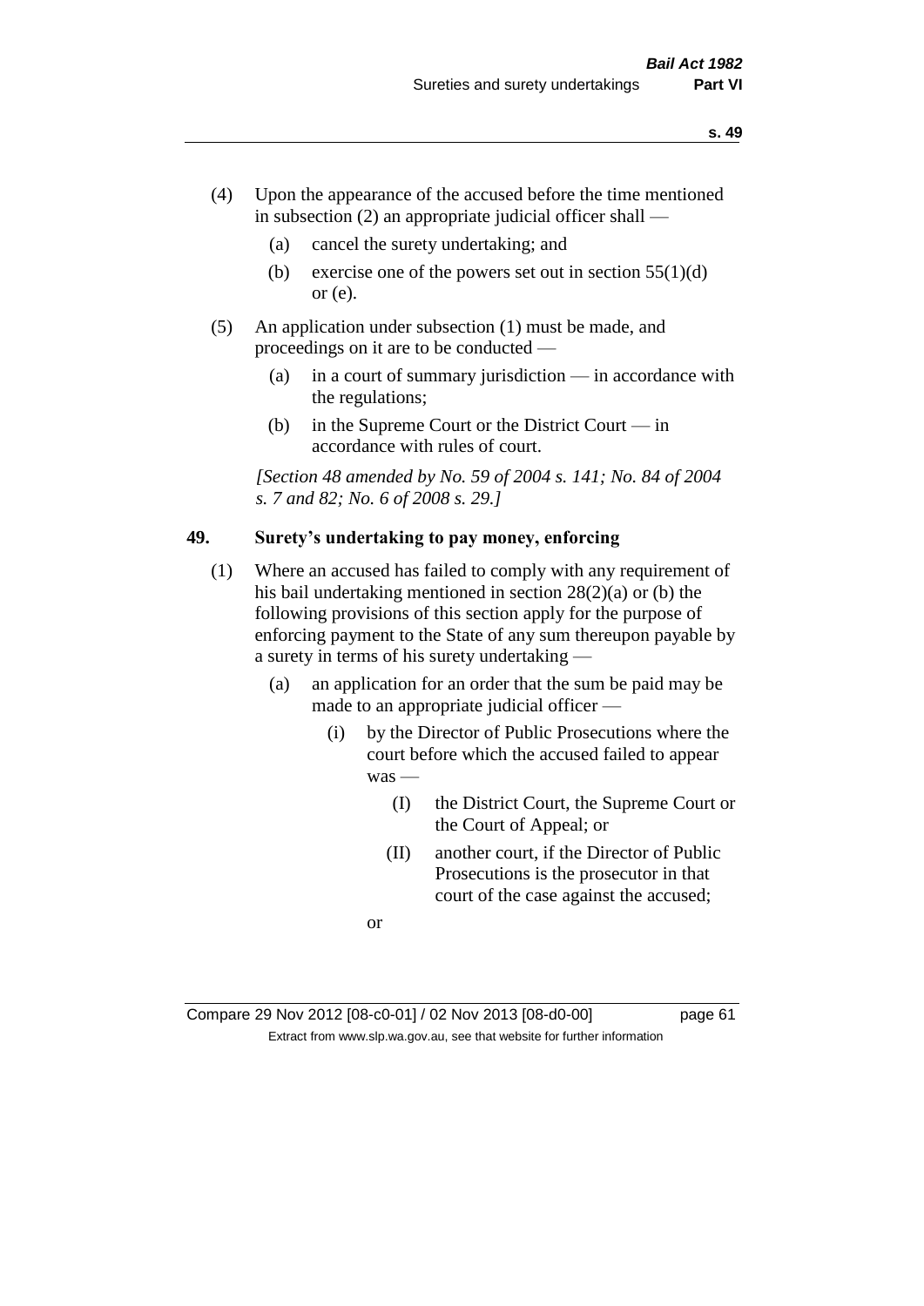(4) Upon the appearance of the accused before the time mentioned in subsection (2) an appropriate judicial officer shall —

    (a) cancel the surety undertaking; and

    (b) exercise one of the powers set out in section 55(1)(d) or (e).

(5) An application under subsection (1) must be made, and proceedings on it are to be conducted —

    (a) in a court of summary jurisdiction — in accordance with the regulations;

    (b) in the Supreme Court or the District Court — in accordance with rules of court.

*[Section 48 amended by No. 59 of 2004 s. 141; No. 84 of 2004 s. 7 and 82; No. 6 of 2008 s. 29.]*

## 49. Surety's undertaking to pay money, enforcing

(1) Where an accused has failed to comply with any requirement of his bail undertaking mentioned in section 28(2)(a) or (b) the following provisions of this section apply for the purpose of enforcing payment to the State of any sum thereupon payable by a surety in terms of his surety undertaking —

    (a) an application for an order that the sum be paid may be made to an appropriate judicial officer —

        (i) by the Director of Public Prosecutions where the court before which the accused failed to appear was —

            (I) the District Court, the Supreme Court or the Court of Appeal; or

            (II) another court, if the Director of Public Prosecutions is the prosecutor in that court of the case against the accused;

        or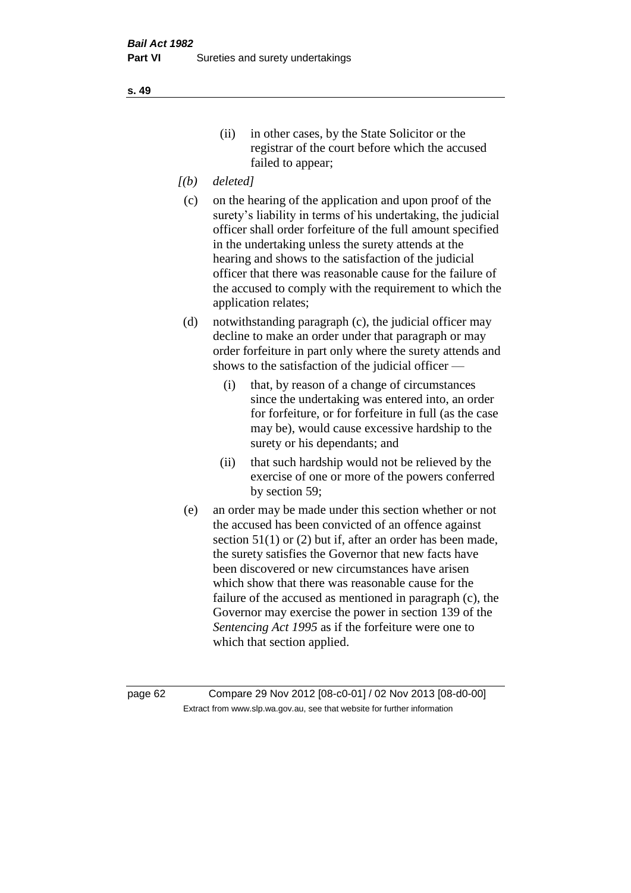(ii) in other cases, by the State Solicitor or the registrar of the court before which the accused failed to appear;

*[(b) deleted]*

(c) on the hearing of the application and upon proof of the surety's liability in terms of his undertaking, the judicial officer shall order forfeiture of the full amount specified in the undertaking unless the surety attends at the hearing and shows to the satisfaction of the judicial officer that there was reasonable cause for the failure of the accused to comply with the requirement to which the application relates;

(d) notwithstanding paragraph (c), the judicial officer may decline to make an order under that paragraph or may order forfeiture in part only where the surety attends and shows to the satisfaction of the judicial officer —

   (i) that, by reason of a change of circumstances since the undertaking was entered into, an order for forfeiture, or for forfeiture in full (as the case may be), would cause excessive hardship to the surety or his dependants; and

   (ii) that such hardship would not be relieved by the exercise of one or more of the powers conferred by section 59;

(e) an order may be made under this section whether or not the accused has been convicted of an offence against section 51(1) or (2) but if, after an order has been made, the surety satisfies the Governor that new facts have been discovered or new circumstances have arisen which show that there was reasonable cause for the failure of the accused as mentioned in paragraph (c), the Governor may exercise the power in section 139 of the *Sentencing Act 1995* as if the forfeiture were one to which that section applied.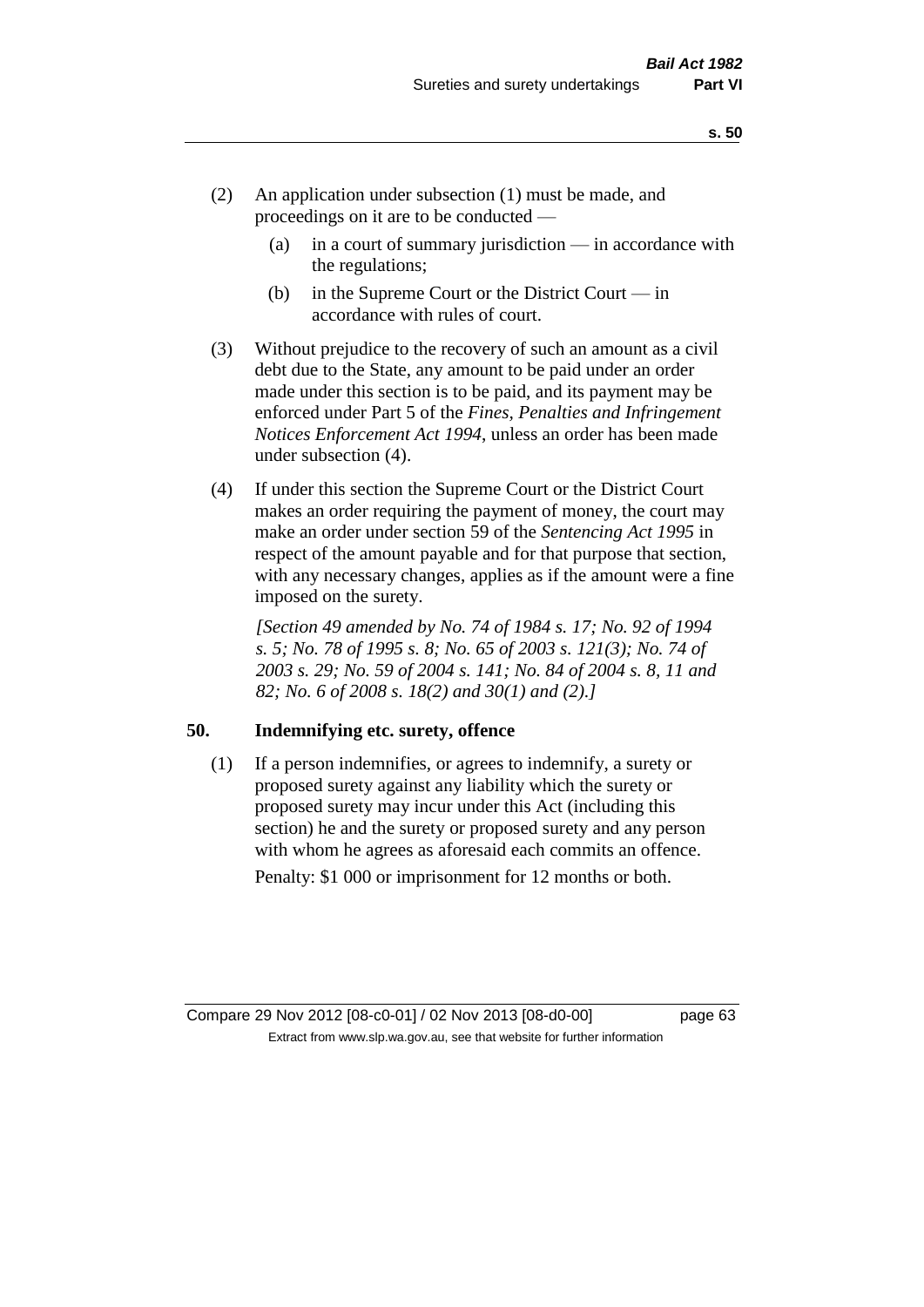(2) An application under subsection (1) must be made, and proceedings on it are to be conducted —

(a) in a court of summary jurisdiction — in accordance with the regulations;

(b) in the Supreme Court or the District Court — in accordance with rules of court.

(3) Without prejudice to the recovery of such an amount as a civil debt due to the State, any amount to be paid under an order made under this section is to be paid, and its payment may be enforced under Part 5 of the *Fines, Penalties and Infringement Notices Enforcement Act 1994*, unless an order has been made under subsection (4).

(4) If under this section the Supreme Court or the District Court makes an order requiring the payment of money, the court may make an order under section 59 of the *Sentencing Act 1995* in respect of the amount payable and for that purpose that section, with any necessary changes, applies as if the amount were a fine imposed on the surety.

*[Section 49 amended by No. 74 of 1984 s. 17; No. 92 of 1994 s. 5; No. 78 of 1995 s. 8; No. 65 of 2003 s. 121(3); No. 74 of 2003 s. 29; No. 59 of 2004 s. 141; No. 84 of 2004 s. 8, 11 and 82; No. 6 of 2008 s. 18(2) and 30(1) and (2).]*

## 50. Indemnifying etc. surety, offence

(1) If a person indemnifies, or agrees to indemnify, a surety or proposed surety against any liability which the surety or proposed surety may incur under this Act (including this section) he and the surety or proposed surety and any person with whom he agrees as aforesaid each commits an offence.

Penalty: $1 000 or imprisonment for 12 months or both.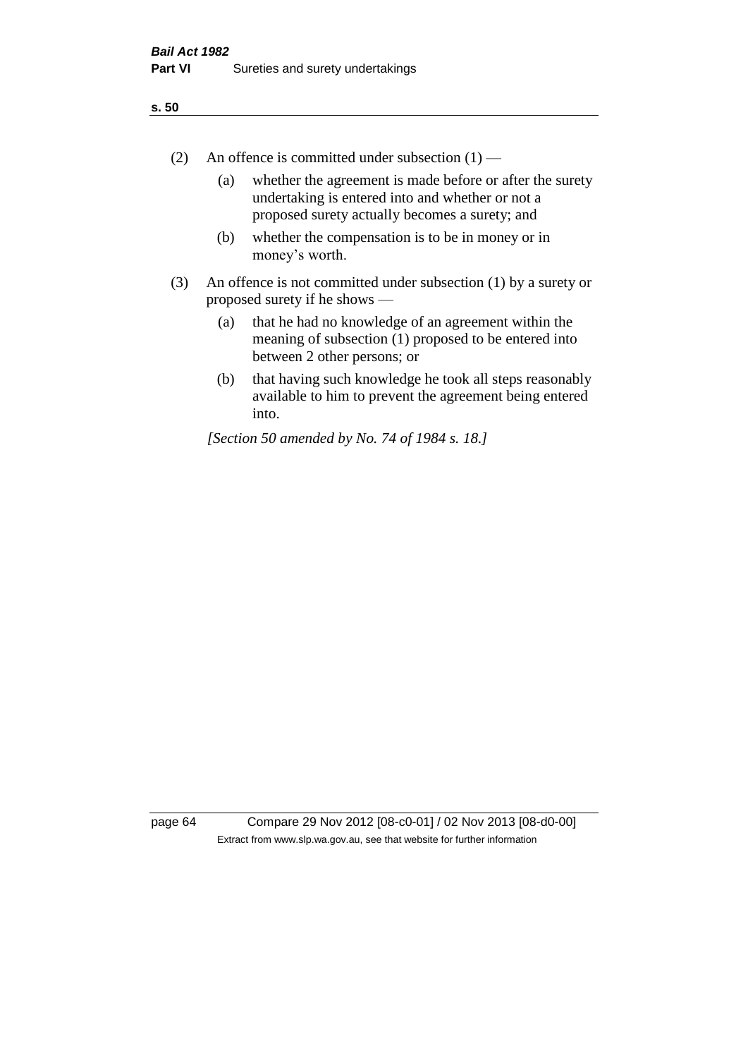(2) An offence is committed under subsection (1) —

(a) whether the agreement is made before or after the surety undertaking is entered into and whether or not a proposed surety actually becomes a surety; and

(b) whether the compensation is to be in money or in money's worth.

(3) An offence is not committed under subsection (1) by a surety or proposed surety if he shows —

(a) that he had no knowledge of an agreement within the meaning of subsection (1) proposed to be entered into between 2 other persons; or

(b) that having such knowledge he took all steps reasonably available to him to prevent the agreement being entered into.

*[Section 50 amended by No. 74 of 1984 s. 18.]*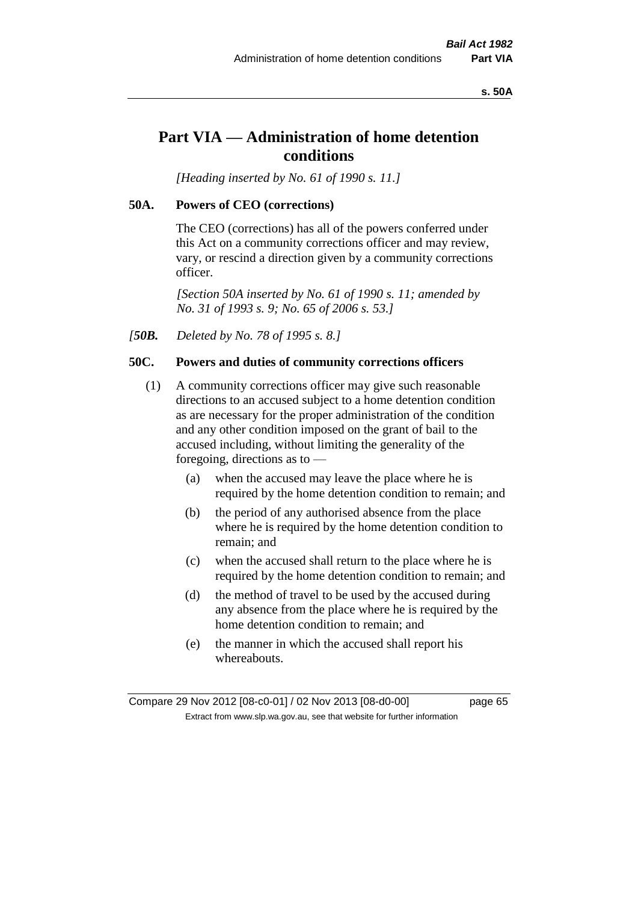# Part VIA — Administration of home detention conditions

*[Heading inserted by No. 61 of 1990 s. 11.]*

## 50A. Powers of CEO (corrections)

The CEO (corrections) has all of the powers conferred under this Act on a community corrections officer and may review, vary, or rescind a direction given by a community corrections officer.

*[Section 50A inserted by No. 61 of 1990 s. 11; amended by No. 31 of 1993 s. 9; No. 65 of 2006 s. 53.]*

*[**50B.** Deleted by No. 78 of 1995 s. 8.]*

## 50C. Powers and duties of community corrections officers

(1) A community corrections officer may give such reasonable directions to an accused subject to a home detention condition as are necessary for the proper administration of the condition and any other condition imposed on the grant of bail to the accused including, without limiting the generality of the foregoing, directions as to —

- (a) when the accused may leave the place where he is required by the home detention condition to remain; and
- (b) the period of any authorised absence from the place where he is required by the home detention condition to remain; and
- (c) when the accused shall return to the place where he is required by the home detention condition to remain; and
- (d) the method of travel to be used by the accused during any absence from the place where he is required by the home detention condition to remain; and
- (e) the manner in which the accused shall report his whereabouts.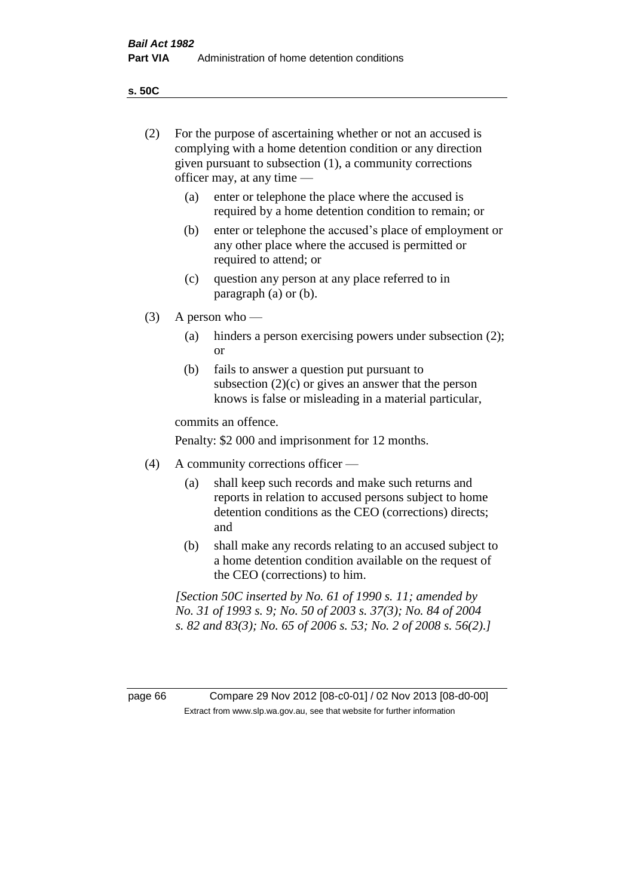(2) For the purpose of ascertaining whether or not an accused is complying with a home detention condition or any direction given pursuant to subsection (1), a community corrections officer may, at any time —

   (a) enter or telephone the place where the accused is required by a home detention condition to remain; or

   (b) enter or telephone the accused's place of employment or any other place where the accused is permitted or required to attend; or

   (c) question any person at any place referred to in paragraph (a) or (b).

(3) A person who —

   (a) hinders a person exercising powers under subsection (2); or

   (b) fails to answer a question put pursuant to subsection (2)(c) or gives an answer that the person knows is false or misleading in a material particular,

   commits an offence.

   Penalty: $2 000 and imprisonment for 12 months.

(4) A community corrections officer —

   (a) shall keep such records and make such returns and reports in relation to accused persons subject to home detention conditions as the CEO (corrections) directs; and

   (b) shall make any records relating to an accused subject to a home detention condition available on the request of the CEO (corrections) to him.

*[Section 50C inserted by No. 61 of 1990 s. 11; amended by No. 31 of 1993 s. 9; No. 50 of 2003 s. 37(3); No. 84 of 2004 s. 82 and 83(3); No. 65 of 2006 s. 53; No. 2 of 2008 s. 56(2).]*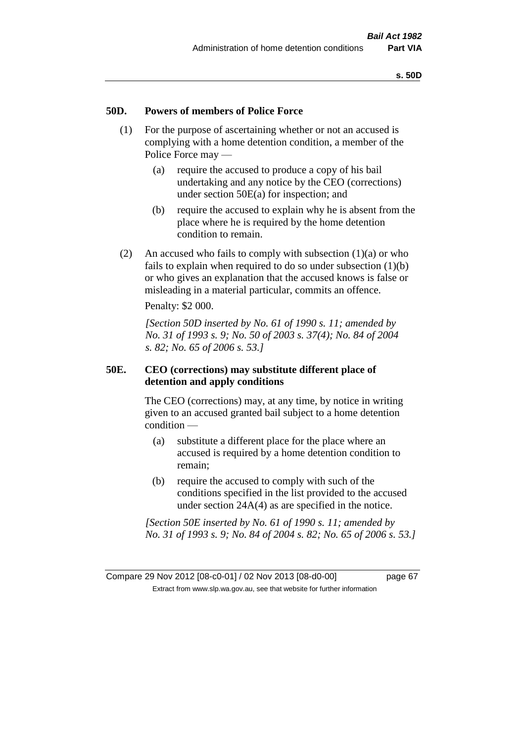## 50D. Powers of members of Police Force

(1) For the purpose of ascertaining whether or not an accused is complying with a home detention condition, a member of the Police Force may —

  (a) require the accused to produce a copy of his bail undertaking and any notice by the CEO (corrections) under section 50E(a) for inspection; and

  (b) require the accused to explain why he is absent from the place where he is required by the home detention condition to remain.

(2) An accused who fails to comply with subsection (1)(a) or who fails to explain when required to do so under subsection (1)(b) or who gives an explanation that the accused knows is false or misleading in a material particular, commits an offence.

Penalty: $2 000.

*[Section 50D inserted by No. 61 of 1990 s. 11; amended by No. 31 of 1993 s. 9; No. 50 of 2003 s. 37(4); No. 84 of 2004 s. 82; No. 65 of 2006 s. 53.]*

## 50E. CEO (corrections) may substitute different place of detention and apply conditions

The CEO (corrections) may, at any time, by notice in writing given to an accused granted bail subject to a home detention condition —

  (a) substitute a different place for the place where an accused is required by a home detention condition to remain;

  (b) require the accused to comply with such of the conditions specified in the list provided to the accused under section 24A(4) as are specified in the notice.

*[Section 50E inserted by No. 61 of 1990 s. 11; amended by No. 31 of 1993 s. 9; No. 84 of 2004 s. 82; No. 65 of 2006 s. 53.]*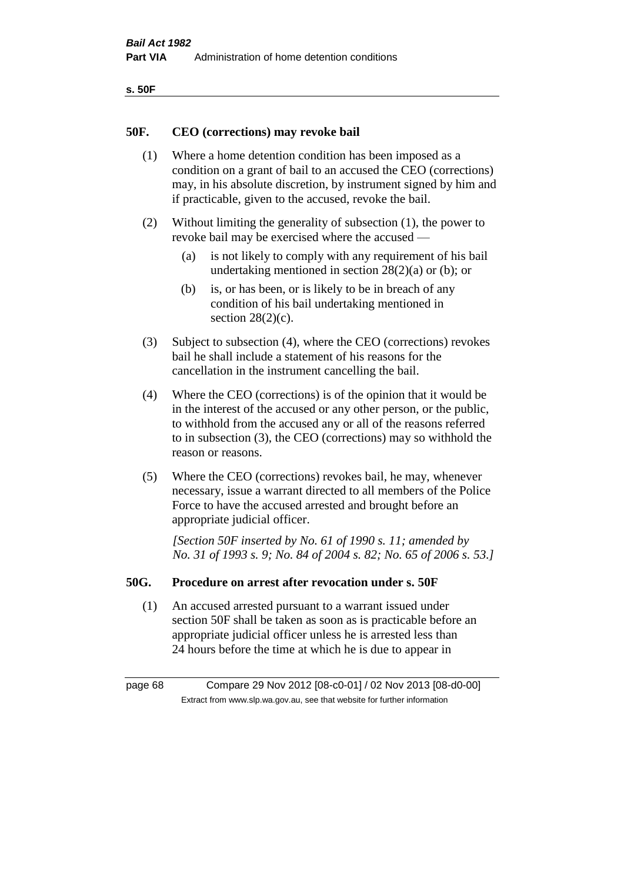## 50F. CEO (corrections) may revoke bail

(1) Where a home detention condition has been imposed as a condition on a grant of bail to an accused the CEO (corrections) may, in his absolute discretion, by instrument signed by him and if practicable, given to the accused, revoke the bail.

(2) Without limiting the generality of subsection (1), the power to revoke bail may be exercised where the accused —

(a) is not likely to comply with any requirement of his bail undertaking mentioned in section 28(2)(a) or (b); or

(b) is, or has been, or is likely to be in breach of any condition of his bail undertaking mentioned in section 28(2)(c).

(3) Subject to subsection (4), where the CEO (corrections) revokes bail he shall include a statement of his reasons for the cancellation in the instrument cancelling the bail.

(4) Where the CEO (corrections) is of the opinion that it would be in the interest of the accused or any other person, or the public, to withhold from the accused any or all of the reasons referred to in subsection (3), the CEO (corrections) may so withhold the reason or reasons.

(5) Where the CEO (corrections) revokes bail, he may, whenever necessary, issue a warrant directed to all members of the Police Force to have the accused arrested and brought before an appropriate judicial officer.

*[Section 50F inserted by No. 61 of 1990 s. 11; amended by No. 31 of 1993 s. 9; No. 84 of 2004 s. 82; No. 65 of 2006 s. 53.]*

## 50G. Procedure on arrest after revocation under s. 50F

(1) An accused arrested pursuant to a warrant issued under section 50F shall be taken as soon as is practicable before an appropriate judicial officer unless he is arrested less than 24 hours before the time at which he is due to appear in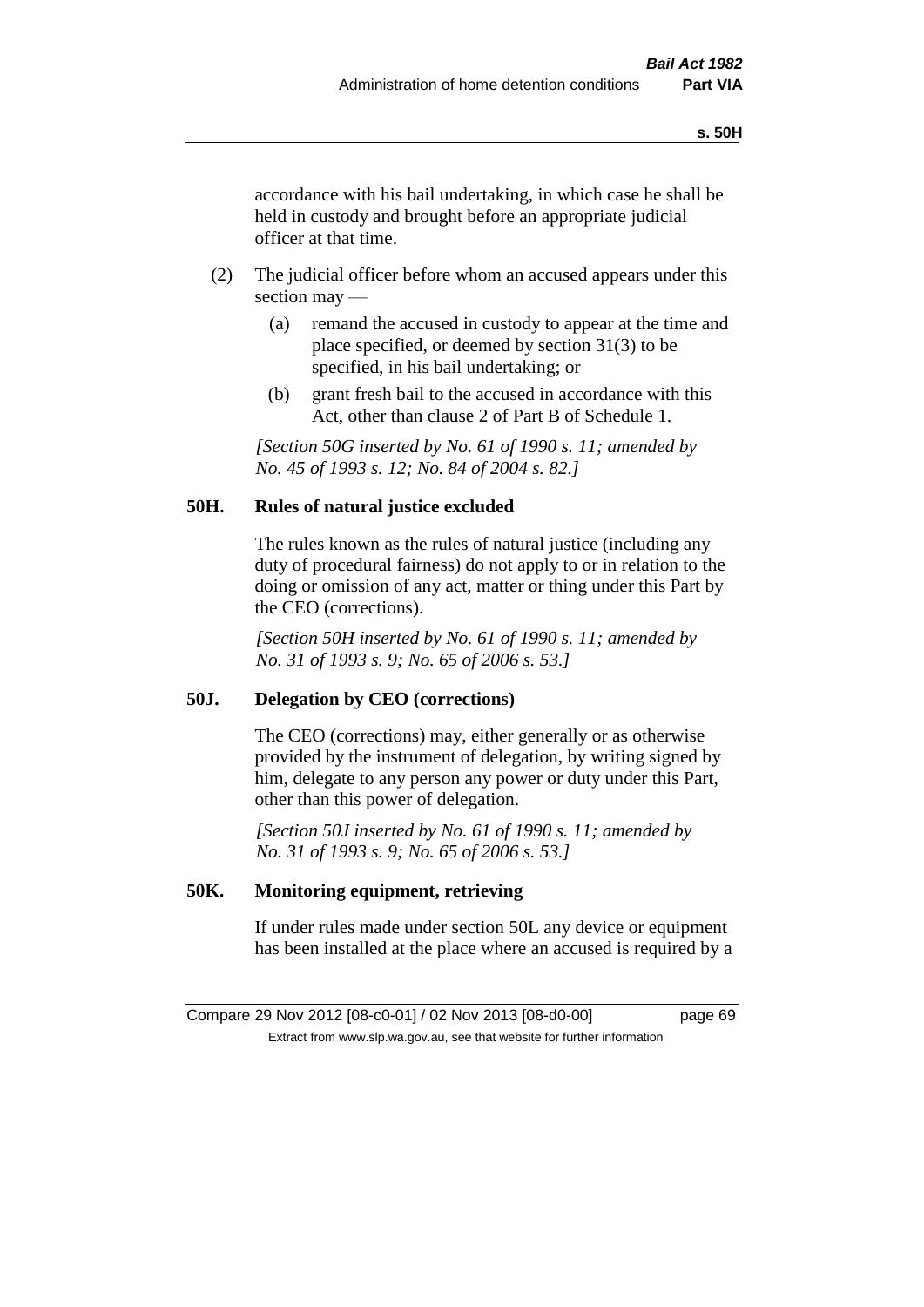accordance with his bail undertaking, in which case he shall be held in custody and brought before an appropriate judicial officer at that time.

(2) The judicial officer before whom an accused appears under this section may —

(a) remand the accused in custody to appear at the time and place specified, or deemed by section 31(3) to be specified, in his bail undertaking; or

(b) grant fresh bail to the accused in accordance with this Act, other than clause 2 of Part B of Schedule 1.

*[Section 50G inserted by No. 61 of 1990 s. 11; amended by No. 45 of 1993 s. 12; No. 84 of 2004 s. 82.]*

## 50H. Rules of natural justice excluded

The rules known as the rules of natural justice (including any duty of procedural fairness) do not apply to or in relation to the doing or omission of any act, matter or thing under this Part by the CEO (corrections).

*[Section 50H inserted by No. 61 of 1990 s. 11; amended by No. 31 of 1993 s. 9; No. 65 of 2006 s. 53.]*

## 50J. Delegation by CEO (corrections)

The CEO (corrections) may, either generally or as otherwise provided by the instrument of delegation, by writing signed by him, delegate to any person any power or duty under this Part, other than this power of delegation.

*[Section 50J inserted by No. 61 of 1990 s. 11; amended by No. 31 of 1993 s. 9; No. 65 of 2006 s. 53.]*

## 50K. Monitoring equipment, retrieving

If under rules made under section 50L any device or equipment has been installed at the place where an accused is required by a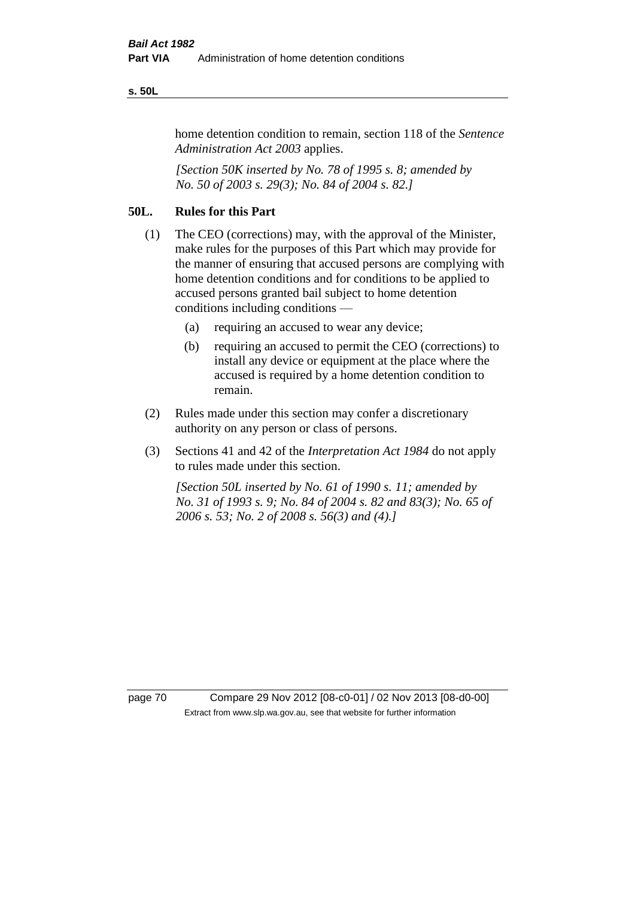home detention condition to remain, section 118 of the *Sentence Administration Act 2003* applies.

*[Section 50K inserted by No. 78 of 1995 s. 8; amended by No. 50 of 2003 s. 29(3); No. 84 of 2004 s. 82.]*

## 50L. Rules for this Part

(1) The CEO (corrections) may, with the approval of the Minister, make rules for the purposes of this Part which may provide for the manner of ensuring that accused persons are complying with home detention conditions and for conditions to be applied to accused persons granted bail subject to home detention conditions including conditions —

(a) requiring an accused to wear any device;

(b) requiring an accused to permit the CEO (corrections) to install any device or equipment at the place where the accused is required by a home detention condition to remain.

(2) Rules made under this section may confer a discretionary authority on any person or class of persons.

(3) Sections 41 and 42 of the *Interpretation Act 1984* do not apply to rules made under this section.

*[Section 50L inserted by No. 61 of 1990 s. 11; amended by No. 31 of 1993 s. 9; No. 84 of 2004 s. 82 and 83(3); No. 65 of 2006 s. 53; No. 2 of 2008 s. 56(3) and (4).]*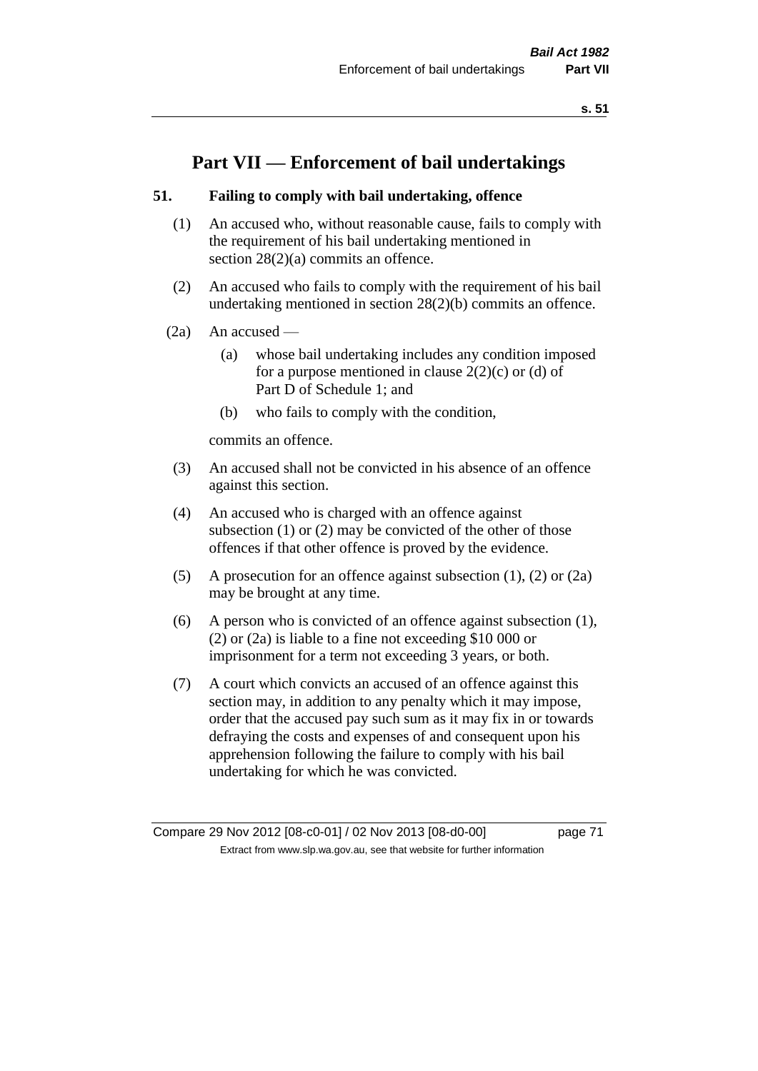# Part VII — Enforcement of bail undertakings

### 51. Failing to comply with bail undertaking, offence

(1) An accused who, without reasonable cause, fails to comply with the requirement of his bail undertaking mentioned in section 28(2)(a) commits an offence.

(2) An accused who fails to comply with the requirement of his bail undertaking mentioned in section 28(2)(b) commits an offence.

(2a) An accused —

- (a) whose bail undertaking includes any condition imposed for a purpose mentioned in clause 2(2)(c) or (d) of Part D of Schedule 1; and
- (b) who fails to comply with the condition,

commits an offence.

(3) An accused shall not be convicted in his absence of an offence against this section.

(4) An accused who is charged with an offence against subsection (1) or (2) may be convicted of the other of those offences if that other offence is proved by the evidence.

(5) A prosecution for an offence against subsection (1), (2) or (2a) may be brought at any time.

(6) A person who is convicted of an offence against subsection (1), (2) or (2a) is liable to a fine not exceeding $10 000 or imprisonment for a term not exceeding 3 years, or both.

(7) A court which convicts an accused of an offence against this section may, in addition to any penalty which it may impose, order that the accused pay such sum as it may fix in or towards defraying the costs and expenses of and consequent upon his apprehension following the failure to comply with his bail undertaking for which he was convicted.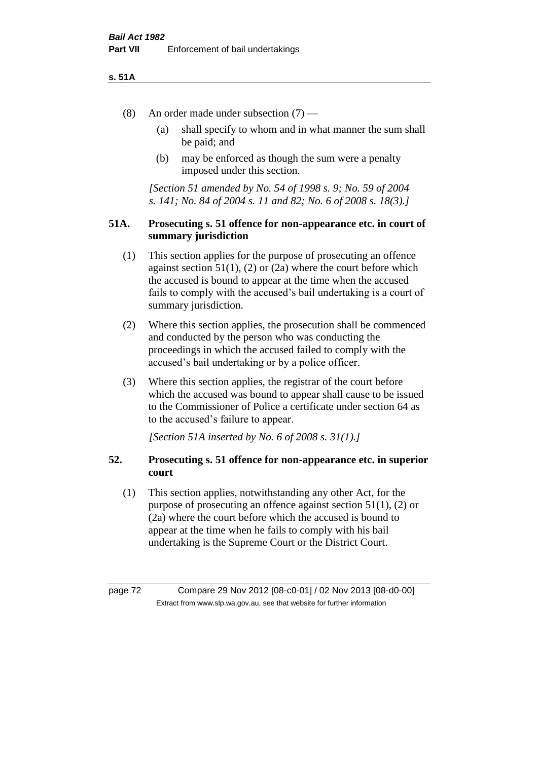(8) An order made under subsection (7) —

(a) shall specify to whom and in what manner the sum shall be paid; and

(b) may be enforced as though the sum were a penalty imposed under this section.

*[Section 51 amended by No. 54 of 1998 s. 9; No. 59 of 2004 s. 141; No. 84 of 2004 s. 11 and 82; No. 6 of 2008 s. 18(3).]*

### 51A. Prosecuting s. 51 offence for non-appearance etc. in court of summary jurisdiction

(1) This section applies for the purpose of prosecuting an offence against section 51(1), (2) or (2a) where the court before which the accused is bound to appear at the time when the accused fails to comply with the accused's bail undertaking is a court of summary jurisdiction.

(2) Where this section applies, the prosecution shall be commenced and conducted by the person who was conducting the proceedings in which the accused failed to comply with the accused's bail undertaking or by a police officer.

(3) Where this section applies, the registrar of the court before which the accused was bound to appear shall cause to be issued to the Commissioner of Police a certificate under section 64 as to the accused's failure to appear.

*[Section 51A inserted by No. 6 of 2008 s. 31(1).]*

### 52. Prosecuting s. 51 offence for non-appearance etc. in superior court

(1) This section applies, notwithstanding any other Act, for the purpose of prosecuting an offence against section 51(1), (2) or (2a) where the court before which the accused is bound to appear at the time when he fails to comply with his bail undertaking is the Supreme Court or the District Court.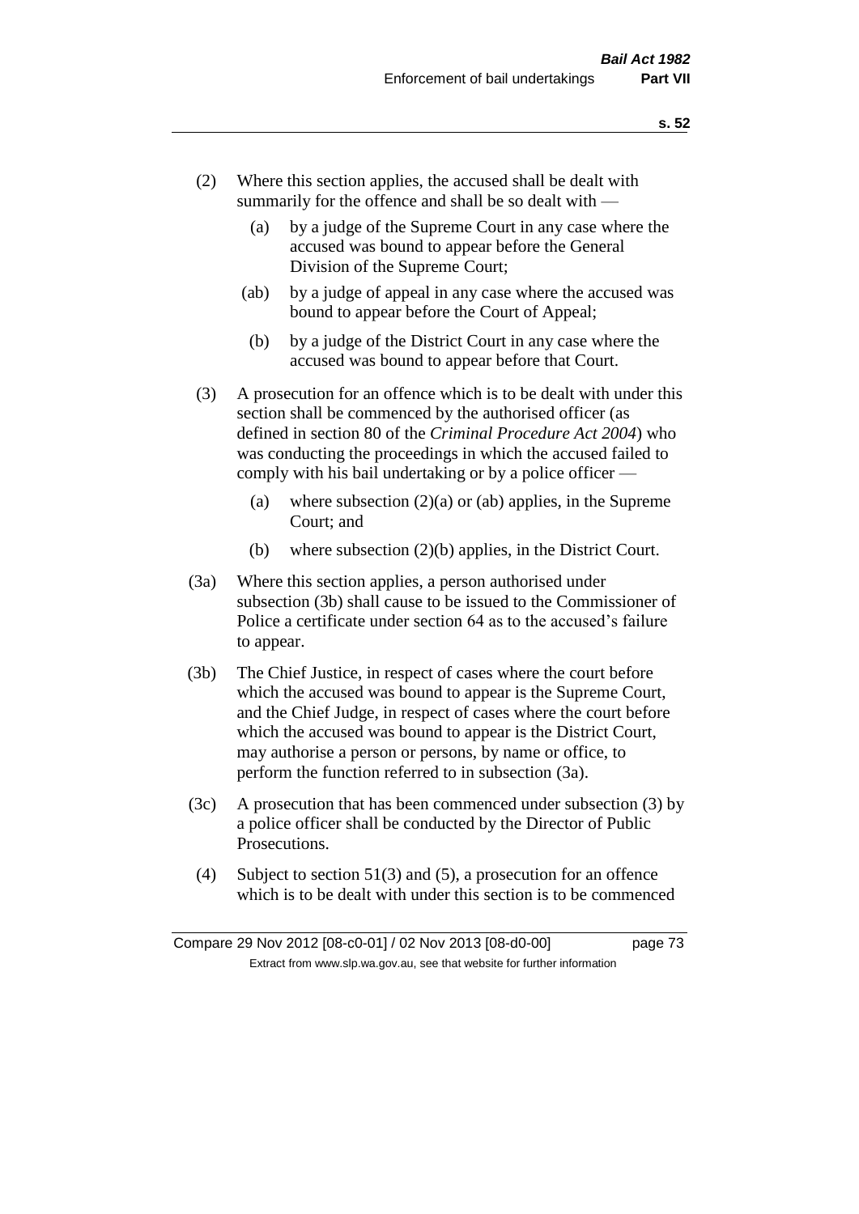(2) Where this section applies, the accused shall be dealt with summarily for the offence and shall be so dealt with —

(a) by a judge of the Supreme Court in any case where the accused was bound to appear before the General Division of the Supreme Court;

(ab) by a judge of appeal in any case where the accused was bound to appear before the Court of Appeal;

(b) by a judge of the District Court in any case where the accused was bound to appear before that Court.

(3) A prosecution for an offence which is to be dealt with under this section shall be commenced by the authorised officer (as defined in section 80 of the *Criminal Procedure Act 2004*) who was conducting the proceedings in which the accused failed to comply with his bail undertaking or by a police officer —

(a) where subsection (2)(a) or (ab) applies, in the Supreme Court; and

(b) where subsection (2)(b) applies, in the District Court.

(3a) Where this section applies, a person authorised under subsection (3b) shall cause to be issued to the Commissioner of Police a certificate under section 64 as to the accused's failure to appear.

(3b) The Chief Justice, in respect of cases where the court before which the accused was bound to appear is the Supreme Court, and the Chief Judge, in respect of cases where the court before which the accused was bound to appear is the District Court, may authorise a person or persons, by name or office, to perform the function referred to in subsection (3a).

(3c) A prosecution that has been commenced under subsection (3) by a police officer shall be conducted by the Director of Public Prosecutions.

(4) Subject to section 51(3) and (5), a prosecution for an offence which is to be dealt with under this section is to be commenced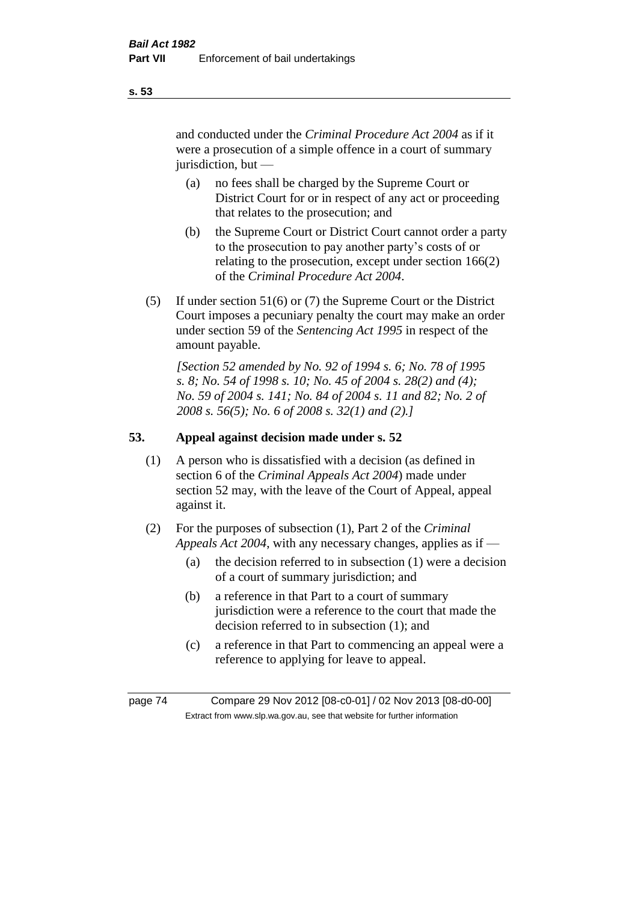and conducted under the *Criminal Procedure Act 2004* as if it were a prosecution of a simple offence in a court of summary jurisdiction, but —

(a) no fees shall be charged by the Supreme Court or District Court for or in respect of any act or proceeding that relates to the prosecution; and

(b) the Supreme Court or District Court cannot order a party to the prosecution to pay another party's costs of or relating to the prosecution, except under section 166(2) of the *Criminal Procedure Act 2004*.

(5) If under section 51(6) or (7) the Supreme Court or the District Court imposes a pecuniary penalty the court may make an order under section 59 of the *Sentencing Act 1995* in respect of the amount payable.

*[Section 52 amended by No. 92 of 1994 s. 6; No. 78 of 1995 s. 8; No. 54 of 1998 s. 10; No. 45 of 2004 s. 28(2) and (4); No. 59 of 2004 s. 141; No. 84 of 2004 s. 11 and 82; No. 2 of 2008 s. 56(5); No. 6 of 2008 s. 32(1) and (2).]*

## 53. Appeal against decision made under s. 52

(1) A person who is dissatisfied with a decision (as defined in section 6 of the *Criminal Appeals Act 2004*) made under section 52 may, with the leave of the Court of Appeal, appeal against it.

(2) For the purposes of subsection (1), Part 2 of the *Criminal Appeals Act 2004*, with any necessary changes, applies as if —

(a) the decision referred to in subsection (1) were a decision of a court of summary jurisdiction; and

(b) a reference in that Part to a court of summary jurisdiction were a reference to the court that made the decision referred to in subsection (1); and

(c) a reference in that Part to commencing an appeal were a reference to applying for leave to appeal.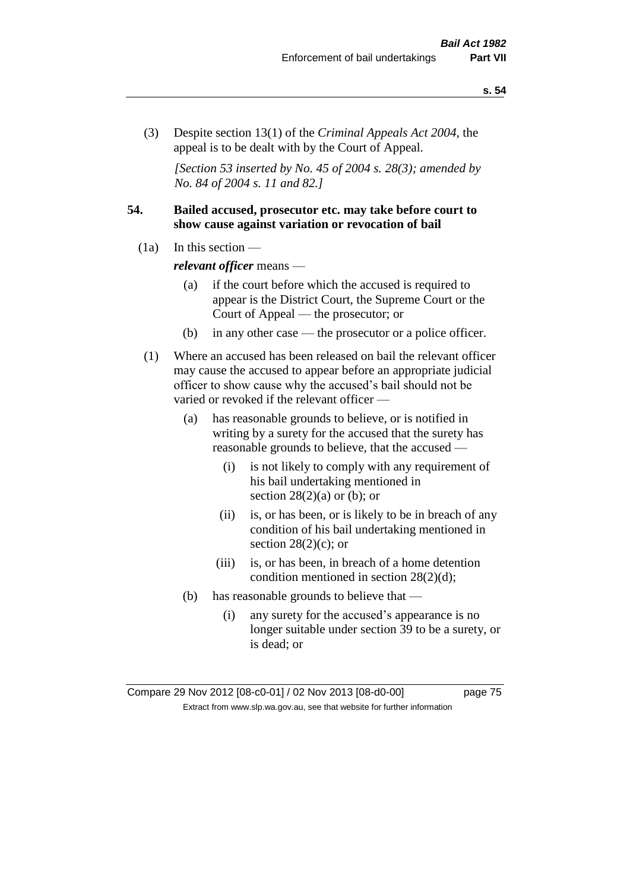(3) Despite section 13(1) of the *Criminal Appeals Act 2004*, the appeal is to be dealt with by the Court of Appeal.

*[Section 53 inserted by No. 45 of 2004 s. 28(3); amended by No. 84 of 2004 s. 11 and 82.]*

**54. Bailed accused, prosecutor etc. may take before court to show cause against variation or revocation of bail**

(1a) In this section —

***relevant officer*** means —

- (a) if the court before which the accused is required to appear is the District Court, the Supreme Court or the Court of Appeal — the prosecutor; or
- (b) in any other case — the prosecutor or a police officer.

(1) Where an accused has been released on bail the relevant officer may cause the accused to appear before an appropriate judicial officer to show cause why the accused's bail should not be varied or revoked if the relevant officer —

- (a) has reasonable grounds to believe, or is notified in writing by a surety for the accused that the surety has reasonable grounds to believe, that the accused —
  - (i) is not likely to comply with any requirement of his bail undertaking mentioned in section 28(2)(a) or (b); or
  - (ii) is, or has been, or is likely to be in breach of any condition of his bail undertaking mentioned in section 28(2)(c); or
  - (iii) is, or has been, in breach of a home detention condition mentioned in section 28(2)(d);
- (b) has reasonable grounds to believe that —
  - (i) any surety for the accused's appearance is no longer suitable under section 39 to be a surety, or is dead; or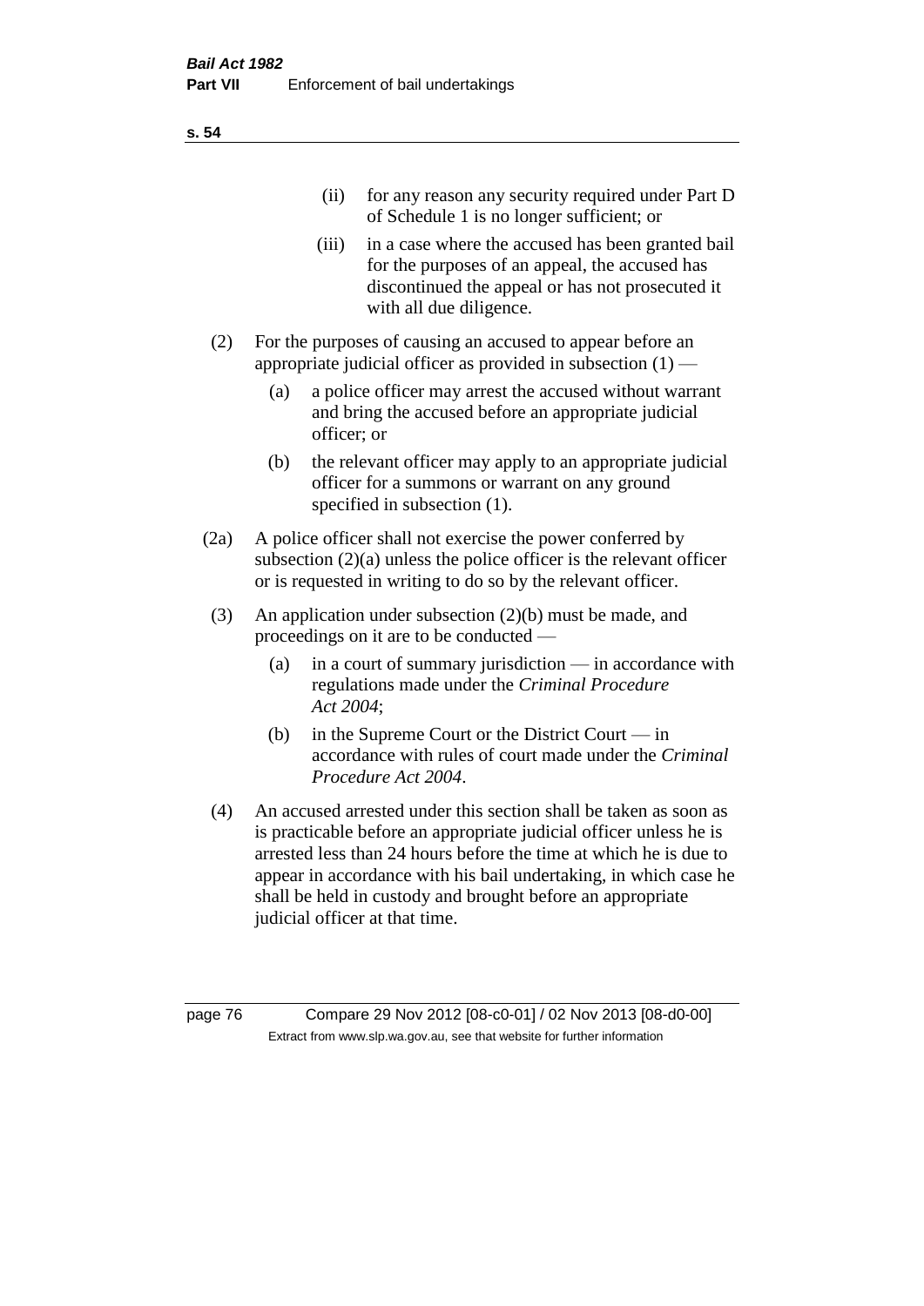(ii) for any reason any security required under Part D of Schedule 1 is no longer sufficient; or

(iii) in a case where the accused has been granted bail for the purposes of an appeal, the accused has discontinued the appeal or has not prosecuted it with all due diligence.

(2) For the purposes of causing an accused to appear before an appropriate judicial officer as provided in subsection (1) —

(a) a police officer may arrest the accused without warrant and bring the accused before an appropriate judicial officer; or

(b) the relevant officer may apply to an appropriate judicial officer for a summons or warrant on any ground specified in subsection (1).

(2a) A police officer shall not exercise the power conferred by subsection (2)(a) unless the police officer is the relevant officer or is requested in writing to do so by the relevant officer.

(3) An application under subsection (2)(b) must be made, and proceedings on it are to be conducted —

(a) in a court of summary jurisdiction — in accordance with regulations made under the *Criminal Procedure Act 2004*;

(b) in the Supreme Court or the District Court — in accordance with rules of court made under the *Criminal Procedure Act 2004*.

(4) An accused arrested under this section shall be taken as soon as is practicable before an appropriate judicial officer unless he is arrested less than 24 hours before the time at which he is due to appear in accordance with his bail undertaking, in which case he shall be held in custody and brought before an appropriate judicial officer at that time.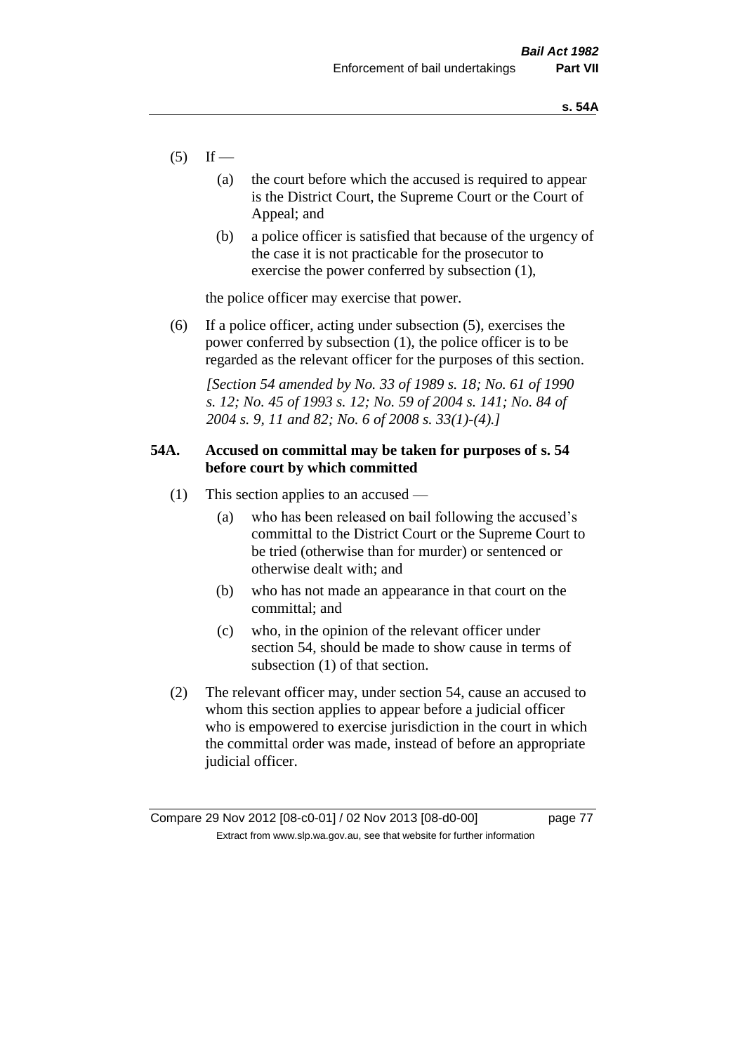(5) If —

   (a) the court before which the accused is required to appear is the District Court, the Supreme Court or the Court of Appeal; and

   (b) a police officer is satisfied that because of the urgency of the case it is not practicable for the prosecutor to exercise the power conferred by subsection (1),

the police officer may exercise that power.

(6) If a police officer, acting under subsection (5), exercises the power conferred by subsection (1), the police officer is to be regarded as the relevant officer for the purposes of this section.

*[Section 54 amended by No. 33 of 1989 s. 18; No. 61 of 1990 s. 12; No. 45 of 1993 s. 12; No. 59 of 2004 s. 141; No. 84 of 2004 s. 9, 11 and 82; No. 6 of 2008 s. 33(1)-(4).]*

### 54A. Accused on committal may be taken for purposes of s. 54 before court by which committed

(1) This section applies to an accused —

   (a) who has been released on bail following the accused's committal to the District Court or the Supreme Court to be tried (otherwise than for murder) or sentenced or otherwise dealt with; and

   (b) who has not made an appearance in that court on the committal; and

   (c) who, in the opinion of the relevant officer under section 54, should be made to show cause in terms of subsection (1) of that section.

(2) The relevant officer may, under section 54, cause an accused to whom this section applies to appear before a judicial officer who is empowered to exercise jurisdiction in the court in which the committal order was made, instead of before an appropriate judicial officer.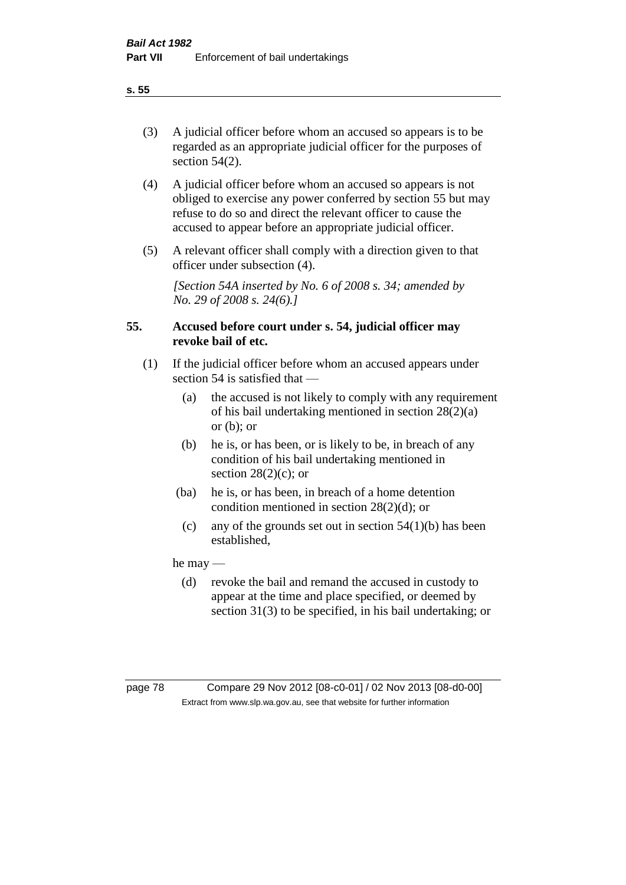(3) A judicial officer before whom an accused so appears is to be regarded as an appropriate judicial officer for the purposes of section 54(2).

(4) A judicial officer before whom an accused so appears is not obliged to exercise any power conferred by section 55 but may refuse to do so and direct the relevant officer to cause the accused to appear before an appropriate judicial officer.

(5) A relevant officer shall comply with a direction given to that officer under subsection (4).

*[Section 54A inserted by No. 6 of 2008 s. 34; amended by No. 29 of 2008 s. 24(6).]*

## 55. Accused before court under s. 54, judicial officer may revoke bail of etc.

(1) If the judicial officer before whom an accused appears under section 54 is satisfied that —

- (a) the accused is not likely to comply with any requirement of his bail undertaking mentioned in section 28(2)(a) or (b); or
- (b) he is, or has been, or is likely to be, in breach of any condition of his bail undertaking mentioned in section 28(2)(c); or
- (ba) he is, or has been, in breach of a home detention condition mentioned in section 28(2)(d); or
- (c) any of the grounds set out in section 54(1)(b) has been established,

he may —

- (d) revoke the bail and remand the accused in custody to appear at the time and place specified, or deemed by section 31(3) to be specified, in his bail undertaking; or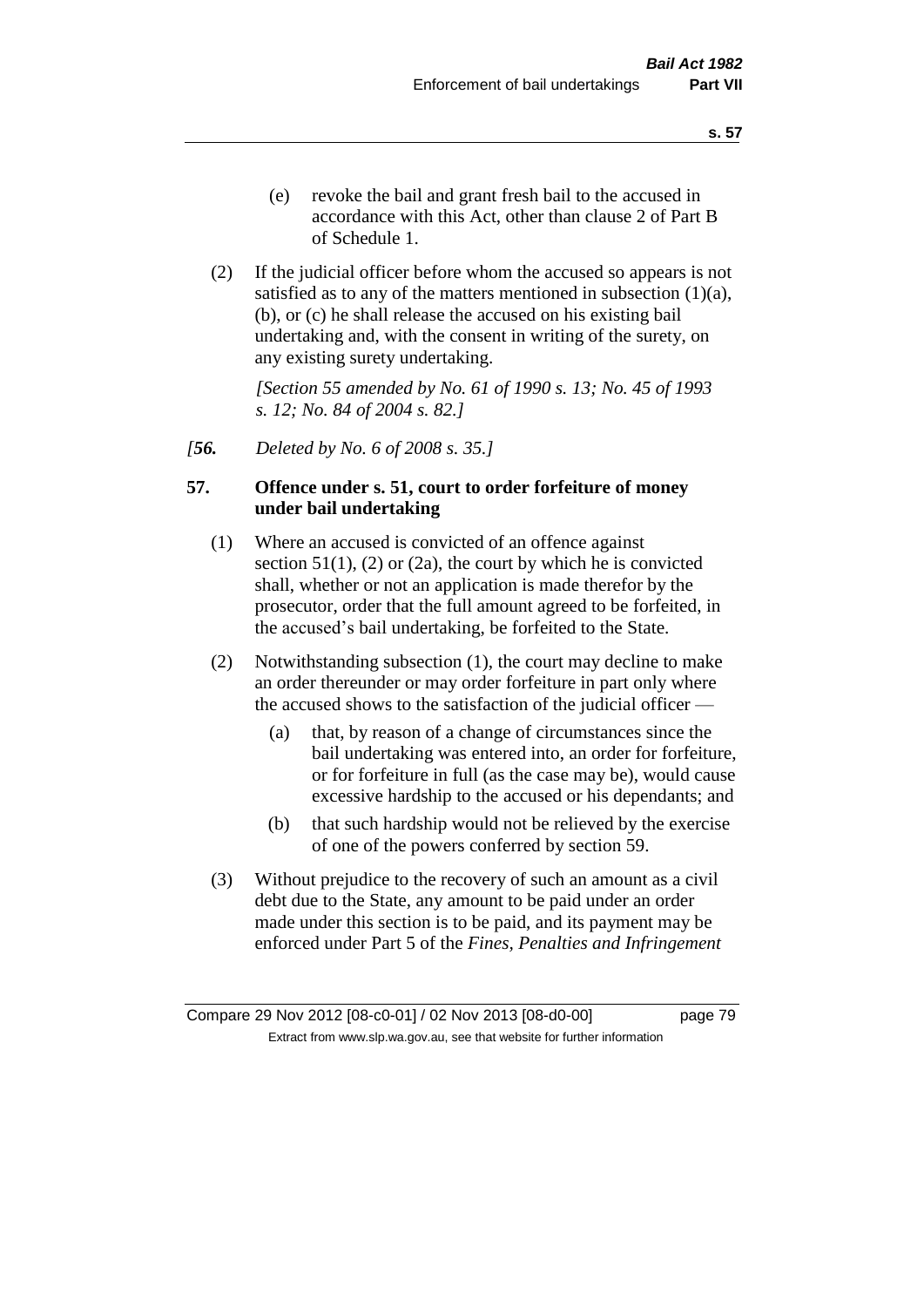(e) revoke the bail and grant fresh bail to the accused in accordance with this Act, other than clause 2 of Part B of Schedule 1.

(2) If the judicial officer before whom the accused so appears is not satisfied as to any of the matters mentioned in subsection (1)(a), (b), or (c) he shall release the accused on his existing bail undertaking and, with the consent in writing of the surety, on any existing surety undertaking.

*[Section 55 amended by No. 61 of 1990 s. 13; No. 45 of 1993 s. 12; No. 84 of 2004 s. 82.]*

*[**56.** Deleted by No. 6 of 2008 s. 35.]*

**57. Offence under s. 51, court to order forfeiture of money under bail undertaking**

(1) Where an accused is convicted of an offence against section 51(1), (2) or (2a), the court by which he is convicted shall, whether or not an application is made therefor by the prosecutor, order that the full amount agreed to be forfeited, in the accused's bail undertaking, be forfeited to the State.

(2) Notwithstanding subsection (1), the court may decline to make an order thereunder or may order forfeiture in part only where the accused shows to the satisfaction of the judicial officer —

(a) that, by reason of a change of circumstances since the bail undertaking was entered into, an order for forfeiture, or for forfeiture in full (as the case may be), would cause excessive hardship to the accused or his dependants; and

(b) that such hardship would not be relieved by the exercise of one of the powers conferred by section 59.

(3) Without prejudice to the recovery of such an amount as a civil debt due to the State, any amount to be paid under an order made under this section is to be paid, and its payment may be enforced under Part 5 of the *Fines, Penalties and Infringement*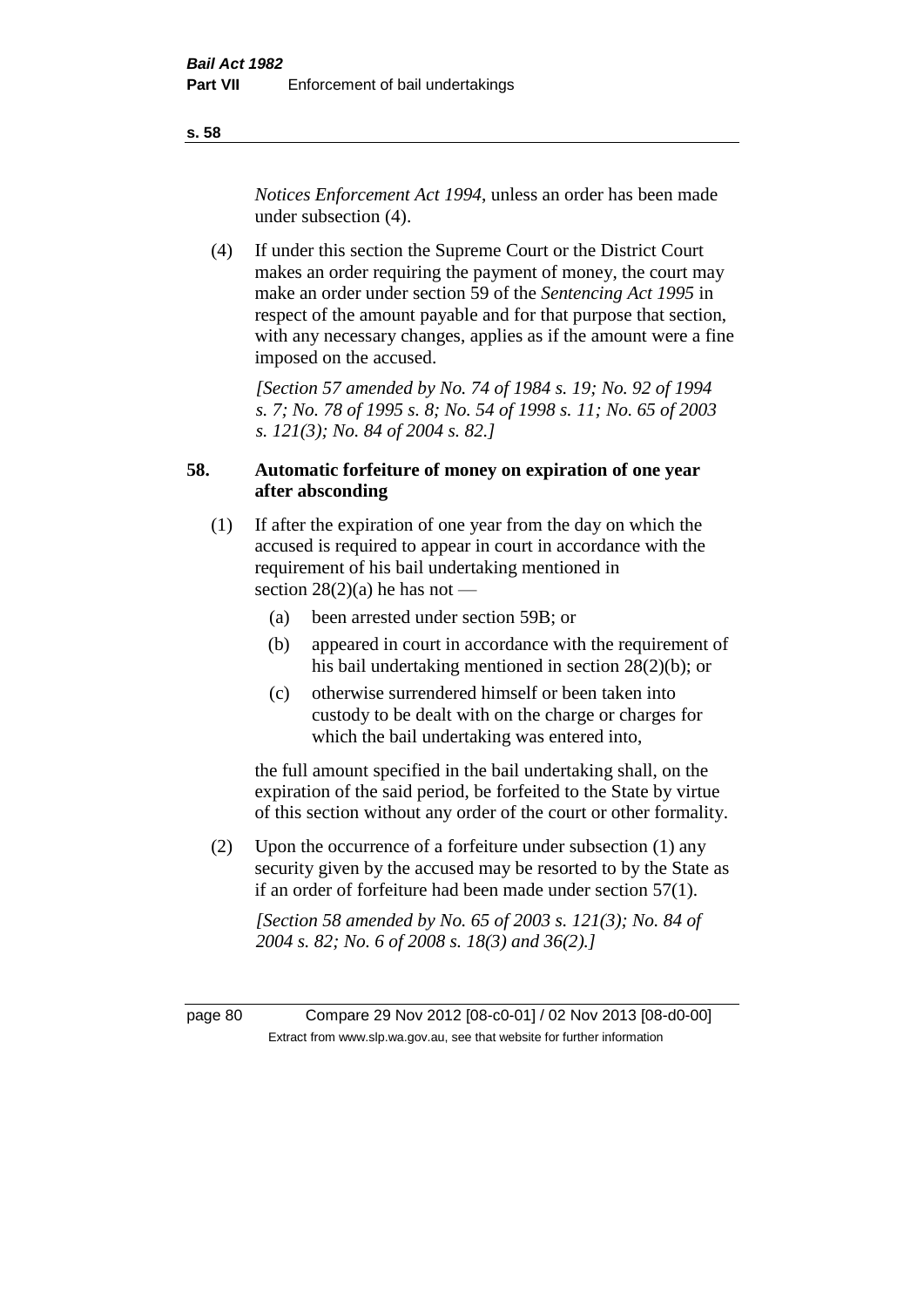*Notices Enforcement Act 1994*, unless an order has been made under subsection (4).

(4) If under this section the Supreme Court or the District Court makes an order requiring the payment of money, the court may make an order under section 59 of the *Sentencing Act 1995* in respect of the amount payable and for that purpose that section, with any necessary changes, applies as if the amount were a fine imposed on the accused.

*[Section 57 amended by No. 74 of 1984 s. 19; No. 92 of 1994 s. 7; No. 78 of 1995 s. 8; No. 54 of 1998 s. 11; No. 65 of 2003 s. 121(3); No. 84 of 2004 s. 82.]*

### 58. Automatic forfeiture of money on expiration of one year after absconding

(1) If after the expiration of one year from the day on which the accused is required to appear in court in accordance with the requirement of his bail undertaking mentioned in section 28(2)(a) he has not —

- (a) been arrested under section 59B; or
- (b) appeared in court in accordance with the requirement of his bail undertaking mentioned in section 28(2)(b); or
- (c) otherwise surrendered himself or been taken into custody to be dealt with on the charge or charges for which the bail undertaking was entered into,

the full amount specified in the bail undertaking shall, on the expiration of the said period, be forfeited to the State by virtue of this section without any order of the court or other formality.

(2) Upon the occurrence of a forfeiture under subsection (1) any security given by the accused may be resorted to by the State as if an order of forfeiture had been made under section 57(1).

*[Section 58 amended by No. 65 of 2003 s. 121(3); No. 84 of 2004 s. 82; No. 6 of 2008 s. 18(3) and 36(2).]*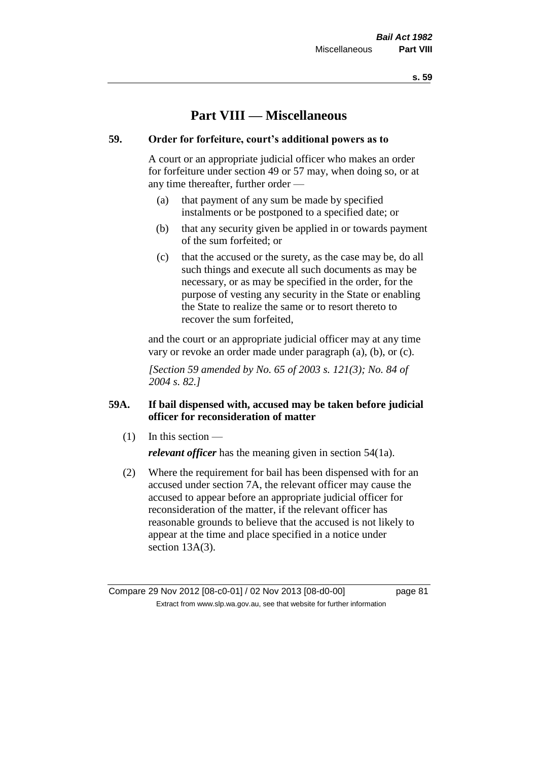# Part VIII — Miscellaneous

## 59. Order for forfeiture, court's additional powers as to

A court or an appropriate judicial officer who makes an order for forfeiture under section 49 or 57 may, when doing so, or at any time thereafter, further order —

(a) that payment of any sum be made by specified instalments or be postponed to a specified date; or

(b) that any security given be applied in or towards payment of the sum forfeited; or

(c) that the accused or the surety, as the case may be, do all such things and execute all such documents as may be necessary, or as may be specified in the order, for the purpose of vesting any security in the State or enabling the State to realize the same or to resort thereto to recover the sum forfeited,

and the court or an appropriate judicial officer may at any time vary or revoke an order made under paragraph (a), (b), or (c).

*[Section 59 amended by No. 65 of 2003 s. 121(3); No. 84 of 2004 s. 82.]*

## 59A. If bail dispensed with, accused may be taken before judicial officer for reconsideration of matter

(1) In this section —

***relevant officer*** has the meaning given in section 54(1a).

(2) Where the requirement for bail has been dispensed with for an accused under section 7A, the relevant officer may cause the accused to appear before an appropriate judicial officer for reconsideration of the matter, if the relevant officer has reasonable grounds to believe that the accused is not likely to appear at the time and place specified in a notice under section 13A(3).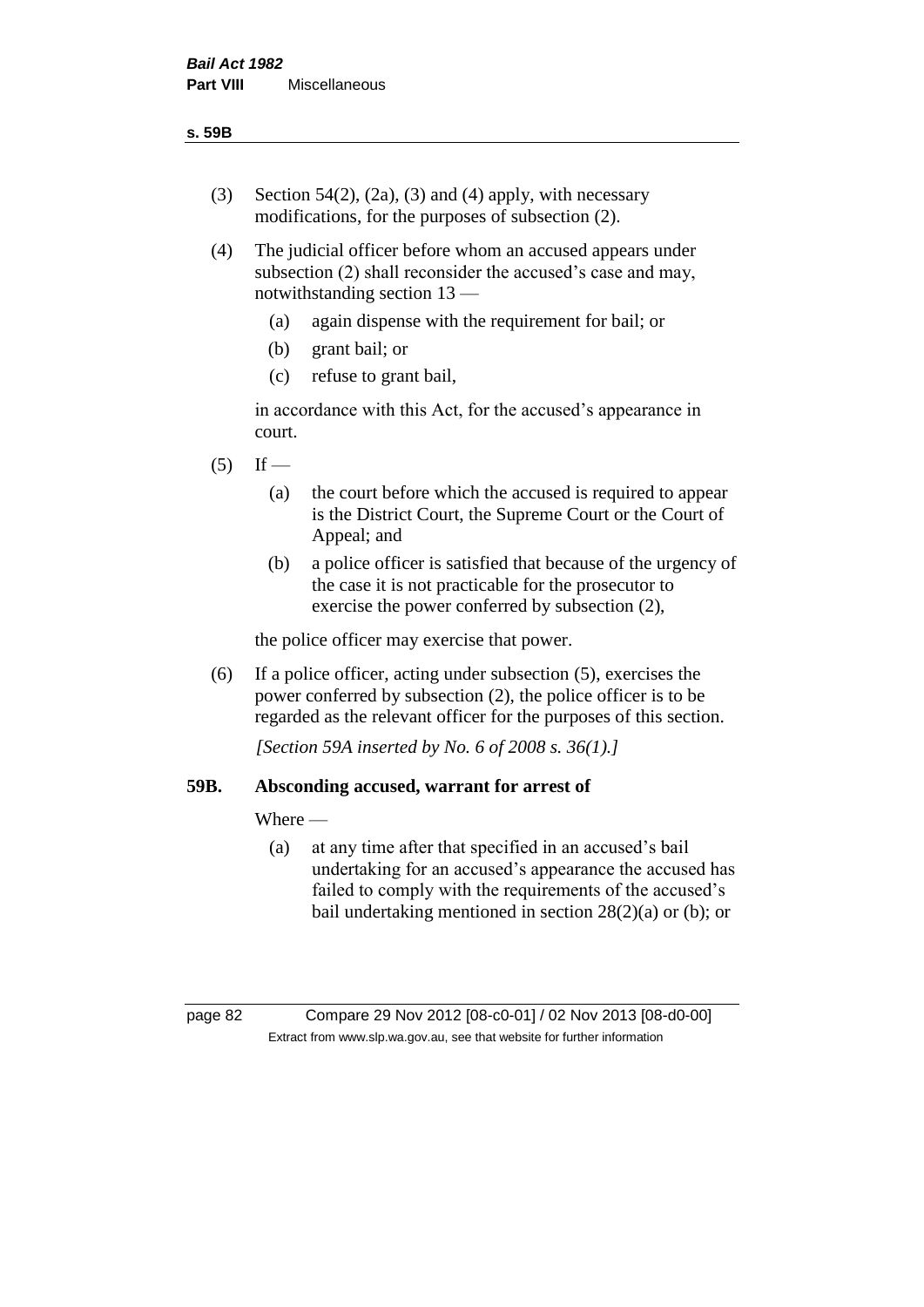(3) Section 54(2), (2a), (3) and (4) apply, with necessary modifications, for the purposes of subsection (2).

(4) The judicial officer before whom an accused appears under subsection (2) shall reconsider the accused's case and may, notwithstanding section 13 —

  (a) again dispense with the requirement for bail; or

  (b) grant bail; or

  (c) refuse to grant bail,

  in accordance with this Act, for the accused's appearance in court.

(5) If —

  (a) the court before which the accused is required to appear is the District Court, the Supreme Court or the Court of Appeal; and

  (b) a police officer is satisfied that because of the urgency of the case it is not practicable for the prosecutor to exercise the power conferred by subsection (2),

  the police officer may exercise that power.

(6) If a police officer, acting under subsection (5), exercises the power conferred by subsection (2), the police officer is to be regarded as the relevant officer for the purposes of this section.

*[Section 59A inserted by No. 6 of 2008 s. 36(1).]*

### 59B. Absconding accused, warrant for arrest of

Where —

  (a) at any time after that specified in an accused's bail undertaking for an accused's appearance the accused has failed to comply with the requirements of the accused's bail undertaking mentioned in section 28(2)(a) or (b); or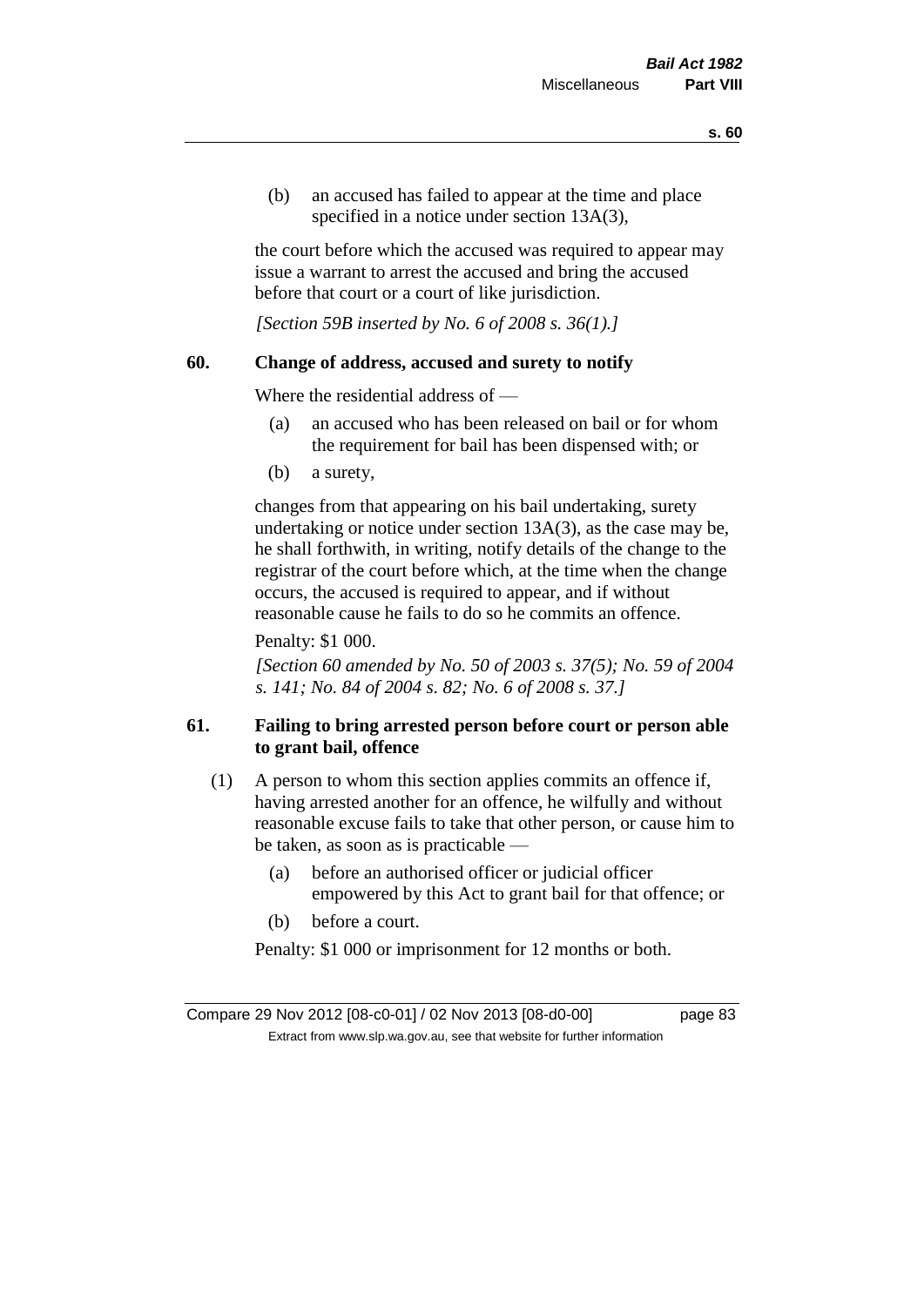(b) an accused has failed to appear at the time and place specified in a notice under section 13A(3),

the court before which the accused was required to appear may issue a warrant to arrest the accused and bring the accused before that court or a court of like jurisdiction.

*[Section 59B inserted by No. 6 of 2008 s. 36(1).]*

## 60. Change of address, accused and surety to notify

Where the residential address of —

(a) an accused who has been released on bail or for whom the requirement for bail has been dispensed with; or

(b) a surety,

changes from that appearing on his bail undertaking, surety undertaking or notice under section 13A(3), as the case may be, he shall forthwith, in writing, notify details of the change to the registrar of the court before which, at the time when the change occurs, the accused is required to appear, and if without reasonable cause he fails to do so he commits an offence.

Penalty: $1 000.

*[Section 60 amended by No. 50 of 2003 s. 37(5); No. 59 of 2004 s. 141; No. 84 of 2004 s. 82; No. 6 of 2008 s. 37.]*

## 61. Failing to bring arrested person before court or person able to grant bail, offence

(1) A person to whom this section applies commits an offence if, having arrested another for an offence, he wilfully and without reasonable excuse fails to take that other person, or cause him to be taken, as soon as is practicable —

(a) before an authorised officer or judicial officer empowered by this Act to grant bail for that offence; or

(b) before a court.

Penalty: $1 000 or imprisonment for 12 months or both.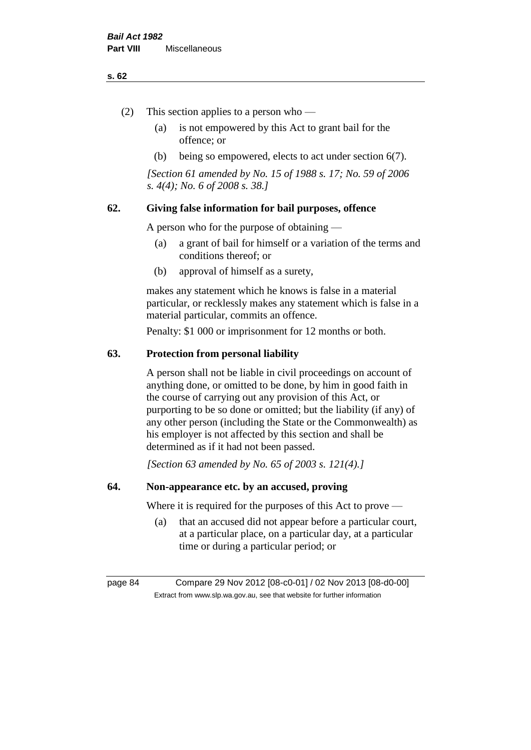(2) This section applies to a person who —

(a) is not empowered by this Act to grant bail for the offence; or

(b) being so empowered, elects to act under section 6(7).

*[Section 61 amended by No. 15 of 1988 s. 17; No. 59 of 2006 s. 4(4); No. 6 of 2008 s. 38.]*

### 62. Giving false information for bail purposes, offence

A person who for the purpose of obtaining —

(a) a grant of bail for himself or a variation of the terms and conditions thereof; or

(b) approval of himself as a surety,

makes any statement which he knows is false in a material particular, or recklessly makes any statement which is false in a material particular, commits an offence.

Penalty: $1 000 or imprisonment for 12 months or both.

### 63. Protection from personal liability

A person shall not be liable in civil proceedings on account of anything done, or omitted to be done, by him in good faith in the course of carrying out any provision of this Act, or purporting to be so done or omitted; but the liability (if any) of any other person (including the State or the Commonwealth) as his employer is not affected by this section and shall be determined as if it had not been passed.

*[Section 63 amended by No. 65 of 2003 s. 121(4).]*

### 64. Non-appearance etc. by an accused, proving

Where it is required for the purposes of this Act to prove —

(a) that an accused did not appear before a particular court, at a particular place, on a particular day, at a particular time or during a particular period; or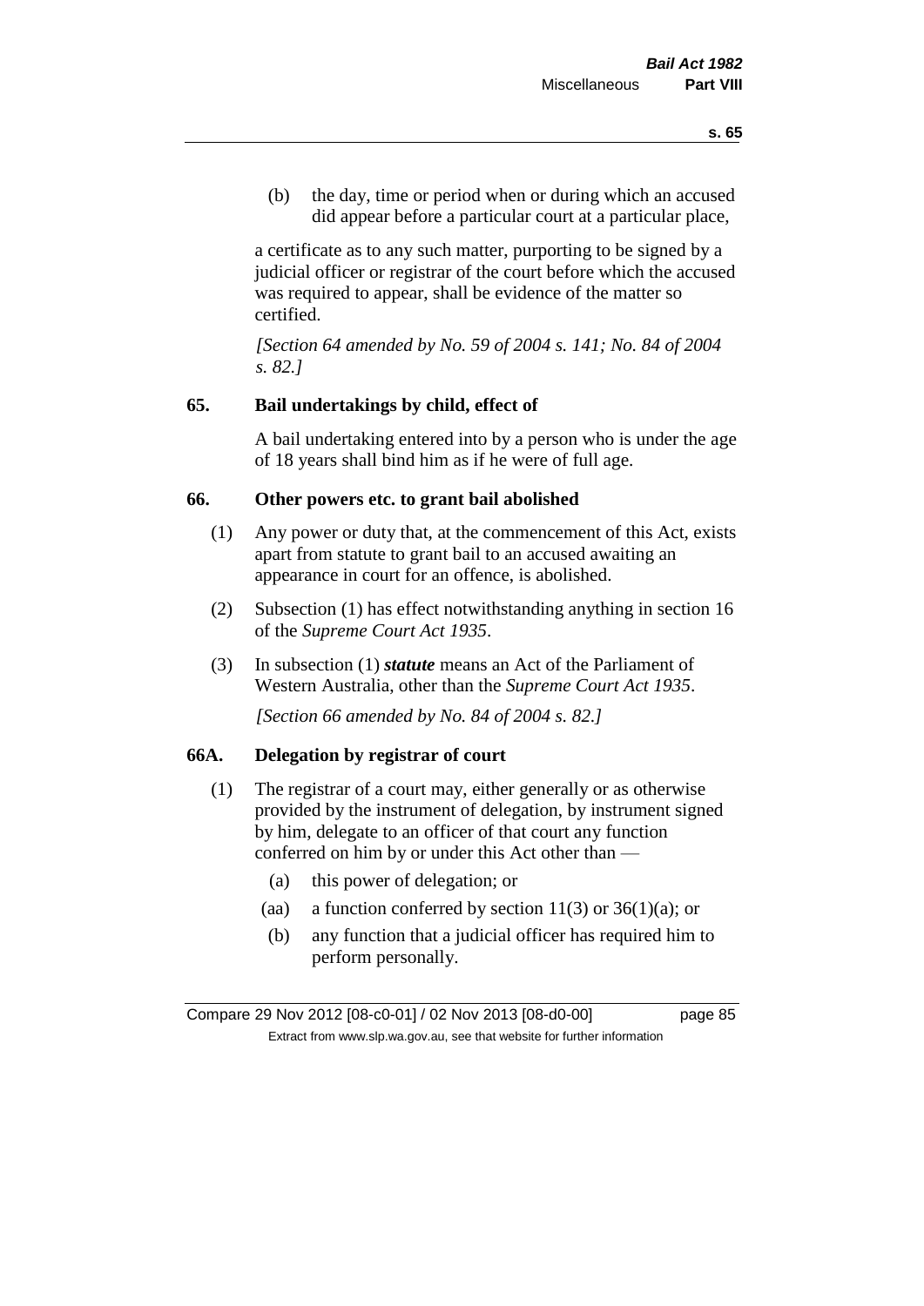(b) the day, time or period when or during which an accused did appear before a particular court at a particular place,

a certificate as to any such matter, purporting to be signed by a judicial officer or registrar of the court before which the accused was required to appear, shall be evidence of the matter so certified.

*[Section 64 amended by No. 59 of 2004 s. 141; No. 84 of 2004 s. 82.]*

## 65. Bail undertakings by child, effect of

A bail undertaking entered into by a person who is under the age of 18 years shall bind him as if he were of full age.

## 66. Other powers etc. to grant bail abolished

(1) Any power or duty that, at the commencement of this Act, exists apart from statute to grant bail to an accused awaiting an appearance in court for an offence, is abolished.

(2) Subsection (1) has effect notwithstanding anything in section 16 of the *Supreme Court Act 1935*.

(3) In subsection (1) ***statute*** means an Act of the Parliament of Western Australia, other than the *Supreme Court Act 1935*.

*[Section 66 amended by No. 84 of 2004 s. 82.]*

## 66A. Delegation by registrar of court

(1) The registrar of a court may, either generally or as otherwise provided by the instrument of delegation, by instrument signed by him, delegate to an officer of that court any function conferred on him by or under this Act other than —

- (a) this power of delegation; or
- (aa) a function conferred by section 11(3) or 36(1)(a); or
- (b) any function that a judicial officer has required him to perform personally.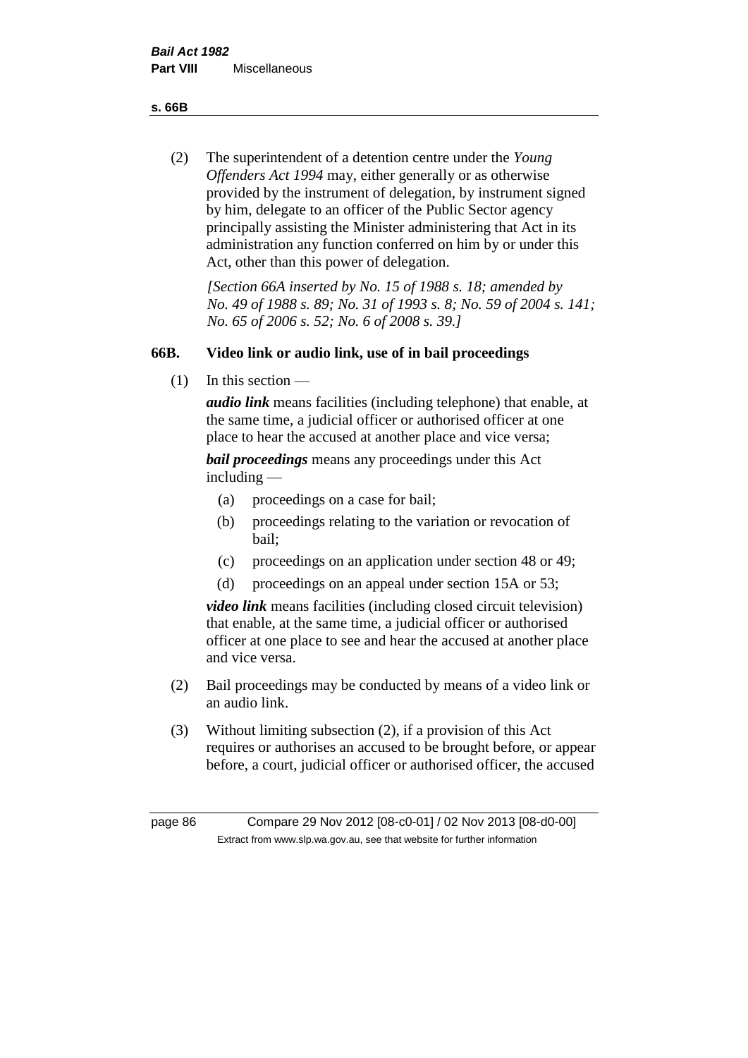(2) The superintendent of a detention centre under the *Young Offenders Act 1994* may, either generally or as otherwise provided by the instrument of delegation, by instrument signed by him, delegate to an officer of the Public Sector agency principally assisting the Minister administering that Act in its administration any function conferred on him by or under this Act, other than this power of delegation.

*[Section 66A inserted by No. 15 of 1988 s. 18; amended by No. 49 of 1988 s. 89; No. 31 of 1993 s. 8; No. 59 of 2004 s. 141; No. 65 of 2006 s. 52; No. 6 of 2008 s. 39.]*

### 66B. Video link or audio link, use of in bail proceedings

(1) In this section —

***audio link*** means facilities (including telephone) that enable, at the same time, a judicial officer or authorised officer at one place to hear the accused at another place and vice versa;

***bail proceedings*** means any proceedings under this Act including —

- (a) proceedings on a case for bail;
- (b) proceedings relating to the variation or revocation of bail;
- (c) proceedings on an application under section 48 or 49;
- (d) proceedings on an appeal under section 15A or 53;

***video link*** means facilities (including closed circuit television) that enable, at the same time, a judicial officer or authorised officer at one place to see and hear the accused at another place and vice versa.

(2) Bail proceedings may be conducted by means of a video link or an audio link.

(3) Without limiting subsection (2), if a provision of this Act requires or authorises an accused to be brought before, or appear before, a court, judicial officer or authorised officer, the accused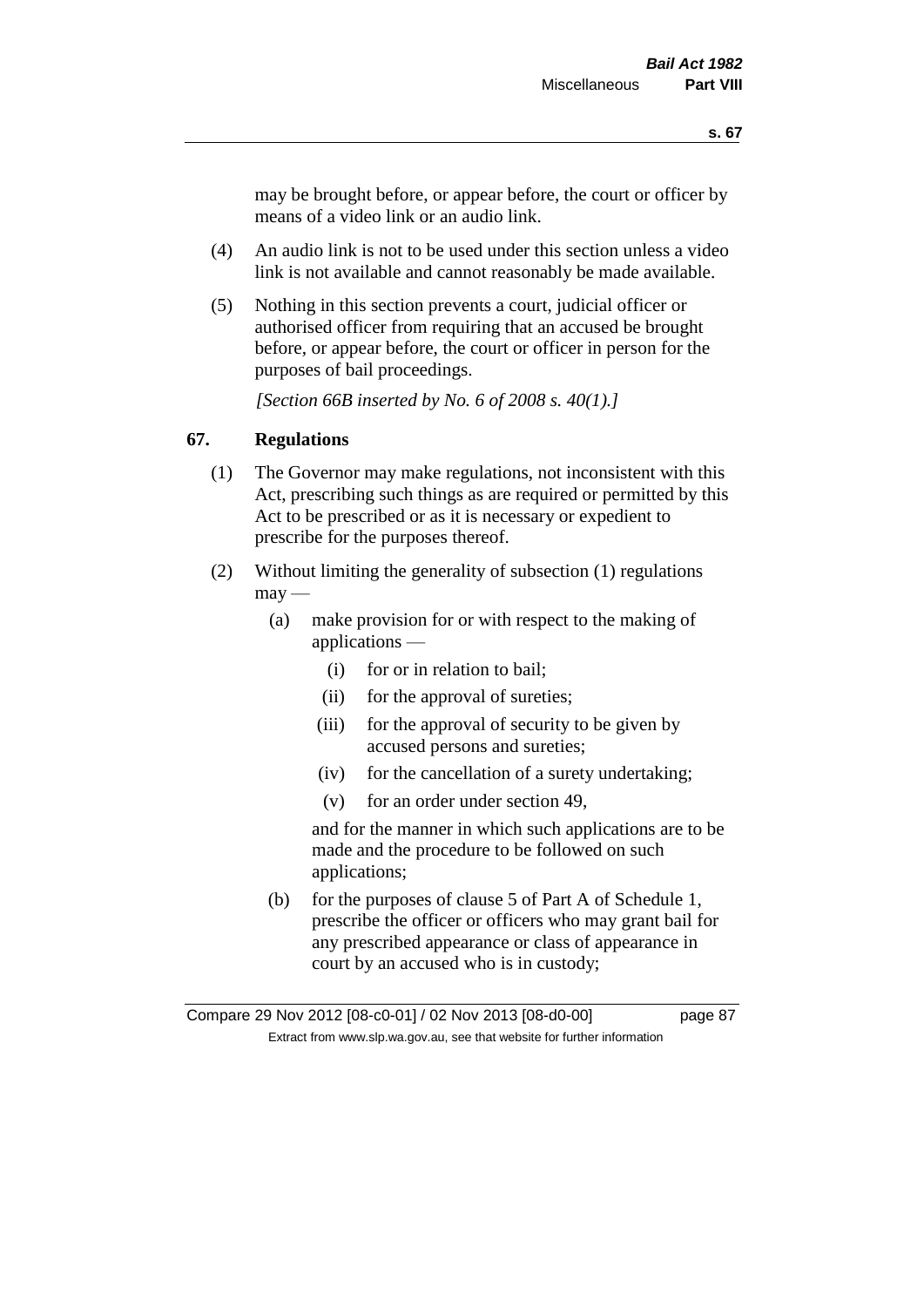may be brought before, or appear before, the court or officer by means of a video link or an audio link.

(4) An audio link is not to be used under this section unless a video link is not available and cannot reasonably be made available.

(5) Nothing in this section prevents a court, judicial officer or authorised officer from requiring that an accused be brought before, or appear before, the court or officer in person for the purposes of bail proceedings.

*[Section 66B inserted by No. 6 of 2008 s. 40(1).]*

## 67. Regulations

(1) The Governor may make regulations, not inconsistent with this Act, prescribing such things as are required or permitted by this Act to be prescribed or as it is necessary or expedient to prescribe for the purposes thereof.

(2) Without limiting the generality of subsection (1) regulations may —

(a) make provision for or with respect to the making of applications —

(i) for or in relation to bail;

(ii) for the approval of sureties;

(iii) for the approval of security to be given by accused persons and sureties;

(iv) for the cancellation of a surety undertaking;

(v) for an order under section 49,

and for the manner in which such applications are to be made and the procedure to be followed on such applications;

(b) for the purposes of clause 5 of Part A of Schedule 1, prescribe the officer or officers who may grant bail for any prescribed appearance or class of appearance in court by an accused who is in custody;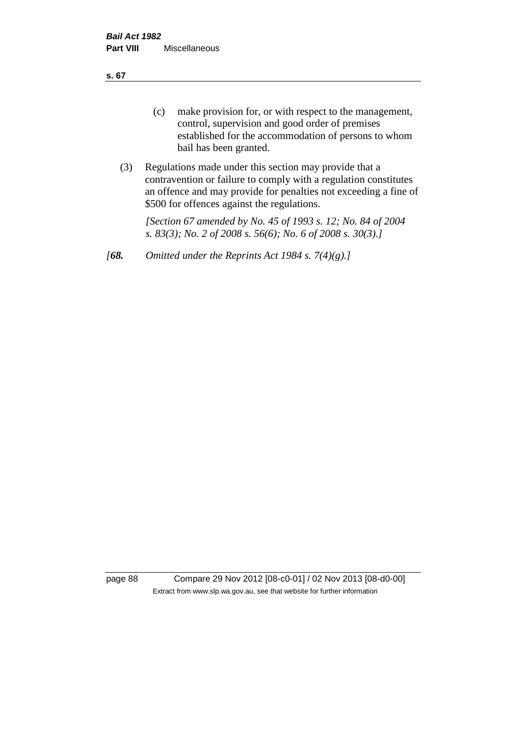(c) make provision for, or with respect to the management, control, supervision and good order of premises established for the accommodation of persons to whom bail has been granted.

(3) Regulations made under this section may provide that a contravention or failure to comply with a regulation constitutes an offence and may provide for penalties not exceeding a fine of $500 for offences against the regulations.

*[Section 67 amended by No. 45 of 1993 s. 12; No. 84 of 2004 s. 83(3); No. 2 of 2008 s. 56(6); No. 6 of 2008 s. 30(3).]*

*[**68.** Omitted under the Reprints Act 1984 s. 7(4)(g).]*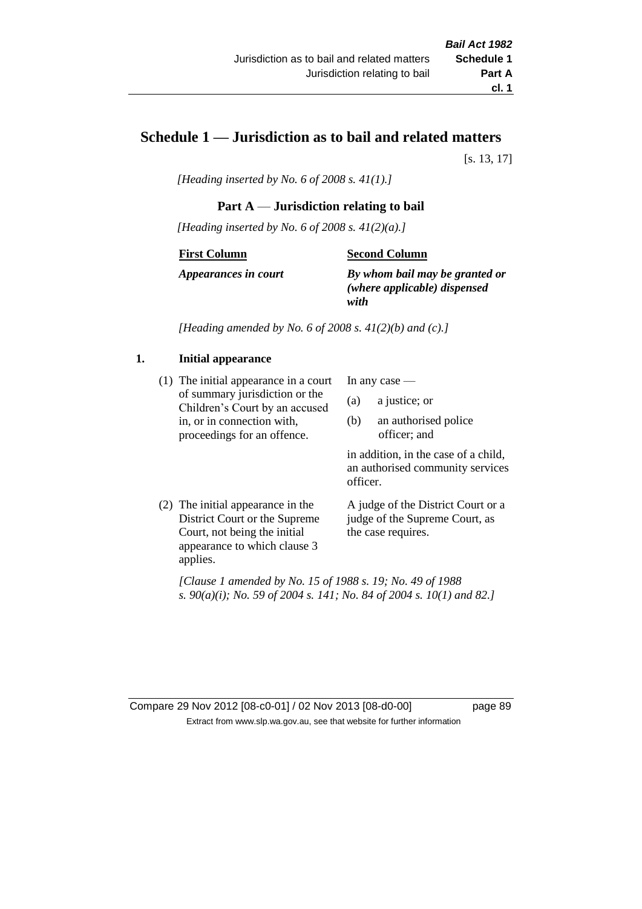# Schedule 1 — Jurisdiction as to bail and related matters

[s. 13, 17]

*[Heading inserted by No. 6 of 2008 s. 41(1).]*

## Part A — Jurisdiction relating to bail

*[Heading inserted by No. 6 of 2008 s. 41(2)(a).]*

| First Column | Second Column |
|---|---|
| ***Appearances in court*** | ***By whom bail may be granted or (where applicable) dispensed with*** |

*[Heading amended by No. 6 of 2008 s. 41(2)(b) and (c).]*

### 1. Initial appearance

| | |
|---|---|
| (1) The initial appearance in a court of summary jurisdiction or the Children's Court by an accused in, or in connection with, proceedings for an offence. | In any case — (a) a justice; or (b) an authorised police officer; and in addition, in the case of a child, an authorised community services officer. |
| (2) The initial appearance in the District Court or the Supreme Court, not being the initial appearance to which clause 3 applies. | A judge of the District Court or a judge of the Supreme Court, as the case requires. |

*[Clause 1 amended by No. 15 of 1988 s. 19; No. 49 of 1988 s. 90(a)(i); No. 59 of 2004 s. 141; No. 84 of 2004 s. 10(1) and 82.]*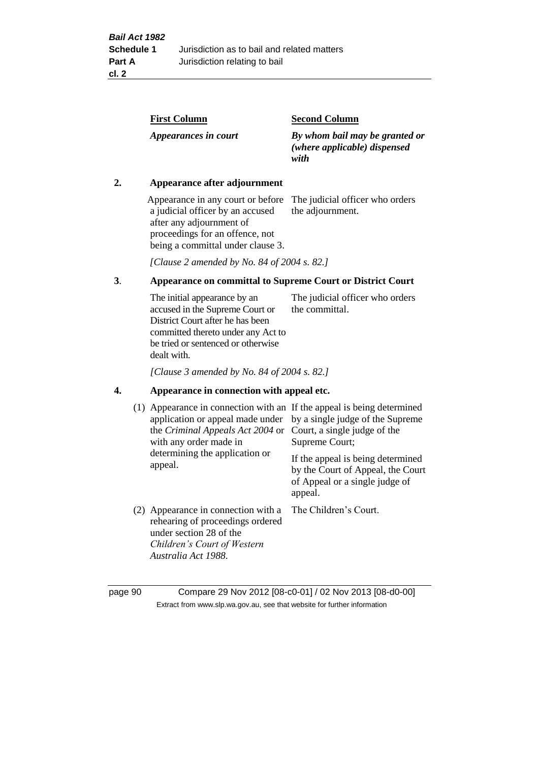| First Column | Second Column |
|---|---|
| *Appearances in court* | *By whom bail may be granted or (where applicable) dispensed with* |
| **2. Appearance after adjournment** | |
| Appearance in any court or before a judicial officer by an accused after any adjournment of proceedings for an offence, not being a committal under clause 3. | The judicial officer who orders the adjournment. |

*[Clause 2 amended by No. 84 of 2004 s. 82.]*

| | |
|---|---|
| **3. Appearance on committal to Supreme Court or District Court** | |
| The initial appearance by an accused in the Supreme Court or District Court after he has been committed thereto under any Act to be tried or sentenced or otherwise dealt with. | The judicial officer who orders the committal. |

*[Clause 3 amended by No. 84 of 2004 s. 82.]*

| | |
|---|---|
| **4. Appearance in connection with appeal etc.** | |
| (1) Appearance in connection with an application or appeal made under the *Criminal Appeals Act 2004* or with any order made in determining the application or appeal. | If the appeal is being determined by a single judge of the Supreme Court, a single judge of the Supreme Court; If the appeal is being determined by the Court of Appeal, the Court of Appeal or a single judge of appeal. |
| (2) Appearance in connection with a rehearing of proceedings ordered under section 28 of the *Children's Court of Western Australia Act 1988*. | The Children's Court. |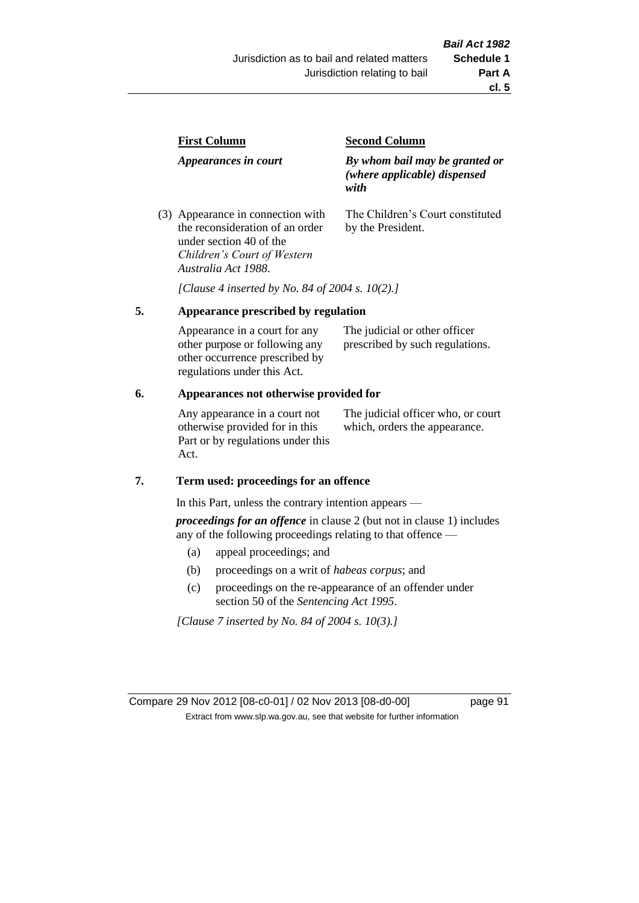| First Column | Second Column |
|---|---|
| *Appearances in court* | *By whom bail may be granted or (where applicable) dispensed with* |
| (3) Appearance in connection with the reconsideration of an order under section 40 of the *Children's Court of Western Australia Act 1988*. | The Children's Court constituted by the President. |

*[Clause 4 inserted by No. 84 of 2004 s. 10(2).]*

## 5. Appearance prescribed by regulation

| | |
|---|---|
| Appearance in a court for any other purpose or following any other occurrence prescribed by regulations under this Act. | The judicial or other officer prescribed by such regulations. |

## 6. Appearances not otherwise provided for

| | |
|---|---|
| Any appearance in a court not otherwise provided for in this Part or by regulations under this Act. | The judicial officer who, or court which, orders the appearance. |

## 7. Term used: proceedings for an offence

In this Part, unless the contrary intention appears —

***proceedings for an offence*** in clause 2 (but not in clause 1) includes any of the following proceedings relating to that offence —

(a) appeal proceedings; and

(b) proceedings on a writ of *habeas corpus*; and

(c) proceedings on the re-appearance of an offender under section 50 of the *Sentencing Act 1995*.

*[Clause 7 inserted by No. 84 of 2004 s. 10(3).]*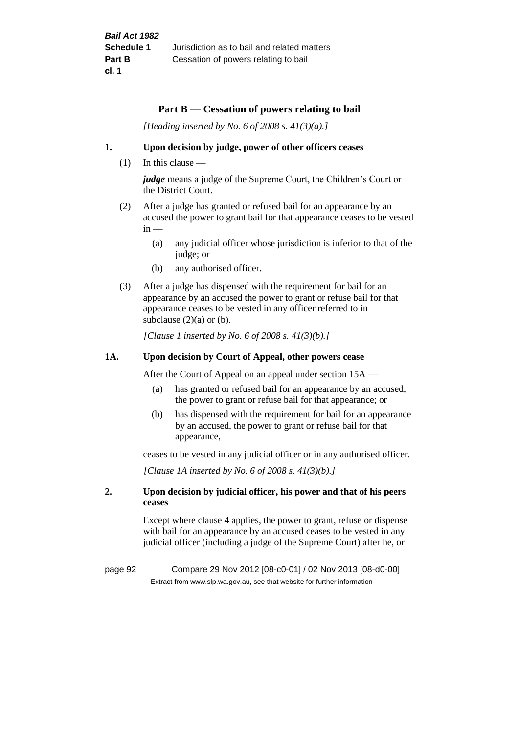## Part B — Cessation of powers relating to bail

*[Heading inserted by No. 6 of 2008 s. 41(3)(a).]*

### 1. Upon decision by judge, power of other officers ceases

(1) In this clause —

***judge*** means a judge of the Supreme Court, the Children's Court or the District Court.

(2) After a judge has granted or refused bail for an appearance by an accused the power to grant bail for that appearance ceases to be vested in —

(a) any judicial officer whose jurisdiction is inferior to that of the judge; or

(b) any authorised officer.

(3) After a judge has dispensed with the requirement for bail for an appearance by an accused the power to grant or refuse bail for that appearance ceases to be vested in any officer referred to in subclause (2)(a) or (b).

*[Clause 1 inserted by No. 6 of 2008 s. 41(3)(b).]*

### 1A. Upon decision by Court of Appeal, other powers cease

After the Court of Appeal on an appeal under section 15A —

(a) has granted or refused bail for an appearance by an accused, the power to grant or refuse bail for that appearance; or

(b) has dispensed with the requirement for bail for an appearance by an accused, the power to grant or refuse bail for that appearance,

ceases to be vested in any judicial officer or in any authorised officer.

*[Clause 1A inserted by No. 6 of 2008 s. 41(3)(b).]*

### 2. Upon decision by judicial officer, his power and that of his peers ceases

Except where clause 4 applies, the power to grant, refuse or dispense with bail for an appearance by an accused ceases to be vested in any judicial officer (including a judge of the Supreme Court) after he, or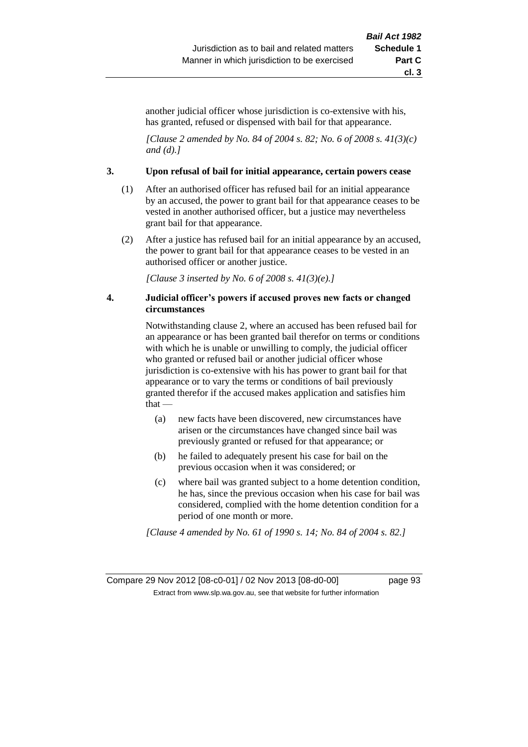another judicial officer whose jurisdiction is co-extensive with his, has granted, refused or dispensed with bail for that appearance.

*[Clause 2 amended by No. 84 of 2004 s. 82; No. 6 of 2008 s. 41(3)(c) and (d).]*

### 3. Upon refusal of bail for initial appearance, certain powers cease

(1) After an authorised officer has refused bail for an initial appearance by an accused, the power to grant bail for that appearance ceases to be vested in another authorised officer, but a justice may nevertheless grant bail for that appearance.

(2) After a justice has refused bail for an initial appearance by an accused, the power to grant bail for that appearance ceases to be vested in an authorised officer or another justice.

*[Clause 3 inserted by No. 6 of 2008 s. 41(3)(e).]*

### 4. Judicial officer's powers if accused proves new facts or changed circumstances

Notwithstanding clause 2, where an accused has been refused bail for an appearance or has been granted bail therefor on terms or conditions with which he is unable or unwilling to comply, the judicial officer who granted or refused bail or another judicial officer whose jurisdiction is co-extensive with his has power to grant bail for that appearance or to vary the terms or conditions of bail previously granted therefor if the accused makes application and satisfies him that —

(a) new facts have been discovered, new circumstances have arisen or the circumstances have changed since bail was previously granted or refused for that appearance; or

(b) he failed to adequately present his case for bail on the previous occasion when it was considered; or

(c) where bail was granted subject to a home detention condition, he has, since the previous occasion when his case for bail was considered, complied with the home detention condition for a period of one month or more.

*[Clause 4 amended by No. 61 of 1990 s. 14; No. 84 of 2004 s. 82.]*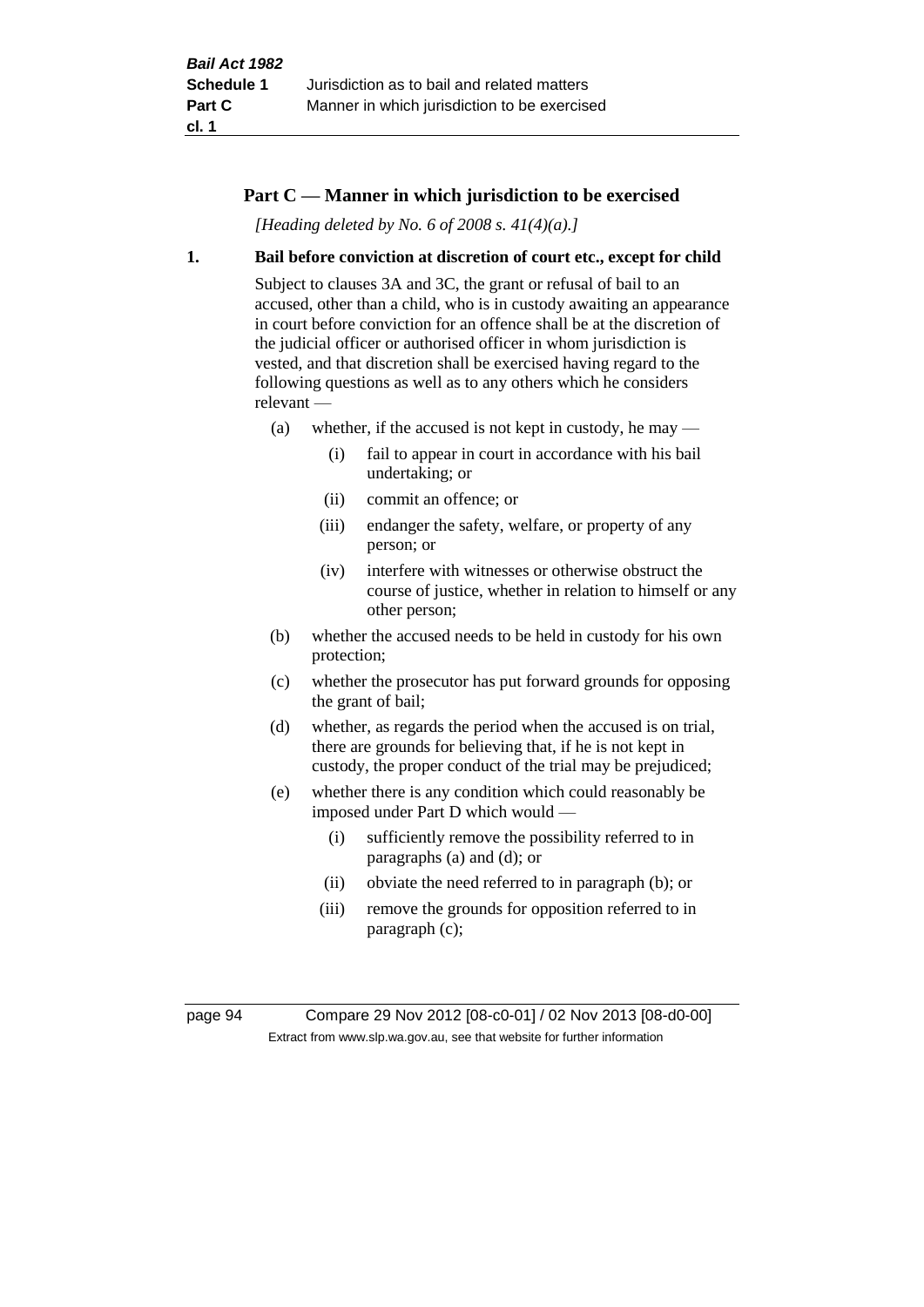## Part C — Manner in which jurisdiction to be exercised

*[Heading deleted by No. 6 of 2008 s. 41(4)(a).]*

### 1. Bail before conviction at discretion of court etc., except for child

Subject to clauses 3A and 3C, the grant or refusal of bail to an accused, other than a child, who is in custody awaiting an appearance in court before conviction for an offence shall be at the discretion of the judicial officer or authorised officer in whom jurisdiction is vested, and that discretion shall be exercised having regard to the following questions as well as to any others which he considers relevant —

- (a) whether, if the accused is not kept in custody, he may —
  - (i) fail to appear in court in accordance with his bail undertaking; or
  - (ii) commit an offence; or
  - (iii) endanger the safety, welfare, or property of any person; or
  - (iv) interfere with witnesses or otherwise obstruct the course of justice, whether in relation to himself or any other person;
- (b) whether the accused needs to be held in custody for his own protection;
- (c) whether the prosecutor has put forward grounds for opposing the grant of bail;
- (d) whether, as regards the period when the accused is on trial, there are grounds for believing that, if he is not kept in custody, the proper conduct of the trial may be prejudiced;
- (e) whether there is any condition which could reasonably be imposed under Part D which would —
  - (i) sufficiently remove the possibility referred to in paragraphs (a) and (d); or
  - (ii) obviate the need referred to in paragraph (b); or
  - (iii) remove the grounds for opposition referred to in paragraph (c);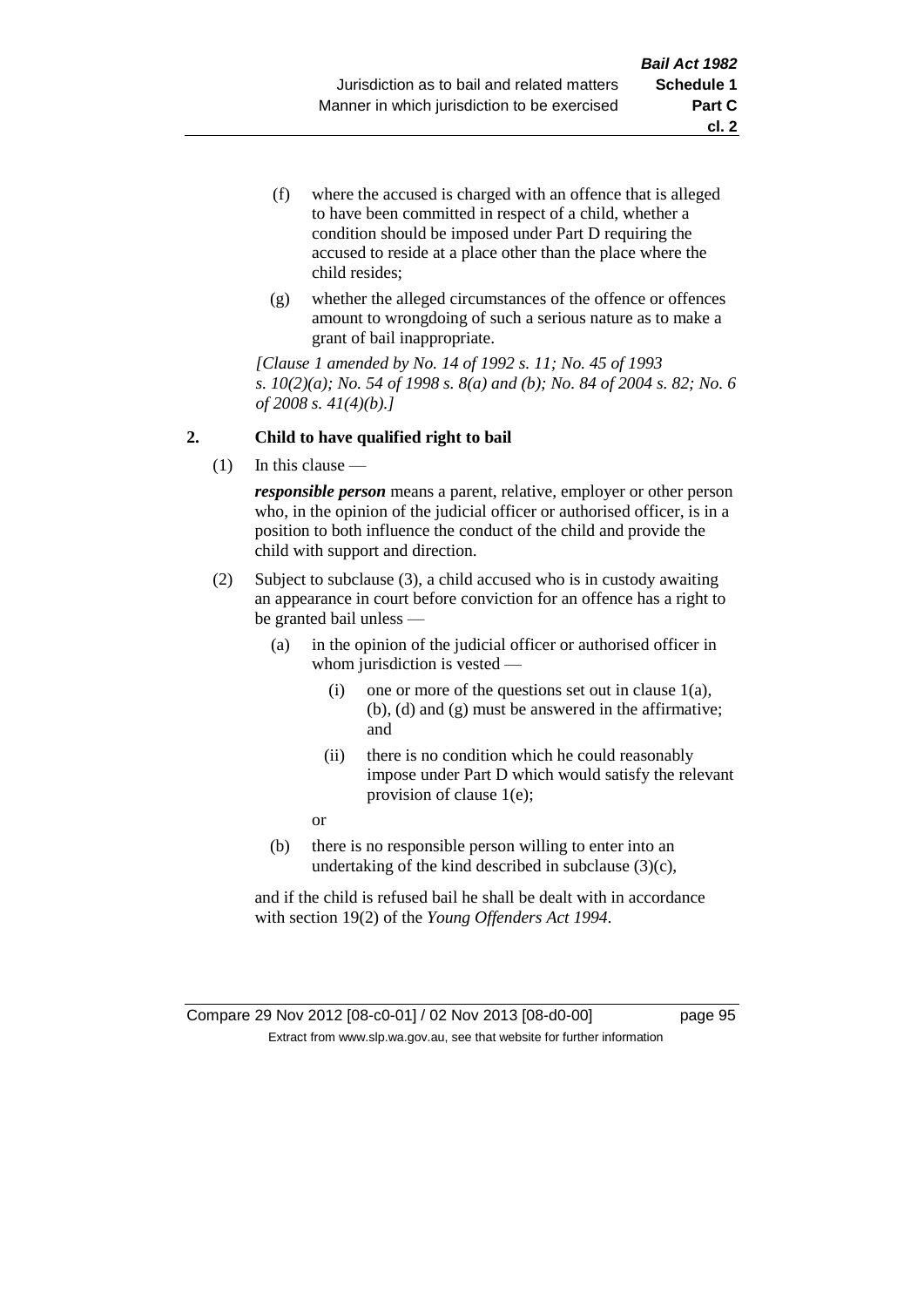(f) where the accused is charged with an offence that is alleged to have been committed in respect of a child, whether a condition should be imposed under Part D requiring the accused to reside at a place other than the place where the child resides;

(g) whether the alleged circumstances of the offence or offences amount to wrongdoing of such a serious nature as to make a grant of bail inappropriate.

*[Clause 1 amended by No. 14 of 1992 s. 11; No. 45 of 1993 s. 10(2)(a); No. 54 of 1998 s. 8(a) and (b); No. 84 of 2004 s. 82; No. 6 of 2008 s. 41(4)(b).]*

**2. Child to have qualified right to bail**

(1) In this clause —

***responsible person*** means a parent, relative, employer or other person who, in the opinion of the judicial officer or authorised officer, is in a position to both influence the conduct of the child and provide the child with support and direction.

(2) Subject to subclause (3), a child accused who is in custody awaiting an appearance in court before conviction for an offence has a right to be granted bail unless —

(a) in the opinion of the judicial officer or authorised officer in whom jurisdiction is vested —

(i) one or more of the questions set out in clause 1(a), (b), (d) and (g) must be answered in the affirmative; and

(ii) there is no condition which he could reasonably impose under Part D which would satisfy the relevant provision of clause 1(e);

or

(b) there is no responsible person willing to enter into an undertaking of the kind described in subclause (3)(c),

and if the child is refused bail he shall be dealt with in accordance with section 19(2) of the *Young Offenders Act 1994*.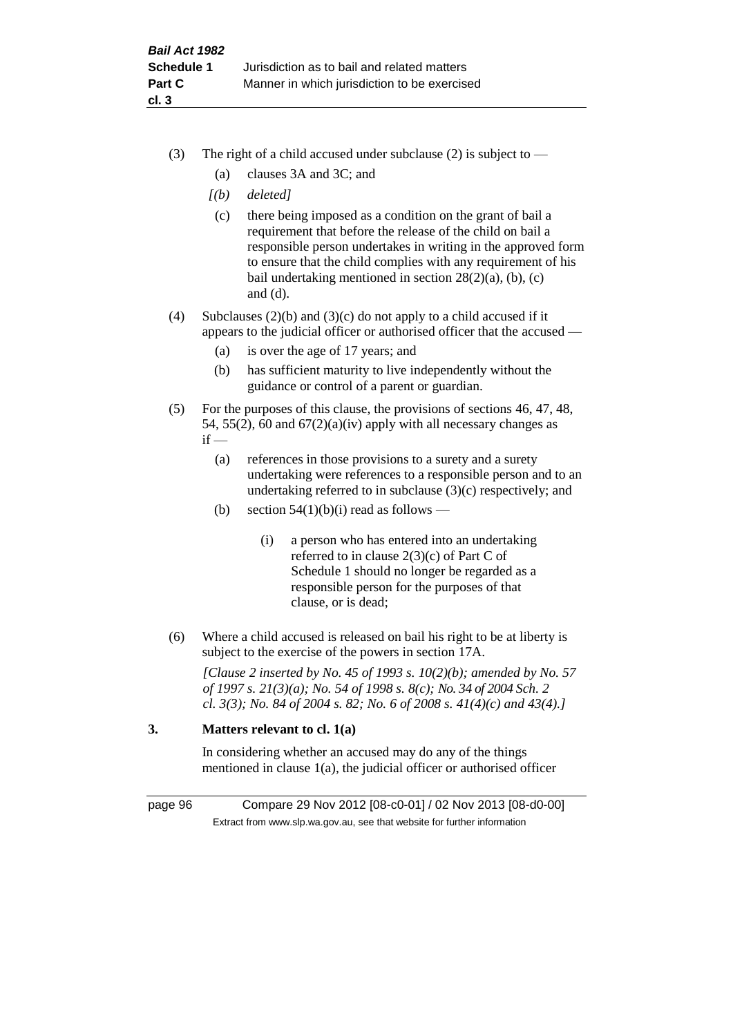(3) The right of a child accused under subclause (2) is subject to —

(a) clauses 3A and 3C; and

*[(b) deleted]*

(c) there being imposed as a condition on the grant of bail a requirement that before the release of the child on bail a responsible person undertakes in writing in the approved form to ensure that the child complies with any requirement of his bail undertaking mentioned in section 28(2)(a), (b), (c) and (d).

(4) Subclauses (2)(b) and (3)(c) do not apply to a child accused if it appears to the judicial officer or authorised officer that the accused —

(a) is over the age of 17 years; and

(b) has sufficient maturity to live independently without the guidance or control of a parent or guardian.

(5) For the purposes of this clause, the provisions of sections 46, 47, 48, 54, 55(2), 60 and 67(2)(a)(iv) apply with all necessary changes as if —

(a) references in those provisions to a surety and a surety undertaking were references to a responsible person and to an undertaking referred to in subclause (3)(c) respectively; and

(b) section 54(1)(b)(i) read as follows —

> (i) a person who has entered into an undertaking referred to in clause 2(3)(c) of Part C of Schedule 1 should no longer be regarded as a responsible person for the purposes of that clause, or is dead;

(6) Where a child accused is released on bail his right to be at liberty is subject to the exercise of the powers in section 17A.

*[Clause 2 inserted by No. 45 of 1993 s. 10(2)(b); amended by No. 57 of 1997 s. 21(3)(a); No. 54 of 1998 s. 8(c); No. 34 of 2004 Sch. 2 cl. 3(3); No. 84 of 2004 s. 82; No. 6 of 2008 s. 41(4)(c) and 43(4).]*

### 3. Matters relevant to cl. 1(a)

In considering whether an accused may do any of the things mentioned in clause 1(a), the judicial officer or authorised officer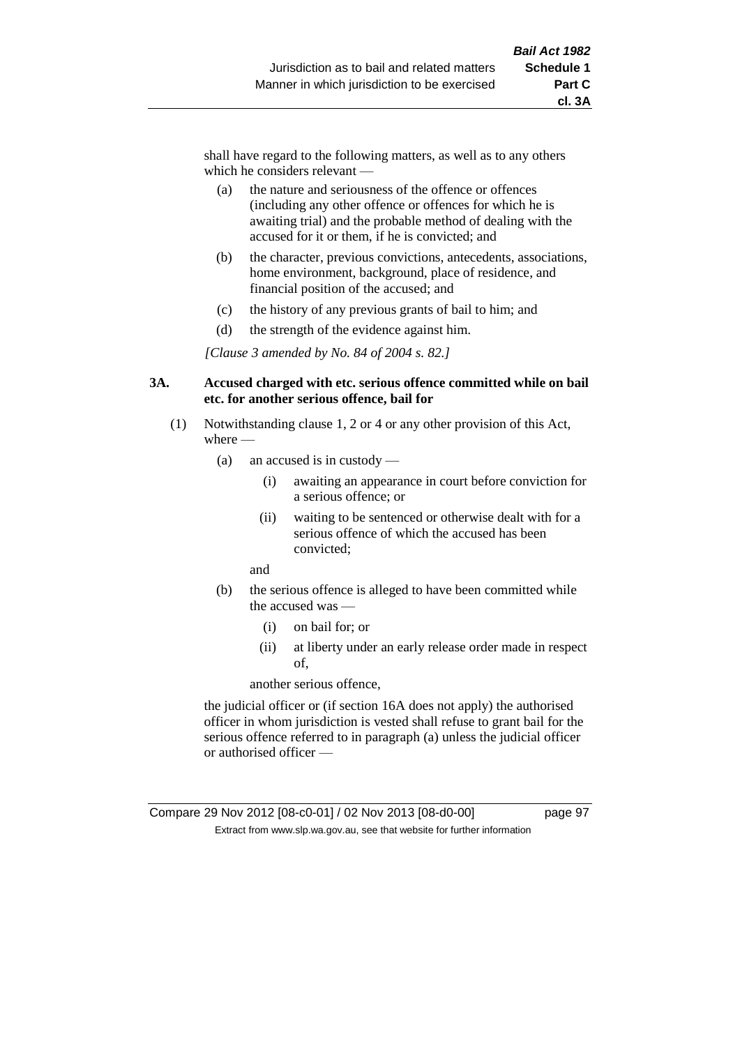shall have regard to the following matters, as well as to any others which he considers relevant —

(a) the nature and seriousness of the offence or offences (including any other offence or offences for which he is awaiting trial) and the probable method of dealing with the accused for it or them, if he is convicted; and

(b) the character, previous convictions, antecedents, associations, home environment, background, place of residence, and financial position of the accused; and

(c) the history of any previous grants of bail to him; and

(d) the strength of the evidence against him.

*[Clause 3 amended by No. 84 of 2004 s. 82.]*

### 3A. Accused charged with etc. serious offence committed while on bail etc. for another serious offence, bail for

(1) Notwithstanding clause 1, 2 or 4 or any other provision of this Act, where —

(a) an accused is in custody —

(i) awaiting an appearance in court before conviction for a serious offence; or

(ii) waiting to be sentenced or otherwise dealt with for a serious offence of which the accused has been convicted;

and

(b) the serious offence is alleged to have been committed while the accused was —

(i) on bail for; or

(ii) at liberty under an early release order made in respect of,

another serious offence,

the judicial officer or (if section 16A does not apply) the authorised officer in whom jurisdiction is vested shall refuse to grant bail for the serious offence referred to in paragraph (a) unless the judicial officer or authorised officer —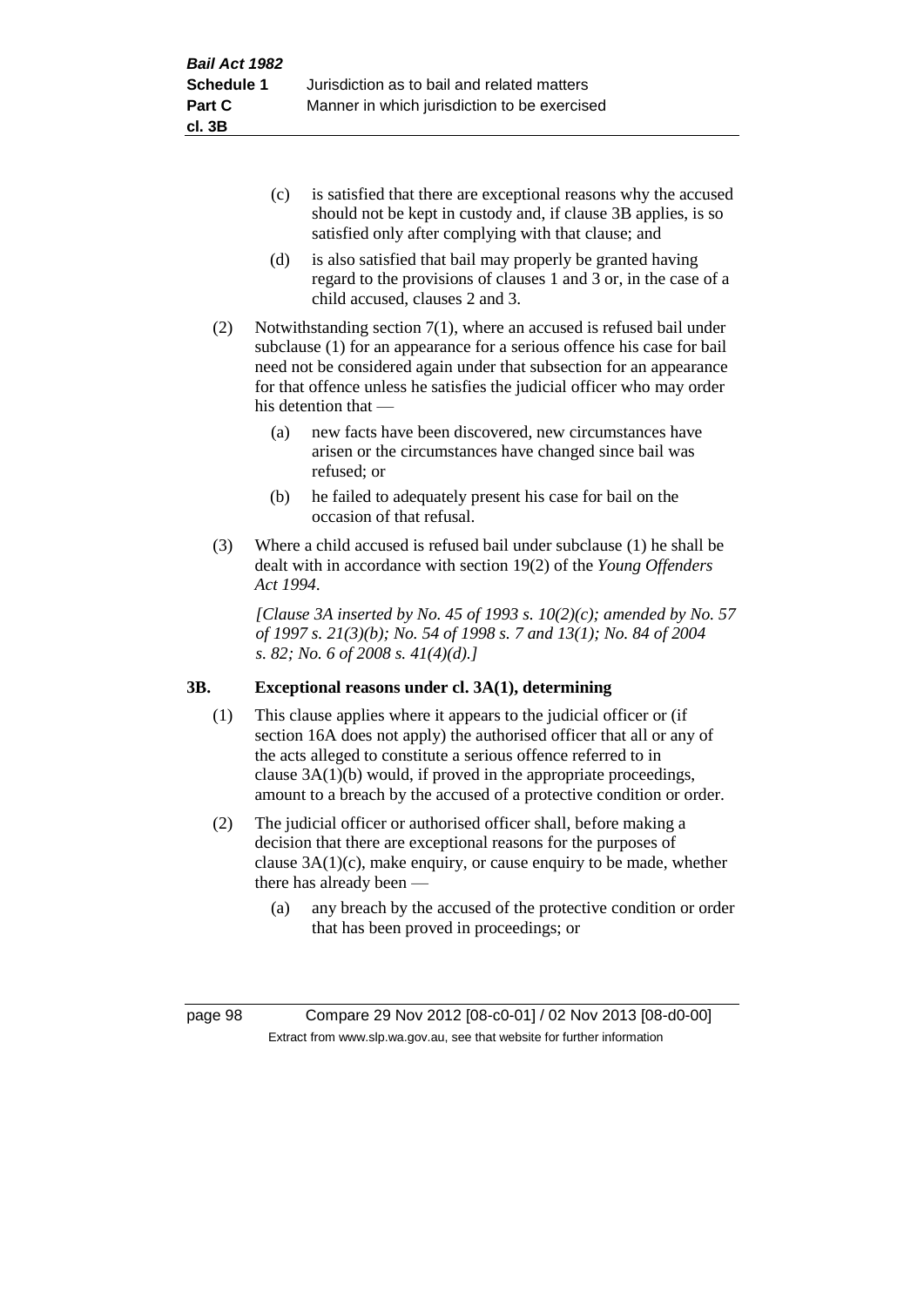(c) is satisfied that there are exceptional reasons why the accused should not be kept in custody and, if clause 3B applies, is so satisfied only after complying with that clause; and

(d) is also satisfied that bail may properly be granted having regard to the provisions of clauses 1 and 3 or, in the case of a child accused, clauses 2 and 3.

(2) Notwithstanding section 7(1), where an accused is refused bail under subclause (1) for an appearance for a serious offence his case for bail need not be considered again under that subsection for an appearance for that offence unless he satisfies the judicial officer who may order his detention that —

(a) new facts have been discovered, new circumstances have arisen or the circumstances have changed since bail was refused; or

(b) he failed to adequately present his case for bail on the occasion of that refusal.

(3) Where a child accused is refused bail under subclause (1) he shall be dealt with in accordance with section 19(2) of the *Young Offenders Act 1994*.

*[Clause 3A inserted by No. 45 of 1993 s. 10(2)(c); amended by No. 57 of 1997 s. 21(3)(b); No. 54 of 1998 s. 7 and 13(1); No. 84 of 2004 s. 82; No. 6 of 2008 s. 41(4)(d).]*

### 3B. Exceptional reasons under cl. 3A(1), determining

(1) This clause applies where it appears to the judicial officer or (if section 16A does not apply) the authorised officer that all or any of the acts alleged to constitute a serious offence referred to in clause 3A(1)(b) would, if proved in the appropriate proceedings, amount to a breach by the accused of a protective condition or order.

(2) The judicial officer or authorised officer shall, before making a decision that there are exceptional reasons for the purposes of clause 3A(1)(c), make enquiry, or cause enquiry to be made, whether there has already been —

(a) any breach by the accused of the protective condition or order that has been proved in proceedings; or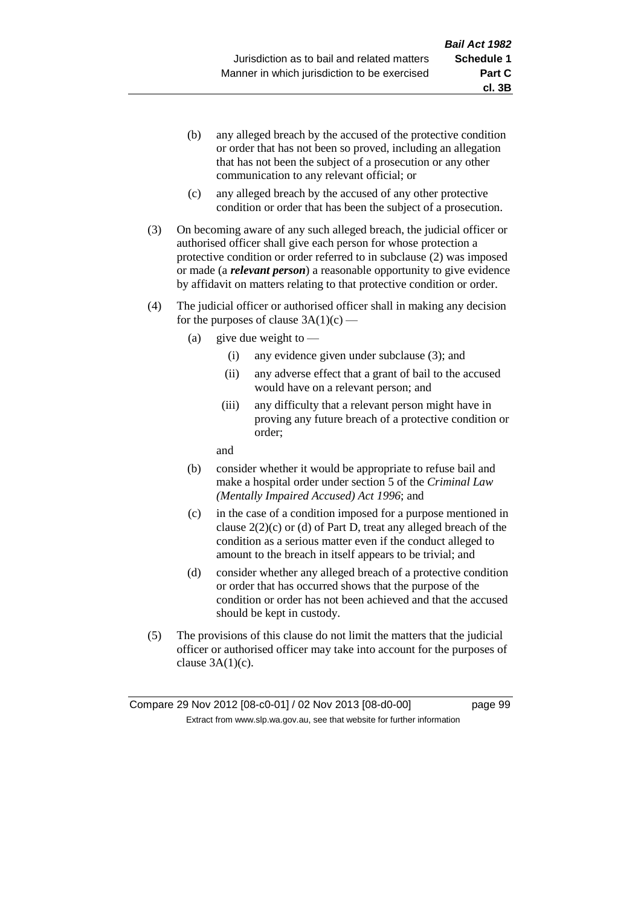(b) any alleged breach by the accused of the protective condition or order that has not been so proved, including an allegation that has not been the subject of a prosecution or any other communication to any relevant official; or

(c) any alleged breach by the accused of any other protective condition or order that has been the subject of a prosecution.

(3) On becoming aware of any such alleged breach, the judicial officer or authorised officer shall give each person for whose protection a protective condition or order referred to in subclause (2) was imposed or made (a ***relevant person***) a reasonable opportunity to give evidence by affidavit on matters relating to that protective condition or order.

(4) The judicial officer or authorised officer shall in making any decision for the purposes of clause 3A(1)(c) —

(a) give due weight to —

(i) any evidence given under subclause (3); and

(ii) any adverse effect that a grant of bail to the accused would have on a relevant person; and

(iii) any difficulty that a relevant person might have in proving any future breach of a protective condition or order;

and

(b) consider whether it would be appropriate to refuse bail and make a hospital order under section 5 of the *Criminal Law (Mentally Impaired Accused) Act 1996*; and

(c) in the case of a condition imposed for a purpose mentioned in clause 2(2)(c) or (d) of Part D, treat any alleged breach of the condition as a serious matter even if the conduct alleged to amount to the breach in itself appears to be trivial; and

(d) consider whether any alleged breach of a protective condition or order that has occurred shows that the purpose of the condition or order has not been achieved and that the accused should be kept in custody.

(5) The provisions of this clause do not limit the matters that the judicial officer or authorised officer may take into account for the purposes of clause 3A(1)(c).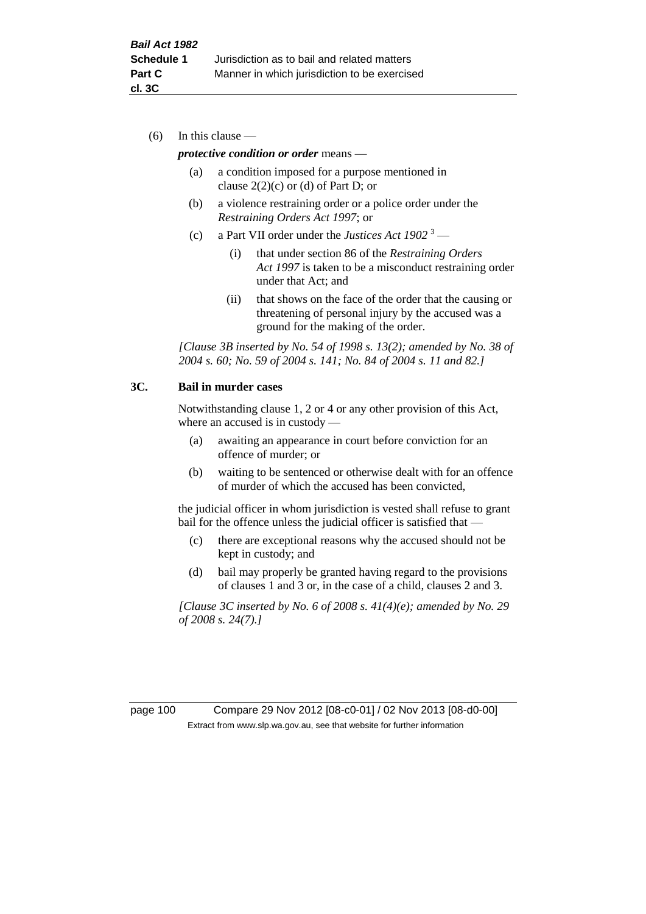(6) In this clause —

***protective condition or order*** means —

(a) a condition imposed for a purpose mentioned in clause 2(2)(c) or (d) of Part D; or

(b) a violence restraining order or a police order under the *Restraining Orders Act 1997*; or

(c) a Part VII order under the *Justices Act 1902* [3] —

(i) that under section 86 of the *Restraining Orders Act 1997* is taken to be a misconduct restraining order under that Act; and

(ii) that shows on the face of the order that the causing or threatening of personal injury by the accused was a ground for the making of the order.

*[Clause 3B inserted by No. 54 of 1998 s. 13(2); amended by No. 38 of 2004 s. 60; No. 59 of 2004 s. 141; No. 84 of 2004 s. 11 and 82.]*

**3C. Bail in murder cases**

Notwithstanding clause 1, 2 or 4 or any other provision of this Act, where an accused is in custody —

(a) awaiting an appearance in court before conviction for an offence of murder; or

(b) waiting to be sentenced or otherwise dealt with for an offence of murder of which the accused has been convicted,

the judicial officer in whom jurisdiction is vested shall refuse to grant bail for the offence unless the judicial officer is satisfied that —

(c) there are exceptional reasons why the accused should not be kept in custody; and

(d) bail may properly be granted having regard to the provisions of clauses 1 and 3 or, in the case of a child, clauses 2 and 3.

*[Clause 3C inserted by No. 6 of 2008 s. 41(4)(e); amended by No. 29 of 2008 s. 24(7).]*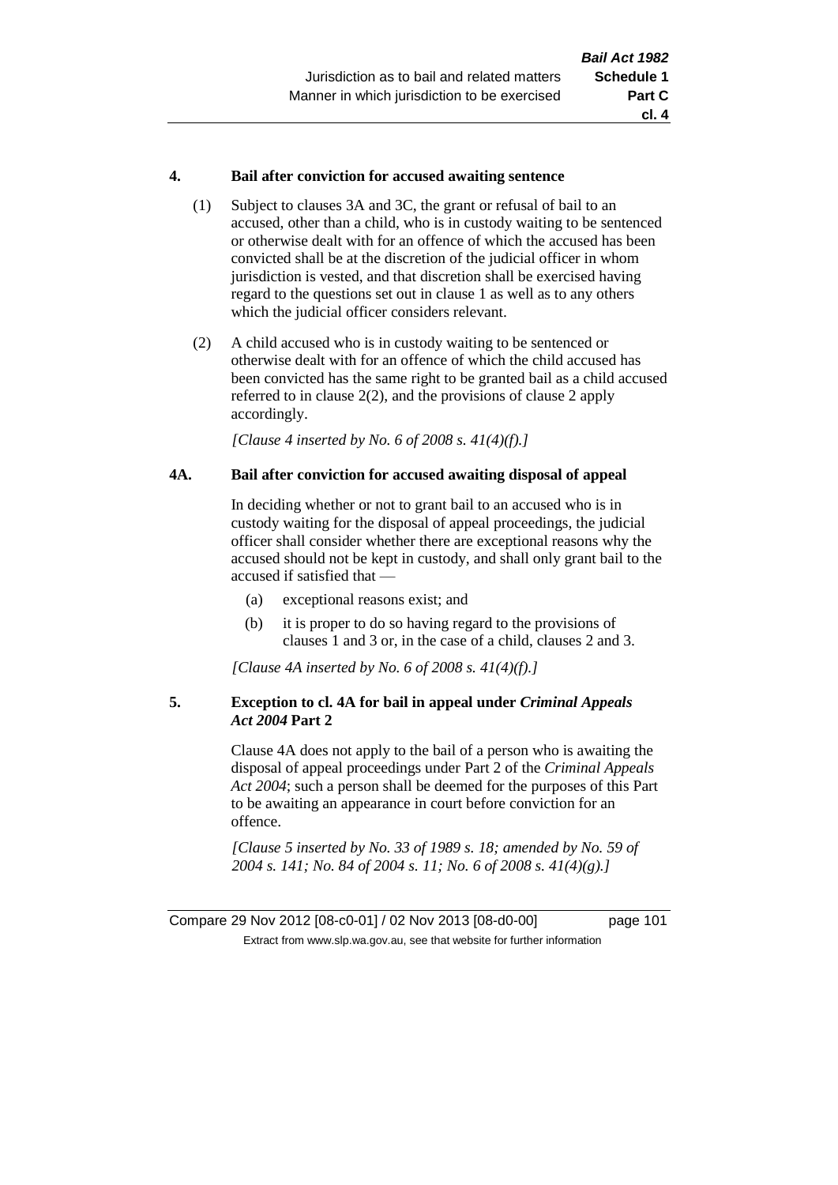### 4. Bail after conviction for accused awaiting sentence

(1) Subject to clauses 3A and 3C, the grant or refusal of bail to an accused, other than a child, who is in custody waiting to be sentenced or otherwise dealt with for an offence of which the accused has been convicted shall be at the discretion of the judicial officer in whom jurisdiction is vested, and that discretion shall be exercised having regard to the questions set out in clause 1 as well as to any others which the judicial officer considers relevant.

(2) A child accused who is in custody waiting to be sentenced or otherwise dealt with for an offence of which the child accused has been convicted has the same right to be granted bail as a child accused referred to in clause 2(2), and the provisions of clause 2 apply accordingly.

*[Clause 4 inserted by No. 6 of 2008 s. 41(4)(f).]*

### 4A. Bail after conviction for accused awaiting disposal of appeal

In deciding whether or not to grant bail to an accused who is in custody waiting for the disposal of appeal proceedings, the judicial officer shall consider whether there are exceptional reasons why the accused should not be kept in custody, and shall only grant bail to the accused if satisfied that —

- (a) exceptional reasons exist; and
- (b) it is proper to do so having regard to the provisions of clauses 1 and 3 or, in the case of a child, clauses 2 and 3.

*[Clause 4A inserted by No. 6 of 2008 s. 41(4)(f).]*

### 5. Exception to cl. 4A for bail in appeal under *Criminal Appeals Act 2004* Part 2

Clause 4A does not apply to the bail of a person who is awaiting the disposal of appeal proceedings under Part 2 of the *Criminal Appeals Act 2004*; such a person shall be deemed for the purposes of this Part to be awaiting an appearance in court before conviction for an offence.

*[Clause 5 inserted by No. 33 of 1989 s. 18; amended by No. 59 of 2004 s. 141; No. 84 of 2004 s. 11; No. 6 of 2008 s. 41(4)(g).]*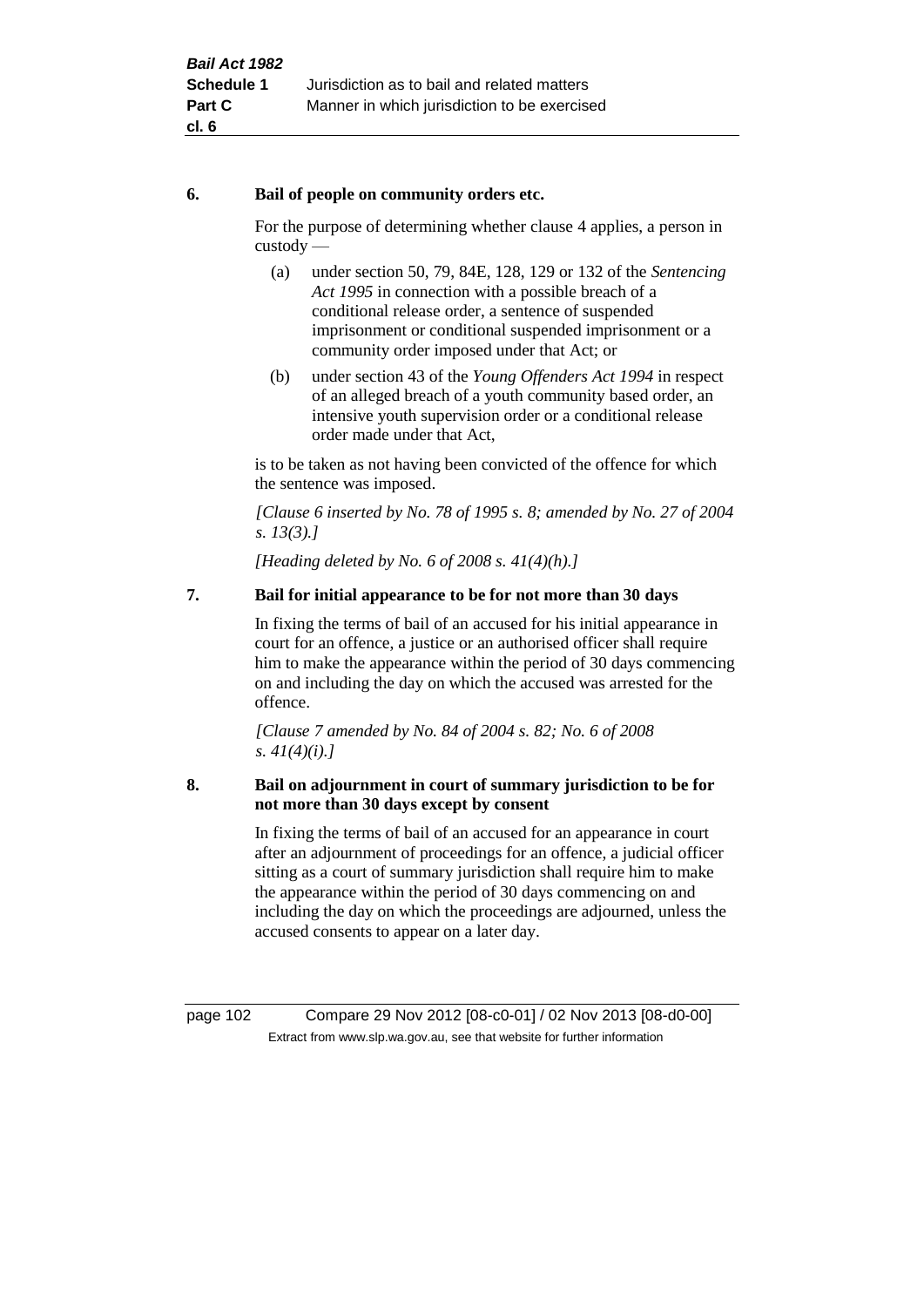**6. Bail of people on community orders etc.**

For the purpose of determining whether clause 4 applies, a person in custody —

(a) under section 50, 79, 84E, 128, 129 or 132 of the *Sentencing Act 1995* in connection with a possible breach of a conditional release order, a sentence of suspended imprisonment or conditional suspended imprisonment or a community order imposed under that Act; or

(b) under section 43 of the *Young Offenders Act 1994* in respect of an alleged breach of a youth community based order, an intensive youth supervision order or a conditional release order made under that Act,

is to be taken as not having been convicted of the offence for which the sentence was imposed.

*[Clause 6 inserted by No. 78 of 1995 s. 8; amended by No. 27 of 2004 s. 13(3).]*

*[Heading deleted by No. 6 of 2008 s. 41(4)(h).]*

**7. Bail for initial appearance to be for not more than 30 days**

In fixing the terms of bail of an accused for his initial appearance in court for an offence, a justice or an authorised officer shall require him to make the appearance within the period of 30 days commencing on and including the day on which the accused was arrested for the offence.

*[Clause 7 amended by No. 84 of 2004 s. 82; No. 6 of 2008 s. 41(4)(i).]*

**8. Bail on adjournment in court of summary jurisdiction to be for not more than 30 days except by consent**

In fixing the terms of bail of an accused for an appearance in court after an adjournment of proceedings for an offence, a judicial officer sitting as a court of summary jurisdiction shall require him to make the appearance within the period of 30 days commencing on and including the day on which the proceedings are adjourned, unless the accused consents to appear on a later day.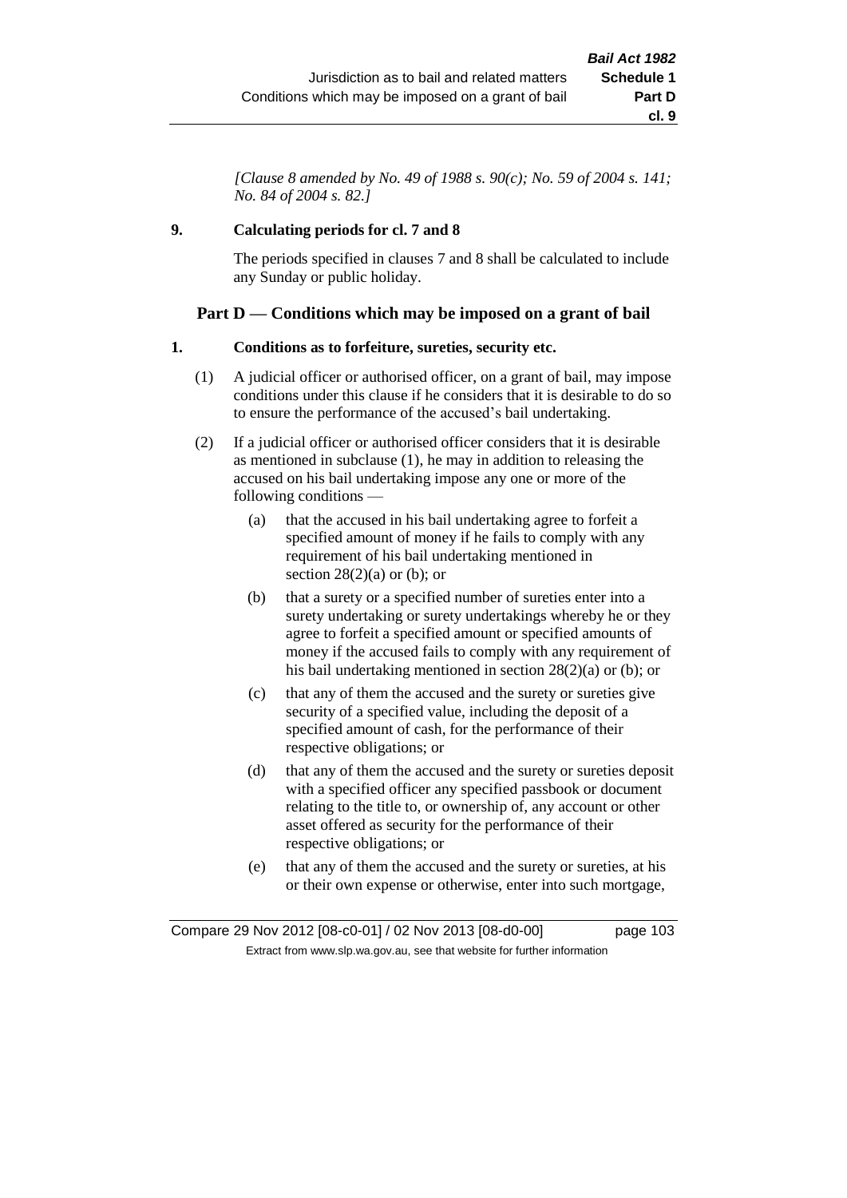*[Clause 8 amended by No. 49 of 1988 s. 90(c); No. 59 of 2004 s. 141; No. 84 of 2004 s. 82.]*

**9. Calculating periods for cl. 7 and 8**

The periods specified in clauses 7 and 8 shall be calculated to include any Sunday or public holiday.

## Part D — Conditions which may be imposed on a grant of bail

**1. Conditions as to forfeiture, sureties, security etc.**

(1) A judicial officer or authorised officer, on a grant of bail, may impose conditions under this clause if he considers that it is desirable to do so to ensure the performance of the accused's bail undertaking.

(2) If a judicial officer or authorised officer considers that it is desirable as mentioned in subclause (1), he may in addition to releasing the accused on his bail undertaking impose any one or more of the following conditions —

(a) that the accused in his bail undertaking agree to forfeit a specified amount of money if he fails to comply with any requirement of his bail undertaking mentioned in section 28(2)(a) or (b); or

(b) that a surety or a specified number of sureties enter into a surety undertaking or surety undertakings whereby he or they agree to forfeit a specified amount or specified amounts of money if the accused fails to comply with any requirement of his bail undertaking mentioned in section 28(2)(a) or (b); or

(c) that any of them the accused and the surety or sureties give security of a specified value, including the deposit of a specified amount of cash, for the performance of their respective obligations; or

(d) that any of them the accused and the surety or sureties deposit with a specified officer any specified passbook or document relating to the title to, or ownership of, any account or other asset offered as security for the performance of their respective obligations; or

(e) that any of them the accused and the surety or sureties, at his or their own expense or otherwise, enter into such mortgage,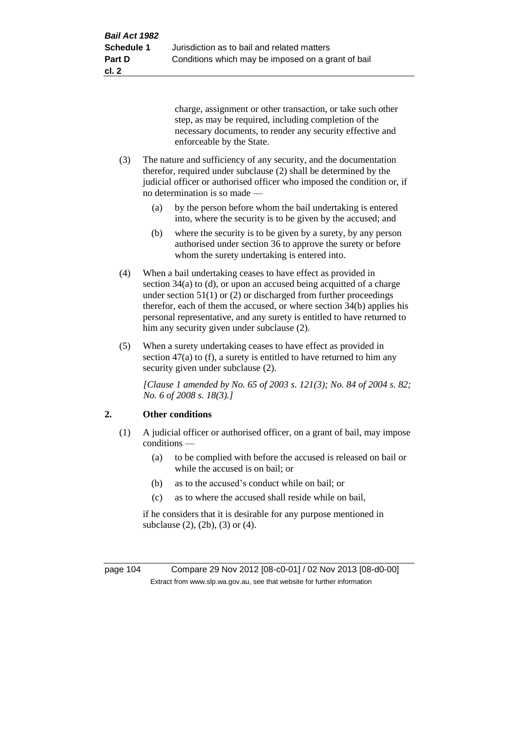charge, assignment or other transaction, or take such other step, as may be required, including completion of the necessary documents, to render any security effective and enforceable by the State.

(3) The nature and sufficiency of any security, and the documentation therefor, required under subclause (2) shall be determined by the judicial officer or authorised officer who imposed the condition or, if no determination is so made —

(a) by the person before whom the bail undertaking is entered into, where the security is to be given by the accused; and

(b) where the security is to be given by a surety, by any person authorised under section 36 to approve the surety or before whom the surety undertaking is entered into.

(4) When a bail undertaking ceases to have effect as provided in section 34(a) to (d), or upon an accused being acquitted of a charge under section 51(1) or (2) or discharged from further proceedings therefor, each of them the accused, or where section 34(b) applies his personal representative, and any surety is entitled to have returned to him any security given under subclause (2).

(5) When a surety undertaking ceases to have effect as provided in section 47(a) to (f), a surety is entitled to have returned to him any security given under subclause (2).

*[Clause 1 amended by No. 65 of 2003 s. 121(3); No. 84 of 2004 s. 82; No. 6 of 2008 s. 18(3).]*

## 2. Other conditions

(1) A judicial officer or authorised officer, on a grant of bail, may impose conditions —

(a) to be complied with before the accused is released on bail or while the accused is on bail; or

(b) as to the accused's conduct while on bail; or

(c) as to where the accused shall reside while on bail,

if he considers that it is desirable for any purpose mentioned in subclause (2), (2b), (3) or (4).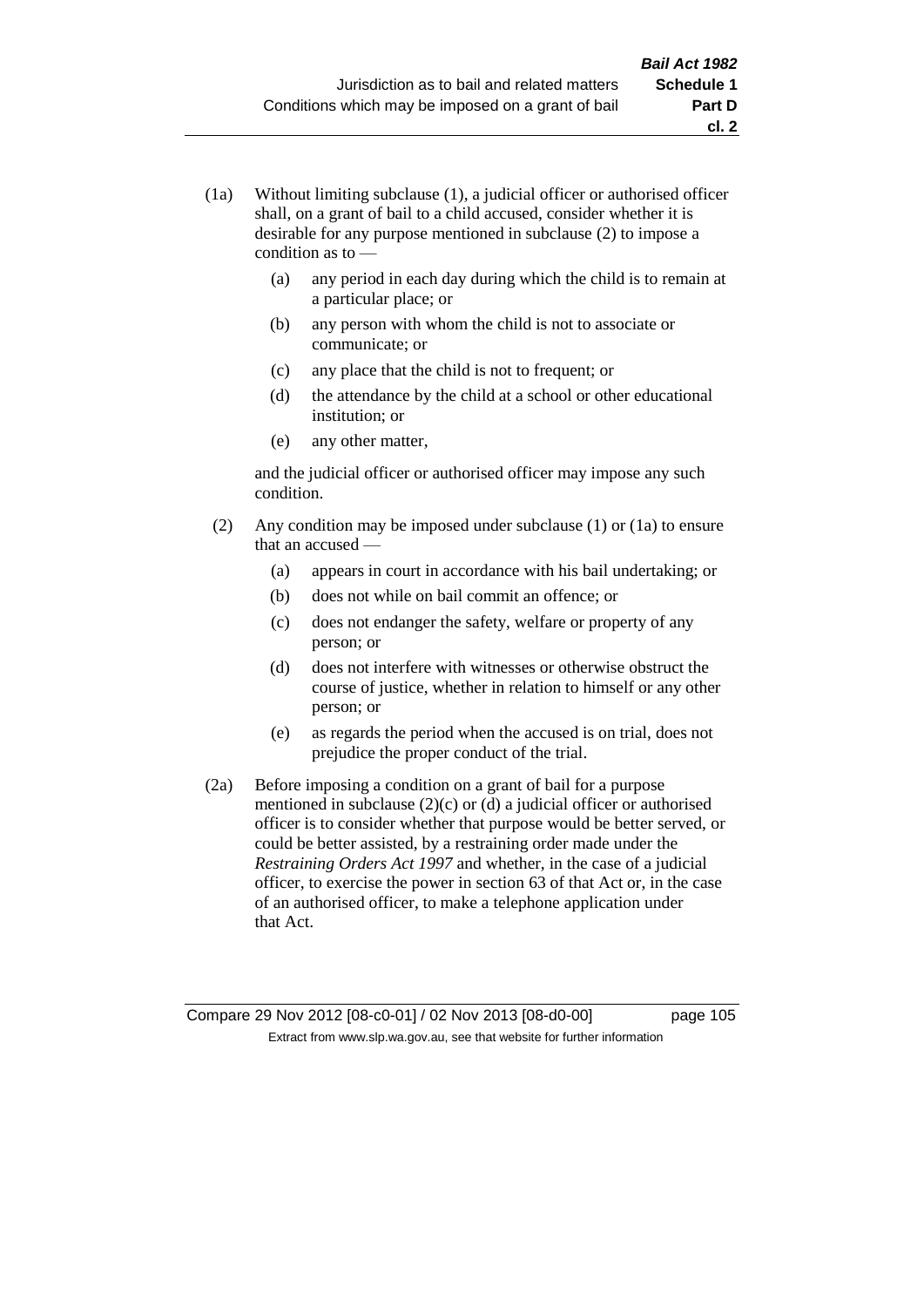(1a) Without limiting subclause (1), a judicial officer or authorised officer shall, on a grant of bail to a child accused, consider whether it is desirable for any purpose mentioned in subclause (2) to impose a condition as to —

   (a) any period in each day during which the child is to remain at a particular place; or

   (b) any person with whom the child is not to associate or communicate; or

   (c) any place that the child is not to frequent; or

   (d) the attendance by the child at a school or other educational institution; or

   (e) any other matter,

   and the judicial officer or authorised officer may impose any such condition.

(2) Any condition may be imposed under subclause (1) or (1a) to ensure that an accused —

   (a) appears in court in accordance with his bail undertaking; or

   (b) does not while on bail commit an offence; or

   (c) does not endanger the safety, welfare or property of any person; or

   (d) does not interfere with witnesses or otherwise obstruct the course of justice, whether in relation to himself or any other person; or

   (e) as regards the period when the accused is on trial, does not prejudice the proper conduct of the trial.

(2a) Before imposing a condition on a grant of bail for a purpose mentioned in subclause (2)(c) or (d) a judicial officer or authorised officer is to consider whether that purpose would be better served, or could be better assisted, by a restraining order made under the *Restraining Orders Act 1997* and whether, in the case of a judicial officer, to exercise the power in section 63 of that Act or, in the case of an authorised officer, to make a telephone application under that Act.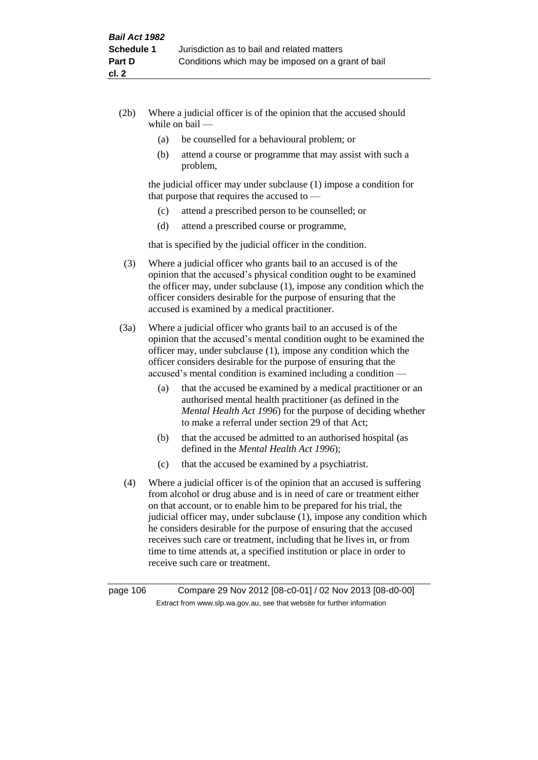(2b) Where a judicial officer is of the opinion that the accused should while on bail —

  (a) be counselled for a behavioural problem; or

  (b) attend a course or programme that may assist with such a problem,

the judicial officer may under subclause (1) impose a condition for that purpose that requires the accused to —

  (c) attend a prescribed person to be counselled; or

  (d) attend a prescribed course or programme,

that is specified by the judicial officer in the condition.

(3) Where a judicial officer who grants bail to an accused is of the opinion that the accused's physical condition ought to be examined the officer may, under subclause (1), impose any condition which the officer considers desirable for the purpose of ensuring that the accused is examined by a medical practitioner.

(3a) Where a judicial officer who grants bail to an accused is of the opinion that the accused's mental condition ought to be examined the officer may, under subclause (1), impose any condition which the officer considers desirable for the purpose of ensuring that the accused's mental condition is examined including a condition —

  (a) that the accused be examined by a medical practitioner or an authorised mental health practitioner (as defined in the *Mental Health Act 1996*) for the purpose of deciding whether to make a referral under section 29 of that Act;

  (b) that the accused be admitted to an authorised hospital (as defined in the *Mental Health Act 1996*);

  (c) that the accused be examined by a psychiatrist.

(4) Where a judicial officer is of the opinion that an accused is suffering from alcohol or drug abuse and is in need of care or treatment either on that account, or to enable him to be prepared for his trial, the judicial officer may, under subclause (1), impose any condition which he considers desirable for the purpose of ensuring that the accused receives such care or treatment, including that he lives in, or from time to time attends at, a specified institution or place in order to receive such care or treatment.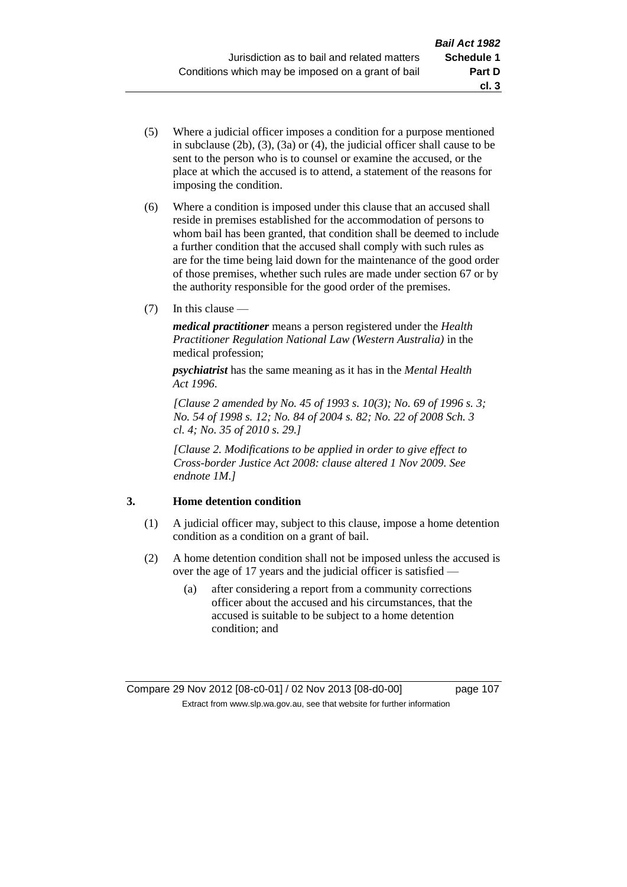(5) Where a judicial officer imposes a condition for a purpose mentioned in subclause (2b), (3), (3a) or (4), the judicial officer shall cause to be sent to the person who is to counsel or examine the accused, or the place at which the accused is to attend, a statement of the reasons for imposing the condition.

(6) Where a condition is imposed under this clause that an accused shall reside in premises established for the accommodation of persons to whom bail has been granted, that condition shall be deemed to include a further condition that the accused shall comply with such rules as are for the time being laid down for the maintenance of the good order of those premises, whether such rules are made under section 67 or by the authority responsible for the good order of the premises.

(7) In this clause —

***medical practitioner*** means a person registered under the *Health Practitioner Regulation National Law (Western Australia)* in the medical profession;

***psychiatrist*** has the same meaning as it has in the *Mental Health Act 1996*.

*[Clause 2 amended by No. 45 of 1993 s. 10(3); No. 69 of 1996 s. 3; No. 54 of 1998 s. 12; No. 84 of 2004 s. 82; No. 22 of 2008 Sch. 3 cl. 4; No. 35 of 2010 s. 29.]*

*[Clause 2. Modifications to be applied in order to give effect to Cross-border Justice Act 2008: clause altered 1 Nov 2009. See endnote 1M.]*

### 3. Home detention condition

(1) A judicial officer may, subject to this clause, impose a home detention condition as a condition on a grant of bail.

(2) A home detention condition shall not be imposed unless the accused is over the age of 17 years and the judicial officer is satisfied —

(a) after considering a report from a community corrections officer about the accused and his circumstances, that the accused is suitable to be subject to a home detention condition; and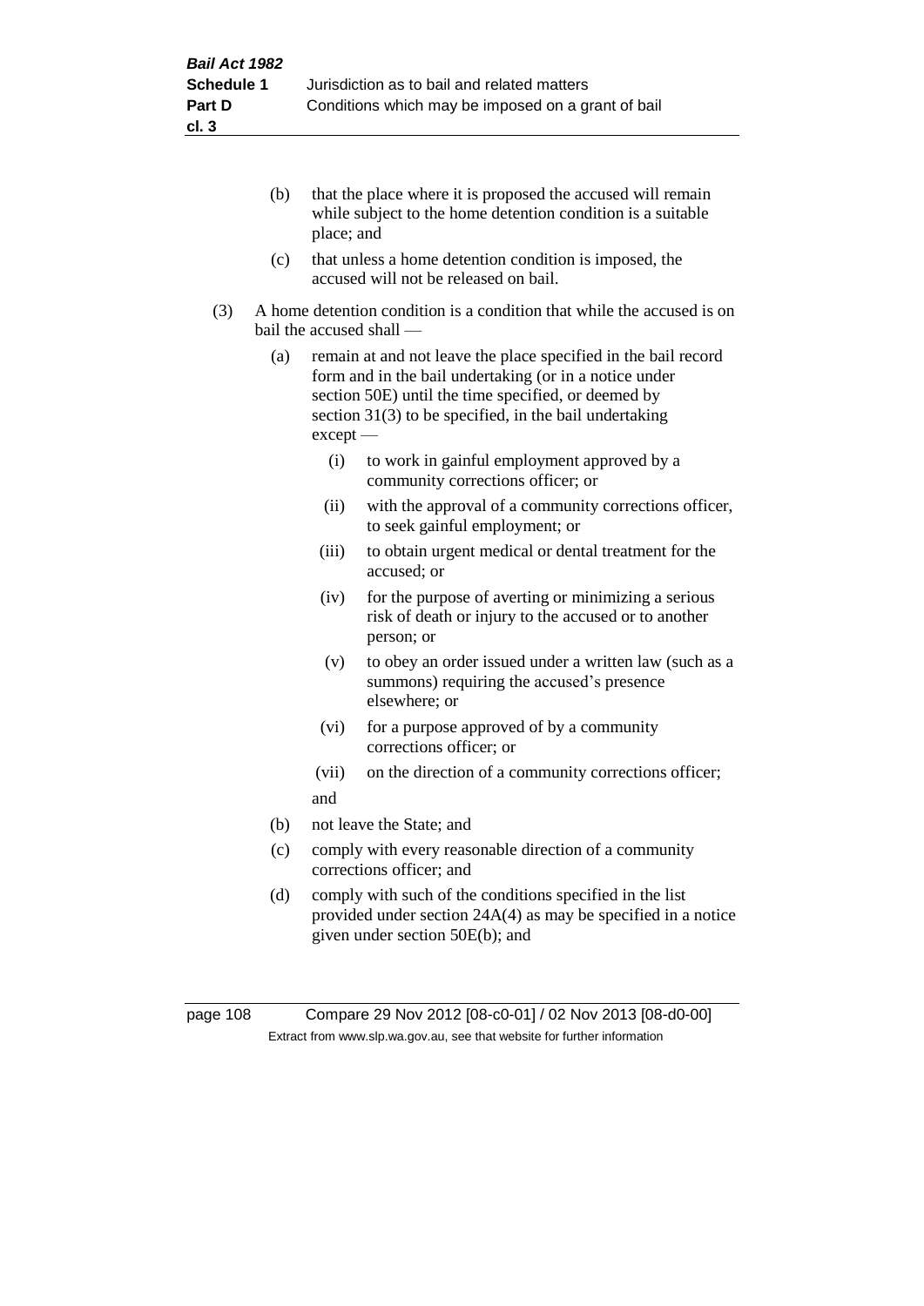(b) that the place where it is proposed the accused will remain while subject to the home detention condition is a suitable place; and

(c) that unless a home detention condition is imposed, the accused will not be released on bail.

(3) A home detention condition is a condition that while the accused is on bail the accused shall —

(a) remain at and not leave the place specified in the bail record form and in the bail undertaking (or in a notice under section 50E) until the time specified, or deemed by section 31(3) to be specified, in the bail undertaking except —

(i) to work in gainful employment approved by a community corrections officer; or

(ii) with the approval of a community corrections officer, to seek gainful employment; or

(iii) to obtain urgent medical or dental treatment for the accused; or

(iv) for the purpose of averting or minimizing a serious risk of death or injury to the accused or to another person; or

(v) to obey an order issued under a written law (such as a summons) requiring the accused's presence elsewhere; or

(vi) for a purpose approved of by a community corrections officer; or

(vii) on the direction of a community corrections officer;

and

(b) not leave the State; and

(c) comply with every reasonable direction of a community corrections officer; and

(d) comply with such of the conditions specified in the list provided under section 24A(4) as may be specified in a notice given under section 50E(b); and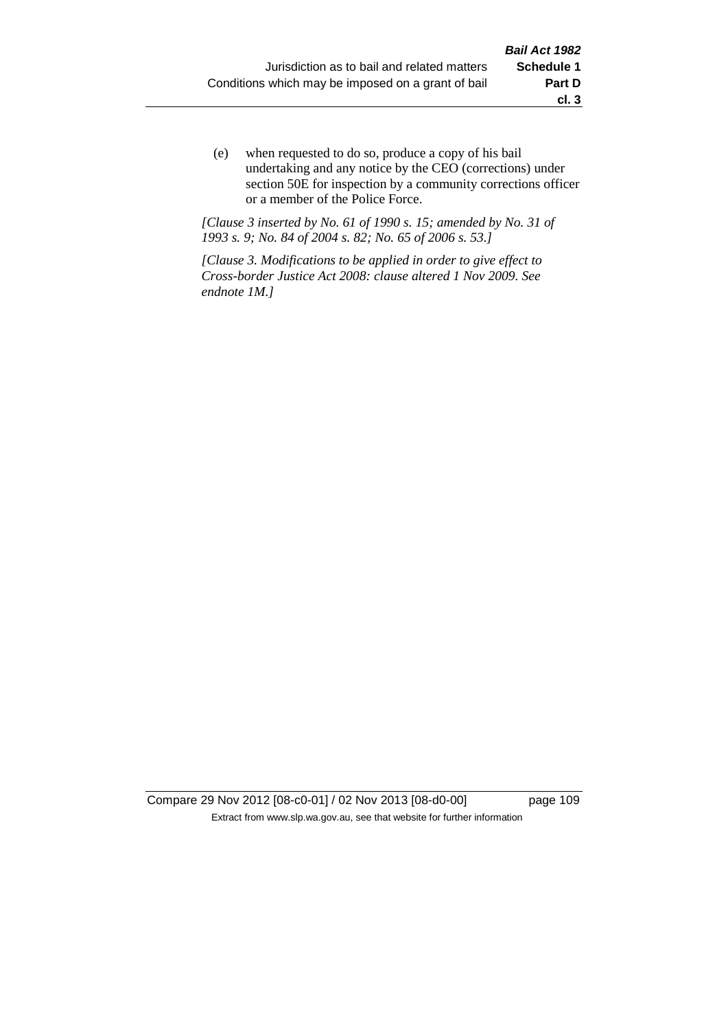(e) when requested to do so, produce a copy of his bail undertaking and any notice by the CEO (corrections) under section 50E for inspection by a community corrections officer or a member of the Police Force.

*[Clause 3 inserted by No. 61 of 1990 s. 15; amended by No. 31 of 1993 s. 9; No. 84 of 2004 s. 82; No. 65 of 2006 s. 53.]*

*[Clause 3. Modifications to be applied in order to give effect to Cross-border Justice Act 2008: clause altered 1 Nov 2009. See endnote 1M.]*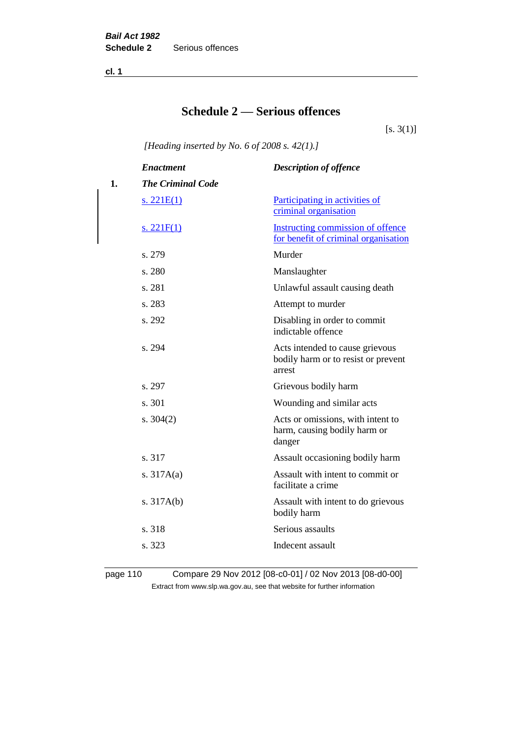# Schedule 2 — Serious offences

[s. 3(1)]

*[Heading inserted by No. 6 of 2008 s. 42(1).]*

| | *Enactment* | *Description of offence* |
|---|---|---|
| **1.** | ***The Criminal Code*** | |
| | s. 221E(1) | Participating in activities of criminal organisation |
| | s. 221F(1) | Instructing commission of offence for benefit of criminal organisation |
| | s. 279 | Murder |
| | s. 280 | Manslaughter |
| | s. 281 | Unlawful assault causing death |
| | s. 283 | Attempt to murder |
| | s. 292 | Disabling in order to commit indictable offence |
| | s. 294 | Acts intended to cause grievous bodily harm or to resist or prevent arrest |
| | s. 297 | Grievous bodily harm |
| | s. 301 | Wounding and similar acts |
| | s. 304(2) | Acts or omissions, with intent to harm, causing bodily harm or danger |
| | s. 317 | Assault occasioning bodily harm |
| | s. 317A(a) | Assault with intent to commit or facilitate a crime |
| | s. 317A(b) | Assault with intent to do grievous bodily harm |
| | s. 318 | Serious assaults |
| | s. 323 | Indecent assault |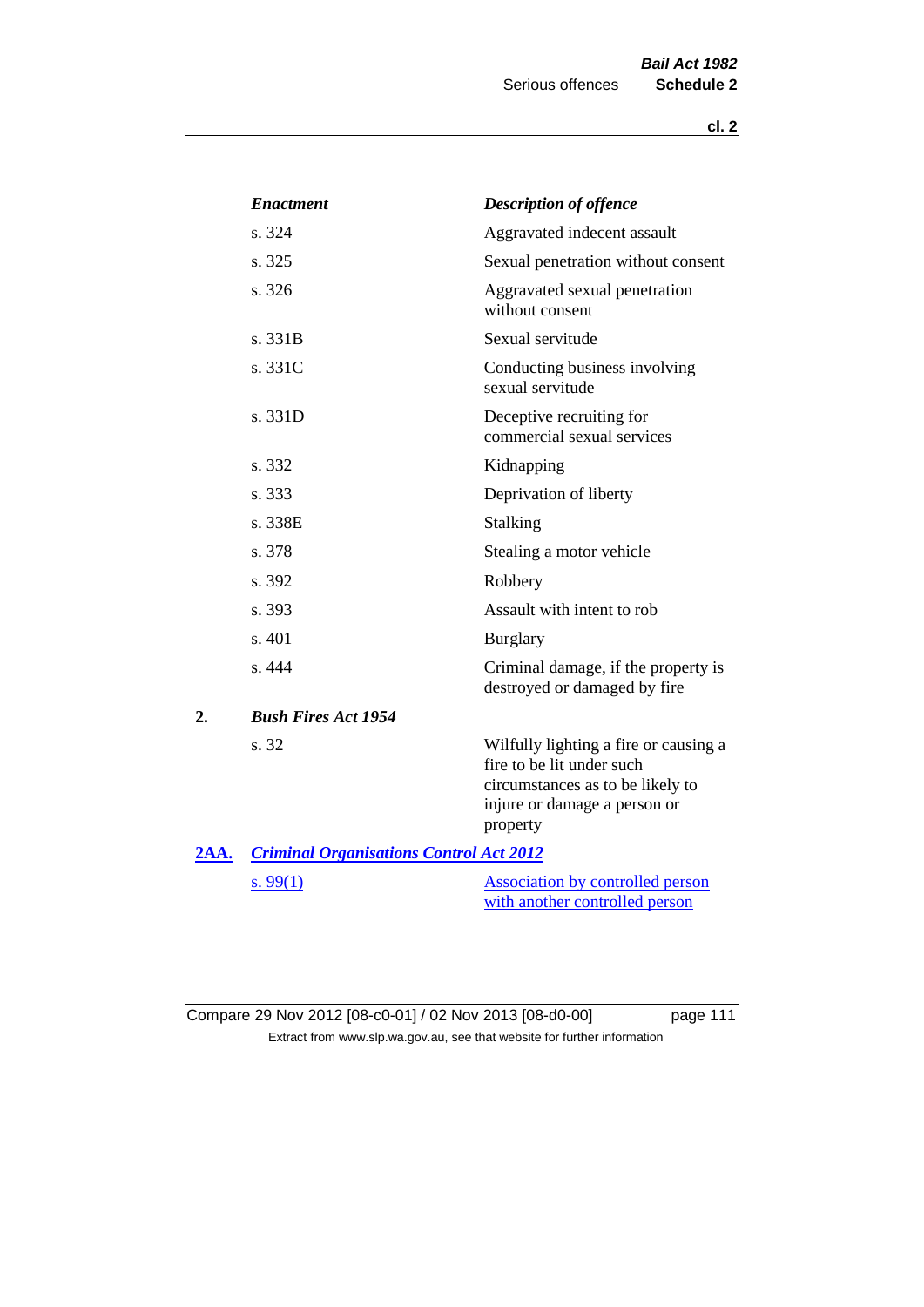| | *Enactment* | *Description of offence* |
|---|---|---|
| | s. 324 | Aggravated indecent assault |
| | s. 325 | Sexual penetration without consent |
| | s. 326 | Aggravated sexual penetration without consent |
| | s. 331B | Sexual servitude |
| | s. 331C | Conducting business involving sexual servitude |
| | s. 331D | Deceptive recruiting for commercial sexual services |
| | s. 332 | Kidnapping |
| | s. 333 | Deprivation of liberty |
| | s. 338E | Stalking |
| | s. 378 | Stealing a motor vehicle |
| | s. 392 | Robbery |
| | s. 393 | Assault with intent to rob |
| | s. 401 | Burglary |
| | s. 444 | Criminal damage, if the property is destroyed or damaged by fire |
| **2.** | ***Bush Fires Act 1954*** | |
| | s. 32 | Wilfully lighting a fire or causing a fire to be lit under such circumstances as to be likely to injure or damage a person or property |
| **2AA.** | ***Criminal Organisations Control Act 2012*** | |
| | s. 99(1) | Association by controlled person with another controlled person |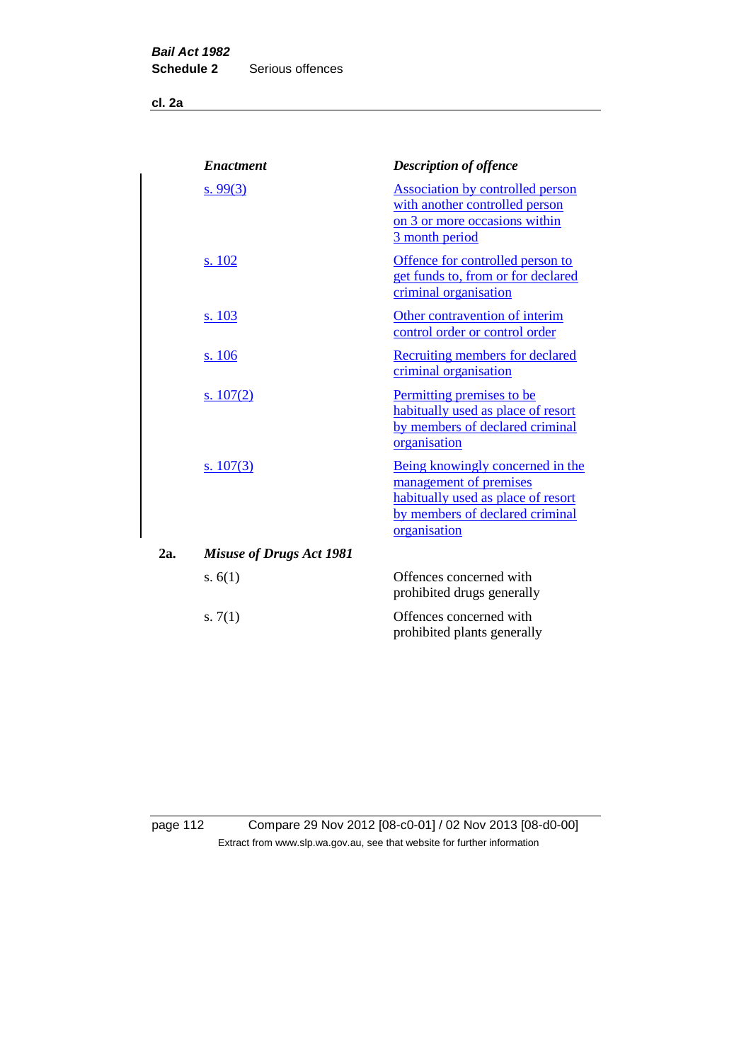| | *Enactment* | *Description of offence* |
|---|---|---|
| | s. 99(3) | Association by controlled person with another controlled person on 3 or more occasions within 3 month period |
| | s. 102 | Offence for controlled person to get funds to, from or for declared criminal organisation |
| | s. 103 | Other contravention of interim control order or control order |
| | s. 106 | Recruiting members for declared criminal organisation |
| | s. 107(2) | Permitting premises to be habitually used as place of resort by members of declared criminal organisation |
| | s. 107(3) | Being knowingly concerned in the management of premises habitually used as place of resort by members of declared criminal organisation |
| **2a.** | ***Misuse of Drugs Act 1981*** | |
| | s. 6(1) | Offences concerned with prohibited drugs generally |
| | s. 7(1) | Offences concerned with prohibited plants generally |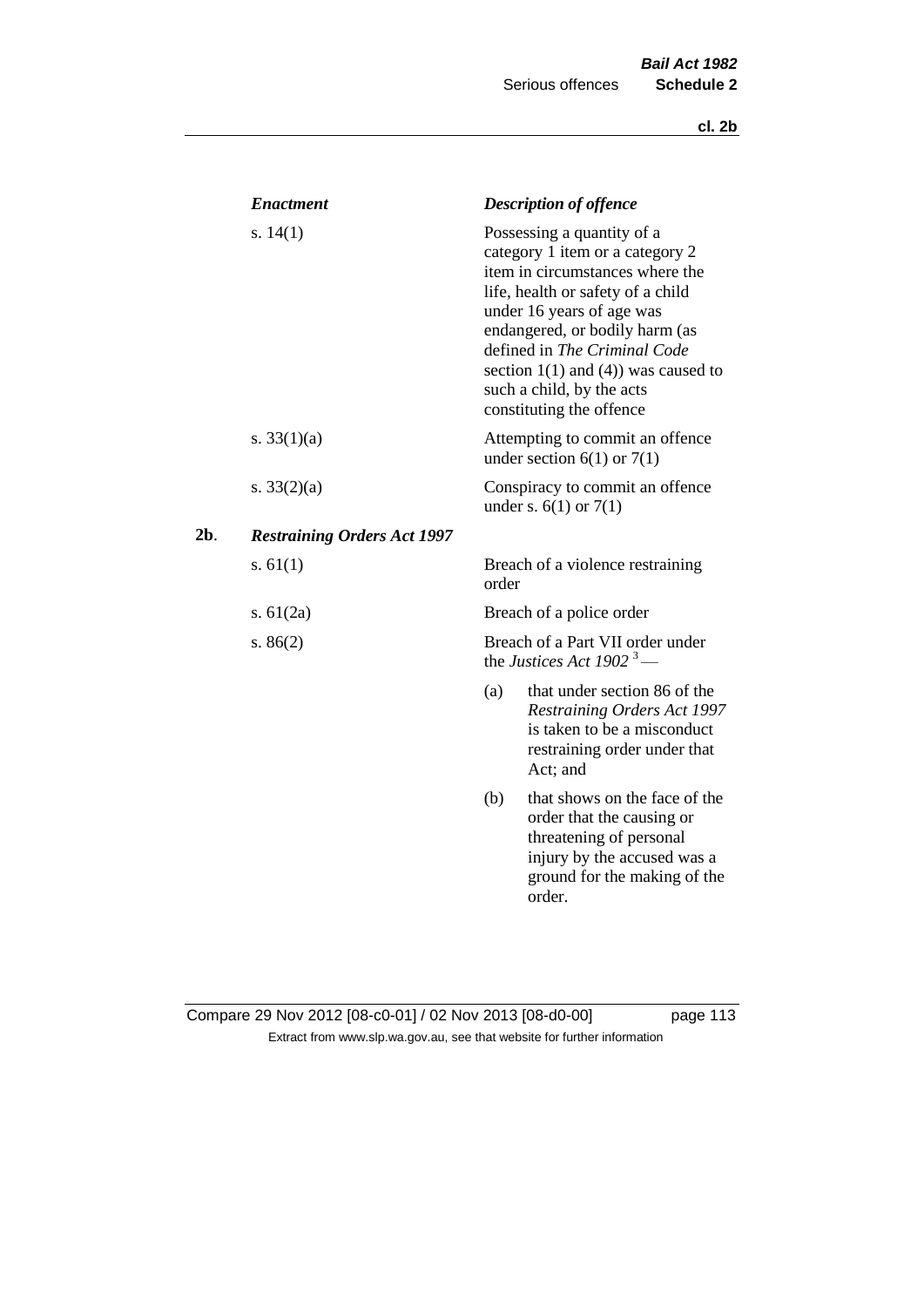| *Enactment* | *Description of offence* |
|---|---|
| s. 14(1) | Possessing a quantity of a category 1 item or a category 2 item in circumstances where the life, health or safety of a child under 16 years of age was endangered, or bodily harm (as defined in *The Criminal Code* section 1(1) and (4)) was caused to such a child, by the acts constituting the offence |
| s. 33(1)(a) | Attempting to commit an offence under section 6(1) or 7(1) |
| s. 33(2)(a) | Conspiracy to commit an offence under s. 6(1) or 7(1) |

**2b**. ***Restraining Orders Act 1997***

| | |
|---|---|
| s. 61(1) | Breach of a violence restraining order |
| s. 61(2a) | Breach of a police order |
| s. 86(2) | Breach of a Part VII order under the *Justices Act 1902* [3] —<br>(a) that under section 86 of the *Restraining Orders Act 1997* is taken to be a misconduct restraining order under that Act; and<br>(b) that shows on the face of the order that the causing or threatening of personal injury by the accused was a ground for the making of the order. |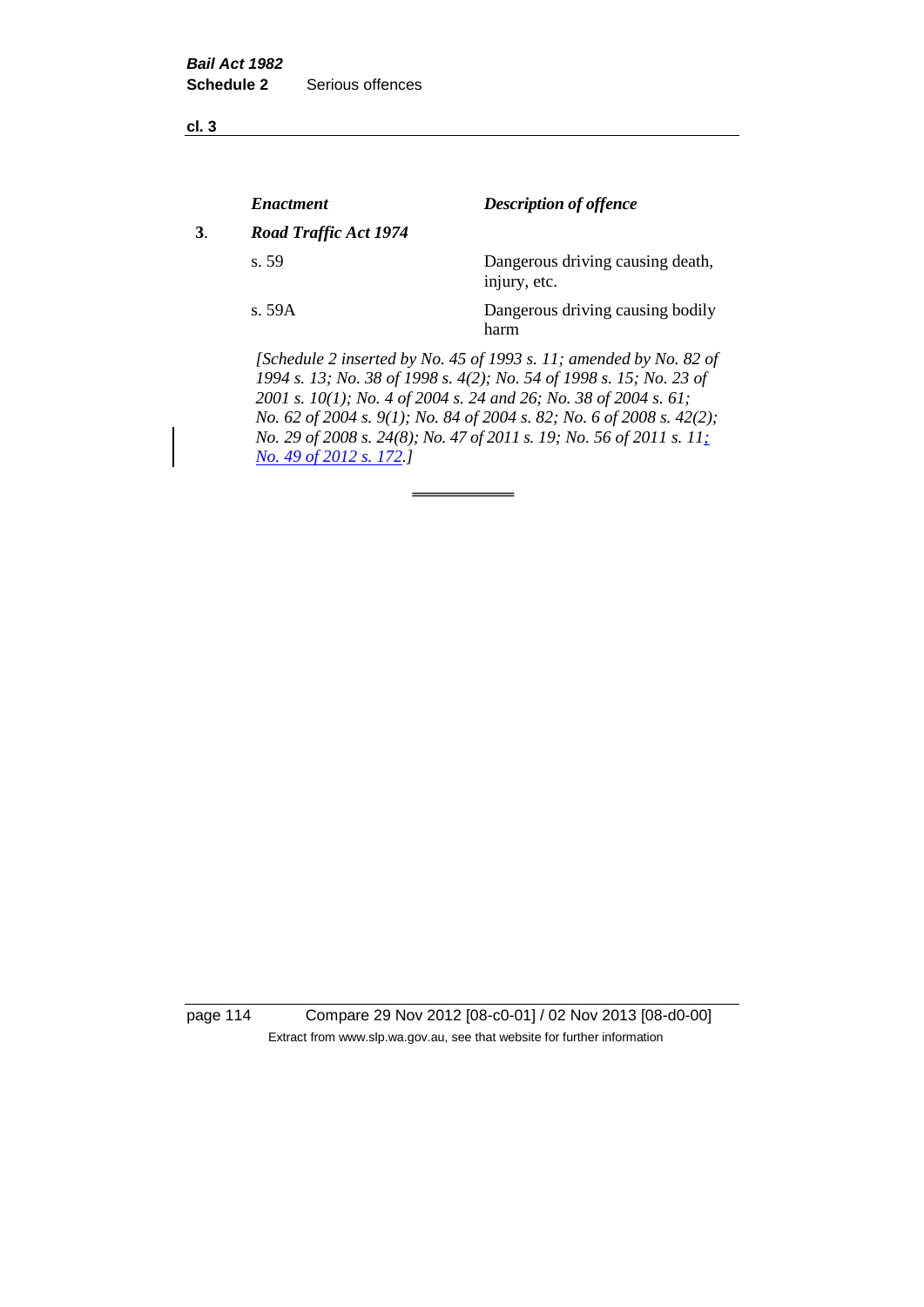| | *Enactment* | *Description of offence* |
|---|---|---|
| **3**. | ***Road Traffic Act 1974*** | |
| | s. 59 | Dangerous driving causing death, injury, etc. |
| | s. 59A | Dangerous driving causing bodily harm |

*[Schedule 2 inserted by No. 45 of 1993 s. 11; amended by No. 82 of 1994 s. 13; No. 38 of 1998 s. 4(2); No. 54 of 1998 s. 15; No. 23 of 2001 s. 10(1); No. 4 of 2004 s. 24 and 26; No. 38 of 2004 s. 61; No. 62 of 2004 s. 9(1); No. 84 of 2004 s. 82; No. 6 of 2008 s. 42(2); No. 29 of 2008 s. 24(8); No. 47 of 2011 s. 19; No. 56 of 2011 s. 11; No. 49 of 2012 s. 172.]*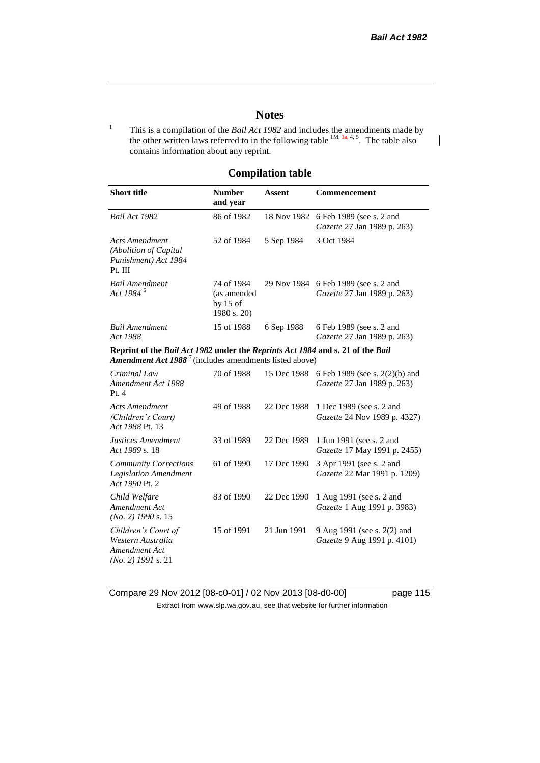# Notes

[1] This is a compilation of the *Bail Act 1982* and includes the amendments made by the other written laws referred to in the following table [1M, 1a, 4, 5]. The table also contains information about any reprint.

## Compilation table

| Short title | Number and year | Assent | Commencement |
|---|---|---|---|
| *Bail Act 1982* | 86 of 1982 | 18 Nov 1982 | 6 Feb 1989 (see s. 2 and *Gazette* 27 Jan 1989 p. 263) |
| *Acts Amendment (Abolition of Capital Punishment) Act 1984* Pt. III | 52 of 1984 | 5 Sep 1984 | 3 Oct 1984 |
| *Bail Amendment Act 1984* [6] | 74 of 1984 (as amended by 15 of 1980 s. 20) | 29 Nov 1984 | 6 Feb 1989 (see s. 2 and *Gazette* 27 Jan 1989 p. 263) |
| *Bail Amendment Act 1988* | 15 of 1988 | 6 Sep 1988 | 6 Feb 1989 (see s. 2 and *Gazette* 27 Jan 1989 p. 263) |
| **Reprint of the *Bail Act 1982* under the *Reprints Act 1984* and s. 21 of the *Bail Amendment Act 1988*** [7] (includes amendments listed above) | | | |
| *Criminal Law Amendment Act 1988* Pt. 4 | 70 of 1988 | 15 Dec 1988 | 6 Feb 1989 (see s. 2(2)(b) and *Gazette* 27 Jan 1989 p. 263) |
| *Acts Amendment (Children's Court) Act 1988* Pt. 13 | 49 of 1988 | 22 Dec 1988 | 1 Dec 1989 (see s. 2 and *Gazette* 24 Nov 1989 p. 4327) |
| *Justices Amendment Act 1989* s. 18 | 33 of 1989 | 22 Dec 1989 | 1 Jun 1991 (see s. 2 and *Gazette* 17 May 1991 p. 2455) |
| *Community Corrections Legislation Amendment Act 1990* Pt. 2 | 61 of 1990 | 17 Dec 1990 | 3 Apr 1991 (see s. 2 and *Gazette* 22 Mar 1991 p. 1209) |
| *Child Welfare Amendment Act (No. 2) 1990* s. 15 | 83 of 1990 | 22 Dec 1990 | 1 Aug 1991 (see s. 2 and *Gazette* 1 Aug 1991 p. 3983) |
| *Children's Court of Western Australia Amendment Act (No. 2) 1991* s. 21 | 15 of 1991 | 21 Jun 1991 | 9 Aug 1991 (see s. 2(2) and *Gazette* 9 Aug 1991 p. 4101) |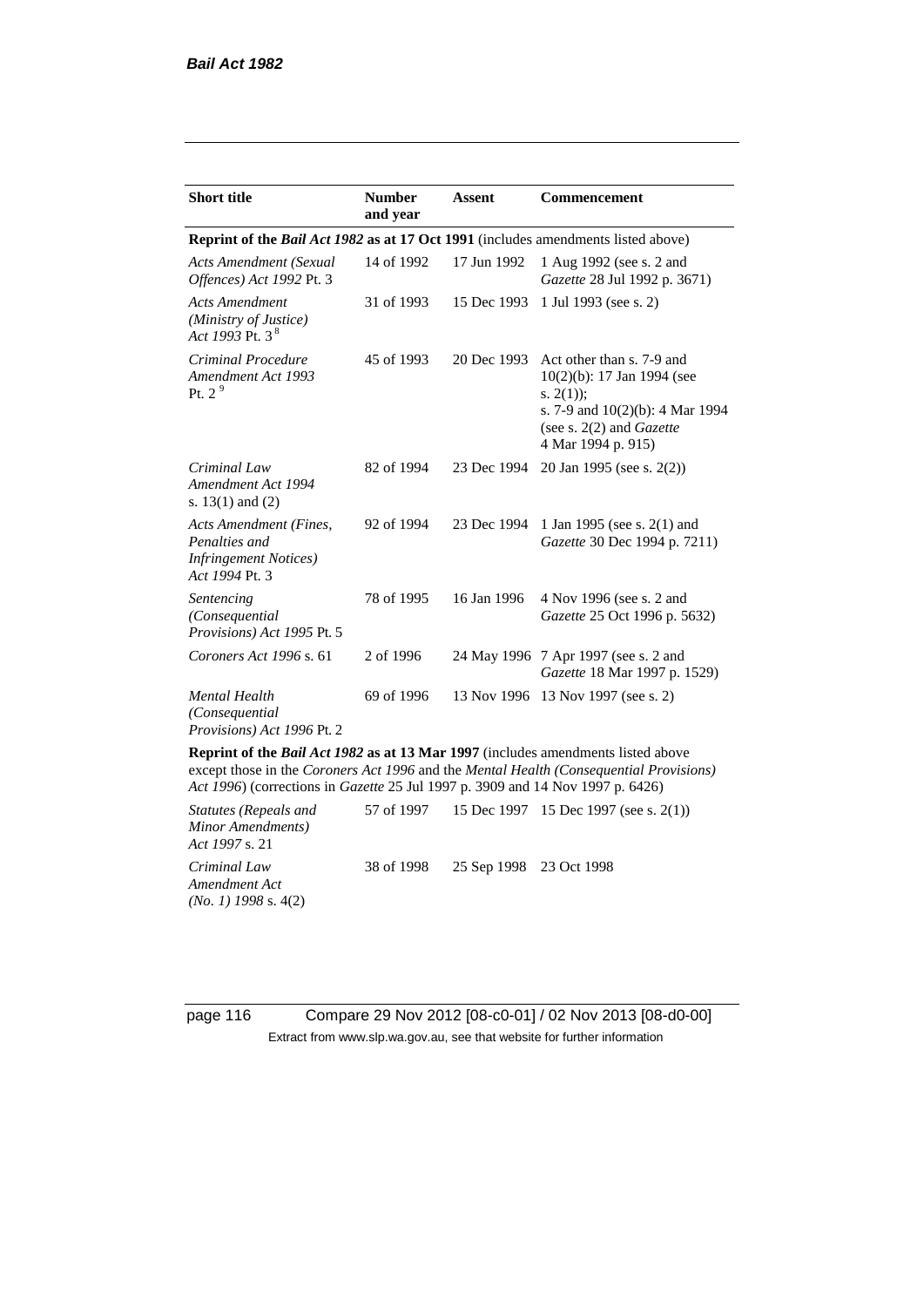| Short title | Number and year | Assent | Commencement |
|---|---|---|---|
| **Reprint of the *Bail Act 1982* as at 17 Oct 1991** (includes amendments listed above) | | | |
| *Acts Amendment (Sexual Offences) Act 1992* Pt. 3 | 14 of 1992 | 17 Jun 1992 | 1 Aug 1992 (see s. 2 and *Gazette* 28 Jul 1992 p. 3671) |
| *Acts Amendment (Ministry of Justice) Act 1993* Pt. 3 [8] | 31 of 1993 | 15 Dec 1993 | 1 Jul 1993 (see s. 2) |
| *Criminal Procedure Amendment Act 1993* Pt. 2 [9] | 45 of 1993 | 20 Dec 1993 | Act other than s. 7-9 and 10(2)(b): 17 Jan 1994 (see s. 2(1)); s. 7-9 and 10(2)(b): 4 Mar 1994 (see s. 2(2) and *Gazette* 4 Mar 1994 p. 915) |
| *Criminal Law Amendment Act 1994* s. 13(1) and (2) | 82 of 1994 | 23 Dec 1994 | 20 Jan 1995 (see s. 2(2)) |
| *Acts Amendment (Fines, Penalties and Infringement Notices) Act 1994* Pt. 3 | 92 of 1994 | 23 Dec 1994 | 1 Jan 1995 (see s. 2(1) and *Gazette* 30 Dec 1994 p. 7211) |
| *Sentencing (Consequential Provisions) Act 1995* Pt. 5 | 78 of 1995 | 16 Jan 1996 | 4 Nov 1996 (see s. 2 and *Gazette* 25 Oct 1996 p. 5632) |
| *Coroners Act 1996* s. 61 | 2 of 1996 | 24 May 1996 | 7 Apr 1997 (see s. 2 and *Gazette* 18 Mar 1997 p. 1529) |
| *Mental Health (Consequential Provisions) Act 1996* Pt. 2 | 69 of 1996 | 13 Nov 1996 | 13 Nov 1997 (see s. 2) |
| **Reprint of the *Bail Act 1982* as at 13 Mar 1997** (includes amendments listed above except those in the *Coroners Act 1996* and the *Mental Health (Consequential Provisions) Act 1996*) (corrections in *Gazette* 25 Jul 1997 p. 3909 and 14 Nov 1997 p. 6426) | | | |
| *Statutes (Repeals and Minor Amendments) Act 1997* s. 21 | 57 of 1997 | 15 Dec 1997 | 15 Dec 1997 (see s. 2(1)) |
| *Criminal Law Amendment Act (No. 1) 1998* s. 4(2) | 38 of 1998 | 25 Sep 1998 | 23 Oct 1998 |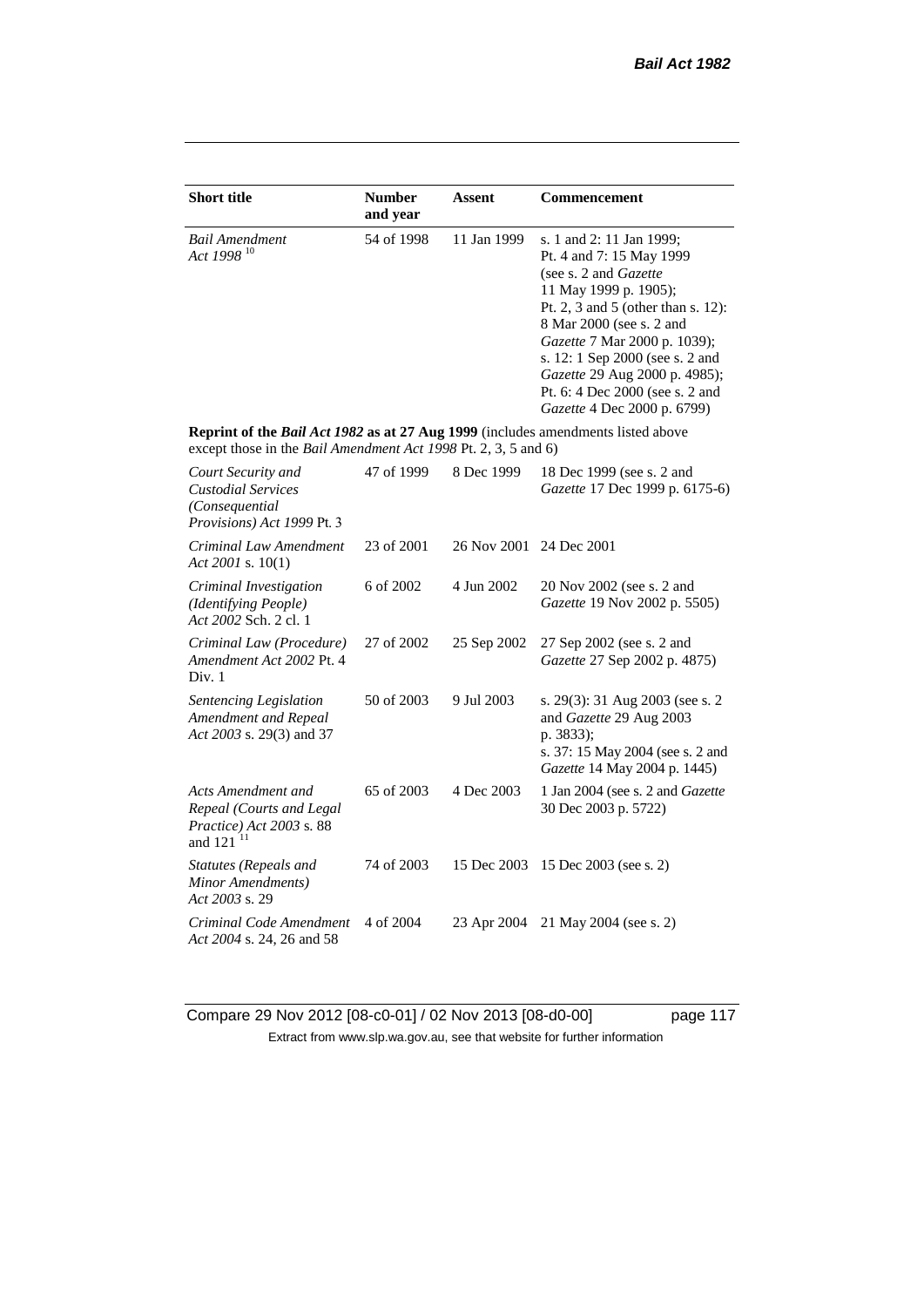| Short title | Number and year | Assent | Commencement |
|---|---|---|---|
| *Bail Amendment Act 1998* [10] | 54 of 1998 | 11 Jan 1999 | s. 1 and 2: 11 Jan 1999; Pt. 4 and 7: 15 May 1999 (see s. 2 and *Gazette* 11 May 1999 p. 1905); Pt. 2, 3 and 5 (other than s. 12): 8 Mar 2000 (see s. 2 and *Gazette* 7 Mar 2000 p. 1039); s. 12: 1 Sep 2000 (see s. 2 and *Gazette* 29 Aug 2000 p. 4985); Pt. 6: 4 Dec 2000 (see s. 2 and *Gazette* 4 Dec 2000 p. 6799) |
| **Reprint of the *Bail Act 1982* as at 27 Aug 1999** (includes amendments listed above except those in the *Bail Amendment Act 1998* Pt. 2, 3, 5 and 6) | | | |
| *Court Security and Custodial Services (Consequential Provisions) Act 1999* Pt. 3 | 47 of 1999 | 8 Dec 1999 | 18 Dec 1999 (see s. 2 and *Gazette* 17 Dec 1999 p. 6175-6) |
| *Criminal Law Amendment Act 2001* s. 10(1) | 23 of 2001 | 26 Nov 2001 | 24 Dec 2001 |
| *Criminal Investigation (Identifying People) Act 2002* Sch. 2 cl. 1 | 6 of 2002 | 4 Jun 2002 | 20 Nov 2002 (see s. 2 and *Gazette* 19 Nov 2002 p. 5505) |
| *Criminal Law (Procedure) Amendment Act 2002* Pt. 4 Div. 1 | 27 of 2002 | 25 Sep 2002 | 27 Sep 2002 (see s. 2 and *Gazette* 27 Sep 2002 p. 4875) |
| *Sentencing Legislation Amendment and Repeal Act 2003* s. 29(3) and 37 | 50 of 2003 | 9 Jul 2003 | s. 29(3): 31 Aug 2003 (see s. 2 and *Gazette* 29 Aug 2003 p. 3833); s. 37: 15 May 2004 (see s. 2 and *Gazette* 14 May 2004 p. 1445) |
| *Acts Amendment and Repeal (Courts and Legal Practice) Act 2003* s. 88 and 121 [11] | 65 of 2003 | 4 Dec 2003 | 1 Jan 2004 (see s. 2 and *Gazette* 30 Dec 2003 p. 5722) |
| *Statutes (Repeals and Minor Amendments) Act 2003* s. 29 | 74 of 2003 | 15 Dec 2003 | 15 Dec 2003 (see s. 2) |
| *Criminal Code Amendment Act 2004* s. 24, 26 and 58 | 4 of 2004 | 23 Apr 2004 | 21 May 2004 (see s. 2) |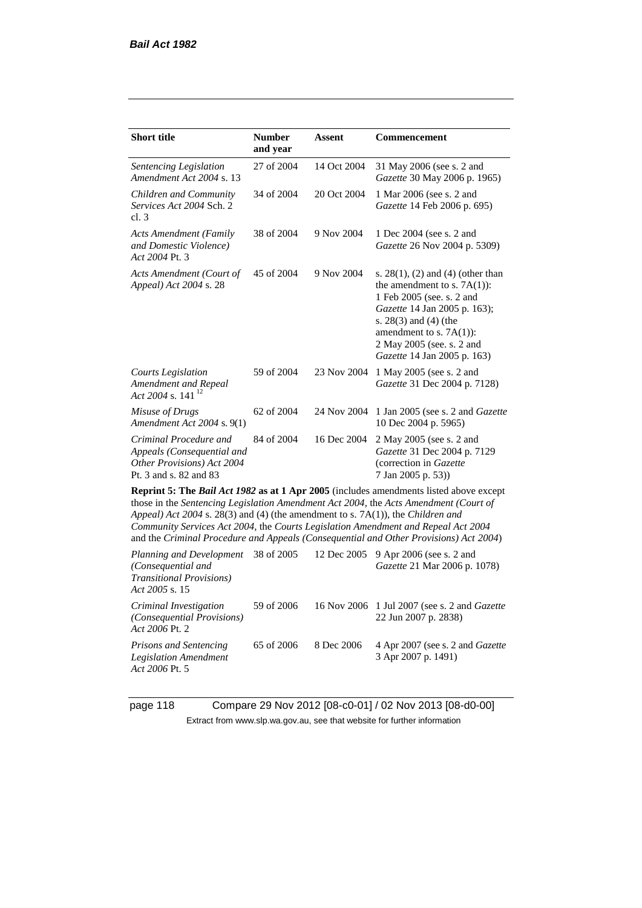| Short title | Number and year | Assent | Commencement |
|---|---|---|---|
| *Sentencing Legislation Amendment Act 2004* s. 13 | 27 of 2004 | 14 Oct 2004 | 31 May 2006 (see s. 2 and *Gazette* 30 May 2006 p. 1965) |
| *Children and Community Services Act 2004* Sch. 2 cl. 3 | 34 of 2004 | 20 Oct 2004 | 1 Mar 2006 (see s. 2 and *Gazette* 14 Feb 2006 p. 695) |
| *Acts Amendment (Family and Domestic Violence) Act 2004* Pt. 3 | 38 of 2004 | 9 Nov 2004 | 1 Dec 2004 (see s. 2 and *Gazette* 26 Nov 2004 p. 5309) |
| *Acts Amendment (Court of Appeal) Act 2004* s. 28 | 45 of 2004 | 9 Nov 2004 | s. 28(1), (2) and (4) (other than the amendment to s. 7A(1)): 1 Feb 2005 (see. s. 2 and *Gazette* 14 Jan 2005 p. 163); s. 28(3) and (4) (the amendment to s. 7A(1)): 2 May 2005 (see. s. 2 and *Gazette* 14 Jan 2005 p. 163) |
| *Courts Legislation Amendment and Repeal Act 2004* s. 141 [12] | 59 of 2004 | 23 Nov 2004 | 1 May 2005 (see s. 2 and *Gazette* 31 Dec 2004 p. 7128) |
| *Misuse of Drugs Amendment Act 2004* s. 9(1) | 62 of 2004 | 24 Nov 2004 | 1 Jan 2005 (see s. 2 and *Gazette* 10 Dec 2004 p. 5965) |
| *Criminal Procedure and Appeals (Consequential and Other Provisions) Act 2004* Pt. 3 and s. 82 and 83 | 84 of 2004 | 16 Dec 2004 | 2 May 2005 (see s. 2 and *Gazette* 31 Dec 2004 p. 7129 (correction in *Gazette* 7 Jan 2005 p. 53)) |
| **Reprint 5: The *Bail Act 1982* as at 1 Apr 2005** (includes amendments listed above except those in the *Sentencing Legislation Amendment Act 2004*, the *Acts Amendment (Court of Appeal) Act 2004* s. 28(3) and (4) (the amendment to s. 7A(1)), the *Children and Community Services Act 2004*, the *Courts Legislation Amendment and Repeal Act 2004* and the *Criminal Procedure and Appeals (Consequential and Other Provisions) Act 2004*) | | | |
| *Planning and Development (Consequential and Transitional Provisions) Act 2005* s. 15 | 38 of 2005 | 12 Dec 2005 | 9 Apr 2006 (see s. 2 and *Gazette* 21 Mar 2006 p. 1078) |
| *Criminal Investigation (Consequential Provisions) Act 2006* Pt. 2 | 59 of 2006 | 16 Nov 2006 | 1 Jul 2007 (see s. 2 and *Gazette* 22 Jun 2007 p. 2838) |
| *Prisons and Sentencing Legislation Amendment Act 2006* Pt. 5 | 65 of 2006 | 8 Dec 2006 | 4 Apr 2007 (see s. 2 and *Gazette* 3 Apr 2007 p. 1491) |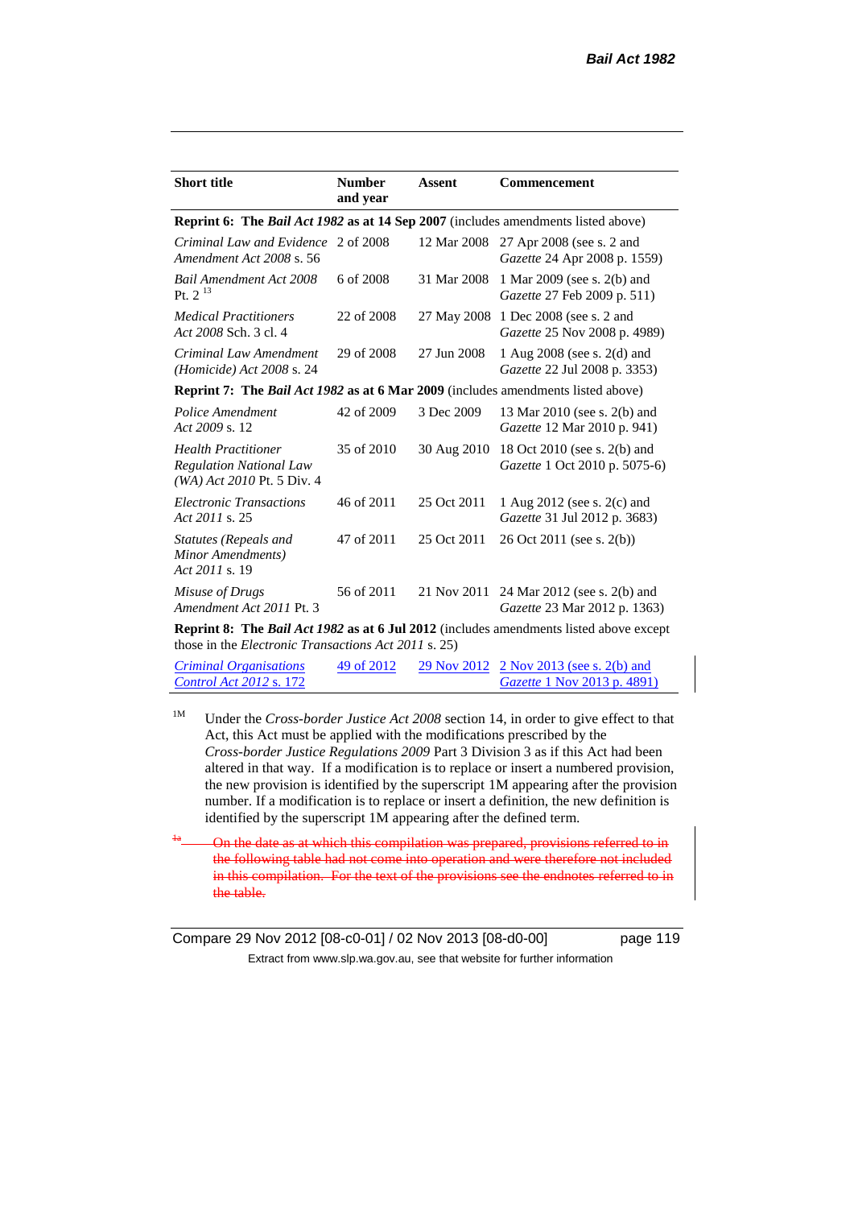| Short title | Number and year | Assent | Commencement |
|---|---|---|---|
| **Reprint 6: The *Bail Act 1982* as at 14 Sep 2007** (includes amendments listed above) | | | |
| *Criminal Law and Evidence Amendment Act 2008* s. 56 | 2 of 2008 | 12 Mar 2008 | 27 Apr 2008 (see s. 2 and *Gazette* 24 Apr 2008 p. 1559) |
| *Bail Amendment Act 2008* Pt. 2 [13] | 6 of 2008 | 31 Mar 2008 | 1 Mar 2009 (see s. 2(b) and *Gazette* 27 Feb 2009 p. 511) |
| *Medical Practitioners Act 2008* Sch. 3 cl. 4 | 22 of 2008 | 27 May 2008 | 1 Dec 2008 (see s. 2 and *Gazette* 25 Nov 2008 p. 4989) |
| *Criminal Law Amendment (Homicide) Act 2008* s. 24 | 29 of 2008 | 27 Jun 2008 | 1 Aug 2008 (see s. 2(d) and *Gazette* 22 Jul 2008 p. 3353) |
| **Reprint 7: The *Bail Act 1982* as at 6 Mar 2009** (includes amendments listed above) | | | |
| *Police Amendment Act 2009* s. 12 | 42 of 2009 | 3 Dec 2009 | 13 Mar 2010 (see s. 2(b) and *Gazette* 12 Mar 2010 p. 941) |
| *Health Practitioner Regulation National Law (WA) Act 2010* Pt. 5 Div. 4 | 35 of 2010 | 30 Aug 2010 | 18 Oct 2010 (see s. 2(b) and *Gazette* 1 Oct 2010 p. 5075-6) |
| *Electronic Transactions Act 2011* s. 25 | 46 of 2011 | 25 Oct 2011 | 1 Aug 2012 (see s. 2(c) and *Gazette* 31 Jul 2012 p. 3683) |
| *Statutes (Repeals and Minor Amendments) Act 2011* s. 19 | 47 of 2011 | 25 Oct 2011 | 26 Oct 2011 (see s. 2(b)) |
| *Misuse of Drugs Amendment Act 2011* Pt. 3 | 56 of 2011 | 21 Nov 2011 | 24 Mar 2012 (see s. 2(b) and *Gazette* 23 Mar 2012 p. 1363) |
| **Reprint 8: The *Bail Act 1982* as at 6 Jul 2012** (includes amendments listed above except those in the *Electronic Transactions Act 2011* s. 25) | | | |
| *Criminal Organisations Control Act 2012* s. 172 | 49 of 2012 | 29 Nov 2012 | 2 Nov 2013 (see s. 2(b) and *Gazette* 1 Nov 2013 p. 4891) |

[1M] Under the *Cross-border Justice Act 2008* section 14, in order to give effect to that Act, this Act must be applied with the modifications prescribed by the *Cross-border Justice Regulations 2009* Part 3 Division 3 as if this Act had been altered in that way. If a modification is to replace or insert a numbered provision, the new provision is identified by the superscript 1M appearing after the provision number. If a modification is to replace or insert a definition, the new definition is identified by the superscript 1M appearing after the defined term.

~~[1a] On the date as at which this compilation was prepared, provisions referred to in the following table had not come into operation and were therefore not included in this compilation. For the text of the provisions see the endnotes referred to in the table.~~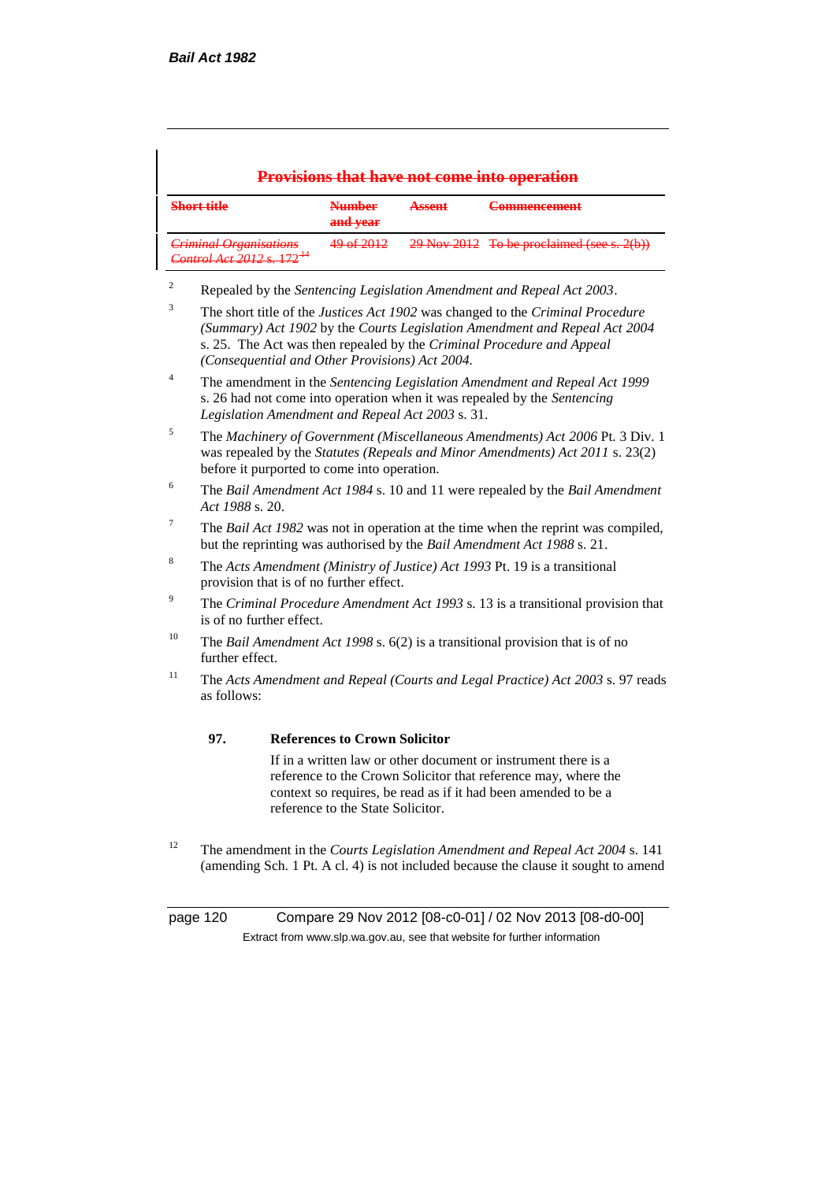## ~~Provisions that have not come into operation~~

| ~~Short title~~ | ~~Number and year~~ | ~~Assent~~ | ~~Commencement~~ |
|---|---|---|---|
| ~~*Criminal Organisations Control Act 2012* s. 172~~[14] | ~~49 of 2012~~ | ~~29 Nov 2012~~ | ~~To be proclaimed (see s. 2(b))~~ |

[2] Repealed by the *Sentencing Legislation Amendment and Repeal Act 2003*.

[3] The short title of the *Justices Act 1902* was changed to the *Criminal Procedure (Summary) Act 1902* by the *Courts Legislation Amendment and Repeal Act 2004* s. 25. The Act was then repealed by the *Criminal Procedure and Appeal (Consequential and Other Provisions) Act 2004.*

[4] The amendment in the *Sentencing Legislation Amendment and Repeal Act 1999* s. 26 had not come into operation when it was repealed by the *Sentencing Legislation Amendment and Repeal Act 2003* s. 31.

[5] The *Machinery of Government (Miscellaneous Amendments) Act 2006* Pt. 3 Div. 1 was repealed by the *Statutes (Repeals and Minor Amendments) Act 2011* s. 23(2) before it purported to come into operation.

[6] The *Bail Amendment Act 1984* s. 10 and 11 were repealed by the *Bail Amendment Act 1988* s. 20.

[7] The *Bail Act 1982* was not in operation at the time when the reprint was compiled, but the reprinting was authorised by the *Bail Amendment Act 1988* s. 21.

[8] The *Acts Amendment (Ministry of Justice) Act 1993* Pt. 19 is a transitional provision that is of no further effect.

[9] The *Criminal Procedure Amendment Act 1993* s. 13 is a transitional provision that is of no further effect.

[10] The *Bail Amendment Act 1998* s. 6(2) is a transitional provision that is of no further effect.

[11] The *Acts Amendment and Repeal (Courts and Legal Practice) Act 2003* s. 97 reads as follows:

> **97. References to Crown Solicitor**
>
> If in a written law or other document or instrument there is a reference to the Crown Solicitor that reference may, where the context so requires, be read as if it had been amended to be a reference to the State Solicitor.

[12] The amendment in the *Courts Legislation Amendment and Repeal Act 2004* s. 141 (amending Sch. 1 Pt. A cl. 4) is not included because the clause it sought to amend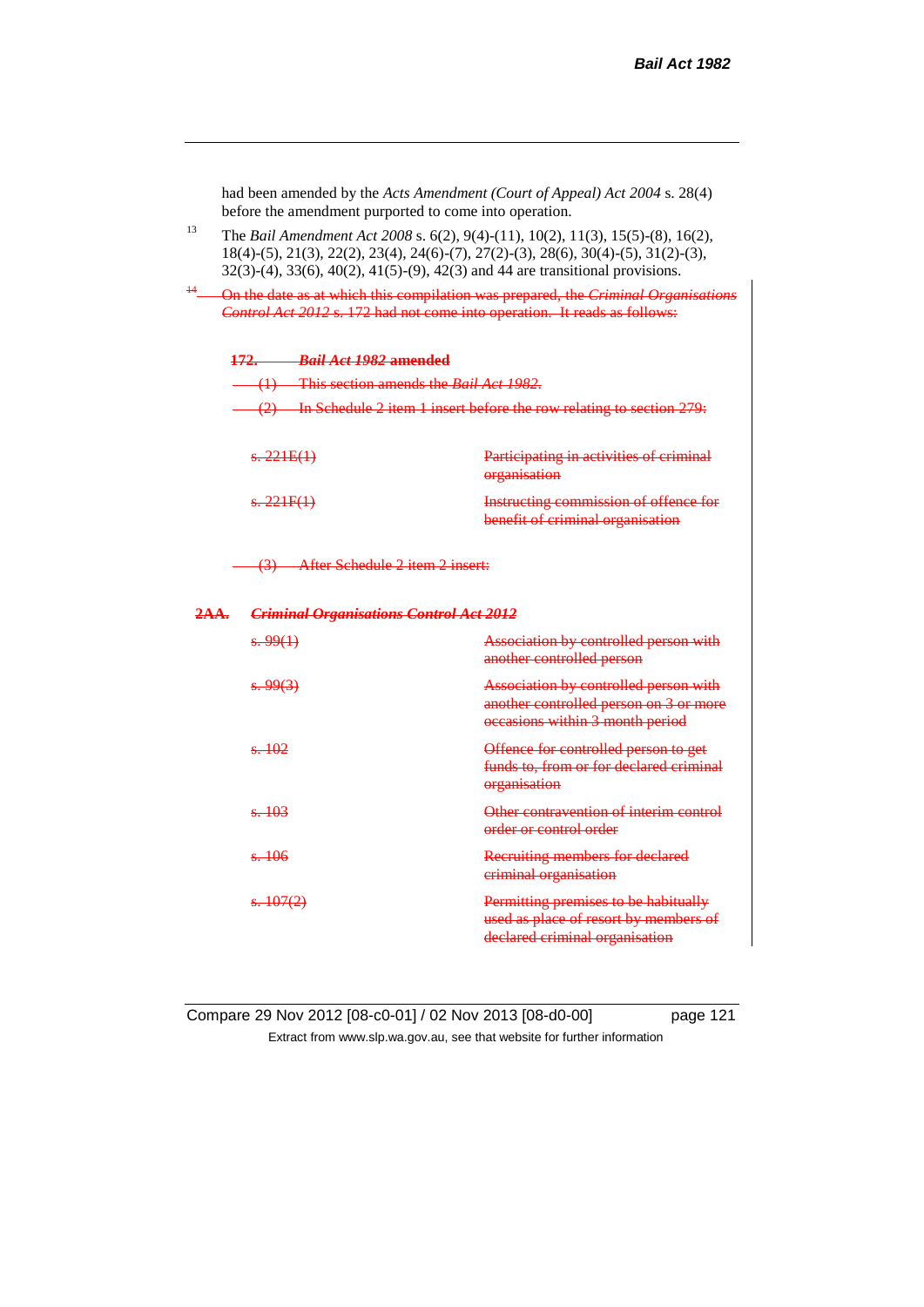had been amended by the *Acts Amendment (Court of Appeal) Act 2004* s. 28(4) before the amendment purported to come into operation.

[13] The *Bail Amendment Act 2008* s. 6(2), 9(4)-(11), 10(2), 11(3), 15(5)-(8), 16(2), 18(4)-(5), 21(3), 22(2), 23(4), 24(6)-(7), 27(2)-(3), 28(6), 30(4)-(5), 31(2)-(3), 32(3)-(4), 33(6), 40(2), 41(5)-(9), 42(3) and 44 are transitional provisions.

~~[14] On the date as at which this compilation was prepared, the *Criminal Organisations Control Act 2012* s. 172 had not come into operation. It reads as follows:~~

~~**172. *Bail Act 1982* amended**~~

~~(1) This section amends the *Bail Act 1982*.~~

~~(2) In Schedule 2 item 1 insert before the row relating to section 279:~~

| | |
|---|---|
| ~~s. 221E(1)~~ | ~~Participating in activities of criminal organisation~~ |
| ~~s. 221F(1)~~ | ~~Instructing commission of offence for benefit of criminal organisation~~ |

~~(3) After Schedule 2 item 2 insert:~~

~~**2AA. *Criminal Organisations Control Act 2012***~~

| | |
|---|---|
| ~~s. 99(1)~~ | ~~Association by controlled person with another controlled person~~ |
| ~~s. 99(3)~~ | ~~Association by controlled person with another controlled person on 3 or more occasions within 3 month period~~ |
| ~~s. 102~~ | ~~Offence for controlled person to get funds to, from or for declared criminal organisation~~ |
| ~~s. 103~~ | ~~Other contravention of interim control order or control order~~ |
| ~~s. 106~~ | ~~Recruiting members for declared criminal organisation~~ |
| ~~s. 107(2)~~ | ~~Permitting premises to be habitually used as place of resort by members of declared criminal organisation~~ |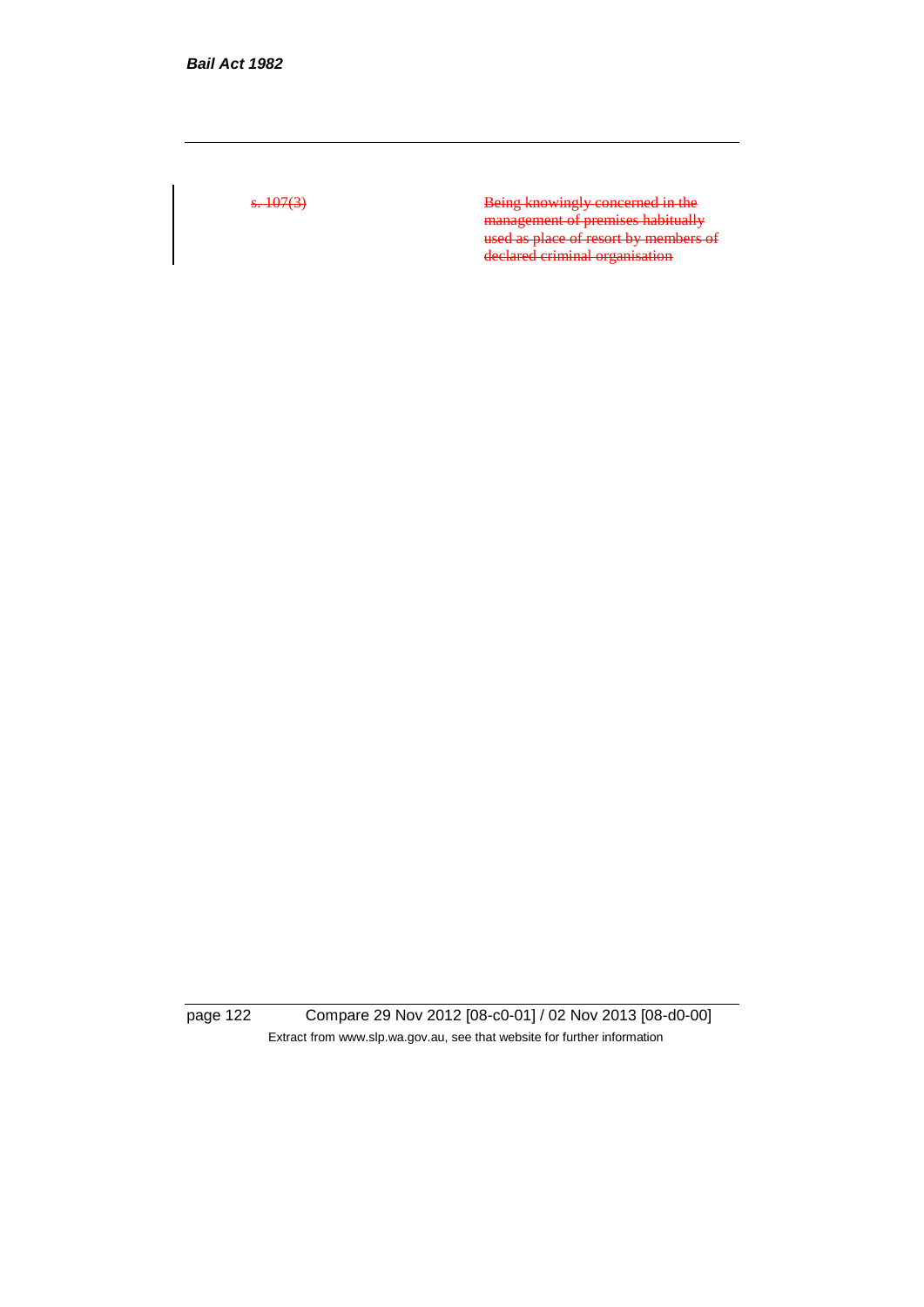| | |
|---|---|
| ~~s. 107(3)~~ | ~~Being knowingly concerned in the management of premises habitually used as place of resort by members of declared criminal organisation~~ |